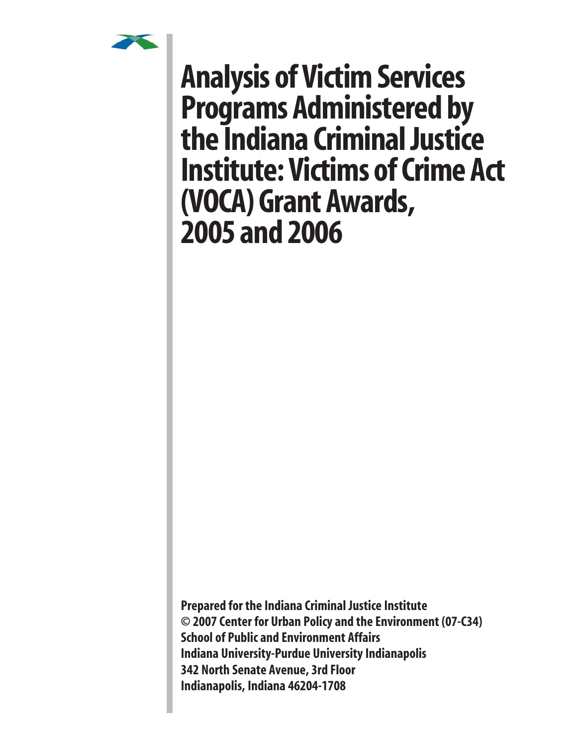# Analysis of Victim Services Programs Administered by the Indiana Criminal Justice Institute: Victims of Crime Act (VOCA) Grant Awards, 2005 and 2006

**Prepared for the Indiana Criminal Justice Institute**
**© 2007 Center for Urban Policy and the Environment (07-C34)**
**School of Public and Environment Affairs**
**Indiana University-Purdue University Indianapolis**
**342 North Senate Avenue, 3rd Floor**
**Indianapolis, Indiana 46204-1708**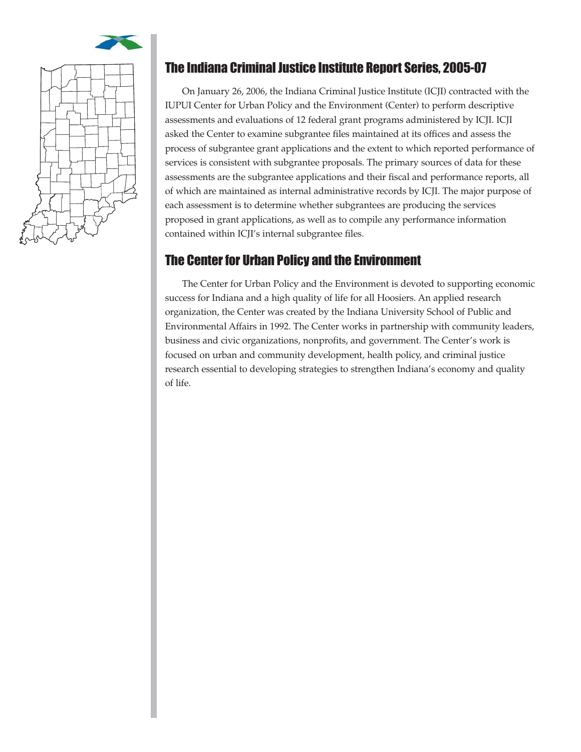## The Indiana Criminal Justice Institute Report Series, 2005-07

On January 26, 2006, the Indiana Criminal Justice Institute (ICJI) contracted with the IUPUI Center for Urban Policy and the Environment (Center) to perform descriptive assessments and evaluations of 12 federal grant programs administered by ICJI. ICJI asked the Center to examine subgrantee files maintained at its offices and assess the process of subgrantee grant applications and the extent to which reported performance of services is consistent with subgrantee proposals. The primary sources of data for these assessments are the subgrantee applications and their fiscal and performance reports, all of which are maintained as internal administrative records by ICJI. The major purpose of each assessment is to determine whether subgrantees are producing the services proposed in grant applications, as well as to compile any performance information contained within ICJI's internal subgrantee files.

## The Center for Urban Policy and the Environment

The Center for Urban Policy and the Environment is devoted to supporting economic success for Indiana and a high quality of life for all Hoosiers. An applied research organization, the Center was created by the Indiana University School of Public and Environmental Affairs in 1992. The Center works in partnership with community leaders, business and civic organizations, nonprofits, and government. The Center's work is focused on urban and community development, health policy, and criminal justice research essential to developing strategies to strengthen Indiana's economy and quality of life.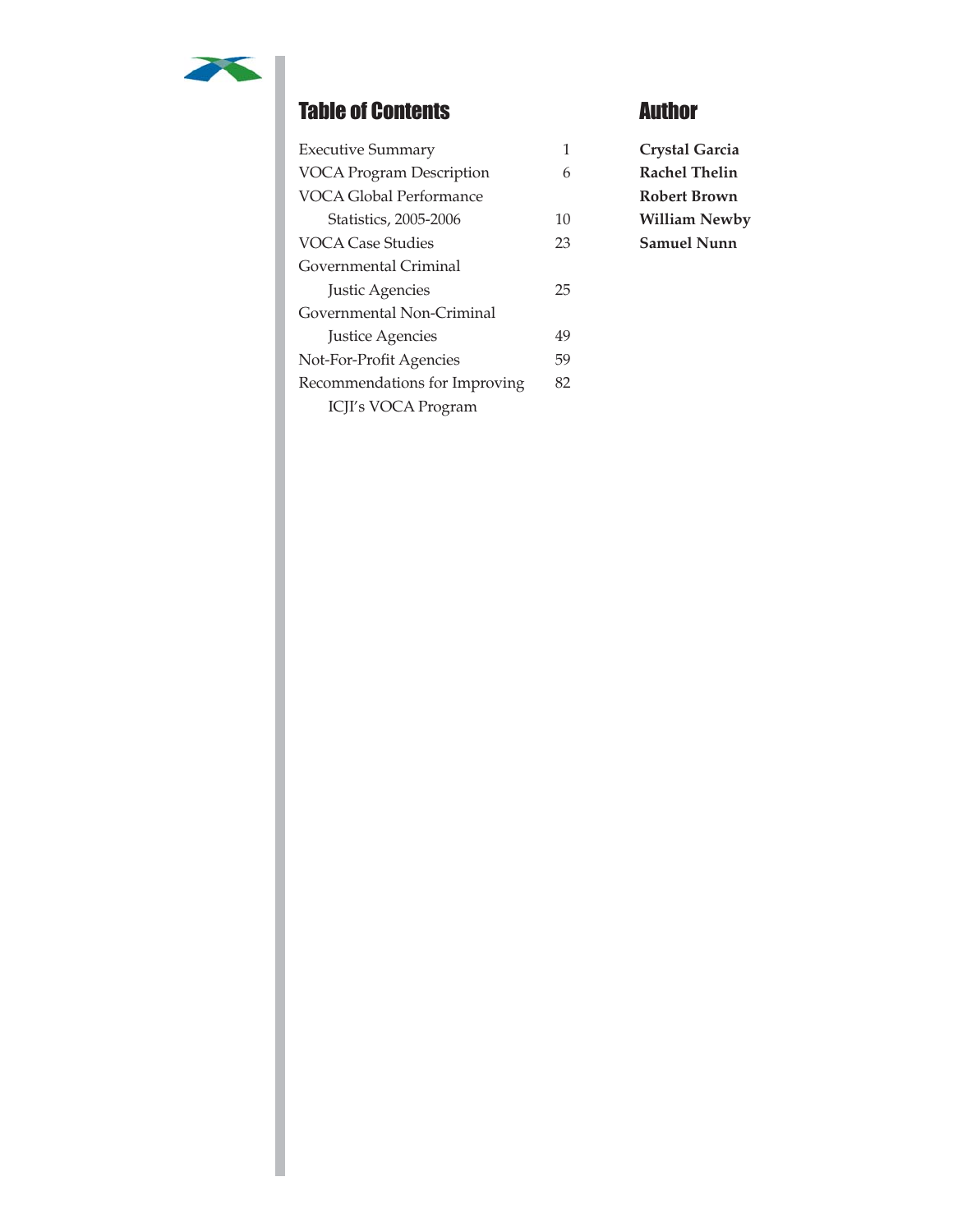## Table of Contents

| | |
|---|---|
| Executive Summary | 1 |
| VOCA Program Description | 6 |
| VOCA Global Performance Statistics, 2005-2006 | 10 |
| VOCA Case Studies | 23 |
| Governmental Criminal Justic Agencies | 25 |
| Governmental Non-Criminal Justice Agencies | 49 |
| Not-For-Profit Agencies | 59 |
| Recommendations for Improving ICJI's VOCA Program | 82 |

## Author

**Crystal Garcia**
**Rachel Thelin**
**Robert Brown**
**William Newby**
**Samuel Nunn**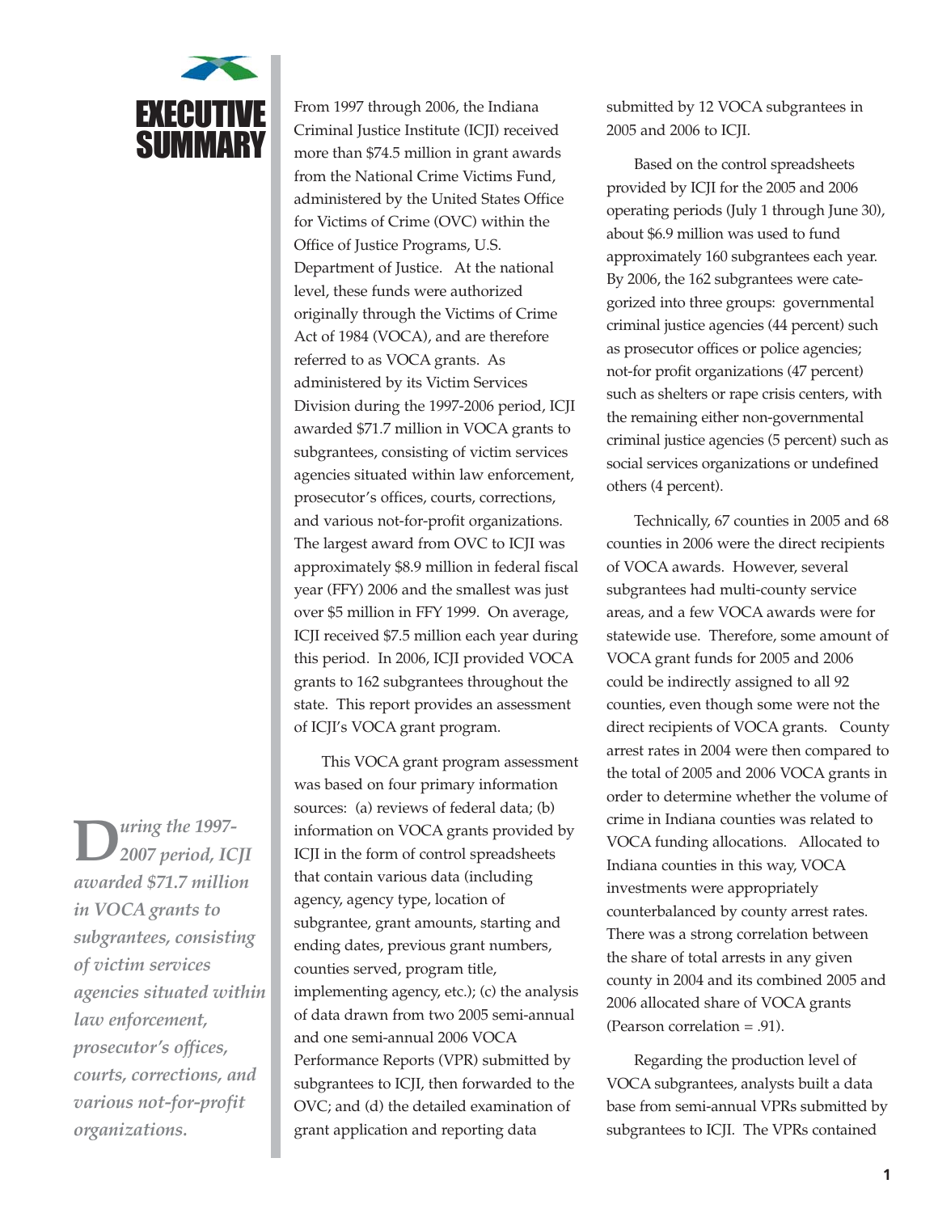# EXECUTIVE SUMMARY

> ***During the 1997-2007 period, ICJI awarded $71.7 million in VOCA grants to subgrantees, consisting of victim services agencies situated within law enforcement, prosecutor's offices, courts, corrections, and various not-for-profit organizations.***

From 1997 through 2006, the Indiana Criminal Justice Institute (ICJI) received more than $74.5 million in grant awards from the National Crime Victims Fund, administered by the United States Office for Victims of Crime (OVC) within the Office of Justice Programs, U.S. Department of Justice. At the national level, these funds were authorized originally through the Victims of Crime Act of 1984 (VOCA), and are therefore referred to as VOCA grants. As administered by its Victim Services Division during the 1997-2006 period, ICJI awarded $71.7 million in VOCA grants to subgrantees, consisting of victim services agencies situated within law enforcement, prosecutor's offices, courts, corrections, and various not-for-profit organizations. The largest award from OVC to ICJI was approximately $8.9 million in federal fiscal year (FFY) 2006 and the smallest was just over $5 million in FFY 1999. On average, ICJI received $7.5 million each year during this period. In 2006, ICJI provided VOCA grants to 162 subgrantees throughout the state. This report provides an assessment of ICJI's VOCA grant program.

This VOCA grant program assessment was based on four primary information sources: (a) reviews of federal data; (b) information on VOCA grants provided by ICJI in the form of control spreadsheets that contain various data (including agency, agency type, location of subgrantee, grant amounts, starting and ending dates, previous grant numbers, counties served, program title, implementing agency, etc.); (c) the analysis of data drawn from two 2005 semi-annual and one semi-annual 2006 VOCA Performance Reports (VPR) submitted by subgrantees to ICJI, then forwarded to the OVC; and (d) the detailed examination of grant application and reporting data submitted by 12 VOCA subgrantees in 2005 and 2006 to ICJI.

Based on the control spreadsheets provided by ICJI for the 2005 and 2006 operating periods (July 1 through June 30), about $6.9 million was used to fund approximately 160 subgrantees each year. By 2006, the 162 subgrantees were categorized into three groups: governmental criminal justice agencies (44 percent) such as prosecutor offices or police agencies; not-for profit organizations (47 percent) such as shelters or rape crisis centers, with the remaining either non-governmental criminal justice agencies (5 percent) such as social services organizations or undefined others (4 percent).

Technically, 67 counties in 2005 and 68 counties in 2006 were the direct recipients of VOCA awards. However, several subgrantees had multi-county service areas, and a few VOCA awards were for statewide use. Therefore, some amount of VOCA grant funds for 2005 and 2006 could be indirectly assigned to all 92 counties, even though some were not the direct recipients of VOCA grants. County arrest rates in 2004 were then compared to the total of 2005 and 2006 VOCA grants in order to determine whether the volume of crime in Indiana counties was related to VOCA funding allocations. Allocated to Indiana counties in this way, VOCA investments were appropriately counterbalanced by county arrest rates. There was a strong correlation between the share of total arrests in any given county in 2004 and its combined 2005 and 2006 allocated share of VOCA grants (Pearson correlation = .91).

Regarding the production level of VOCA subgrantees, analysts built a data base from semi-annual VPRs submitted by subgrantees to ICJI. The VPRs contained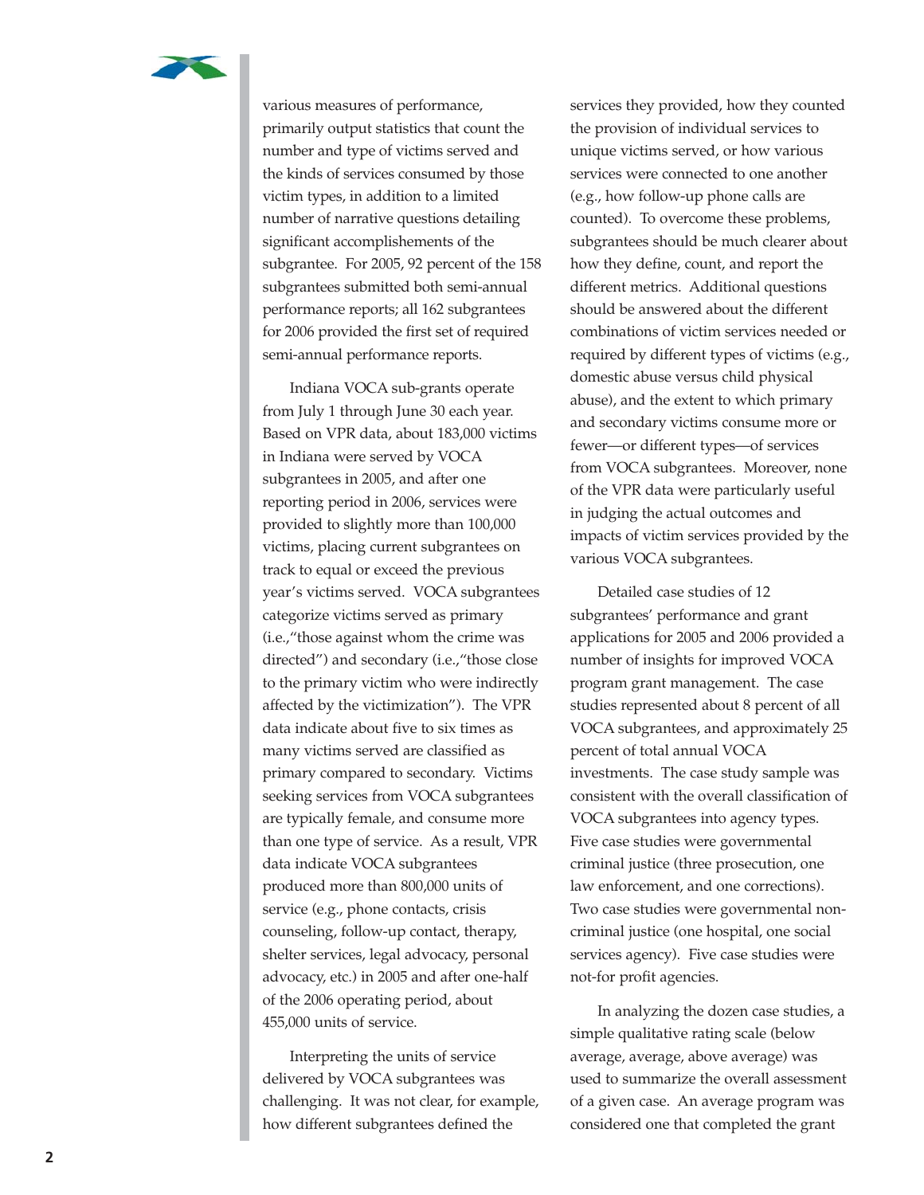various measures of performance, primarily output statistics that count the number and type of victims served and the kinds of services consumed by those victim types, in addition to a limited number of narrative questions detailing significant accomplishements of the subgrantee. For 2005, 92 percent of the 158 subgrantees submitted both semi-annual performance reports; all 162 subgrantees for 2006 provided the first set of required semi-annual performance reports.

Indiana VOCA sub-grants operate from July 1 through June 30 each year. Based on VPR data, about 183,000 victims in Indiana were served by VOCA subgrantees in 2005, and after one reporting period in 2006, services were provided to slightly more than 100,000 victims, placing current subgrantees on track to equal or exceed the previous year's victims served. VOCA subgrantees categorize victims served as primary (i.e.,"those against whom the crime was directed") and secondary (i.e.,"those close to the primary victim who were indirectly affected by the victimization"). The VPR data indicate about five to six times as many victims served are classified as primary compared to secondary. Victims seeking services from VOCA subgrantees are typically female, and consume more than one type of service. As a result, VPR data indicate VOCA subgrantees produced more than 800,000 units of service (e.g., phone contacts, crisis counseling, follow-up contact, therapy, shelter services, legal advocacy, personal advocacy, etc.) in 2005 and after one-half of the 2006 operating period, about 455,000 units of service.

Interpreting the units of service delivered by VOCA subgrantees was challenging. It was not clear, for example, how different subgrantees defined the services they provided, how they counted the provision of individual services to unique victims served, or how various services were connected to one another (e.g., how follow-up phone calls are counted). To overcome these problems, subgrantees should be much clearer about how they define, count, and report the different metrics. Additional questions should be answered about the different combinations of victim services needed or required by different types of victims (e.g., domestic abuse versus child physical abuse), and the extent to which primary and secondary victims consume more or fewer—or different types—of services from VOCA subgrantees. Moreover, none of the VPR data were particularly useful in judging the actual outcomes and impacts of victim services provided by the various VOCA subgrantees.

Detailed case studies of 12 subgrantees' performance and grant applications for 2005 and 2006 provided a number of insights for improved VOCA program grant management. The case studies represented about 8 percent of all VOCA subgrantees, and approximately 25 percent of total annual VOCA investments. The case study sample was consistent with the overall classification of VOCA subgrantees into agency types. Five case studies were governmental criminal justice (three prosecution, one law enforcement, and one corrections). Two case studies were governmental non-criminal justice (one hospital, one social services agency). Five case studies were not-for profit agencies.

In analyzing the dozen case studies, a simple qualitative rating scale (below average, average, above average) was used to summarize the overall assessment of a given case. An average program was considered one that completed the grant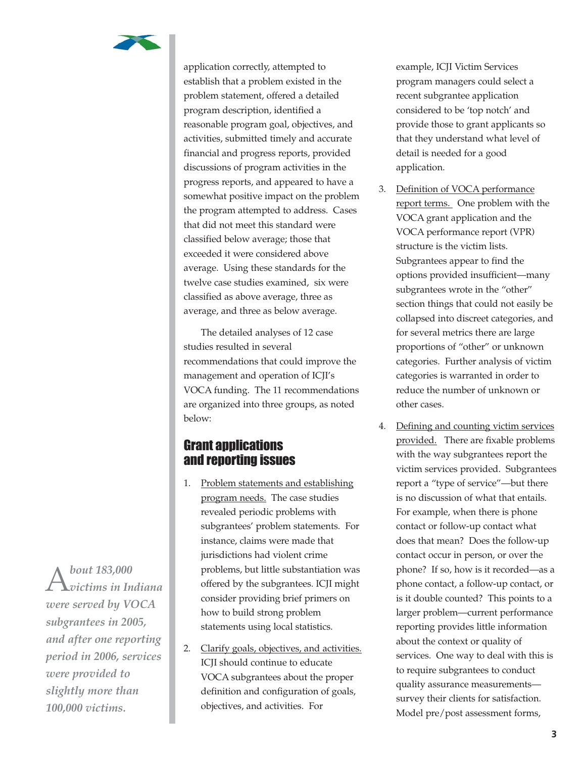*About 183,000 victims in Indiana were served by VOCA subgrantees in 2005, and after one reporting period in 2006, services were provided to slightly more than 100,000 victims.*

application correctly, attempted to establish that a problem existed in the problem statement, offered a detailed program description, identified a reasonable program goal, objectives, and activities, submitted timely and accurate financial and progress reports, provided discussions of program activities in the progress reports, and appeared to have a somewhat positive impact on the problem the program attempted to address. Cases that did not meet this standard were classified below average; those that exceeded it were considered above average. Using these standards for the twelve case studies examined, six were classified as above average, three as average, and three as below average.

The detailed analyses of 12 case studies resulted in several recommendations that could improve the management and operation of ICJI's VOCA funding. The 11 recommendations are organized into three groups, as noted below:

## Grant applications and reporting issues

1. Problem statements and establishing program needs. The case studies revealed periodic problems with subgrantees' problem statements. For instance, claims were made that jurisdictions had violent crime problems, but little substantiation was offered by the subgrantees. ICJI might consider providing brief primers on how to build strong problem statements using local statistics.

2. Clarify goals, objectives, and activities. ICJI should continue to educate VOCA subgrantees about the proper definition and configuration of goals, objectives, and activities. For example, ICJI Victim Services program managers could select a recent subgrantee application considered to be 'top notch' and provide those to grant applicants so that they understand what level of detail is needed for a good application.

3. Definition of VOCA performance report terms. One problem with the VOCA grant application and the VOCA performance report (VPR) structure is the victim lists. Subgrantees appear to find the options provided insufficient—many subgrantees wrote in the "other" section things that could not easily be collapsed into discreet categories, and for several metrics there are large proportions of "other" or unknown categories. Further analysis of victim categories is warranted in order to reduce the number of unknown or other cases.

4. Defining and counting victim services provided. There are fixable problems with the way subgrantees report the victim services provided. Subgrantees report a "type of service"—but there is no discussion of what that entails. For example, when there is phone contact or follow-up contact what does that mean? Does the follow-up contact occur in person, or over the phone? If so, how is it recorded—as a phone contact, a follow-up contact, or is it double counted? This points to a larger problem—current performance reporting provides little information about the context or quality of services. One way to deal with this is to require subgrantees to conduct quality assurance measurements—survey their clients for satisfaction. Model pre/post assessment forms,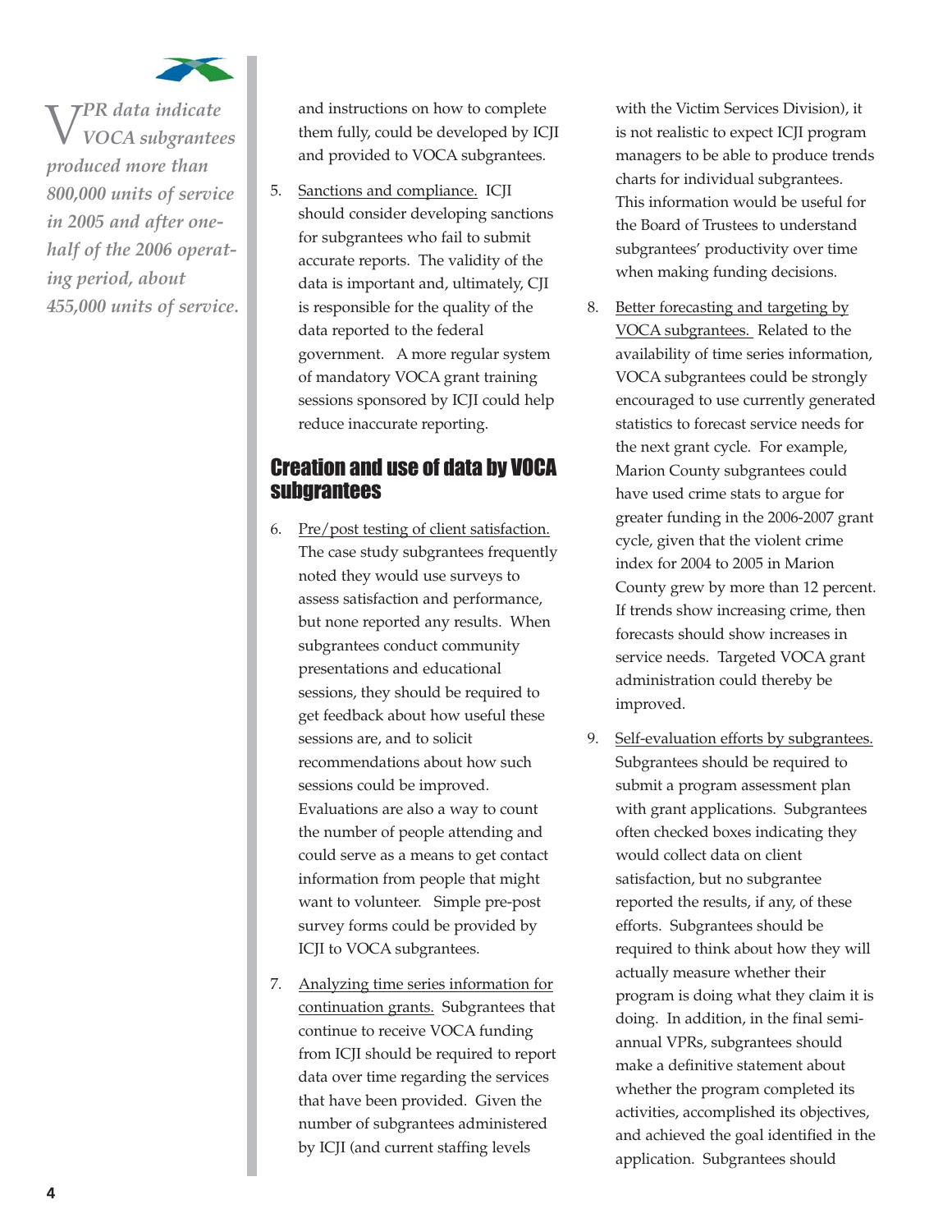*VPR data indicate VOCA subgrantees produced more than 800,000 units of service in 2005 and after one-half of the 2006 operating period, about 455,000 units of service.*

and instructions on how to complete them fully, could be developed by ICJI and provided to VOCA subgrantees.

5. Sanctions and compliance. ICJI should consider developing sanctions for subgrantees who fail to submit accurate reports. The validity of the data is important and, ultimately, CJI is responsible for the quality of the data reported to the federal government. A more regular system of mandatory VOCA grant training sessions sponsored by ICJI could help reduce inaccurate reporting.

## Creation and use of data by VOCA subgrantees

6. Pre/post testing of client satisfaction. The case study subgrantees frequently noted they would use surveys to assess satisfaction and performance, but none reported any results. When subgrantees conduct community presentations and educational sessions, they should be required to get feedback about how useful these sessions are, and to solicit recommendations about how such sessions could be improved. Evaluations are also a way to count the number of people attending and could serve as a means to get contact information from people that might want to volunteer. Simple pre-post survey forms could be provided by ICJI to VOCA subgrantees.

7. Analyzing time series information for continuation grants. Subgrantees that continue to receive VOCA funding from ICJI should be required to report data over time regarding the services that have been provided. Given the number of subgrantees administered by ICJI (and current staffing levels with the Victim Services Division), it is not realistic to expect ICJI program managers to be able to produce trends charts for individual subgrantees. This information would be useful for the Board of Trustees to understand subgrantees' productivity over time when making funding decisions.

8. Better forecasting and targeting by VOCA subgrantees. Related to the availability of time series information, VOCA subgrantees could be strongly encouraged to use currently generated statistics to forecast service needs for the next grant cycle. For example, Marion County subgrantees could have used crime stats to argue for greater funding in the 2006-2007 grant cycle, given that the violent crime index for 2004 to 2005 in Marion County grew by more than 12 percent. If trends show increasing crime, then forecasts should show increases in service needs. Targeted VOCA grant administration could thereby be improved.

9. Self-evaluation efforts by subgrantees. Subgrantees should be required to submit a program assessment plan with grant applications. Subgrantees often checked boxes indicating they would collect data on client satisfaction, but no subgrantee reported the results, if any, of these efforts. Subgrantees should be required to think about how they will actually measure whether their program is doing what they claim it is doing. In addition, in the final semi-annual VPRs, subgrantees should make a definitive statement about whether the program completed its activities, accomplished its objectives, and achieved the goal identified in the application. Subgrantees should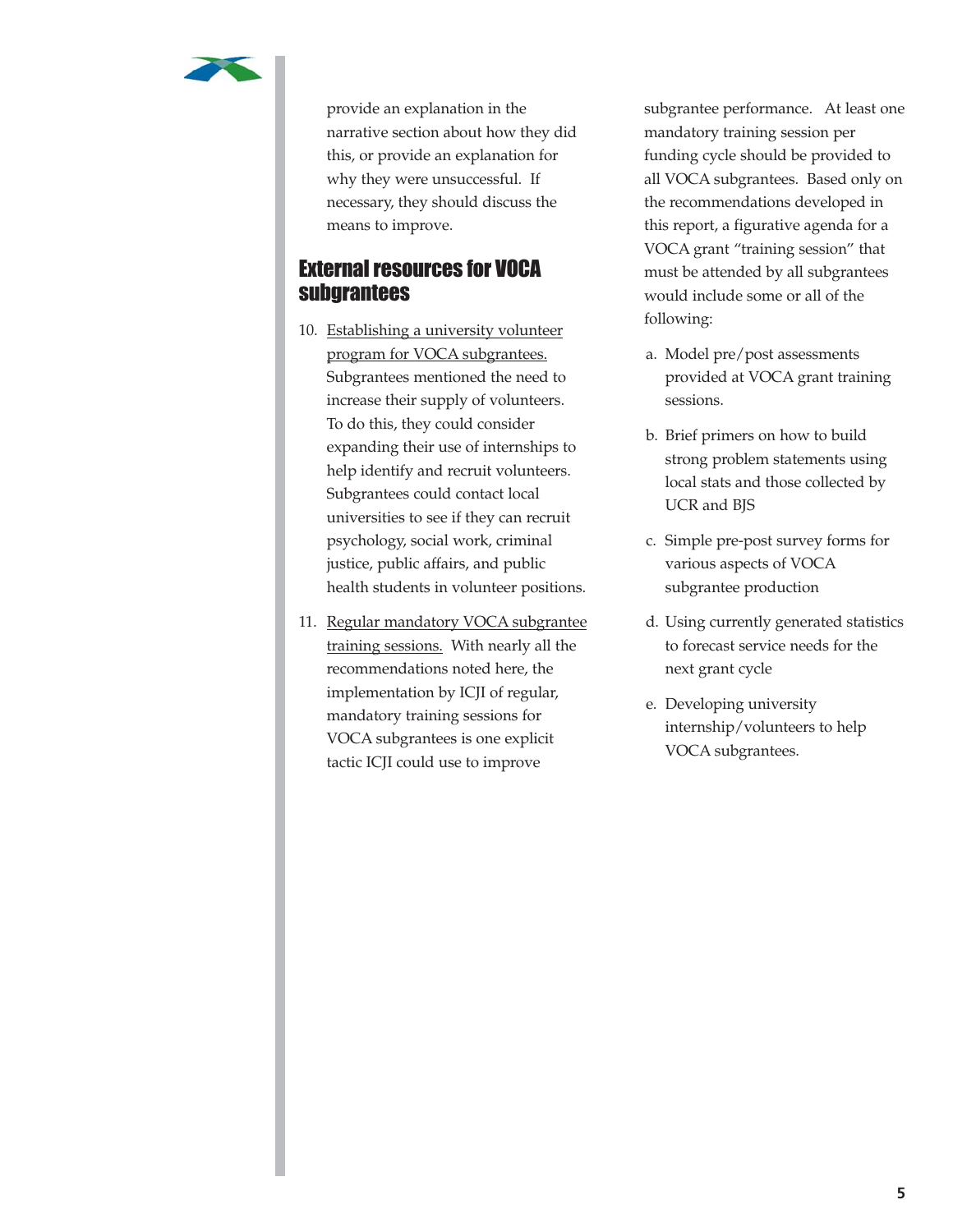provide an explanation in the narrative section about how they did this, or provide an explanation for why they were unsuccessful. If necessary, they should discuss the means to improve.

## External resources for VOCA subgrantees

10. Establishing a university volunteer program for VOCA subgrantees. Subgrantees mentioned the need to increase their supply of volunteers. To do this, they could consider expanding their use of internships to help identify and recruit volunteers. Subgrantees could contact local universities to see if they can recruit psychology, social work, criminal justice, public affairs, and public health students in volunteer positions.

11. Regular mandatory VOCA subgrantee training sessions. With nearly all the recommendations noted here, the implementation by ICJI of regular, mandatory training sessions for VOCA subgrantees is one explicit tactic ICJI could use to improve subgrantee performance. At least one mandatory training session per funding cycle should be provided to all VOCA subgrantees. Based only on the recommendations developed in this report, a figurative agenda for a VOCA grant "training session" that must be attended by all subgrantees would include some or all of the following:

    a. Model pre/post assessments provided at VOCA grant training sessions.

    b. Brief primers on how to build strong problem statements using local stats and those collected by UCR and BJS

    c. Simple pre-post survey forms for various aspects of VOCA subgrantee production

    d. Using currently generated statistics to forecast service needs for the next grant cycle

    e. Developing university internship/volunteers to help VOCA subgrantees.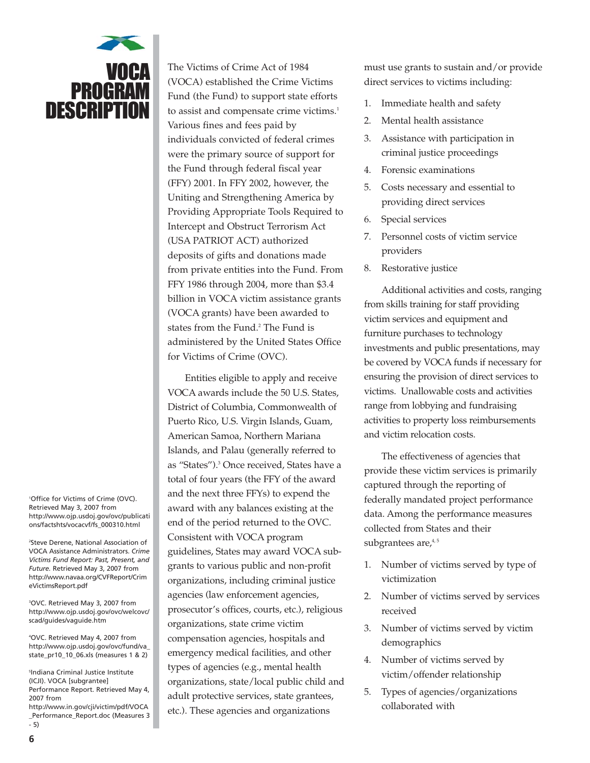# VOCA PROGRAM DESCRIPTION

The Victims of Crime Act of 1984 (VOCA) established the Crime Victims Fund (the Fund) to support state efforts to assist and compensate crime victims.[1] Various fines and fees paid by individuals convicted of federal crimes were the primary source of support for the Fund through federal fiscal year (FFY) 2001. In FFY 2002, however, the Uniting and Strengthening America by Providing Appropriate Tools Required to Intercept and Obstruct Terrorism Act (USA PATRIOT ACT) authorized deposits of gifts and donations made from private entities into the Fund. From FFY 1986 through 2004, more than $3.4 billion in VOCA victim assistance grants (VOCA grants) have been awarded to states from the Fund.[2] The Fund is administered by the United States Office for Victims of Crime (OVC).

Entities eligible to apply and receive VOCA awards include the 50 U.S. States, District of Columbia, Commonwealth of Puerto Rico, U.S. Virgin Islands, Guam, American Samoa, Northern Mariana Islands, and Palau (generally referred to as "States").[3] Once received, States have a total of four years (the FFY of the award and the next three FFYs) to expend the award with any balances existing at the end of the period returned to the OVC. Consistent with VOCA program guidelines, States may award VOCA sub-grants to various public and non-profit organizations, including criminal justice agencies (law enforcement agencies, prosecutor's offices, courts, etc.), religious organizations, state crime victim compensation agencies, hospitals and emergency medical facilities, and other types of agencies (e.g., mental health organizations, state/local public child and adult protective services, state grantees, etc.). These agencies and organizations must use grants to sustain and/or provide direct services to victims including:

1. Immediate health and safety
2. Mental health assistance
3. Assistance with participation in criminal justice proceedings
4. Forensic examinations
5. Costs necessary and essential to providing direct services
6. Special services
7. Personnel costs of victim service providers
8. Restorative justice

Additional activities and costs, ranging from skills training for staff providing victim services and equipment and furniture purchases to technology investments and public presentations, may be covered by VOCA funds if necessary for ensuring the provision of direct services to victims. Unallowable costs and activities range from lobbying and fundraising activities to property loss reimbursements and victim relocation costs.

The effectiveness of agencies that provide these victim services is primarily captured through the reporting of federally mandated project performance data. Among the performance measures collected from States and their subgrantees are,[4,5]

1. Number of victims served by type of victimization
2. Number of victims served by services received
3. Number of victims served by victim demographics
4. Number of victims served by victim/offender relationship
5. Types of agencies/organizations collaborated with

---

[1] Office for Victims of Crime (OVC). Retrieved May 3, 2007 from http://www.ojp.usdoj.gov/ovc/publications/factshts/vocacvf/fs_000310.html

[2] Steve Derene, National Association of VOCA Assistance Administrators. *Crime Victims Fund Report: Past, Present, and Future.* Retrieved May 3, 2007 from http://www.navaa.org/CVFReport/CrimeVictimsReport.pdf

[3] OVC. Retrieved May 3, 2007 from http://www.ojp.usdoj.gov/ovc/welcovc/scad/guides/vaguide.htm

[4] OVC. Retrieved May 4, 2007 from http://www.ojp.usdoj.gov/ovc/fund/va_state_pr10_10_06.xls (measures 1 & 2)

[5] Indiana Criminal Justice Institute (ICJI). VOCA [subgrantee] Performance Report. Retrieved May 4, 2007 from http://www.in.gov/cji/victim/pdf/VOCA_Performance_Report.doc (Measures 3 - 5)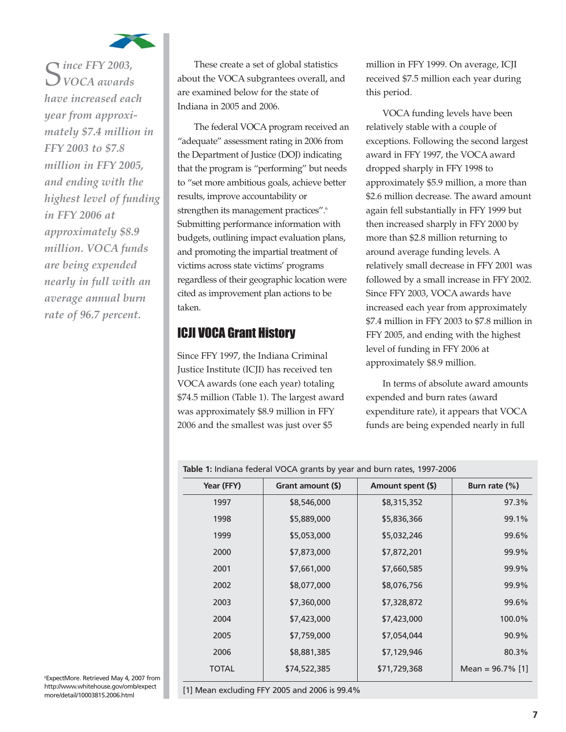*Since FFY 2003, VOCA awards have increased each year from approximately $7.4 million in FFY 2003 to $7.8 million in FFY 2005, and ending with the highest level of funding in FFY 2006 at approximately $8.9 million. VOCA funds are being expended nearly in full with an average annual burn rate of 96.7 percent.*

These create a set of global statistics about the VOCA subgrantees overall, and are examined below for the state of Indiana in 2005 and 2006.

The federal VOCA program received an "adequate" assessment rating in 2006 from the Department of Justice (DOJ) indicating that the program is "performing" but needs to "set more ambitious goals, achieve better results, improve accountability or strengthen its management practices".[6] Submitting performance information with budgets, outlining impact evaluation plans, and promoting the impartial treatment of victims across state victims' programs regardless of their geographic location were cited as improvement plan actions to be taken.

## ICJI VOCA Grant History

Since FFY 1997, the Indiana Criminal Justice Institute (ICJI) has received ten VOCA awards (one each year) totaling $74.5 million (Table 1). The largest award was approximately $8.9 million in FFY 2006 and the smallest was just over $5 million in FFY 1999. On average, ICJI received $7.5 million each year during this period.

VOCA funding levels have been relatively stable with a couple of exceptions. Following the second largest award in FFY 1997, the VOCA award dropped sharply in FFY 1998 to approximately $5.9 million, a more than $2.6 million decrease. The award amount again fell substantially in FFY 1999 but then increased sharply in FFY 2000 by more than $2.8 million returning to around average funding levels. A relatively small decrease in FFY 2001 was followed by a small increase in FFY 2002. Since FFY 2003, VOCA awards have increased each year from approximately $7.4 million in FFY 2003 to $7.8 million in FFY 2005, and ending with the highest level of funding in FFY 2006 at approximately $8.9 million.

In terms of absolute award amounts expended and burn rates (award expenditure rate), it appears that VOCA funds are being expended nearly in full

**Table 1:** Indiana federal VOCA grants by year and burn rates, 1997-2006

| Year (FFY) | Grant amount ($) | Amount spent ($) | Burn rate (%) |
|---|---|---|---|
| 1997 | $8,546,000 | $8,315,352 | 97.3% |
| 1998 | $5,889,000 | $5,836,366 | 99.1% |
| 1999 | $5,053,000 | $5,032,246 | 99.6% |
| 2000 | $7,873,000 | $7,872,201 | 99.9% |
| 2001 | $7,661,000 | $7,660,585 | 99.9% |
| 2002 | $8,077,000 | $8,076,756 | 99.9% |
| 2003 | $7,360,000 | $7,328,872 | 99.6% |
| 2004 | $7,423,000 | $7,423,000 | 100.0% |
| 2005 | $7,759,000 | $7,054,044 | 90.9% |
| 2006 | $8,881,385 | $7,129,946 | 80.3% |
| TOTAL | $74,522,385 | $71,729,368 | Mean = 96.7% [1] |

[1] Mean excluding FFY 2005 and 2006 is 99.4%

[6] ExpectMore. Retrieved May 4, 2007 from http://www.whitehouse.gov/omb/expectmore/detail/10003815.2006.html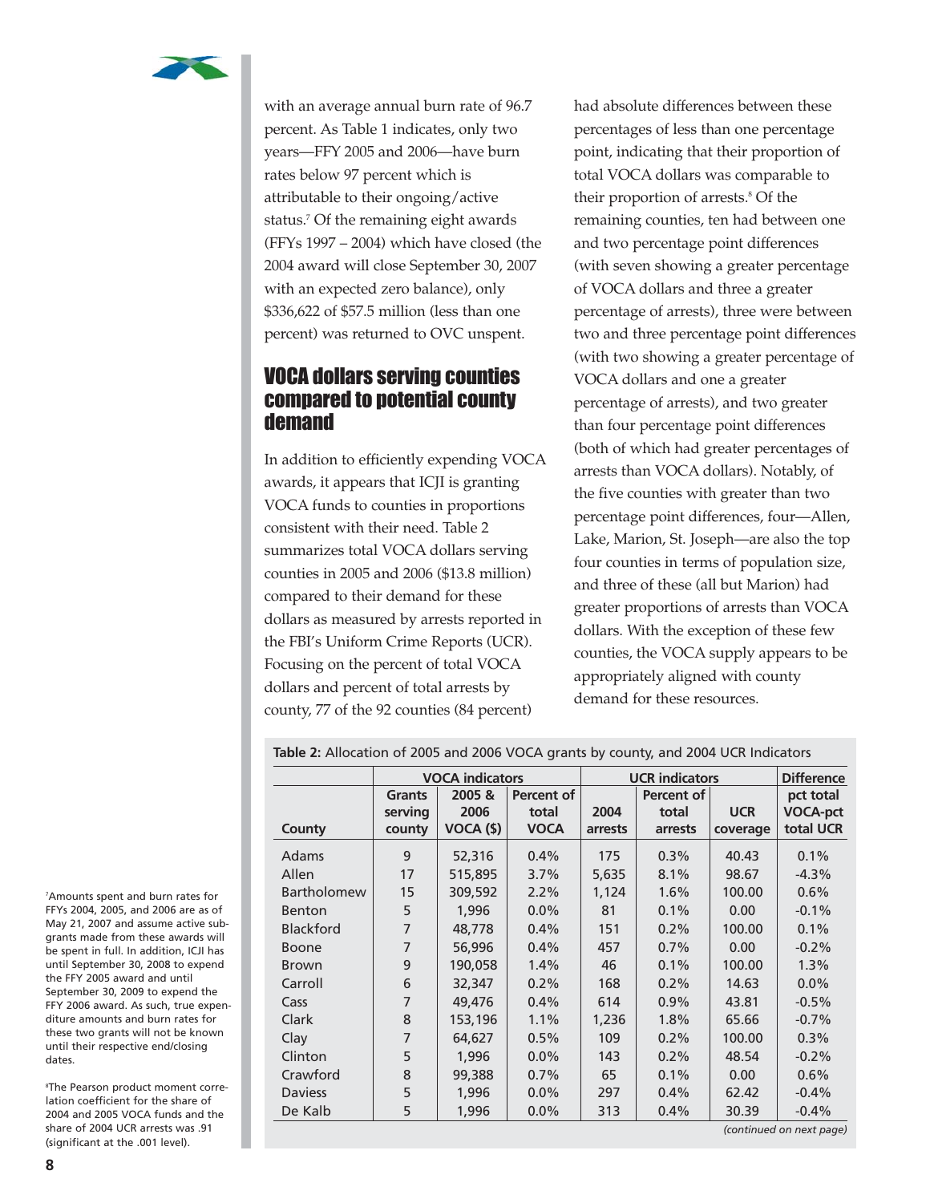with an average annual burn rate of 96.7 percent. As Table 1 indicates, only two years—FFY 2005 and 2006—have burn rates below 97 percent which is attributable to their ongoing/active status.[7] Of the remaining eight awards (FFYs 1997 – 2004) which have closed (the 2004 award will close September 30, 2007 with an expected zero balance), only $336,622 of $57.5 million (less than one percent) was returned to OVC unspent.

## VOCA dollars serving counties compared to potential county demand

In addition to efficiently expending VOCA awards, it appears that ICJI is granting VOCA funds to counties in proportions consistent with their need. Table 2 summarizes total VOCA dollars serving counties in 2005 and 2006 ($13.8 million) compared to their demand for these dollars as measured by arrests reported in the FBI's Uniform Crime Reports (UCR). Focusing on the percent of total VOCA dollars and percent of total arrests by county, 77 of the 92 counties (84 percent) had absolute differences between these percentages of less than one percentage point, indicating that their proportion of total VOCA dollars was comparable to their proportion of arrests.[8] Of the remaining counties, ten had between one and two percentage point differences (with seven showing a greater percentage of VOCA dollars and three a greater percentage of arrests), three were between two and three percentage point differences (with two showing a greater percentage of VOCA dollars and one a greater percentage of arrests), and two greater than four percentage point differences (both of which had greater percentages of arrests than VOCA dollars). Notably, of the five counties with greater than two percentage point differences, four—Allen, Lake, Marion, St. Joseph—are also the top four counties in terms of population size, and three of these (all but Marion) had greater proportions of arrests than VOCA dollars. With the exception of these few counties, the VOCA supply appears to be appropriately aligned with county demand for these resources.

**Table 2:** Allocation of 2005 and 2006 VOCA grants by county, and 2004 UCR Indicators

| | VOCA indicators | | | UCR indicators | | | Difference |
|---|---|---|---|---|---|---|---|
| County | Grants serving county | 2005 & 2006 VOCA ($) | Percent of total VOCA | 2004 arrests | Percent of total arrests | UCR coverage | pct total VOCA-pct total UCR |
| Adams | 9 | 52,316 | 0.4% | 175 | 0.3% | 40.43 | 0.1% |
| Allen | 17 | 515,895 | 3.7% | 5,635 | 8.1% | 98.67 | -4.3% |
| Bartholomew | 15 | 309,592 | 2.2% | 1,124 | 1.6% | 100.00 | 0.6% |
| Benton | 5 | 1,996 | 0.0% | 81 | 0.1% | 0.00 | -0.1% |
| Blackford | 7 | 48,778 | 0.4% | 151 | 0.2% | 100.00 | 0.1% |
| Boone | 7 | 56,996 | 0.4% | 457 | 0.7% | 0.00 | -0.2% |
| Brown | 9 | 190,058 | 1.4% | 46 | 0.1% | 100.00 | 1.3% |
| Carroll | 6 | 32,347 | 0.2% | 168 | 0.2% | 14.63 | 0.0% |
| Cass | 7 | 49,476 | 0.4% | 614 | 0.9% | 43.81 | -0.5% |
| Clark | 8 | 153,196 | 1.1% | 1,236 | 1.8% | 65.66 | -0.7% |
| Clay | 7 | 64,627 | 0.5% | 109 | 0.2% | 100.00 | 0.3% |
| Clinton | 5 | 1,996 | 0.0% | 143 | 0.2% | 48.54 | -0.2% |
| Crawford | 8 | 99,388 | 0.7% | 65 | 0.1% | 0.00 | 0.6% |
| Daviess | 5 | 1,996 | 0.0% | 297 | 0.4% | 62.42 | -0.4% |
| De Kalb | 5 | 1,996 | 0.0% | 313 | 0.4% | 30.39 | -0.4% |

*(continued on next page)*

[7] Amounts spent and burn rates for FFYs 2004, 2005, and 2006 are as of May 21, 2007 and assume active subgrants made from these awards will be spent in full. In addition, ICJI has until September 30, 2008 to expend the FFY 2005 award and until September 30, 2009 to expend the FFY 2006 award. As such, true expenditure amounts and burn rates for these two grants will not be known until their respective end/closing dates.

[8] The Pearson product moment correlation coefficient for the share of 2004 and 2005 VOCA funds and the share of 2004 UCR arrests was .91 (significant at the .001 level).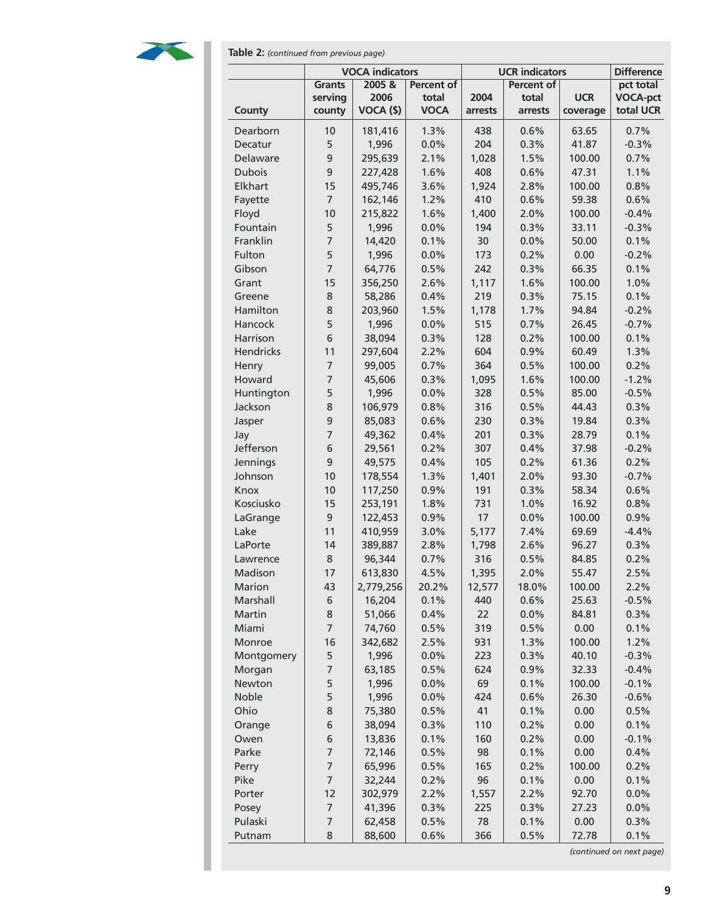**Table 2:** *(continued from previous page)*

| County | VOCA indicators | | | UCR indicators | | | Difference |
|---|---|---|---|---|---|---|---|
| | Grants serving county | 2005 & 2006 VOCA ($) | Percent of total VOCA | 2004 arrests | Percent of total arrests | UCR coverage | pct total VOCA-pct total UCR |
| Dearborn | 10 | 181,416 | 1.3% | 438 | 0.6% | 63.65 | 0.7% |
| Decatur | 5 | 1,996 | 0.0% | 204 | 0.3% | 41.87 | -0.3% |
| Delaware | 9 | 295,639 | 2.1% | 1,028 | 1.5% | 100.00 | 0.7% |
| Dubois | 9 | 227,428 | 1.6% | 408 | 0.6% | 47.31 | 1.1% |
| Elkhart | 15 | 495,746 | 3.6% | 1,924 | 2.8% | 100.00 | 0.8% |
| Fayette | 7 | 162,146 | 1.2% | 410 | 0.6% | 59.38 | 0.6% |
| Floyd | 10 | 215,822 | 1.6% | 1,400 | 2.0% | 100.00 | -0.4% |
| Fountain | 5 | 1,996 | 0.0% | 194 | 0.3% | 33.11 | -0.3% |
| Franklin | 7 | 14,420 | 0.1% | 30 | 0.0% | 50.00 | 0.1% |
| Fulton | 5 | 1,996 | 0.0% | 173 | 0.2% | 0.00 | -0.2% |
| Gibson | 7 | 64,776 | 0.5% | 242 | 0.3% | 66.35 | 0.1% |
| Grant | 15 | 356,250 | 2.6% | 1,117 | 1.6% | 100.00 | 1.0% |
| Greene | 8 | 58,286 | 0.4% | 219 | 0.3% | 75.15 | 0.1% |
| Hamilton | 8 | 203,960 | 1.5% | 1,178 | 1.7% | 94.84 | -0.2% |
| Hancock | 5 | 1,996 | 0.0% | 515 | 0.7% | 26.45 | -0.7% |
| Harrison | 6 | 38,094 | 0.3% | 128 | 0.2% | 100.00 | 0.1% |
| Hendricks | 11 | 297,604 | 2.2% | 604 | 0.9% | 60.49 | 1.3% |
| Henry | 7 | 99,005 | 0.7% | 364 | 0.5% | 100.00 | 0.2% |
| Howard | 7 | 45,606 | 0.3% | 1,095 | 1.6% | 100.00 | -1.2% |
| Huntington | 5 | 1,996 | 0.0% | 328 | 0.5% | 85.00 | -0.5% |
| Jackson | 8 | 106,979 | 0.8% | 316 | 0.5% | 44.43 | 0.3% |
| Jasper | 9 | 85,083 | 0.6% | 230 | 0.3% | 19.84 | 0.3% |
| Jay | 7 | 49,362 | 0.4% | 201 | 0.3% | 28.79 | 0.1% |
| Jefferson | 6 | 29,561 | 0.2% | 307 | 0.4% | 37.98 | -0.2% |
| Jennings | 9 | 49,575 | 0.4% | 105 | 0.2% | 61.36 | 0.2% |
| Johnson | 10 | 178,554 | 1.3% | 1,401 | 2.0% | 93.30 | -0.7% |
| Knox | 10 | 117,250 | 0.9% | 191 | 0.3% | 58.34 | 0.6% |
| Kosciusko | 15 | 253,191 | 1.8% | 731 | 1.0% | 16.92 | 0.8% |
| LaGrange | 9 | 122,453 | 0.9% | 17 | 0.0% | 100.00 | 0.9% |
| Lake | 11 | 410,959 | 3.0% | 5,177 | 7.4% | 69.69 | -4.4% |
| LaPorte | 14 | 389,887 | 2.8% | 1,798 | 2.6% | 96.27 | 0.3% |
| Lawrence | 8 | 96,344 | 0.7% | 316 | 0.5% | 84.85 | 0.2% |
| Madison | 17 | 613,830 | 4.5% | 1,395 | 2.0% | 55.47 | 2.5% |
| Marion | 43 | 2,779,256 | 20.2% | 12,577 | 18.0% | 100.00 | 2.2% |
| Marshall | 6 | 16,204 | 0.1% | 440 | 0.6% | 25.63 | -0.5% |
| Martin | 8 | 51,066 | 0.4% | 22 | 0.0% | 84.81 | 0.3% |
| Miami | 7 | 74,760 | 0.5% | 319 | 0.5% | 0.00 | 0.1% |
| Monroe | 16 | 342,682 | 2.5% | 931 | 1.3% | 100.00 | 1.2% |
| Montgomery | 5 | 1,996 | 0.0% | 223 | 0.3% | 40.10 | -0.3% |
| Morgan | 7 | 63,185 | 0.5% | 624 | 0.9% | 32.33 | -0.4% |
| Newton | 5 | 1,996 | 0.0% | 69 | 0.1% | 100.00 | -0.1% |
| Noble | 5 | 1,996 | 0.0% | 424 | 0.6% | 26.30 | -0.6% |
| Ohio | 8 | 75,380 | 0.5% | 41 | 0.1% | 0.00 | 0.5% |
| Orange | 6 | 38,094 | 0.3% | 110 | 0.2% | 0.00 | 0.1% |
| Owen | 6 | 13,836 | 0.1% | 160 | 0.2% | 0.00 | -0.1% |
| Parke | 7 | 72,146 | 0.5% | 98 | 0.1% | 0.00 | 0.4% |
| Perry | 7 | 65,996 | 0.5% | 165 | 0.2% | 100.00 | 0.2% |
| Pike | 7 | 32,244 | 0.2% | 96 | 0.1% | 0.00 | 0.1% |
| Porter | 12 | 302,979 | 2.2% | 1,557 | 2.2% | 92.70 | 0.0% |
| Posey | 7 | 41,396 | 0.3% | 225 | 0.3% | 27.23 | 0.0% |
| Pulaski | 7 | 62,458 | 0.5% | 78 | 0.1% | 0.00 | 0.3% |
| Putnam | 8 | 88,600 | 0.6% | 366 | 0.5% | 72.78 | 0.1% |

*(continued on next page)*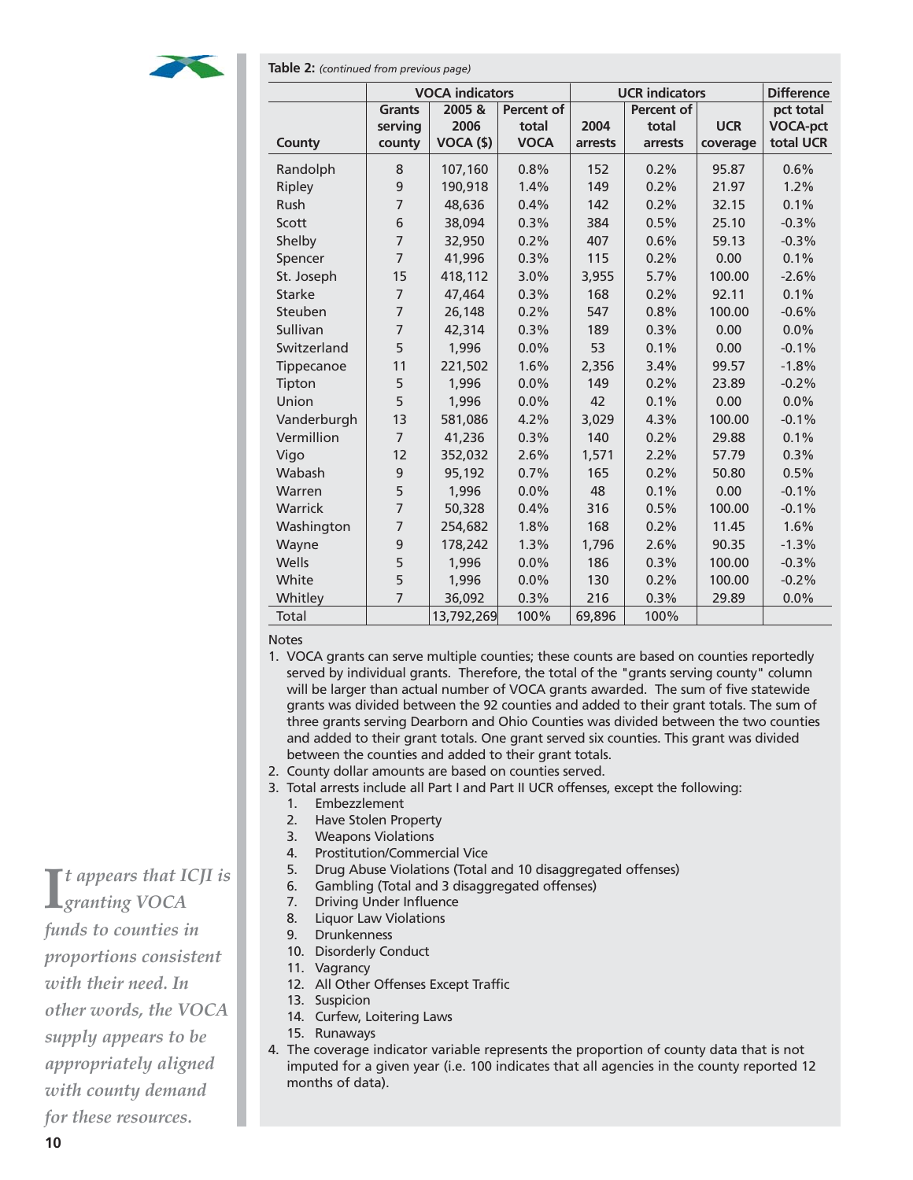**Table 2:** *(continued from previous page)*

| County | VOCA indicators | | | UCR indicators | | | Difference |
|---|---|---|---|---|---|---|---|
| | Grants serving county | 2005 & 2006 VOCA ($) | Percent of total VOCA | 2004 arrests | Percent of total arrests | UCR coverage | pct total VOCA-pct total UCR |
| Randolph | 8 | 107,160 | 0.8% | 152 | 0.2% | 95.87 | 0.6% |
| Ripley | 9 | 190,918 | 1.4% | 149 | 0.2% | 21.97 | 1.2% |
| Rush | 7 | 48,636 | 0.4% | 142 | 0.2% | 32.15 | 0.1% |
| Scott | 6 | 38,094 | 0.3% | 384 | 0.5% | 25.10 | -0.3% |
| Shelby | 7 | 32,950 | 0.2% | 407 | 0.6% | 59.13 | -0.3% |
| Spencer | 7 | 41,996 | 0.3% | 115 | 0.2% | 0.00 | 0.1% |
| St. Joseph | 15 | 418,112 | 3.0% | 3,955 | 5.7% | 100.00 | -2.6% |
| Starke | 7 | 47,464 | 0.3% | 168 | 0.2% | 92.11 | 0.1% |
| Steuben | 7 | 26,148 | 0.2% | 547 | 0.8% | 100.00 | -0.6% |
| Sullivan | 7 | 42,314 | 0.3% | 189 | 0.3% | 0.00 | 0.0% |
| Switzerland | 5 | 1,996 | 0.0% | 53 | 0.1% | 0.00 | -0.1% |
| Tippecanoe | 11 | 221,502 | 1.6% | 2,356 | 3.4% | 99.57 | -1.8% |
| Tipton | 5 | 1,996 | 0.0% | 149 | 0.2% | 23.89 | -0.2% |
| Union | 5 | 1,996 | 0.0% | 42 | 0.1% | 0.00 | 0.0% |
| Vanderburgh | 13 | 581,086 | 4.2% | 3,029 | 4.3% | 100.00 | -0.1% |
| Vermillion | 7 | 41,236 | 0.3% | 140 | 0.2% | 29.88 | 0.1% |
| Vigo | 12 | 352,032 | 2.6% | 1,571 | 2.2% | 57.79 | 0.3% |
| Wabash | 9 | 95,192 | 0.7% | 165 | 0.2% | 50.80 | 0.5% |
| Warren | 5 | 1,996 | 0.0% | 48 | 0.1% | 0.00 | -0.1% |
| Warrick | 7 | 50,328 | 0.4% | 316 | 0.5% | 100.00 | -0.1% |
| Washington | 7 | 254,682 | 1.8% | 168 | 0.2% | 11.45 | 1.6% |
| Wayne | 9 | 178,242 | 1.3% | 1,796 | 2.6% | 90.35 | -1.3% |
| Wells | 5 | 1,996 | 0.0% | 186 | 0.3% | 100.00 | -0.3% |
| White | 5 | 1,996 | 0.0% | 130 | 0.2% | 100.00 | -0.2% |
| Whitley | 7 | 36,092 | 0.3% | 216 | 0.3% | 29.89 | 0.0% |
| Total | | 13,792,269 | 100% | 69,896 | 100% | | |

Notes

1. VOCA grants can serve multiple counties; these counts are based on counties reportedly served by individual grants. Therefore, the total of the "grants serving county" column will be larger than actual number of VOCA grants awarded. The sum of five statewide grants was divided between the 92 counties and added to their grant totals. The sum of three grants serving Dearborn and Ohio Counties was divided between the two counties and added to their grant totals. One grant served six counties. This grant was divided between the counties and added to their grant totals.
2. County dollar amounts are based on counties served.
3. Total arrests include all Part I and Part II UCR offenses, except the following:
    1. Embezzlement
    2. Have Stolen Property
    3. Weapons Violations
    4. Prostitution/Commercial Vice
    5. Drug Abuse Violations (Total and 10 disaggregated offenses)
    6. Gambling (Total and 3 disaggregated offenses)
    7. Driving Under Influence
    8. Liquor Law Violations
    9. Drunkenness
    10. Disorderly Conduct
    11. Vagrancy
    12. All Other Offenses Except Traffic
    13. Suspicion
    14. Curfew, Loitering Laws
    15. Runaways
4. The coverage indicator variable represents the proportion of county data that is not imputed for a given year (i.e. 100 indicates that all agencies in the county reported 12 months of data).

*It appears that ICJI is granting VOCA funds to counties in proportions consistent with their need. In other words, the VOCA supply appears to be appropriately aligned with county demand for these resources.*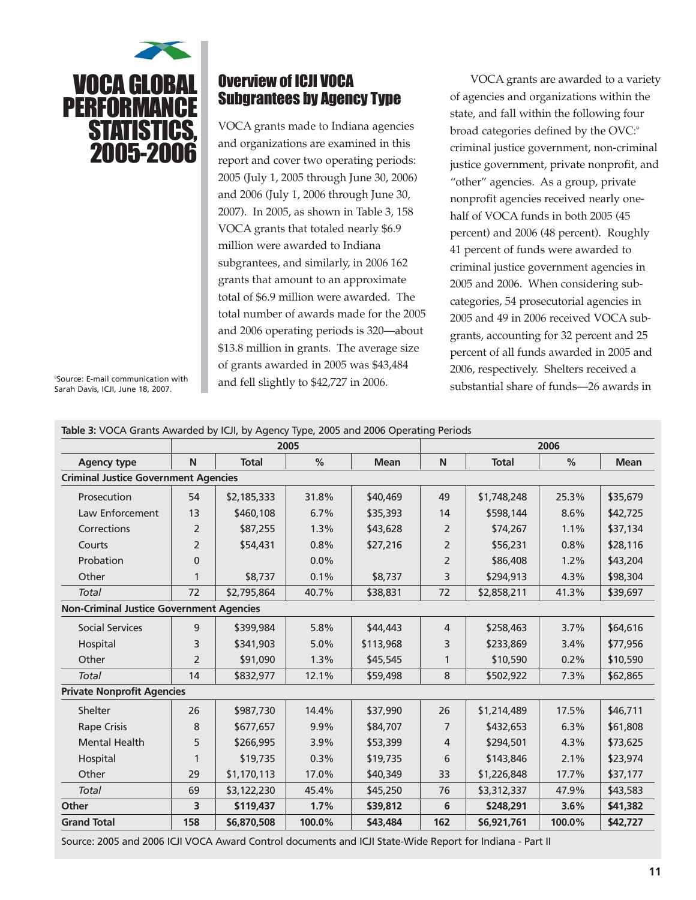# VOCA GLOBAL PERFORMANCE STATISTICS, 2005-2006

## Overview of ICJI VOCA Subgrantees by Agency Type

VOCA grants made to Indiana agencies and organizations are examined in this report and cover two operating periods: 2005 (July 1, 2005 through June 30, 2006) and 2006 (July 1, 2006 through June 30, 2007). In 2005, as shown in Table 3, 158 VOCA grants that totaled nearly $6.9 million were awarded to Indiana subgrantees, and similarly, in 2006 162 grants that amount to an approximate total of $6.9 million were awarded. The total number of awards made for the 2005 and 2006 operating periods is 320—about $13.8 million in grants. The average size of grants awarded in 2005 was $43,484 and fell slightly to $42,727 in 2006.

VOCA grants are awarded to a variety of agencies and organizations within the state, and fall within the following four broad categories defined by the OVC:[9] criminal justice government, non-criminal justice government, private nonprofit, and "other" agencies. As a group, private nonprofit agencies received nearly one-half of VOCA funds in both 2005 (45 percent) and 2006 (48 percent). Roughly 41 percent of funds were awarded to criminal justice government agencies in 2005 and 2006. When considering sub-categories, 54 prosecutorial agencies in 2005 and 49 in 2006 received VOCA sub-grants, accounting for 32 percent and 25 percent of all funds awarded in 2005 and 2006, respectively. Shelters received a substantial share of funds—26 awards in

[9] Source: E-mail communication with Sarah Davis, ICJI, June 18, 2007.

**Table 3:** VOCA Grants Awarded by ICJI, by Agency Type, 2005 and 2006 Operating Periods

| | 2005 | | | | 2006 | | | |
|---|---|---|---|---|---|---|---|---|
| **Agency type** | **N** | **Total** | **%** | **Mean** | **N** | **Total** | **%** | **Mean** |
| **Criminal Justice Government Agencies** | | | | | | | | |
| Prosecution | 54 | $2,185,333 | 31.8% | $40,469 | 49 | $1,748,248 | 25.3% | $35,679 |
| Law Enforcement | 13 | $460,108 | 6.7% | $35,393 | 14 | $598,144 | 8.6% | $42,725 |
| Corrections | 2 | $87,255 | 1.3% | $43,628 | 2 | $74,267 | 1.1% | $37,134 |
| Courts | 2 | $54,431 | 0.8% | $27,216 | 2 | $56,231 | 0.8% | $28,116 |
| Probation | 0 | | 0.0% | | 2 | $86,408 | 1.2% | $43,204 |
| Other | 1 | $8,737 | 0.1% | $8,737 | 3 | $294,913 | 4.3% | $98,304 |
| *Total* | 72 | $2,795,864 | 40.7% | $38,831 | 72 | $2,858,211 | 41.3% | $39,697 |
| **Non-Criminal Justice Government Agencies** | | | | | | | | |
| Social Services | 9 | $399,984 | 5.8% | $44,443 | 4 | $258,463 | 3.7% | $64,616 |
| Hospital | 3 | $341,903 | 5.0% | $113,968 | 3 | $233,869 | 3.4% | $77,956 |
| Other | 2 | $91,090 | 1.3% | $45,545 | 1 | $10,590 | 0.2% | $10,590 |
| *Total* | 14 | $832,977 | 12.1% | $59,498 | 8 | $502,922 | 7.3% | $62,865 |
| **Private Nonprofit Agencies** | | | | | | | | |
| Shelter | 26 | $987,730 | 14.4% | $37,990 | 26 | $1,214,489 | 17.5% | $46,711 |
| Rape Crisis | 8 | $677,657 | 9.9% | $84,707 | 7 | $432,653 | 6.3% | $61,808 |
| Mental Health | 5 | $266,995 | 3.9% | $53,399 | 4 | $294,501 | 4.3% | $73,625 |
| Hospital | 1 | $19,735 | 0.3% | $19,735 | 6 | $143,846 | 2.1% | $23,974 |
| Other | 29 | $1,170,113 | 17.0% | $40,349 | 33 | $1,226,848 | 17.7% | $37,177 |
| *Total* | 69 | $3,122,230 | 45.4% | $45,250 | 76 | $3,312,337 | 47.9% | $43,583 |
| **Other** | **3** | **$119,437** | **1.7%** | **$39,812** | **6** | **$248,291** | **3.6%** | **$41,382** |
| **Grand Total** | **158** | **$6,870,508** | **100.0%** | **$43,484** | **162** | **$6,921,761** | **100.0%** | **$42,727** |

Source: 2005 and 2006 ICJI VOCA Award Control documents and ICJI State-Wide Report for Indiana - Part II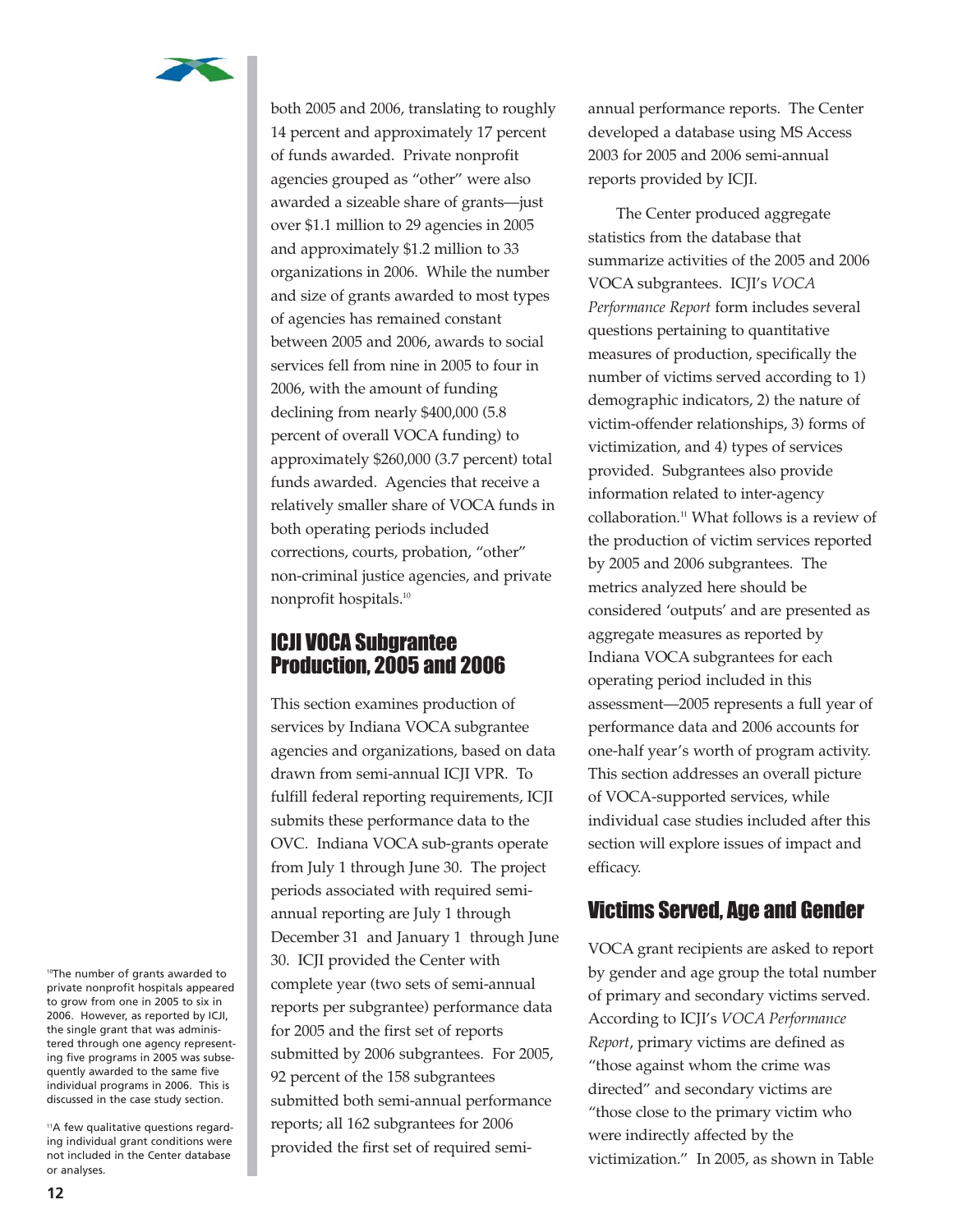both 2005 and 2006, translating to roughly 14 percent and approximately 17 percent of funds awarded. Private nonprofit agencies grouped as "other" were also awarded a sizeable share of grants—just over $1.1 million to 29 agencies in 2005 and approximately $1.2 million to 33 organizations in 2006. While the number and size of grants awarded to most types of agencies has remained constant between 2005 and 2006, awards to social services fell from nine in 2005 to four in 2006, with the amount of funding declining from nearly $400,000 (5.8 percent of overall VOCA funding) to approximately $260,000 (3.7 percent) total funds awarded. Agencies that receive a relatively smaller share of VOCA funds in both operating periods included corrections, courts, probation, "other" non-criminal justice agencies, and private nonprofit hospitals.[10]

## ICJI VOCA Subgrantee Production, 2005 and 2006

This section examines production of services by Indiana VOCA subgrantee agencies and organizations, based on data drawn from semi-annual ICJI VPR. To fulfill federal reporting requirements, ICJI submits these performance data to the OVC. Indiana VOCA sub-grants operate from July 1 through June 30. The project periods associated with required semi-annual reporting are July 1 through December 31 and January 1 through June 30. ICJI provided the Center with complete year (two sets of semi-annual reports per subgrantee) performance data for 2005 and the first set of reports submitted by 2006 subgrantees. For 2005, 92 percent of the 158 subgrantees submitted both semi-annual performance reports; all 162 subgrantees for 2006 provided the first set of required semi-annual performance reports. The Center developed a database using MS Access 2003 for 2005 and 2006 semi-annual reports provided by ICJI.

The Center produced aggregate statistics from the database that summarize activities of the 2005 and 2006 VOCA subgrantees. ICJI's *VOCA Performance Report* form includes several questions pertaining to quantitative measures of production, specifically the number of victims served according to 1) demographic indicators, 2) the nature of victim-offender relationships, 3) forms of victimization, and 4) types of services provided. Subgrantees also provide information related to inter-agency collaboration.[11] What follows is a review of the production of victim services reported by 2005 and 2006 subgrantees. The metrics analyzed here should be considered 'outputs' and are presented as aggregate measures as reported by Indiana VOCA subgrantees for each operating period included in this assessment—2005 represents a full year of performance data and 2006 accounts for one-half year's worth of program activity. This section addresses an overall picture of VOCA-supported services, while individual case studies included after this section will explore issues of impact and efficacy.

## Victims Served, Age and Gender

VOCA grant recipients are asked to report by gender and age group the total number of primary and secondary victims served. According to ICJI's *VOCA Performance Report*, primary victims are defined as "those against whom the crime was directed" and secondary victims are "those close to the primary victim who were indirectly affected by the victimization." In 2005, as shown in Table

---

[10] The number of grants awarded to private nonprofit hospitals appeared to grow from one in 2005 to six in 2006. However, as reported by ICJI, the single grant that was administered through one agency representing five programs in 2005 was subsequently awarded to the same five individual programs in 2006. This is discussed in the case study section.

[11] A few qualitative questions regarding individual grant conditions were not included in the Center database or analyses.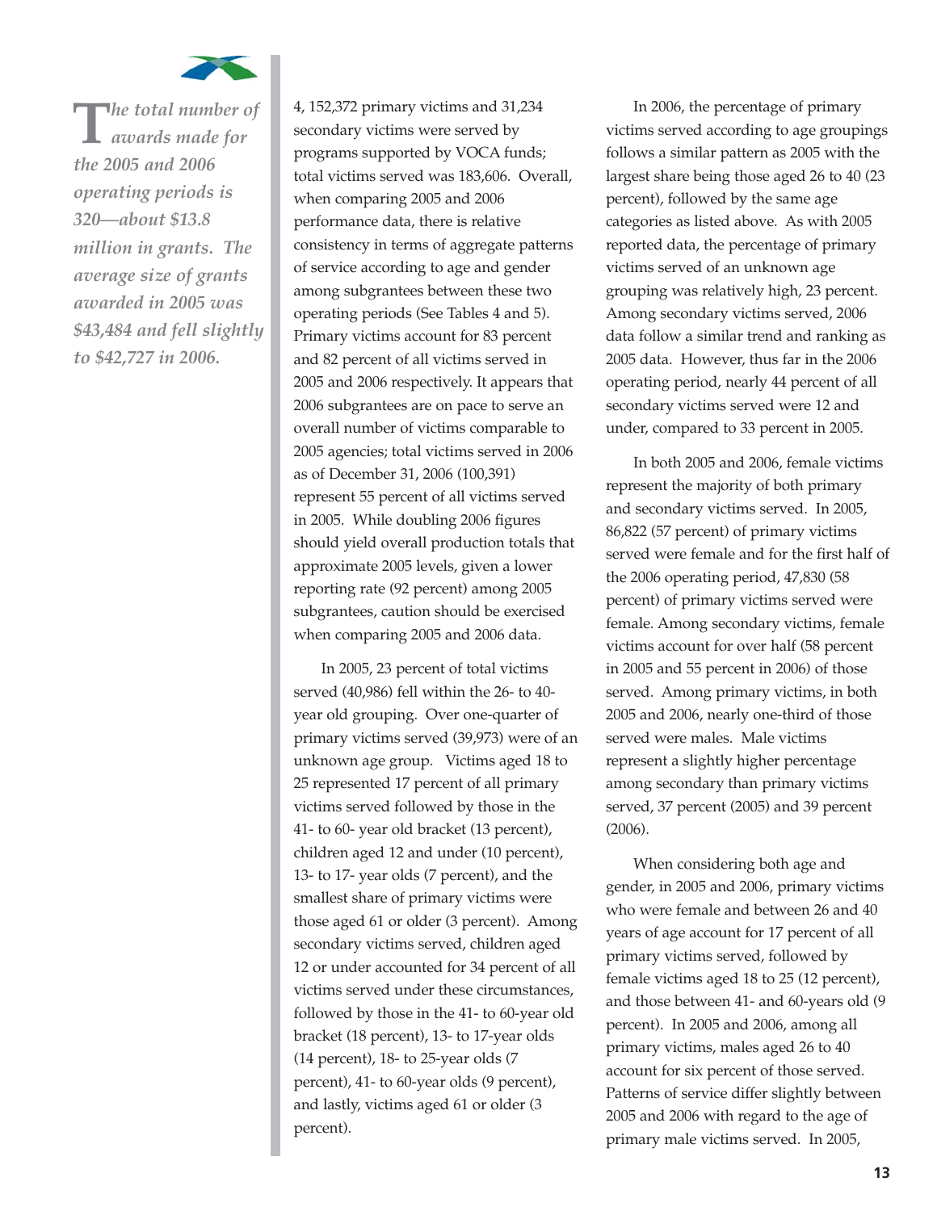*The total number of awards made for the 2005 and 2006 operating periods is 320—about $13.8 million in grants. The average size of grants awarded in 2005 was $43,484 and fell slightly to $42,727 in 2006.*

4, 152,372 primary victims and 31,234 secondary victims were served by programs supported by VOCA funds; total victims served was 183,606. Overall, when comparing 2005 and 2006 performance data, there is relative consistency in terms of aggregate patterns of service according to age and gender among subgrantees between these two operating periods (See Tables 4 and 5). Primary victims account for 83 percent and 82 percent of all victims served in 2005 and 2006 respectively. It appears that 2006 subgrantees are on pace to serve an overall number of victims comparable to 2005 agencies; total victims served in 2006 as of December 31, 2006 (100,391) represent 55 percent of all victims served in 2005. While doubling 2006 figures should yield overall production totals that approximate 2005 levels, given a lower reporting rate (92 percent) among 2005 subgrantees, caution should be exercised when comparing 2005 and 2006 data.

In 2005, 23 percent of total victims served (40,986) fell within the 26- to 40-year old grouping. Over one-quarter of primary victims served (39,973) were of an unknown age group. Victims aged 18 to 25 represented 17 percent of all primary victims served followed by those in the 41- to 60- year old bracket (13 percent), children aged 12 and under (10 percent), 13- to 17- year olds (7 percent), and the smallest share of primary victims were those aged 61 or older (3 percent). Among secondary victims served, children aged 12 or under accounted for 34 percent of all victims served under these circumstances, followed by those in the 41- to 60-year old bracket (18 percent), 13- to 17-year olds (14 percent), 18- to 25-year olds (7 percent), 41- to 60-year olds (9 percent), and lastly, victims aged 61 or older (3 percent).

In 2006, the percentage of primary victims served according to age groupings follows a similar pattern as 2005 with the largest share being those aged 26 to 40 (23 percent), followed by the same age categories as listed above. As with 2005 reported data, the percentage of primary victims served of an unknown age grouping was relatively high, 23 percent. Among secondary victims served, 2006 data follow a similar trend and ranking as 2005 data. However, thus far in the 2006 operating period, nearly 44 percent of all secondary victims served were 12 and under, compared to 33 percent in 2005.

In both 2005 and 2006, female victims represent the majority of both primary and secondary victims served. In 2005, 86,822 (57 percent) of primary victims served were female and for the first half of the 2006 operating period, 47,830 (58 percent) of primary victims served were female. Among secondary victims, female victims account for over half (58 percent in 2005 and 55 percent in 2006) of those served. Among primary victims, in both 2005 and 2006, nearly one-third of those served were males. Male victims represent a slightly higher percentage among secondary than primary victims served, 37 percent (2005) and 39 percent (2006).

When considering both age and gender, in 2005 and 2006, primary victims who were female and between 26 and 40 years of age account for 17 percent of all primary victims served, followed by female victims aged 18 to 25 (12 percent), and those between 41- and 60-years old (9 percent). In 2005 and 2006, among all primary victims, males aged 26 to 40 account for six percent of those served. Patterns of service differ slightly between 2005 and 2006 with regard to the age of primary male victims served. In 2005,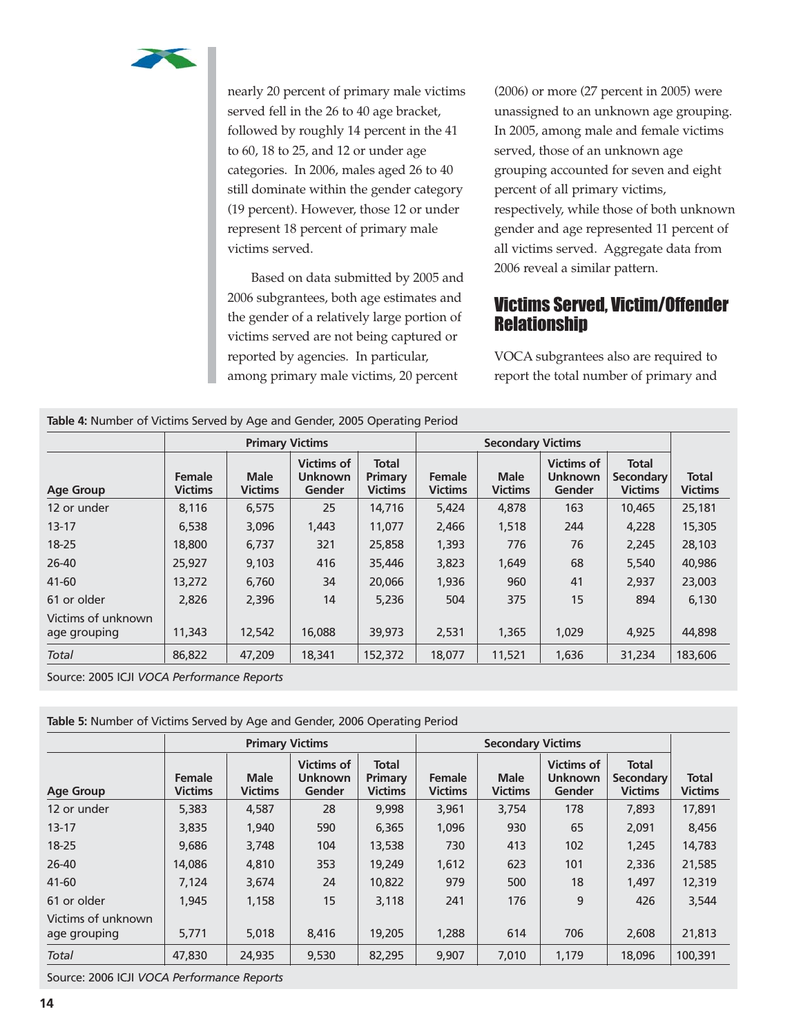nearly 20 percent of primary male victims served fell in the 26 to 40 age bracket, followed by roughly 14 percent in the 41 to 60, 18 to 25, and 12 or under age categories. In 2006, males aged 26 to 40 still dominate within the gender category (19 percent). However, those 12 or under represent 18 percent of primary male victims served.

Based on data submitted by 2005 and 2006 subgrantees, both age estimates and the gender of a relatively large portion of victims served are not being captured or reported by agencies. In particular, among primary male victims, 20 percent (2006) or more (27 percent in 2005) were unassigned to an unknown age grouping. In 2005, among male and female victims served, those of an unknown age grouping accounted for seven and eight percent of all primary victims, respectively, while those of both unknown gender and age represented 11 percent of all victims served. Aggregate data from 2006 reveal a similar pattern.

## Victims Served, Victim/Offender Relationship

VOCA subgrantees also are required to report the total number of primary and

**Table 4:** Number of Victims Served by Age and Gender, 2005 Operating Period

| | Primary Victims | | | | Secondary Victims | | | | |
|---|---|---|---|---|---|---|---|---|---|
| Age Group | Female Victims | Male Victims | Victims of Unknown Gender | Total Primary Victims | Female Victims | Male Victims | Victims of Unknown Gender | Total Secondary Victims | Total Victims |
| 12 or under | 8,116 | 6,575 | 25 | 14,716 | 5,424 | 4,878 | 163 | 10,465 | 25,181 |
| 13-17 | 6,538 | 3,096 | 1,443 | 11,077 | 2,466 | 1,518 | 244 | 4,228 | 15,305 |
| 18-25 | 18,800 | 6,737 | 321 | 25,858 | 1,393 | 776 | 76 | 2,245 | 28,103 |
| 26-40 | 25,927 | 9,103 | 416 | 35,446 | 3,823 | 1,649 | 68 | 5,540 | 40,986 |
| 41-60 | 13,272 | 6,760 | 34 | 20,066 | 1,936 | 960 | 41 | 2,937 | 23,003 |
| 61 or older | 2,826 | 2,396 | 14 | 5,236 | 504 | 375 | 15 | 894 | 6,130 |
| Victims of unknown age grouping | 11,343 | 12,542 | 16,088 | 39,973 | 2,531 | 1,365 | 1,029 | 4,925 | 44,898 |
| *Total* | 86,822 | 47,209 | 18,341 | 152,372 | 18,077 | 11,521 | 1,636 | 31,234 | 183,606 |

Source: 2005 ICJI *VOCA Performance Reports*

**Table 5:** Number of Victims Served by Age and Gender, 2006 Operating Period

| | Primary Victims | | | | Secondary Victims | | | | |
|---|---|---|---|---|---|---|---|---|---|
| Age Group | Female Victims | Male Victims | Victims of Unknown Gender | Total Primary Victims | Female Victims | Male Victims | Victims of Unknown Gender | Total Secondary Victims | Total Victims |
| 12 or under | 5,383 | 4,587 | 28 | 9,998 | 3,961 | 3,754 | 178 | 7,893 | 17,891 |
| 13-17 | 3,835 | 1,940 | 590 | 6,365 | 1,096 | 930 | 65 | 2,091 | 8,456 |
| 18-25 | 9,686 | 3,748 | 104 | 13,538 | 730 | 413 | 102 | 1,245 | 14,783 |
| 26-40 | 14,086 | 4,810 | 353 | 19,249 | 1,612 | 623 | 101 | 2,336 | 21,585 |
| 41-60 | 7,124 | 3,674 | 24 | 10,822 | 979 | 500 | 18 | 1,497 | 12,319 |
| 61 or older | 1,945 | 1,158 | 15 | 3,118 | 241 | 176 | 9 | 426 | 3,544 |
| Victims of unknown age grouping | 5,771 | 5,018 | 8,416 | 19,205 | 1,288 | 614 | 706 | 2,608 | 21,813 |
| *Total* | 47,830 | 24,935 | 9,530 | 82,295 | 9,907 | 7,010 | 1,179 | 18,096 | 100,391 |

Source: 2006 ICJI *VOCA Performance Reports*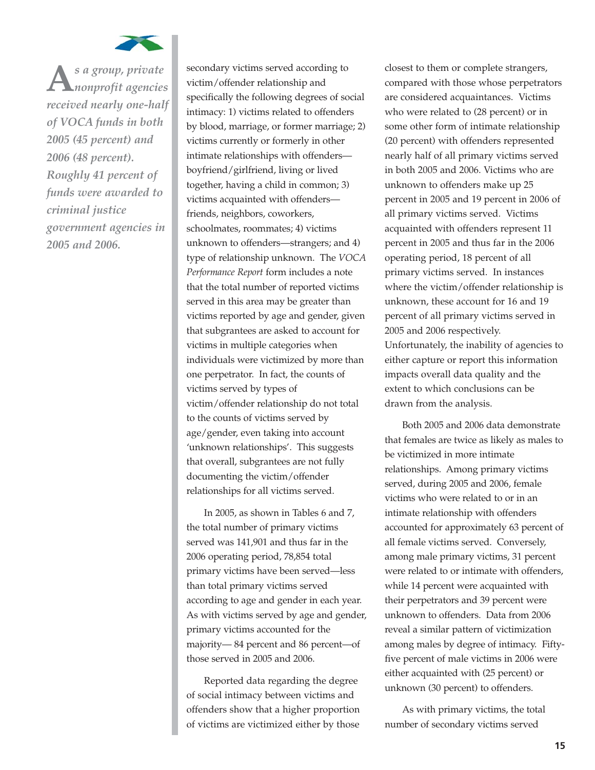*As a group, private nonprofit agencies received nearly one-half of VOCA funds in both 2005 (45 percent) and 2006 (48 percent). Roughly 41 percent of funds were awarded to criminal justice government agencies in 2005 and 2006.*

secondary victims served according to victim/offender relationship and specifically the following degrees of social intimacy: 1) victims related to offenders by blood, marriage, or former marriage; 2) victims currently or formerly in other intimate relationships with offenders—boyfriend/girlfriend, living or lived together, having a child in common; 3) victims acquainted with offenders—friends, neighbors, coworkers, schoolmates, roommates; 4) victims unknown to offenders—strangers; and 4) type of relationship unknown. The *VOCA Performance Report* form includes a note that the total number of reported victims served in this area may be greater than victims reported by age and gender, given that subgrantees are asked to account for victims in multiple categories when individuals were victimized by more than one perpetrator. In fact, the counts of victims served by types of victim/offender relationship do not total to the counts of victims served by age/gender, even taking into account 'unknown relationships'. This suggests that overall, subgrantees are not fully documenting the victim/offender relationships for all victims served.

In 2005, as shown in Tables 6 and 7, the total number of primary victims served was 141,901 and thus far in the 2006 operating period, 78,854 total primary victims have been served—less than total primary victims served according to age and gender in each year. As with victims served by age and gender, primary victims accounted for the majority— 84 percent and 86 percent—of those served in 2005 and 2006.

Reported data regarding the degree of social intimacy between victims and offenders show that a higher proportion of victims are victimized either by those closest to them or complete strangers, compared with those whose perpetrators are considered acquaintances. Victims who were related to (28 percent) or in some other form of intimate relationship (20 percent) with offenders represented nearly half of all primary victims served in both 2005 and 2006. Victims who are unknown to offenders make up 25 percent in 2005 and 19 percent in 2006 of all primary victims served. Victims acquainted with offenders represent 11 percent in 2005 and thus far in the 2006 operating period, 18 percent of all primary victims served. In instances where the victim/offender relationship is unknown, these account for 16 and 19 percent of all primary victims served in 2005 and 2006 respectively. Unfortunately, the inability of agencies to either capture or report this information impacts overall data quality and the extent to which conclusions can be drawn from the analysis.

Both 2005 and 2006 data demonstrate that females are twice as likely as males to be victimized in more intimate relationships. Among primary victims served, during 2005 and 2006, female victims who were related to or in an intimate relationship with offenders accounted for approximately 63 percent of all female victims served. Conversely, among male primary victims, 31 percent were related to or intimate with offenders, while 14 percent were acquainted with their perpetrators and 39 percent were unknown to offenders. Data from 2006 reveal a similar pattern of victimization among males by degree of intimacy. Fifty-five percent of male victims in 2006 were either acquainted with (25 percent) or unknown (30 percent) to offenders.

As with primary victims, the total number of secondary victims served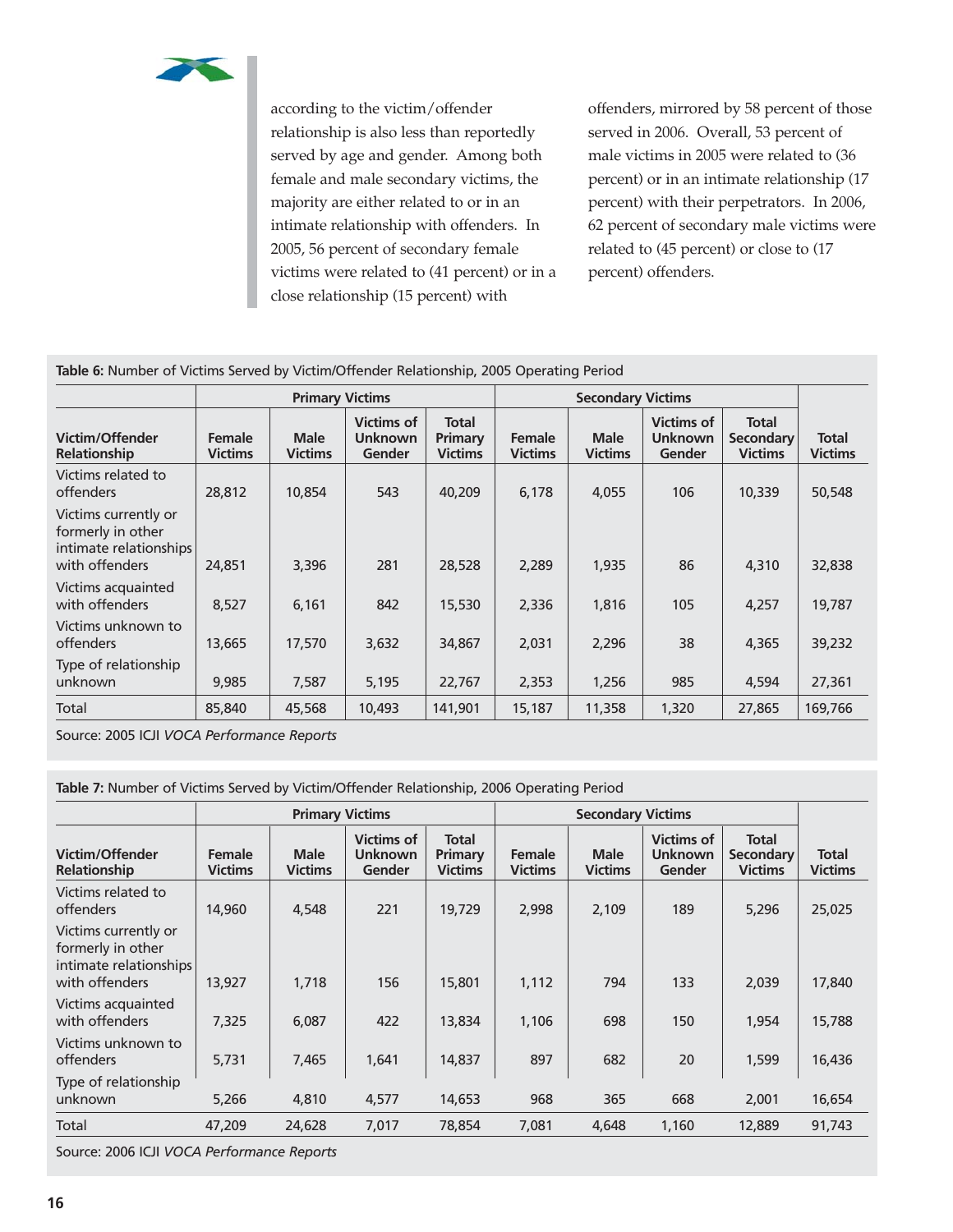according to the victim/offender relationship is also less than reportedly served by age and gender. Among both female and male secondary victims, the majority are either related to or in an intimate relationship with offenders. In 2005, 56 percent of secondary female victims were related to (41 percent) or in a close relationship (15 percent) with offenders, mirrored by 58 percent of those served in 2006. Overall, 53 percent of male victims in 2005 were related to (36 percent) or in an intimate relationship (17 percent) with their perpetrators. In 2006, 62 percent of secondary male victims were related to (45 percent) or close to (17 percent) offenders.

**Table 6:** Number of Victims Served by Victim/Offender Relationship, 2005 Operating Period

| | Primary Victims | | | | Secondary Victims | | | | |
|---|---|---|---|---|---|---|---|---|---|
| **Victim/Offender Relationship** | **Female Victims** | **Male Victims** | **Victims of Unknown Gender** | **Total Primary Victims** | **Female Victims** | **Male Victims** | **Victims of Unknown Gender** | **Total Secondary Victims** | **Total Victims** |
| Victims related to offenders | 28,812 | 10,854 | 543 | 40,209 | 6,178 | 4,055 | 106 | 10,339 | 50,548 |
| Victims currently or formerly in other intimate relationships with offenders | 24,851 | 3,396 | 281 | 28,528 | 2,289 | 1,935 | 86 | 4,310 | 32,838 |
| Victims acquainted with offenders | 8,527 | 6,161 | 842 | 15,530 | 2,336 | 1,816 | 105 | 4,257 | 19,787 |
| Victims unknown to offenders | 13,665 | 17,570 | 3,632 | 34,867 | 2,031 | 2,296 | 38 | 4,365 | 39,232 |
| Type of relationship unknown | 9,985 | 7,587 | 5,195 | 22,767 | 2,353 | 1,256 | 985 | 4,594 | 27,361 |
| Total | 85,840 | 45,568 | 10,493 | 141,901 | 15,187 | 11,358 | 1,320 | 27,865 | 169,766 |

Source: 2005 ICJI *VOCA Performance Reports*

**Table 7:** Number of Victims Served by Victim/Offender Relationship, 2006 Operating Period

| | Primary Victims | | | | Secondary Victims | | | | |
|---|---|---|---|---|---|---|---|---|---|
| **Victim/Offender Relationship** | **Female Victims** | **Male Victims** | **Victims of Unknown Gender** | **Total Primary Victims** | **Female Victims** | **Male Victims** | **Victims of Unknown Gender** | **Total Secondary Victims** | **Total Victims** |
| Victims related to offenders | 14,960 | 4,548 | 221 | 19,729 | 2,998 | 2,109 | 189 | 5,296 | 25,025 |
| Victims currently or formerly in other intimate relationships with offenders | 13,927 | 1,718 | 156 | 15,801 | 1,112 | 794 | 133 | 2,039 | 17,840 |
| Victims acquainted with offenders | 7,325 | 6,087 | 422 | 13,834 | 1,106 | 698 | 150 | 1,954 | 15,788 |
| Victims unknown to offenders | 5,731 | 7,465 | 1,641 | 14,837 | 897 | 682 | 20 | 1,599 | 16,436 |
| Type of relationship unknown | 5,266 | 4,810 | 4,577 | 14,653 | 968 | 365 | 668 | 2,001 | 16,654 |
| Total | 47,209 | 24,628 | 7,017 | 78,854 | 7,081 | 4,648 | 1,160 | 12,889 | 91,743 |

Source: 2006 ICJI *VOCA Performance Reports*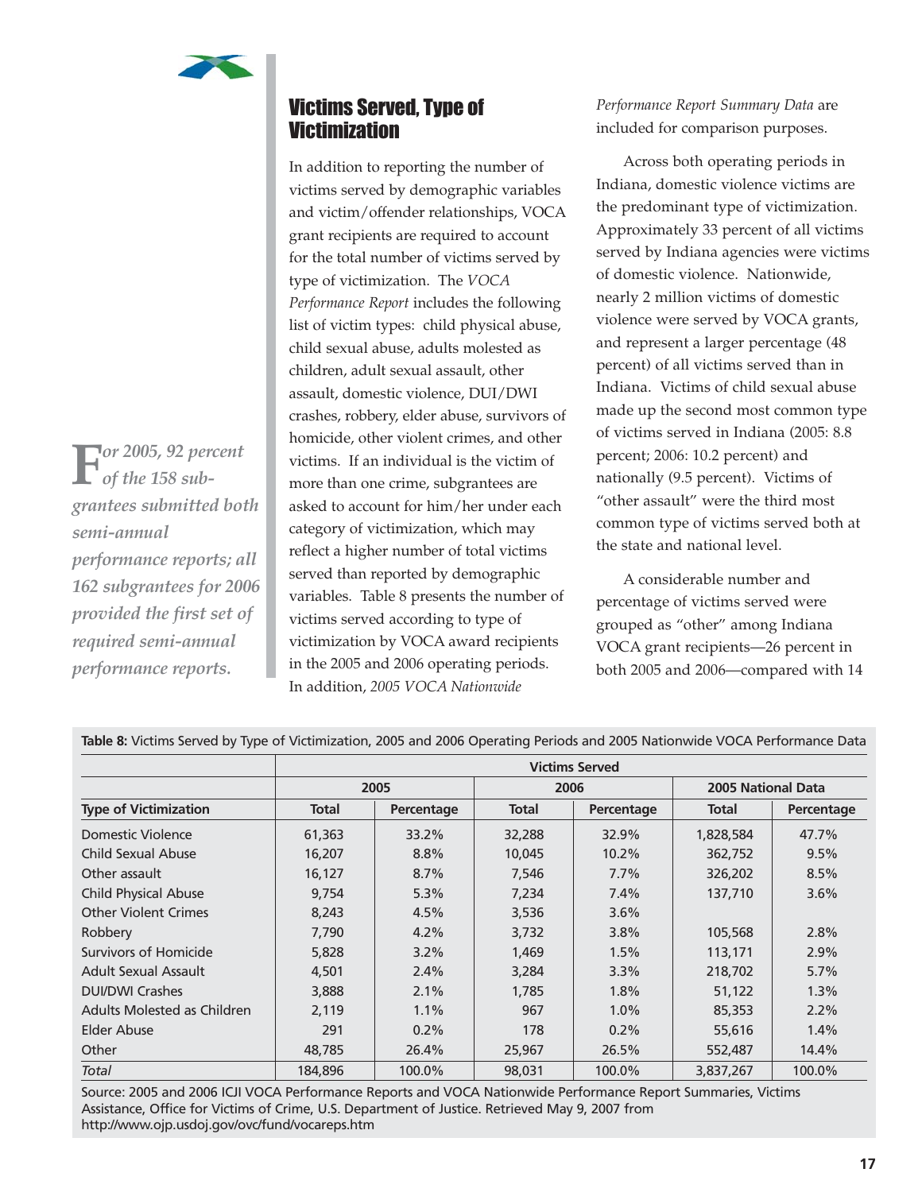## Victims Served, Type of Victimization

In addition to reporting the number of victims served by demographic variables and victim/offender relationships, VOCA grant recipients are required to account for the total number of victims served by type of victimization. The *VOCA Performance Report* includes the following list of victim types: child physical abuse, child sexual abuse, adults molested as children, adult sexual assault, other assault, domestic violence, DUI/DWI crashes, robbery, elder abuse, survivors of homicide, other violent crimes, and other victims. If an individual is the victim of more than one crime, subgrantees are asked to account for him/her under each category of victimization, which may reflect a higher number of total victims served than reported by demographic variables. Table 8 presents the number of victims served according to type of victimization by VOCA award recipients in the 2005 and 2006 operating periods. In addition, *2005 VOCA Nationwide Performance Report Summary Data* are included for comparison purposes.

*For 2005, 92 percent of the 158 subgrantees submitted both semi-annual performance reports; all 162 subgrantees for 2006 provided the first set of required semi-annual performance reports.*

Across both operating periods in Indiana, domestic violence victims are the predominant type of victimization. Approximately 33 percent of all victims served by Indiana agencies were victims of domestic violence. Nationwide, nearly 2 million victims of domestic violence were served by VOCA grants, and represent a larger percentage (48 percent) of all victims served than in Indiana. Victims of child sexual abuse made up the second most common type of victims served in Indiana (2005: 8.8 percent; 2006: 10.2 percent) and nationally (9.5 percent). Victims of "other assault" were the third most common type of victims served both at the state and national level.

A considerable number and percentage of victims served were grouped as "other" among Indiana VOCA grant recipients—26 percent in both 2005 and 2006—compared with 14

**Table 8:** Victims Served by Type of Victimization, 2005 and 2006 Operating Periods and 2005 Nationwide VOCA Performance Data

| | Victims Served | | | | | |
|---|---|---|---|---|---|---|
| | 2005 | | 2006 | | 2005 National Data | |
| Type of Victimization | Total | Percentage | Total | Percentage | Total | Percentage |
| Domestic Violence | 61,363 | 33.2% | 32,288 | 32.9% | 1,828,584 | 47.7% |
| Child Sexual Abuse | 16,207 | 8.8% | 10,045 | 10.2% | 362,752 | 9.5% |
| Other assault | 16,127 | 8.7% | 7,546 | 7.7% | 326,202 | 8.5% |
| Child Physical Abuse | 9,754 | 5.3% | 7,234 | 7.4% | 137,710 | 3.6% |
| Other Violent Crimes | 8,243 | 4.5% | 3,536 | 3.6% | | |
| Robbery | 7,790 | 4.2% | 3,732 | 3.8% | 105,568 | 2.8% |
| Survivors of Homicide | 5,828 | 3.2% | 1,469 | 1.5% | 113,171 | 2.9% |
| Adult Sexual Assault | 4,501 | 2.4% | 3,284 | 3.3% | 218,702 | 5.7% |
| DUI/DWI Crashes | 3,888 | 2.1% | 1,785 | 1.8% | 51,122 | 1.3% |
| Adults Molested as Children | 2,119 | 1.1% | 967 | 1.0% | 85,353 | 2.2% |
| Elder Abuse | 291 | 0.2% | 178 | 0.2% | 55,616 | 1.4% |
| Other | 48,785 | 26.4% | 25,967 | 26.5% | 552,487 | 14.4% |
| *Total* | 184,896 | 100.0% | 98,031 | 100.0% | 3,837,267 | 100.0% |

Source: 2005 and 2006 ICJI VOCA Performance Reports and VOCA Nationwide Performance Report Summaries, Victims Assistance, Office for Victims of Crime, U.S. Department of Justice. Retrieved May 9, 2007 from http://www.ojp.usdoj.gov/ovc/fund/vocareps.htm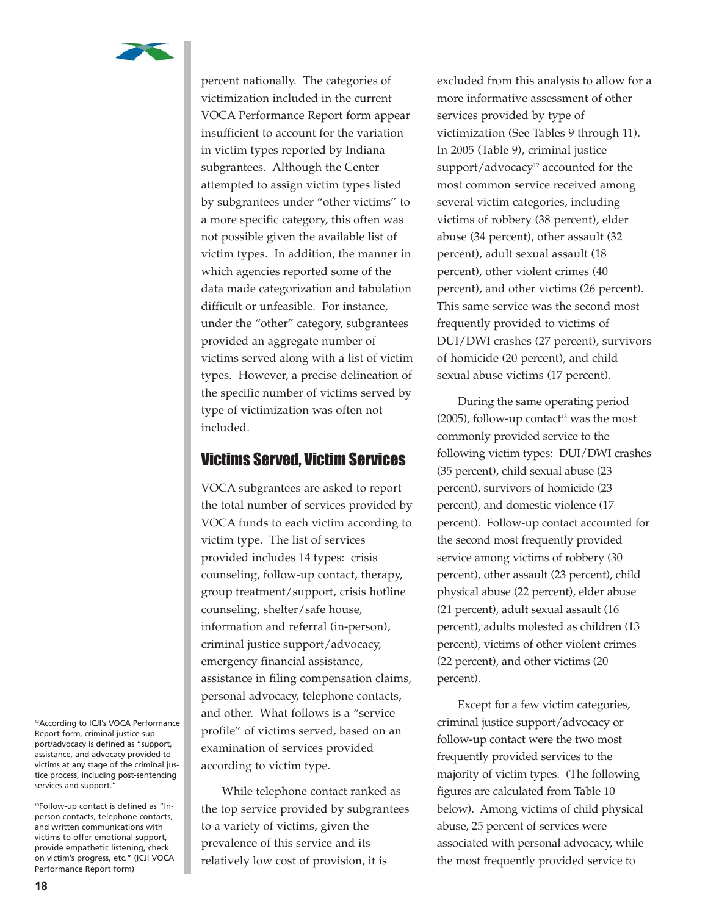percent nationally. The categories of victimization included in the current VOCA Performance Report form appear insufficient to account for the variation in victim types reported by Indiana subgrantees. Although the Center attempted to assign victim types listed by subgrantees under "other victims" to a more specific category, this often was not possible given the available list of victim types. In addition, the manner in which agencies reported some of the data made categorization and tabulation difficult or unfeasible. For instance, under the "other" category, subgrantees provided an aggregate number of victims served along with a list of victim types. However, a precise delineation of the specific number of victims served by type of victimization was often not included.

## Victims Served, Victim Services

VOCA subgrantees are asked to report the total number of services provided by VOCA funds to each victim according to victim type. The list of services provided includes 14 types: crisis counseling, follow-up contact, therapy, group treatment/support, crisis hotline counseling, shelter/safe house, information and referral (in-person), criminal justice support/advocacy, emergency financial assistance, assistance in filing compensation claims, personal advocacy, telephone contacts, and other. What follows is a "service profile" of victims served, based on an examination of services provided according to victim type.

While telephone contact ranked as the top service provided by subgrantees to a variety of victims, given the prevalence of this service and its relatively low cost of provision, it is excluded from this analysis to allow for a more informative assessment of other services provided by type of victimization (See Tables 9 through 11). In 2005 (Table 9), criminal justice support/advocacy[12] accounted for the most common service received among several victim categories, including victims of robbery (38 percent), elder abuse (34 percent), other assault (32 percent), adult sexual assault (18 percent), other violent crimes (40 percent), and other victims (26 percent). This same service was the second most frequently provided to victims of DUI/DWI crashes (27 percent), survivors of homicide (20 percent), and child sexual abuse victims (17 percent).

During the same operating period (2005), follow-up contact[13] was the most commonly provided service to the following victim types: DUI/DWI crashes (35 percent), child sexual abuse (23 percent), survivors of homicide (23 percent), and domestic violence (17 percent). Follow-up contact accounted for the second most frequently provided service among victims of robbery (30 percent), other assault (23 percent), child physical abuse (22 percent), elder abuse (21 percent), adult sexual assault (16 percent), adults molested as children (13 percent), victims of other violent crimes (22 percent), and other victims (20 percent).

Except for a few victim categories, criminal justice support/advocacy or follow-up contact were the two most frequently provided services to the majority of victim types. (The following figures are calculated from Table 10 below). Among victims of child physical abuse, 25 percent of services were associated with personal advocacy, while the most frequently provided service to

[12] According to ICJI's VOCA Performance Report form, criminal justice support/advocacy is defined as "support, assistance, and advocacy provided to victims at any stage of the criminal justice process, including post-sentencing services and support."

[13] Follow-up contact is defined as "In-person contacts, telephone contacts, and written communications with victims to offer emotional support, provide empathetic listening, check on victim's progress, etc." (ICJI VOCA Performance Report form)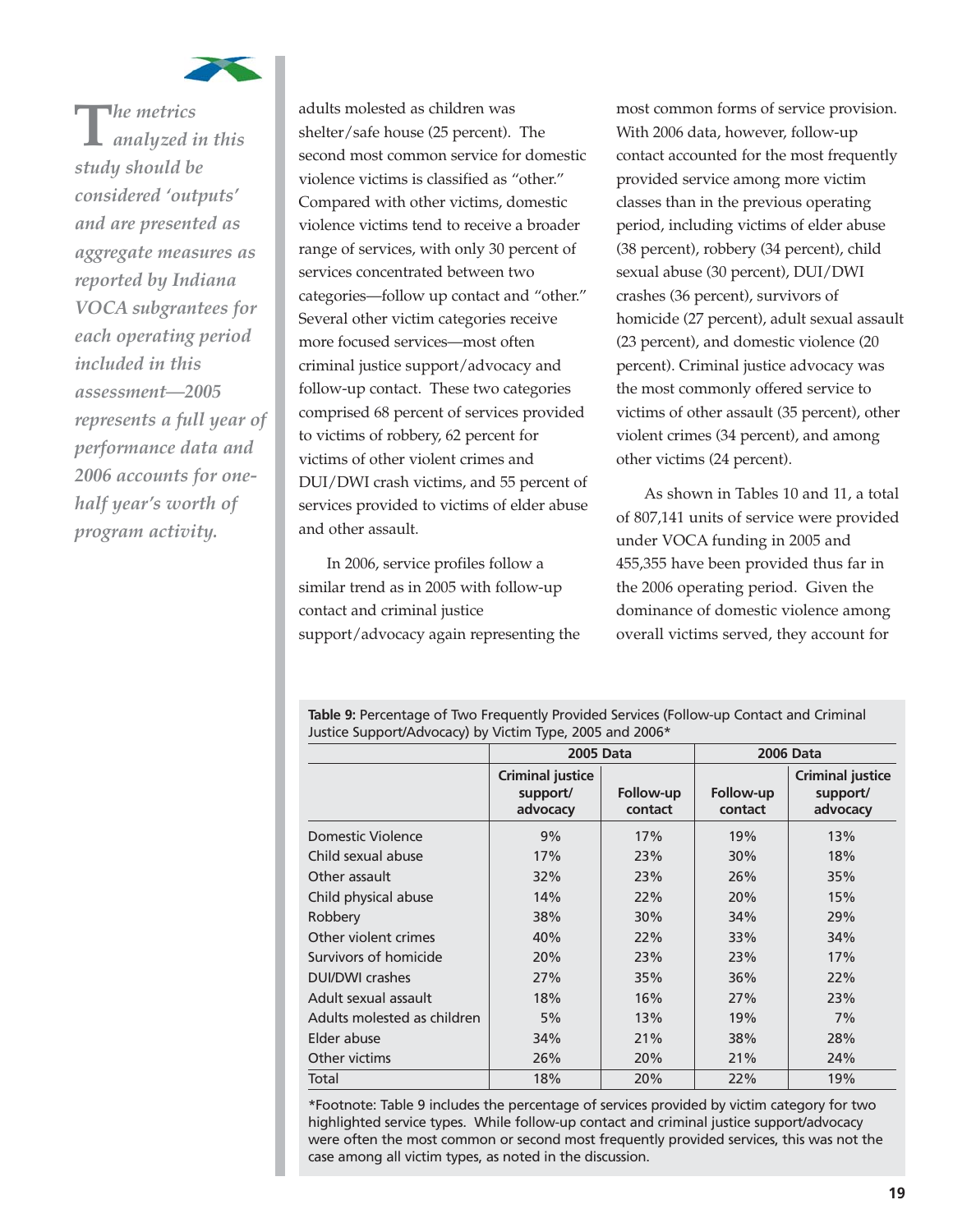*The metrics analyzed in this study should be considered 'outputs' and are presented as aggregate measures as reported by Indiana VOCA subgrantees for each operating period included in this assessment—2005 represents a full year of performance data and 2006 accounts for one-half year's worth of program activity.*

adults molested as children was shelter/safe house (25 percent). The second most common service for domestic violence victims is classified as "other." Compared with other victims, domestic violence victims tend to receive a broader range of services, with only 30 percent of services concentrated between two categories—follow up contact and "other." Several other victim categories receive more focused services—most often criminal justice support/advocacy and follow-up contact. These two categories comprised 68 percent of services provided to victims of robbery, 62 percent for victims of other violent crimes and DUI/DWI crash victims, and 55 percent of services provided to victims of elder abuse and other assault.

In 2006, service profiles follow a similar trend as in 2005 with follow-up contact and criminal justice support/advocacy again representing the most common forms of service provision. With 2006 data, however, follow-up contact accounted for the most frequently provided service among more victim classes than in the previous operating period, including victims of elder abuse (38 percent), robbery (34 percent), child sexual abuse (30 percent), DUI/DWI crashes (36 percent), survivors of homicide (27 percent), adult sexual assault (23 percent), and domestic violence (20 percent). Criminal justice advocacy was the most commonly offered service to victims of other assault (35 percent), other violent crimes (34 percent), and among other victims (24 percent).

As shown in Tables 10 and 11, a total of 807,141 units of service were provided under VOCA funding in 2005 and 455,355 have been provided thus far in the 2006 operating period. Given the dominance of domestic violence among overall victims served, they account for

**Table 9:** Percentage of Two Frequently Provided Services (Follow-up Contact and Criminal Justice Support/Advocacy) by Victim Type, 2005 and 2006*

| | 2005 Data | | 2006 Data | |
|---|---|---|---|---|
| | Criminal justice support/ advocacy | Follow-up contact | Follow-up contact | Criminal justice support/ advocacy |
| Domestic Violence | 9% | 17% | 19% | 13% |
| Child sexual abuse | 17% | 23% | 30% | 18% |
| Other assault | 32% | 23% | 26% | 35% |
| Child physical abuse | 14% | 22% | 20% | 15% |
| Robbery | 38% | 30% | 34% | 29% |
| Other violent crimes | 40% | 22% | 33% | 34% |
| Survivors of homicide | 20% | 23% | 23% | 17% |
| DUI/DWI crashes | 27% | 35% | 36% | 22% |
| Adult sexual assault | 18% | 16% | 27% | 23% |
| Adults molested as children | 5% | 13% | 19% | 7% |
| Elder abuse | 34% | 21% | 38% | 28% |
| Other victims | 26% | 20% | 21% | 24% |
| Total | 18% | 20% | 22% | 19% |

*Footnote: Table 9 includes the percentage of services provided by victim category for two highlighted service types. While follow-up contact and criminal justice support/advocacy were often the most common or second most frequently provided services, this was not the case among all victim types, as noted in the discussion.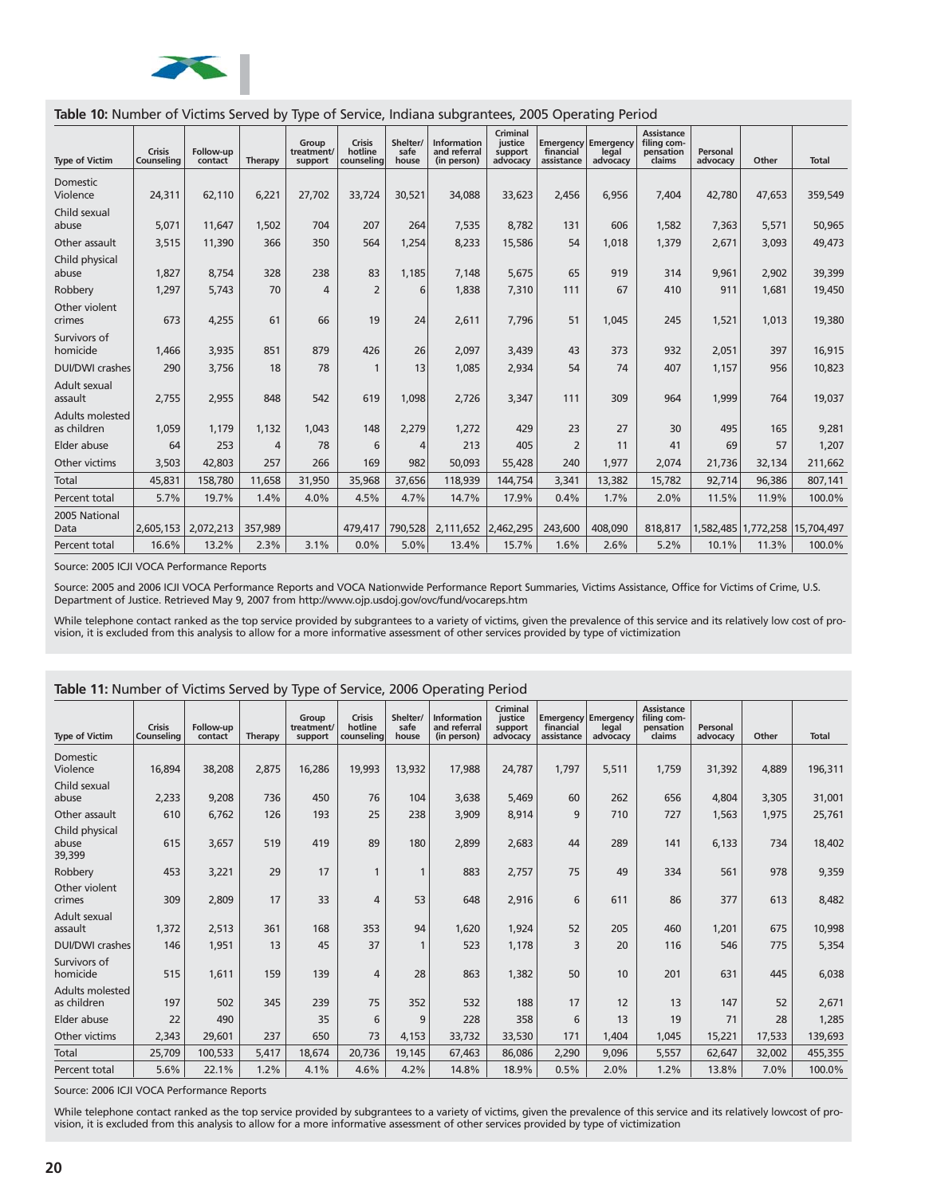**Table 10:** Number of Victims Served by Type of Service, Indiana subgrantees, 2005 Operating Period

| Type of Victim | Crisis Counseling | Follow-up contact | Therapy | Group treatment/ support | Crisis hotline counseling | Shelter/ safe house | Information and referral (in person) | Criminal justice support advocacy | Emergency financial assistance | Emergency legal advocacy | Assistance filing compensation claims | Personal advocacy | Other | Total |
|---|---|---|---|---|---|---|---|---|---|---|---|---|---|---|
| Domestic Violence | 24,311 | 62,110 | 6,221 | 27,702 | 33,724 | 30,521 | 34,088 | 33,623 | 2,456 | 6,956 | 7,404 | 42,780 | 47,653 | 359,549 |
| Child sexual abuse | 5,071 | 11,647 | 1,502 | 704 | 207 | 264 | 7,535 | 8,782 | 131 | 606 | 1,582 | 7,363 | 5,571 | 50,965 |
| Other assault | 3,515 | 11,390 | 366 | 350 | 564 | 1,254 | 8,233 | 15,586 | 54 | 1,018 | 1,379 | 2,671 | 3,093 | 49,473 |
| Child physical abuse | 1,827 | 8,754 | 328 | 238 | 83 | 1,185 | 7,148 | 5,675 | 65 | 919 | 314 | 9,961 | 2,902 | 39,399 |
| Robbery | 1,297 | 5,743 | 70 | 4 | 2 | 6 | 1,838 | 7,310 | 111 | 67 | 410 | 911 | 1,681 | 19,450 |
| Other violent crimes | 673 | 4,255 | 61 | 66 | 19 | 24 | 2,611 | 7,796 | 51 | 1,045 | 245 | 1,521 | 1,013 | 19,380 |
| Survivors of homicide | 1,466 | 3,935 | 851 | 879 | 426 | 26 | 2,097 | 3,439 | 43 | 373 | 932 | 2,051 | 397 | 16,915 |
| DUI/DWI crashes | 290 | 3,756 | 18 | 78 | 1 | 13 | 1,085 | 2,934 | 54 | 74 | 407 | 1,157 | 956 | 10,823 |
| Adult sexual assault | 2,755 | 2,955 | 848 | 542 | 619 | 1,098 | 2,726 | 3,347 | 111 | 309 | 964 | 1,999 | 764 | 19,037 |
| Adults molested as children | 1,059 | 1,179 | 1,132 | 1,043 | 148 | 2,279 | 1,272 | 429 | 23 | 27 | 30 | 495 | 165 | 9,281 |
| Elder abuse | 64 | 253 | 4 | 78 | 6 | 4 | 213 | 405 | 2 | 11 | 41 | 69 | 57 | 1,207 |
| Other victims | 3,503 | 42,803 | 257 | 266 | 169 | 982 | 50,093 | 55,428 | 240 | 1,977 | 2,074 | 21,736 | 32,134 | 211,662 |
| Total | 45,831 | 158,780 | 11,658 | 31,950 | 35,968 | 37,656 | 118,939 | 144,754 | 3,341 | 13,382 | 15,782 | 92,714 | 96,386 | 807,141 |
| Percent total | 5.7% | 19.7% | 1.4% | 4.0% | 4.5% | 4.7% | 14.7% | 17.9% | 0.4% | 1.7% | 2.0% | 11.5% | 11.9% | 100.0% |
| 2005 National Data | 2,605,153 | 2,072,213 | 357,989 | | 479,417 | 790,528 | 2,111,652 | 2,462,295 | 243,600 | 408,090 | 818,817 | 1,582,485 | 1,772,258 | 15,704,497 |
| Percent total | 16.6% | 13.2% | 2.3% | 3.1% | 0.0% | 5.0% | 13.4% | 15.7% | 1.6% | 2.6% | 5.2% | 10.1% | 11.3% | 100.0% |

Source: 2005 ICJI VOCA Performance Reports

Source: 2005 and 2006 ICJI VOCA Performance Reports and VOCA Nationwide Performance Report Summaries, Victims Assistance, Office for Victims of Crime, U.S. Department of Justice. Retrieved May 9, 2007 from http://www.ojp.usdoj.gov/ovc/fund/vocareps.htm

While telephone contact ranked as the top service provided by subgrantees to a variety of victims, given the prevalence of this service and its relatively low cost of provision, it is excluded from this analysis to allow for a more informative assessment of other services provided by type of victimization

**Table 11:** Number of Victims Served by Type of Service, 2006 Operating Period

| Type of Victim | Crisis Counseling | Follow-up contact | Therapy | Group treatment/ support | Crisis hotline counseling | Shelter/ safe house | Information and referral (in person) | Criminal justice support advocacy | Emergency financial assistance | Emergency legal advocacy | Assistance filing compensation claims | Personal advocacy | Other | Total |
|---|---|---|---|---|---|---|---|---|---|---|---|---|---|---|
| Domestic Violence | 16,894 | 38,208 | 2,875 | 16,286 | 19,993 | 13,932 | 17,988 | 24,787 | 1,797 | 5,511 | 1,759 | 31,392 | 4,889 | 196,311 |
| Child sexual abuse | 2,233 | 9,208 | 736 | 450 | 76 | 104 | 3,638 | 5,469 | 60 | 262 | 656 | 4,804 | 3,305 | 31,001 |
| Other assault | 610 | 6,762 | 126 | 193 | 25 | 238 | 3,909 | 8,914 | 9 | 710 | 727 | 1,563 | 1,975 | 25,761 |
| Child physical abuse 39,399 | 615 | 3,657 | 519 | 419 | 89 | 180 | 2,899 | 2,683 | 44 | 289 | 141 | 6,133 | 734 | 18,402 |
| Robbery | 453 | 3,221 | 29 | 17 | 1 | 1 | 883 | 2,757 | 75 | 49 | 334 | 561 | 978 | 9,359 |
| Other violent crimes | 309 | 2,809 | 17 | 33 | 4 | 53 | 648 | 2,916 | 6 | 611 | 86 | 377 | 613 | 8,482 |
| Adult sexual assault | 1,372 | 2,513 | 361 | 168 | 353 | 94 | 1,620 | 1,924 | 52 | 205 | 460 | 1,201 | 675 | 10,998 |
| DUI/DWI crashes | 146 | 1,951 | 13 | 45 | 37 | 1 | 523 | 1,178 | 3 | 20 | 116 | 546 | 775 | 5,354 |
| Survivors of homicide | 515 | 1,611 | 159 | 139 | 4 | 28 | 863 | 1,382 | 50 | 10 | 201 | 631 | 445 | 6,038 |
| Adults molested as children | 197 | 502 | 345 | 239 | 75 | 352 | 532 | 188 | 17 | 12 | 13 | 147 | 52 | 2,671 |
| Elder abuse | 22 | 490 | | 35 | 6 | 9 | 228 | 358 | 6 | 13 | 19 | 71 | 28 | 1,285 |
| Other victims | 2,343 | 29,601 | 237 | 650 | 73 | 4,153 | 33,732 | 33,530 | 171 | 1,404 | 1,045 | 15,221 | 17,533 | 139,693 |
| Total | 25,709 | 100,533 | 5,417 | 18,674 | 20,736 | 19,145 | 67,463 | 86,086 | 2,290 | 9,096 | 5,557 | 62,647 | 32,002 | 455,355 |
| Percent total | 5.6% | 22.1% | 1.2% | 4.1% | 4.6% | 4.2% | 14.8% | 18.9% | 0.5% | 2.0% | 1.2% | 13.8% | 7.0% | 100.0% |

Source: 2006 ICJI VOCA Performance Reports

While telephone contact ranked as the top service provided by subgrantees to a variety of victims, given the prevalence of this service and its relatively lowcost of provision, it is excluded from this analysis to allow for a more informative assessment of other services provided by type of victimization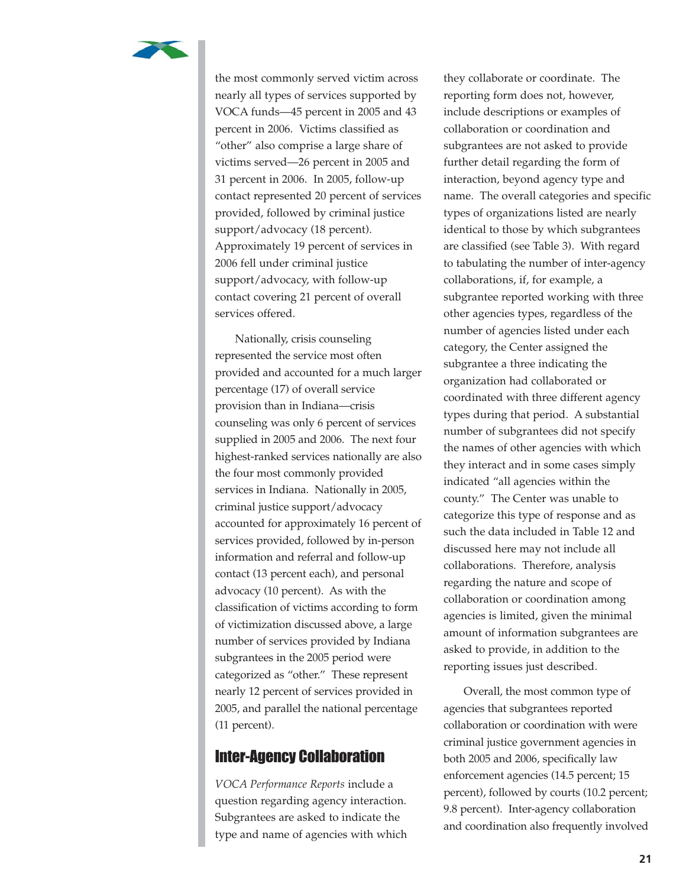the most commonly served victim across nearly all types of services supported by VOCA funds—45 percent in 2005 and 43 percent in 2006. Victims classified as "other" also comprise a large share of victims served—26 percent in 2005 and 31 percent in 2006. In 2005, follow-up contact represented 20 percent of services provided, followed by criminal justice support/advocacy (18 percent). Approximately 19 percent of services in 2006 fell under criminal justice support/advocacy, with follow-up contact covering 21 percent of overall services offered.

Nationally, crisis counseling represented the service most often provided and accounted for a much larger percentage (17) of overall service provision than in Indiana—crisis counseling was only 6 percent of services supplied in 2005 and 2006. The next four highest-ranked services nationally are also the four most commonly provided services in Indiana. Nationally in 2005, criminal justice support/advocacy accounted for approximately 16 percent of services provided, followed by in-person information and referral and follow-up contact (13 percent each), and personal advocacy (10 percent). As with the classification of victims according to form of victimization discussed above, a large number of services provided by Indiana subgrantees in the 2005 period were categorized as "other." These represent nearly 12 percent of services provided in 2005, and parallel the national percentage (11 percent).

## Inter-Agency Collaboration

*VOCA Performance Reports* include a question regarding agency interaction. Subgrantees are asked to indicate the type and name of agencies with which they collaborate or coordinate. The reporting form does not, however, include descriptions or examples of collaboration or coordination and subgrantees are not asked to provide further detail regarding the form of interaction, beyond agency type and name. The overall categories and specific types of organizations listed are nearly identical to those by which subgrantees are classified (see Table 3). With regard to tabulating the number of inter-agency collaborations, if, for example, a subgrantee reported working with three other agencies types, regardless of the number of agencies listed under each category, the Center assigned the subgrantee a three indicating the organization had collaborated or coordinated with three different agency types during that period. A substantial number of subgrantees did not specify the names of other agencies with which they interact and in some cases simply indicated "all agencies within the county." The Center was unable to categorize this type of response and as such the data included in Table 12 and discussed here may not include all collaborations. Therefore, analysis regarding the nature and scope of collaboration or coordination among agencies is limited, given the minimal amount of information subgrantees are asked to provide, in addition to the reporting issues just described.

Overall, the most common type of agencies that subgrantees reported collaboration or coordination with were criminal justice government agencies in both 2005 and 2006, specifically law enforcement agencies (14.5 percent; 15 percent), followed by courts (10.2 percent; 9.8 percent). Inter-agency collaboration and coordination also frequently involved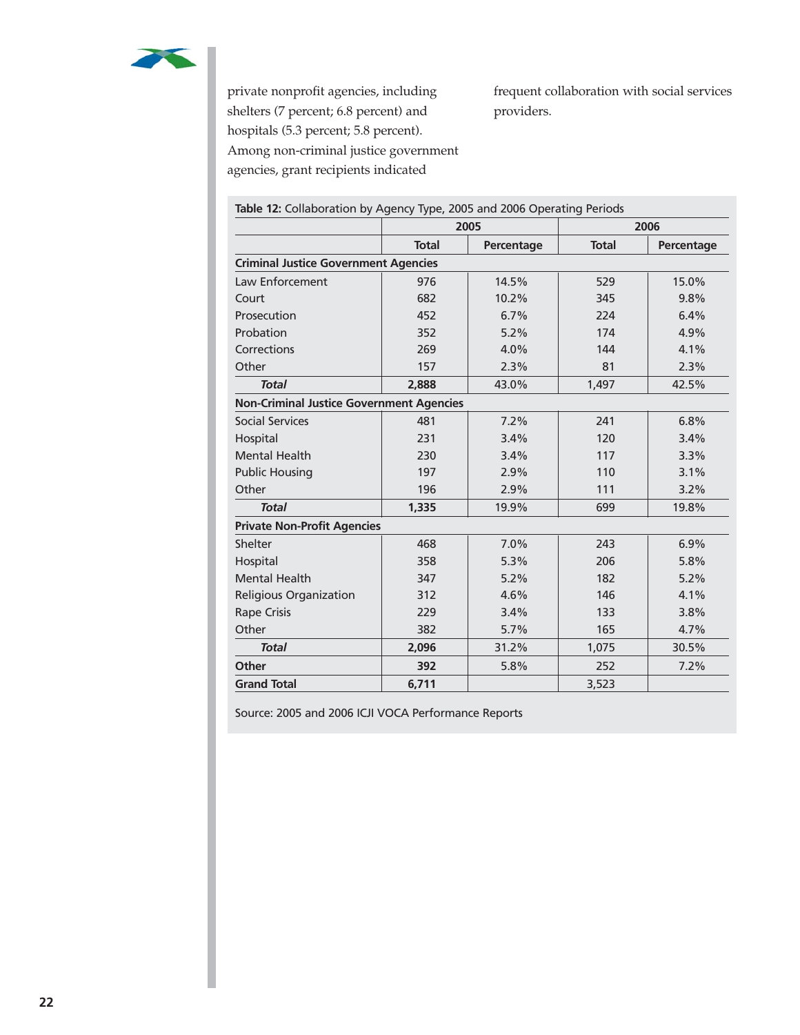private nonprofit agencies, including shelters (7 percent; 6.8 percent) and hospitals (5.3 percent; 5.8 percent). Among non-criminal justice government agencies, grant recipients indicated frequent collaboration with social services providers.

**Table 12:** Collaboration by Agency Type, 2005 and 2006 Operating Periods

| | 2005 | | 2006 | |
|---|---|---|---|---|
| | **Total** | **Percentage** | **Total** | **Percentage** |
| **Criminal Justice Government Agencies** | | | | |
| Law Enforcement | 976 | 14.5% | 529 | 15.0% |
| Court | 682 | 10.2% | 345 | 9.8% |
| Prosecution | 452 | 6.7% | 224 | 6.4% |
| Probation | 352 | 5.2% | 174 | 4.9% |
| Corrections | 269 | 4.0% | 144 | 4.1% |
| Other | 157 | 2.3% | 81 | 2.3% |
| ***Total*** | **2,888** | 43.0% | 1,497 | 42.5% |
| **Non-Criminal Justice Government Agencies** | | | | |
| Social Services | 481 | 7.2% | 241 | 6.8% |
| Hospital | 231 | 3.4% | 120 | 3.4% |
| Mental Health | 230 | 3.4% | 117 | 3.3% |
| Public Housing | 197 | 2.9% | 110 | 3.1% |
| Other | 196 | 2.9% | 111 | 3.2% |
| ***Total*** | **1,335** | 19.9% | 699 | 19.8% |
| **Private Non-Profit Agencies** | | | | |
| Shelter | 468 | 7.0% | 243 | 6.9% |
| Hospital | 358 | 5.3% | 206 | 5.8% |
| Mental Health | 347 | 5.2% | 182 | 5.2% |
| Religious Organization | 312 | 4.6% | 146 | 4.1% |
| Rape Crisis | 229 | 3.4% | 133 | 3.8% |
| Other | 382 | 5.7% | 165 | 4.7% |
| ***Total*** | **2,096** | 31.2% | 1,075 | 30.5% |
| **Other** | **392** | 5.8% | 252 | 7.2% |
| **Grand Total** | **6,711** | | 3,523 | |

Source: 2005 and 2006 ICJI VOCA Performance Reports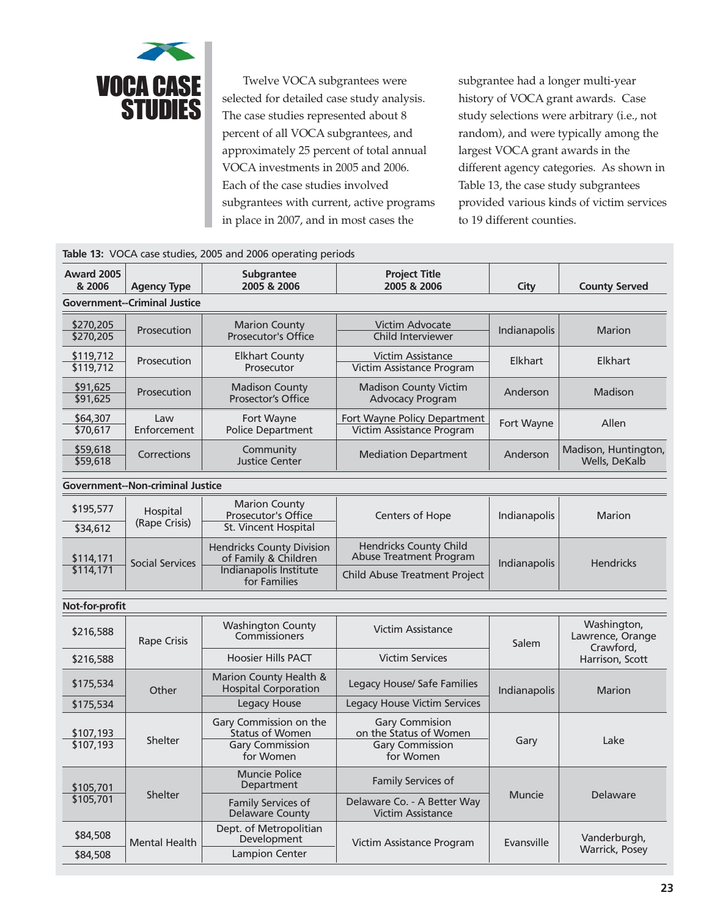# VOCA CASE STUDIES

Twelve VOCA subgrantees were selected for detailed case study analysis. The case studies represented about 8 percent of all VOCA subgrantees, and approximately 25 percent of total annual VOCA investments in 2005 and 2006. Each of the case studies involved subgrantees with current, active programs in place in 2007, and in most cases the subgrantee had a longer multi-year history of VOCA grant awards. Case study selections were arbitrary (i.e., not random), and were typically among the largest VOCA grant awards in the different agency categories. As shown in Table 13, the case study subgrantees provided various kinds of victim services to 19 different counties.

**Table 13:** VOCA case studies, 2005 and 2006 operating periods

| Award 2005 & 2006 | Agency Type | Subgrantee 2005 & 2006 | Project Title 2005 & 2006 | City | County Served |
|---|---|---|---|---|---|
| **Government--Criminal Justice** | | | | | |
| $270,205 / $270,205 | Prosecution | Marion County Prosecutor's Office | Victim Advocate / Child Interviewer | Indianapolis | Marion |
| $119,712 / $119,712 | Prosecution | Elkhart County Prosecutor | Victim Assistance / Victim Assistance Program | Elkhart | Elkhart |
| $91,625 / $91,625 | Prosecution | Madison County Prosector's Office | Madison County Victim Advocacy Program | Anderson | Madison |
| $64,307 / $70,617 | Law Enforcement | Fort Wayne Police Department | Fort Wayne Policy Department / Victim Assistance Program | Fort Wayne | Allen |
| $59,618 / $59,618 | Corrections | Community Justice Center | Mediation Department | Anderson | Madison, Huntington, Wells, DeKalb |
| **Government--Non-criminal Justice** | | | | | |
| $195,577 / $34,612 | Hospital (Rape Crisis) | Marion County Prosecutor's Office / St. Vincent Hospital | Centers of Hope | Indianapolis | Marion |
| $114,171 / $114,171 | Social Services | Hendricks County Division of Family & Children / Indianapolis Institute for Families | Hendricks County Child Abuse Treatment Program / Child Abuse Treatment Project | Indianapolis | Hendricks |
| **Not-for-profit** | | | | | |
| $216,588 / $216,588 | Rape Crisis | Washington County Commissioners / Hoosier Hills PACT | Victim Assistance / Victim Services | Salem | Washington, Lawrence, Orange Crawford, Harrison, Scott |
| $175,534 / $175,534 | Other | Marion County Health & Hospital Corporation / Legacy House | Legacy House/ Safe Families / Legacy House Victim Services | Indianapolis | Marion |
| $107,193 / $107,193 | Shelter | Gary Commission on the Status of Women / Gary Commission for Women | Gary Commision on the Status of Women / Gary Commission for Women | Gary | Lake |
| $105,701 / $105,701 | Shelter | Muncie Police Department / Family Services of Delaware County | Family Services of / Delaware Co. - A Better Way Victim Assistance | Muncie | Delaware |
| $84,508 / $84,508 | Mental Health | Dept. of Metropolitian Development / Lampion Center | Victim Assistance Program | Evansville | Vanderburgh, Warrick, Posey |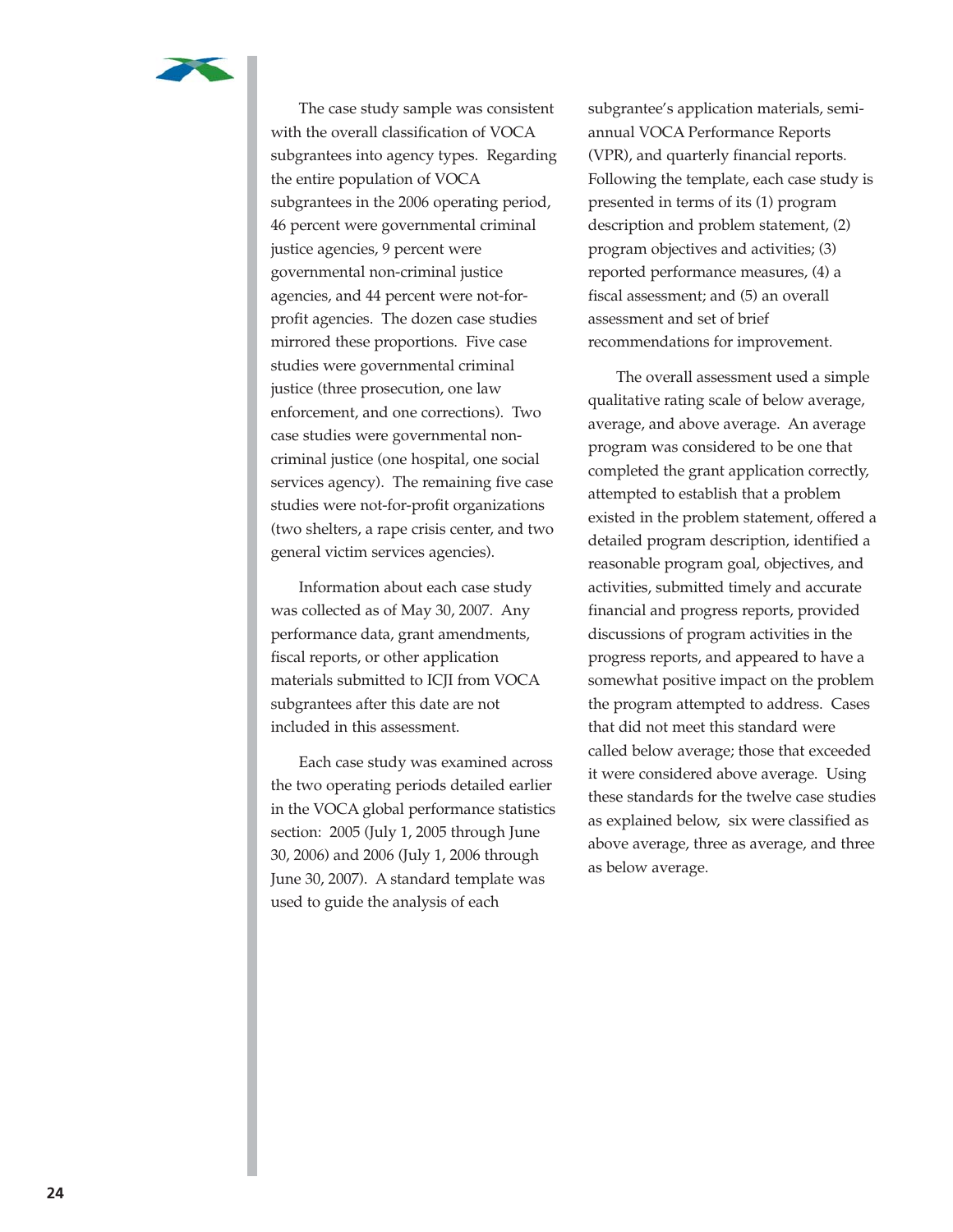The case study sample was consistent with the overall classification of VOCA subgrantees into agency types. Regarding the entire population of VOCA subgrantees in the 2006 operating period, 46 percent were governmental criminal justice agencies, 9 percent were governmental non-criminal justice agencies, and 44 percent were not-for-profit agencies. The dozen case studies mirrored these proportions. Five case studies were governmental criminal justice (three prosecution, one law enforcement, and one corrections). Two case studies were governmental non-criminal justice (one hospital, one social services agency). The remaining five case studies were not-for-profit organizations (two shelters, a rape crisis center, and two general victim services agencies).

Information about each case study was collected as of May 30, 2007. Any performance data, grant amendments, fiscal reports, or other application materials submitted to ICJI from VOCA subgrantees after this date are not included in this assessment.

Each case study was examined across the two operating periods detailed earlier in the VOCA global performance statistics section: 2005 (July 1, 2005 through June 30, 2006) and 2006 (July 1, 2006 through June 30, 2007). A standard template was used to guide the analysis of each subgrantee's application materials, semi-annual VOCA Performance Reports (VPR), and quarterly financial reports. Following the template, each case study is presented in terms of its (1) program description and problem statement, (2) program objectives and activities; (3) reported performance measures, (4) a fiscal assessment; and (5) an overall assessment and set of brief recommendations for improvement.

The overall assessment used a simple qualitative rating scale of below average, average, and above average. An average program was considered to be one that completed the grant application correctly, attempted to establish that a problem existed in the problem statement, offered a detailed program description, identified a reasonable program goal, objectives, and activities, submitted timely and accurate financial and progress reports, provided discussions of program activities in the progress reports, and appeared to have a somewhat positive impact on the problem the program attempted to address. Cases that did not meet this standard were called below average; those that exceeded it were considered above average. Using these standards for the twelve case studies as explained below, six were classified as above average, three as average, and three as below average.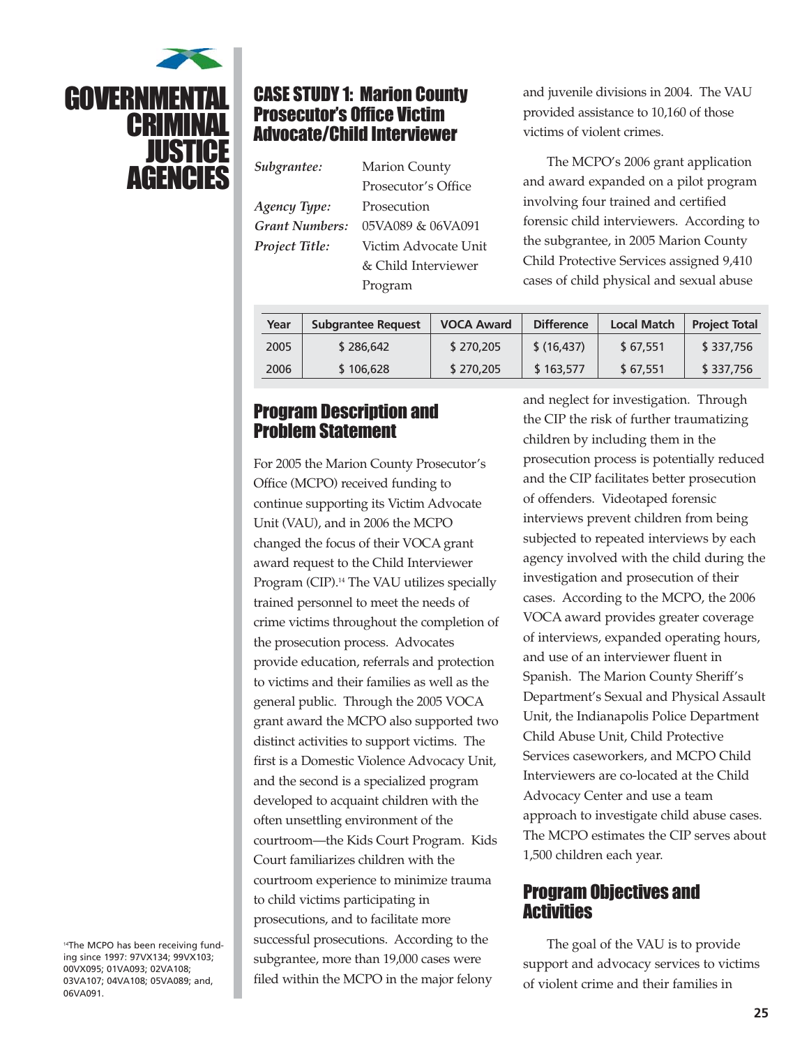# GOVERNMENTAL CRIMINAL JUSTICE AGENCIES

## CASE STUDY 1: Marion County Prosecutor's Office Victim Advocate/Child Interviewer

*Subgrantee:* Marion County Prosecutor's Office
*Agency Type:* Prosecution
*Grant Numbers:* 05VA089 & 06VA091
*Project Title:* Victim Advocate Unit & Child Interviewer Program

| Year | Subgrantee Request | VOCA Award | Difference | Local Match | Project Total |
|---|---|---|---|---|---|
| 2005 | $ 286,642 | $ 270,205 | $ (16,437) | $ 67,551 | $ 337,756 |
| 2006 | $ 106,628 | $ 270,205 | $ 163,577 | $ 67,551 | $ 337,756 |

### Program Description and Problem Statement

For 2005 the Marion County Prosecutor's Office (MCPO) received funding to continue supporting its Victim Advocate Unit (VAU), and in 2006 the MCPO changed the focus of their VOCA grant award request to the Child Interviewer Program (CIP).[14] The VAU utilizes specially trained personnel to meet the needs of crime victims throughout the completion of the prosecution process. Advocates provide education, referrals and protection to victims and their families as well as the general public. Through the 2005 VOCA grant award the MCPO also supported two distinct activities to support victims. The first is a Domestic Violence Advocacy Unit, and the second is a specialized program developed to acquaint children with the often unsettling environment of the courtroom—the Kids Court Program. Kids Court familiarizes children with the courtroom experience to minimize trauma to child victims participating in prosecutions, and to facilitate more successful prosecutions. According to the subgrantee, more than 19,000 cases were filed within the MCPO in the major felony and juvenile divisions in 2004. The VAU provided assistance to 10,160 of those victims of violent crimes.

The MCPO's 2006 grant application and award expanded on a pilot program involving four trained and certified forensic child interviewers. According to the subgrantee, in 2005 Marion County Child Protective Services assigned 9,410 cases of child physical and sexual abuse and neglect for investigation. Through the CIP the risk of further traumatizing children by including them in the prosecution process is potentially reduced and the CIP facilitates better prosecution of offenders. Videotaped forensic interviews prevent children from being subjected to repeated interviews by each agency involved with the child during the investigation and prosecution of their cases. According to the MCPO, the 2006 VOCA award provides greater coverage of interviews, expanded operating hours, and use of an interviewer fluent in Spanish. The Marion County Sheriff's Department's Sexual and Physical Assault Unit, the Indianapolis Police Department Child Abuse Unit, Child Protective Services caseworkers, and MCPO Child Interviewers are co-located at the Child Advocacy Center and use a team approach to investigate child abuse cases. The MCPO estimates the CIP serves about 1,500 children each year.

### Program Objectives and Activities

The goal of the VAU is to provide support and advocacy services to victims of violent crime and their families in

[14] The MCPO has been receiving funding since 1997: 97VX134; 99VX103; 00VX095; 01VA093; 02VA108; 03VA107; 04VA108; 05VA089; and, 06VA091.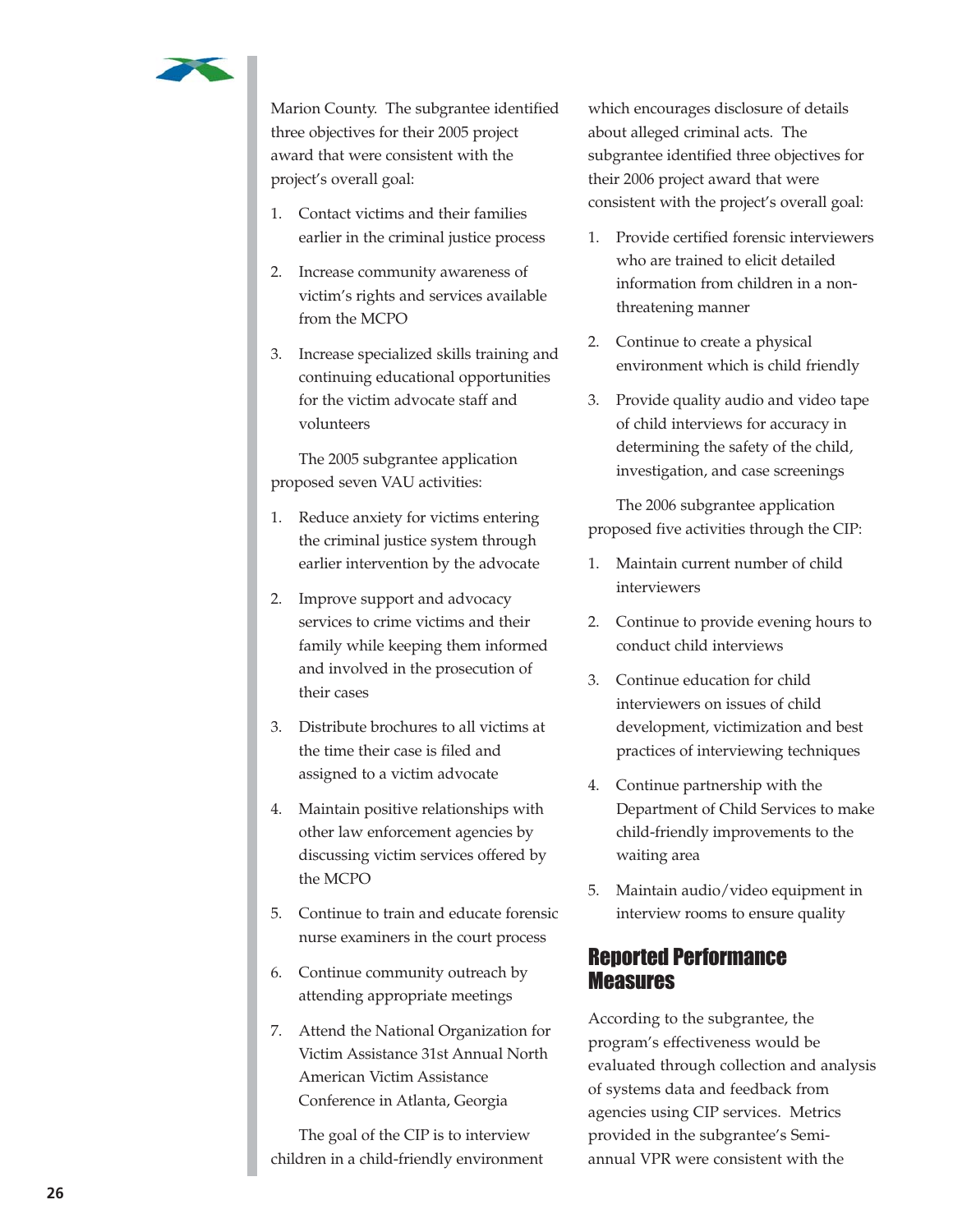Marion County. The subgrantee identified three objectives for their 2005 project award that were consistent with the project's overall goal:

1. Contact victims and their families earlier in the criminal justice process
2. Increase community awareness of victim's rights and services available from the MCPO
3. Increase specialized skills training and continuing educational opportunities for the victim advocate staff and volunteers

The 2005 subgrantee application proposed seven VAU activities:

1. Reduce anxiety for victims entering the criminal justice system through earlier intervention by the advocate
2. Improve support and advocacy services to crime victims and their family while keeping them informed and involved in the prosecution of their cases
3. Distribute brochures to all victims at the time their case is filed and assigned to a victim advocate
4. Maintain positive relationships with other law enforcement agencies by discussing victim services offered by the MCPO
5. Continue to train and educate forensic nurse examiners in the court process
6. Continue community outreach by attending appropriate meetings
7. Attend the National Organization for Victim Assistance 31st Annual North American Victim Assistance Conference in Atlanta, Georgia

The goal of the CIP is to interview children in a child-friendly environment which encourages disclosure of details about alleged criminal acts. The subgrantee identified three objectives for their 2006 project award that were consistent with the project's overall goal:

1. Provide certified forensic interviewers who are trained to elicit detailed information from children in a non-threatening manner
2. Continue to create a physical environment which is child friendly
3. Provide quality audio and video tape of child interviews for accuracy in determining the safety of the child, investigation, and case screenings

The 2006 subgrantee application proposed five activities through the CIP:

1. Maintain current number of child interviewers
2. Continue to provide evening hours to conduct child interviews
3. Continue education for child interviewers on issues of child development, victimization and best practices of interviewing techniques
4. Continue partnership with the Department of Child Services to make child-friendly improvements to the waiting area
5. Maintain audio/video equipment in interview rooms to ensure quality

## Reported Performance Measures

According to the subgrantee, the program's effectiveness would be evaluated through collection and analysis of systems data and feedback from agencies using CIP services. Metrics provided in the subgrantee's Semi-annual VPR were consistent with the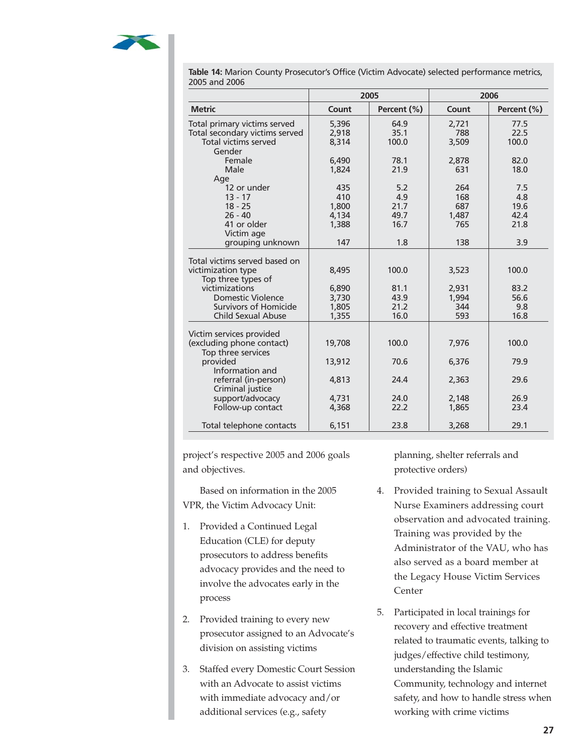**Table 14:** Marion County Prosecutor's Office (Victim Advocate) selected performance metrics, 2005 and 2006

| | 2005 | | 2006 | |
|---|---|---|---|---|
| **Metric** | **Count** | **Percent (%)** | **Count** | **Percent (%)** |
| Total primary victims served | 5,396 | 64.9 | 2,721 | 77.5 |
| Total secondary victims served | 2,918 | 35.1 | 788 | 22.5 |
| Total victims served | 8,314 | 100.0 | 3,509 | 100.0 |
| Gender | | | | |
| Female | 6,490 | 78.1 | 2,878 | 82.0 |
| Male | 1,824 | 21.9 | 631 | 18.0 |
| Age | | | | |
| 12 or under | 435 | 5.2 | 264 | 7.5 |
| 13 - 17 | 410 | 4.9 | 168 | 4.8 |
| 18 - 25 | 1,800 | 21.7 | 687 | 19.6 |
| 26 - 40 | 4,134 | 49.7 | 1,487 | 42.4 |
| 41 or older | 1,388 | 16.7 | 765 | 21.8 |
| Victim age grouping unknown | 147 | 1.8 | 138 | 3.9 |
| Total victims served based on victimization type | 8,495 | 100.0 | 3,523 | 100.0 |
| Top three types of victimizations | 6,890 | 81.1 | 2,931 | 83.2 |
| Domestic Violence | 3,730 | 43.9 | 1,994 | 56.6 |
| Survivors of Homicide | 1,805 | 21.2 | 344 | 9.8 |
| Child Sexual Abuse | 1,355 | 16.0 | 593 | 16.8 |
| Victim services provided (excluding phone contact) | 19,708 | 100.0 | 7,976 | 100.0 |
| Top three services provided | 13,912 | 70.6 | 6,376 | 79.9 |
| Information and referral (in-person) | 4,813 | 24.4 | 2,363 | 29.6 |
| Criminal justice support/advocacy | 4,731 | 24.0 | 2,148 | 26.9 |
| Follow-up contact | 4,368 | 22.2 | 1,865 | 23.4 |
| Total telephone contacts | 6,151 | 23.8 | 3,268 | 29.1 |

project's respective 2005 and 2006 goals and objectives.

Based on information in the 2005 VPR, the Victim Advocacy Unit:

1. Provided a Continued Legal Education (CLE) for deputy prosecutors to address benefits advocacy provides and the need to involve the advocates early in the process
2. Provided training to every new prosecutor assigned to an Advocate's division on assisting victims
3. Staffed every Domestic Court Session with an Advocate to assist victims with immediate advocacy and/or additional services (e.g., safety planning, shelter referrals and protective orders)
4. Provided training to Sexual Assault Nurse Examiners addressing court observation and advocated training. Training was provided by the Administrator of the VAU, who has also served as a board member at the Legacy House Victim Services Center
5. Participated in local trainings for recovery and effective treatment related to traumatic events, talking to judges/effective child testimony, understanding the Islamic Community, technology and internet safety, and how to handle stress when working with crime victims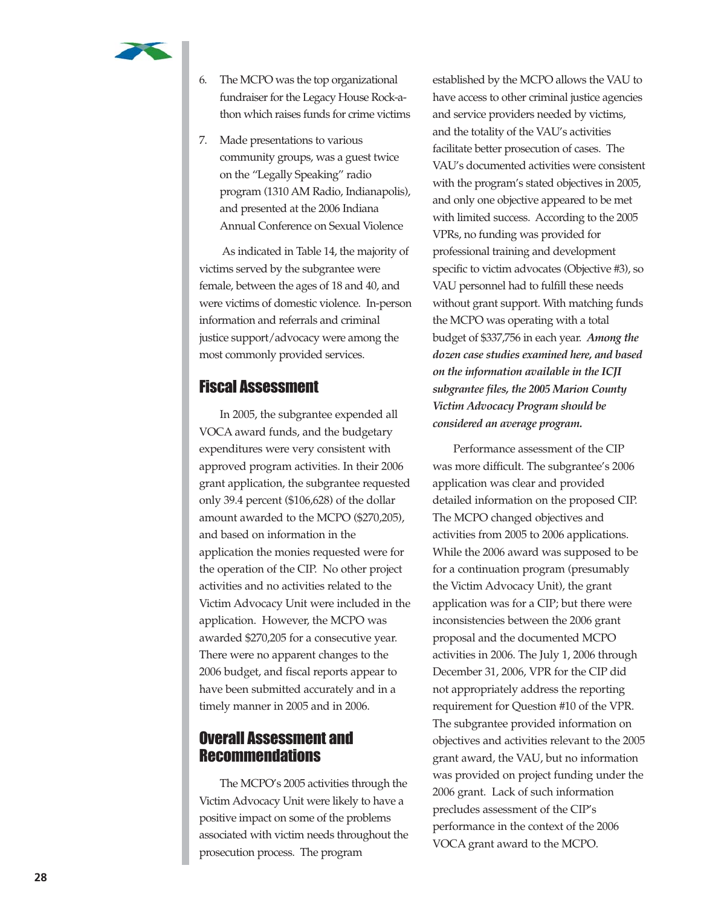6. The MCPO was the top organizational fundraiser for the Legacy House Rock-a-thon which raises funds for crime victims

7. Made presentations to various community groups, was a guest twice on the "Legally Speaking" radio program (1310 AM Radio, Indianapolis), and presented at the 2006 Indiana Annual Conference on Sexual Violence

As indicated in Table 14, the majority of victims served by the subgrantee were female, between the ages of 18 and 40, and were victims of domestic violence. In-person information and referrals and criminal justice support/advocacy were among the most commonly provided services.

## Fiscal Assessment

In 2005, the subgrantee expended all VOCA award funds, and the budgetary expenditures were very consistent with approved program activities. In their 2006 grant application, the subgrantee requested only 39.4 percent ($106,628) of the dollar amount awarded to the MCPO ($270,205), and based on information in the application the monies requested were for the operation of the CIP. No other project activities and no activities related to the Victim Advocacy Unit were included in the application. However, the MCPO was awarded $270,205 for a consecutive year. There were no apparent changes to the 2006 budget, and fiscal reports appear to have been submitted accurately and in a timely manner in 2005 and in 2006.

## Overall Assessment and Recommendations

The MCPO's 2005 activities through the Victim Advocacy Unit were likely to have a positive impact on some of the problems associated with victim needs throughout the prosecution process. The program established by the MCPO allows the VAU to have access to other criminal justice agencies and service providers needed by victims, and the totality of the VAU's activities facilitate better prosecution of cases. The VAU's documented activities were consistent with the program's stated objectives in 2005, and only one objective appeared to be met with limited success. According to the 2005 VPRs, no funding was provided for professional training and development specific to victim advocates (Objective #3), so VAU personnel had to fulfill these needs without grant support. With matching funds the MCPO was operating with a total budget of $337,756 in each year. ***Among the dozen case studies examined here, and based on the information available in the ICJI subgrantee files, the 2005 Marion County Victim Advocacy Program should be considered an average program.***

Performance assessment of the CIP was more difficult. The subgrantee's 2006 application was clear and provided detailed information on the proposed CIP. The MCPO changed objectives and activities from 2005 to 2006 applications. While the 2006 award was supposed to be for a continuation program (presumably the Victim Advocacy Unit), the grant application was for a CIP; but there were inconsistencies between the 2006 grant proposal and the documented MCPO activities in 2006. The July 1, 2006 through December 31, 2006, VPR for the CIP did not appropriately address the reporting requirement for Question #10 of the VPR. The subgrantee provided information on objectives and activities relevant to the 2005 grant award, the VAU, but no information was provided on project funding under the 2006 grant. Lack of such information precludes assessment of the CIP's performance in the context of the 2006 VOCA grant award to the MCPO.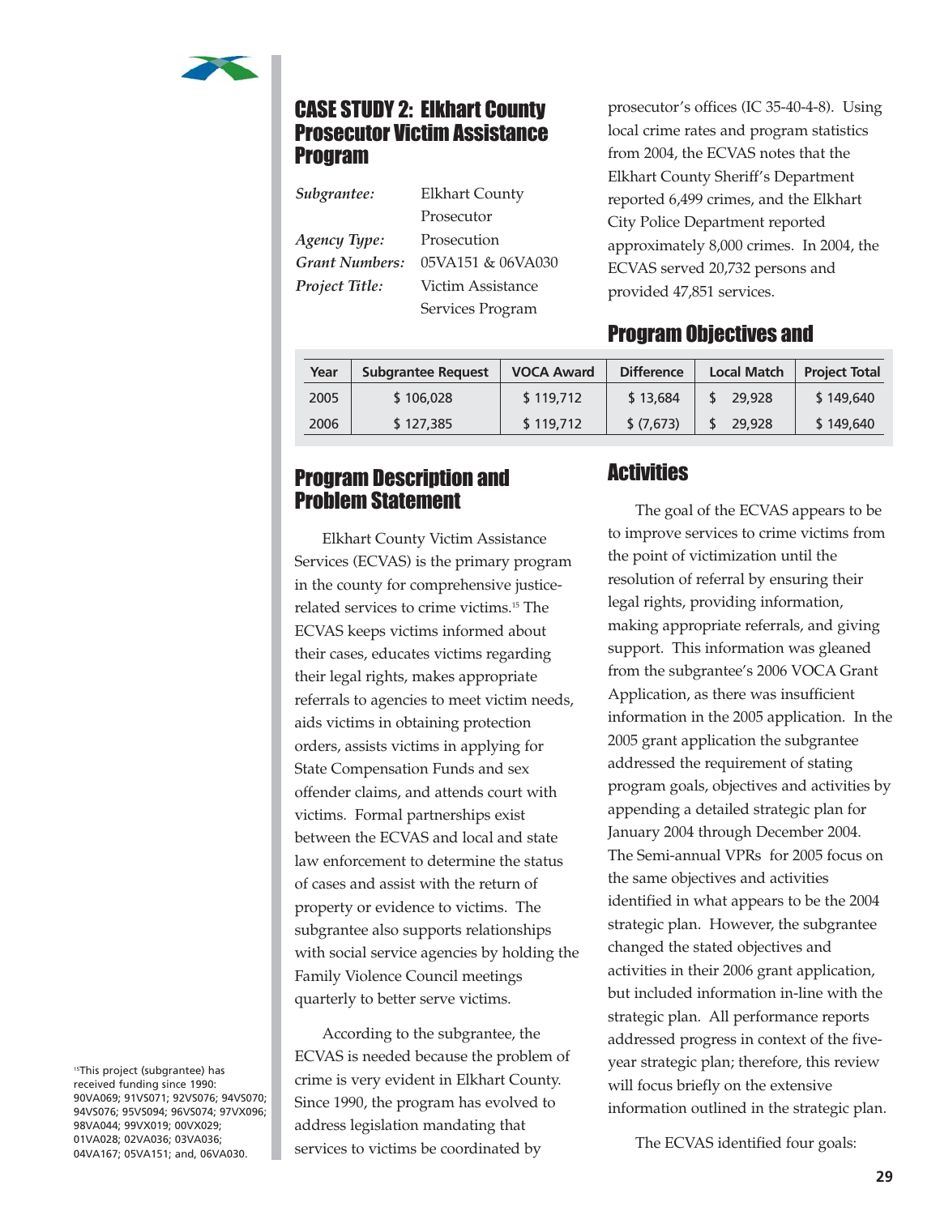## CASE STUDY 2: Elkhart County Prosecutor Victim Assistance Program

*Subgrantee:* Elkhart County Prosecutor
*Agency Type:* Prosecution
*Grant Numbers:* 05VA151 & 06VA030
*Project Title:* Victim Assistance Services Program

| Year | Subgrantee Request | VOCA Award | Difference | Local Match | Project Total |
|---|---|---|---|---|---|
| 2005 | $ 106,028 | $ 119,712 | $ 13,684 | $ 29,928 | $ 149,640 |
| 2006 | $ 127,385 | $ 119,712 | $ (7,673) | $ 29,928 | $ 149,640 |

### Program Description and Problem Statement

Elkhart County Victim Assistance Services (ECVAS) is the primary program in the county for comprehensive justice-related services to crime victims.[15] The ECVAS keeps victims informed about their cases, educates victims regarding their legal rights, makes appropriate referrals to agencies to meet victim needs, aids victims in obtaining protection orders, assists victims in applying for State Compensation Funds and sex offender claims, and attends court with victims. Formal partnerships exist between the ECVAS and local and state law enforcement to determine the status of cases and assist with the return of property or evidence to victims. The subgrantee also supports relationships with social service agencies by holding the Family Violence Council meetings quarterly to better serve victims.

According to the subgrantee, the ECVAS is needed because the problem of crime is very evident in Elkhart County. Since 1990, the program has evolved to address legislation mandating that services to victims be coordinated by prosecutor's offices (IC 35-40-4-8). Using local crime rates and program statistics from 2004, the ECVAS notes that the Elkhart County Sheriff's Department reported 6,499 crimes, and the Elkhart City Police Department reported approximately 8,000 crimes. In 2004, the ECVAS served 20,732 persons and provided 47,851 services.

### Program Objectives and Activities

The goal of the ECVAS appears to be to improve services to crime victims from the point of victimization until the resolution of referral by ensuring their legal rights, providing information, making appropriate referrals, and giving support. This information was gleaned from the subgrantee's 2006 VOCA Grant Application, as there was insufficient information in the 2005 application. In the 2005 grant application the subgrantee addressed the requirement of stating program goals, objectives and activities by appending a detailed strategic plan for January 2004 through December 2004. The Semi-annual VPRs for 2005 focus on the same objectives and activities identified in what appears to be the 2004 strategic plan. However, the subgrantee changed the stated objectives and activities in their 2006 grant application, but included information in-line with the strategic plan. All performance reports addressed progress in context of the five-year strategic plan; therefore, this review will focus briefly on the extensive information outlined in the strategic plan.

The ECVAS identified four goals:

[15] This project (subgrantee) has received funding since 1990: 90VA069; 91VS071; 92VS076; 94VS070; 94VS076; 95VS094; 96VS074; 97VX096; 98VA044; 99VX019; 00VX029; 01VA028; 02VA036; 03VA036; 04VA167; 05VA151; and, 06VA030.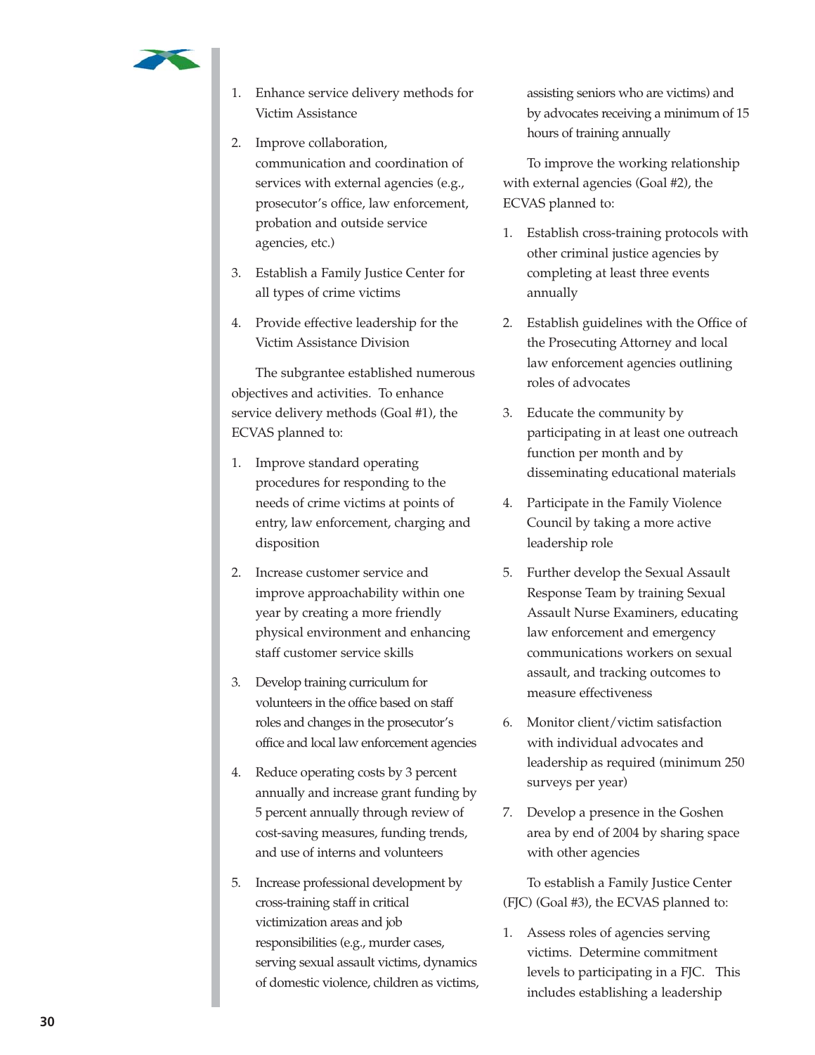1. Enhance service delivery methods for Victim Assistance
2. Improve collaboration, communication and coordination of services with external agencies (e.g., prosecutor's office, law enforcement, probation and outside service agencies, etc.)
3. Establish a Family Justice Center for all types of crime victims
4. Provide effective leadership for the Victim Assistance Division

The subgrantee established numerous objectives and activities. To enhance service delivery methods (Goal #1), the ECVAS planned to:

1. Improve standard operating procedures for responding to the needs of crime victims at points of entry, law enforcement, charging and disposition
2. Increase customer service and improve approachability within one year by creating a more friendly physical environment and enhancing staff customer service skills
3. Develop training curriculum for volunteers in the office based on staff roles and changes in the prosecutor's office and local law enforcement agencies
4. Reduce operating costs by 3 percent annually and increase grant funding by 5 percent annually through review of cost-saving measures, funding trends, and use of interns and volunteers
5. Increase professional development by cross-training staff in critical victimization areas and job responsibilities (e.g., murder cases, serving sexual assault victims, dynamics of domestic violence, children as victims, assisting seniors who are victims) and by advocates receiving a minimum of 15 hours of training annually

To improve the working relationship with external agencies (Goal #2), the ECVAS planned to:

1. Establish cross-training protocols with other criminal justice agencies by completing at least three events annually
2. Establish guidelines with the Office of the Prosecuting Attorney and local law enforcement agencies outlining roles of advocates
3. Educate the community by participating in at least one outreach function per month and by disseminating educational materials
4. Participate in the Family Violence Council by taking a more active leadership role
5. Further develop the Sexual Assault Response Team by training Sexual Assault Nurse Examiners, educating law enforcement and emergency communications workers on sexual assault, and tracking outcomes to measure effectiveness
6. Monitor client/victim satisfaction with individual advocates and leadership as required (minimum 250 surveys per year)
7. Develop a presence in the Goshen area by end of 2004 by sharing space with other agencies

To establish a Family Justice Center (FJC) (Goal #3), the ECVAS planned to:

1. Assess roles of agencies serving victims. Determine commitment levels to participating in a FJC. This includes establishing a leadership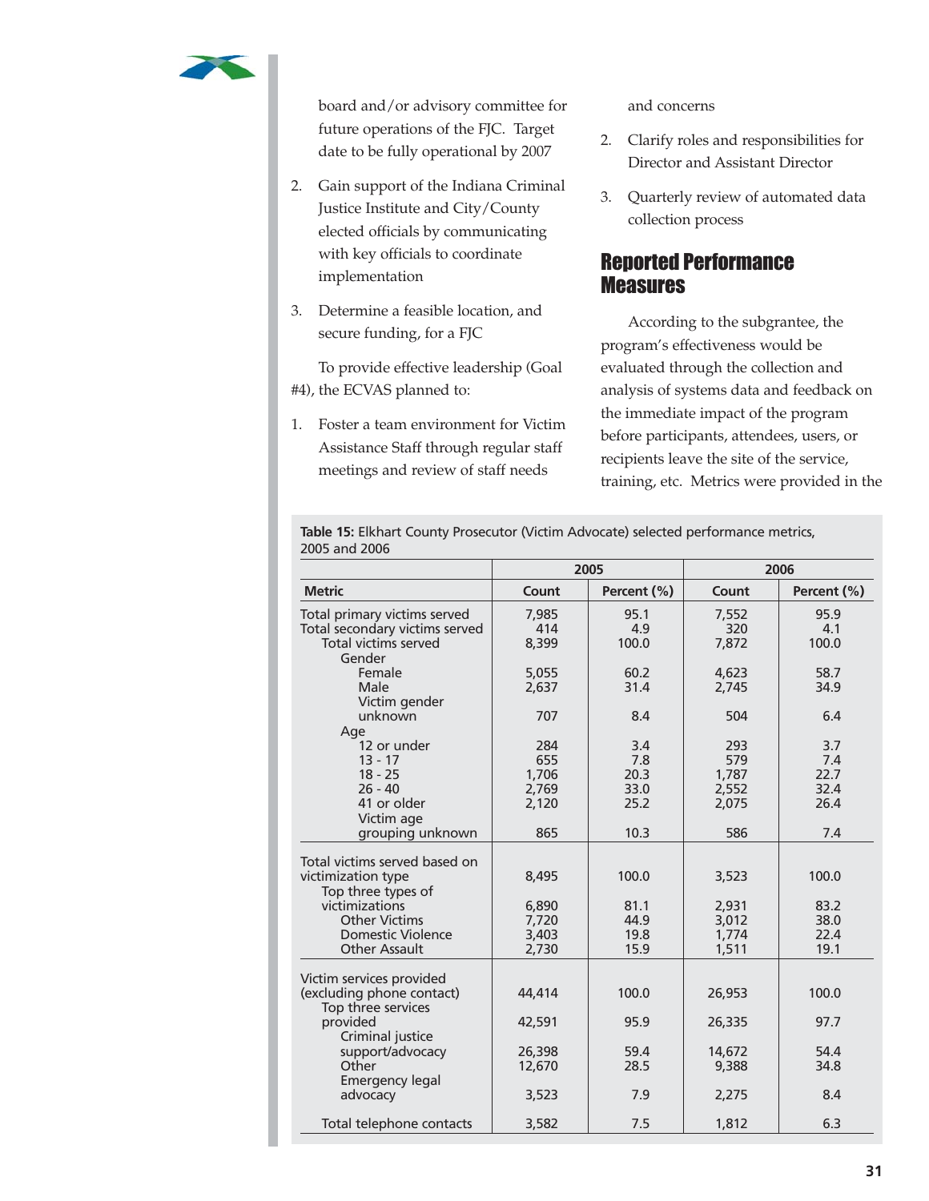board and/or advisory committee for future operations of the FJC. Target date to be fully operational by 2007

2. Gain support of the Indiana Criminal Justice Institute and City/County elected officials by communicating with key officials to coordinate implementation

3. Determine a feasible location, and secure funding, for a FJC

To provide effective leadership (Goal #4), the ECVAS planned to:

1. Foster a team environment for Victim Assistance Staff through regular staff meetings and review of staff needs and concerns

2. Clarify roles and responsibilities for Director and Assistant Director

3. Quarterly review of automated data collection process

## Reported Performance Measures

According to the subgrantee, the program's effectiveness would be evaluated through the collection and analysis of systems data and feedback on the immediate impact of the program before participants, attendees, users, or recipients leave the site of the service, training, etc. Metrics were provided in the

**Table 15:** Elkhart County Prosecutor (Victim Advocate) selected performance metrics, 2005 and 2006

| | 2005 | | 2006 | |
|---|---|---|---|---|
| **Metric** | **Count** | **Percent (%)** | **Count** | **Percent (%)** |
| Total primary victims served | 7,985 | 95.1 | 7,552 | 95.9 |
| Total secondary victims served | 414 | 4.9 | 320 | 4.1 |
| Total victims served | 8,399 | 100.0 | 7,872 | 100.0 |
| Gender | | | | |
| Female | 5,055 | 60.2 | 4,623 | 58.7 |
| Male | 2,637 | 31.4 | 2,745 | 34.9 |
| Victim gender unknown | 707 | 8.4 | 504 | 6.4 |
| Age | | | | |
| 12 or under | 284 | 3.4 | 293 | 3.7 |
| 13 - 17 | 655 | 7.8 | 579 | 7.4 |
| 18 - 25 | 1,706 | 20.3 | 1,787 | 22.7 |
| 26 - 40 | 2,769 | 33.0 | 2,552 | 32.4 |
| 41 or older | 2,120 | 25.2 | 2,075 | 26.4 |
| Victim age grouping unknown | 865 | 10.3 | 586 | 7.4 |
| Total victims served based on victimization type | 8,495 | 100.0 | 3,523 | 100.0 |
| Top three types of victimizations | 6,890 | 81.1 | 2,931 | 83.2 |
| Other Victims | 7,720 | 44.9 | 3,012 | 38.0 |
| Domestic Violence | 3,403 | 19.8 | 1,774 | 22.4 |
| Other Assault | 2,730 | 15.9 | 1,511 | 19.1 |
| Victim services provided (excluding phone contact) | 44,414 | 100.0 | 26,953 | 100.0 |
| Top three services provided | 42,591 | 95.9 | 26,335 | 97.7 |
| Criminal justice support/advocacy | 26,398 | 59.4 | 14,672 | 54.4 |
| Other | 12,670 | 28.5 | 9,388 | 34.8 |
| Emergency legal advocacy | 3,523 | 7.9 | 2,275 | 8.4 |
| Total telephone contacts | 3,582 | 7.5 | 1,812 | 6.3 |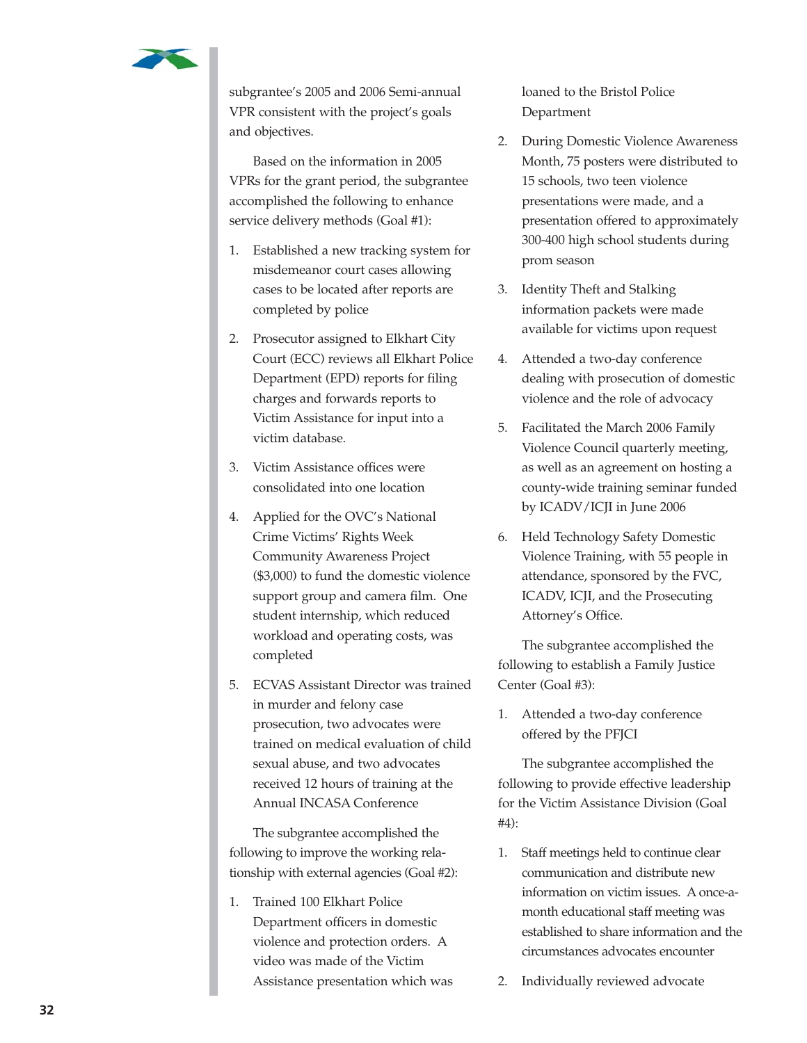subgrantee's 2005 and 2006 Semi-annual VPR consistent with the project's goals and objectives.

Based on the information in 2005 VPRs for the grant period, the subgrantee accomplished the following to enhance service delivery methods (Goal #1):

1. Established a new tracking system for misdemeanor court cases allowing cases to be located after reports are completed by police
2. Prosecutor assigned to Elkhart City Court (ECC) reviews all Elkhart Police Department (EPD) reports for filing charges and forwards reports to Victim Assistance for input into a victim database.
3. Victim Assistance offices were consolidated into one location
4. Applied for the OVC's National Crime Victims' Rights Week Community Awareness Project ($3,000) to fund the domestic violence support group and camera film. One student internship, which reduced workload and operating costs, was completed
5. ECVAS Assistant Director was trained in murder and felony case prosecution, two advocates were trained on medical evaluation of child sexual abuse, and two advocates received 12 hours of training at the Annual INCASA Conference

The subgrantee accomplished the following to improve the working relationship with external agencies (Goal #2):

1. Trained 100 Elkhart Police Department officers in domestic violence and protection orders. A video was made of the Victim Assistance presentation which was loaned to the Bristol Police Department
2. During Domestic Violence Awareness Month, 75 posters were distributed to 15 schools, two teen violence presentations were made, and a presentation offered to approximately 300-400 high school students during prom season
3. Identity Theft and Stalking information packets were made available for victims upon request
4. Attended a two-day conference dealing with prosecution of domestic violence and the role of advocacy
5. Facilitated the March 2006 Family Violence Council quarterly meeting, as well as an agreement on hosting a county-wide training seminar funded by ICADV/ICJI in June 2006
6. Held Technology Safety Domestic Violence Training, with 55 people in attendance, sponsored by the FVC, ICADV, ICJI, and the Prosecuting Attorney's Office.

The subgrantee accomplished the following to establish a Family Justice Center (Goal #3):

1. Attended a two-day conference offered by the PFJCI

The subgrantee accomplished the following to provide effective leadership for the Victim Assistance Division (Goal #4):

1. Staff meetings held to continue clear communication and distribute new information on victim issues. A once-a-month educational staff meeting was established to share information and the circumstances advocates encounter
2. Individually reviewed advocate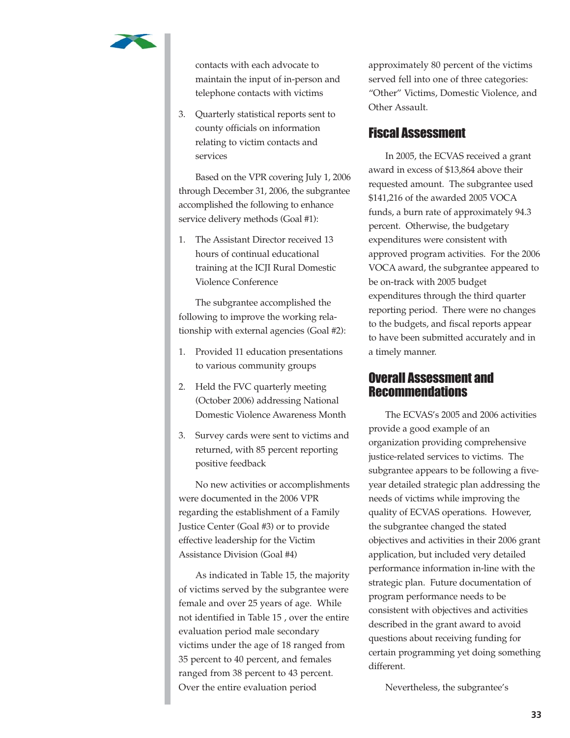contacts with each advocate to maintain the input of in-person and telephone contacts with victims

3. Quarterly statistical reports sent to county officials on information relating to victim contacts and services

Based on the VPR covering July 1, 2006 through December 31, 2006, the subgrantee accomplished the following to enhance service delivery methods (Goal #1):

1. The Assistant Director received 13 hours of continual educational training at the ICJI Rural Domestic Violence Conference

The subgrantee accomplished the following to improve the working relationship with external agencies (Goal #2):

1. Provided 11 education presentations to various community groups
2. Held the FVC quarterly meeting (October 2006) addressing National Domestic Violence Awareness Month
3. Survey cards were sent to victims and returned, with 85 percent reporting positive feedback

No new activities or accomplishments were documented in the 2006 VPR regarding the establishment of a Family Justice Center (Goal #3) or to provide effective leadership for the Victim Assistance Division (Goal #4)

As indicated in Table 15, the majority of victims served by the subgrantee were female and over 25 years of age. While not identified in Table 15 , over the entire evaluation period male secondary victims under the age of 18 ranged from 35 percent to 40 percent, and females ranged from 38 percent to 43 percent. Over the entire evaluation period approximately 80 percent of the victims served fell into one of three categories: "Other" Victims, Domestic Violence, and Other Assault.

## Fiscal Assessment

In 2005, the ECVAS received a grant award in excess of $13,864 above their requested amount. The subgrantee used $141,216 of the awarded 2005 VOCA funds, a burn rate of approximately 94.3 percent. Otherwise, the budgetary expenditures were consistent with approved program activities. For the 2006 VOCA award, the subgrantee appeared to be on-track with 2005 budget expenditures through the third quarter reporting period. There were no changes to the budgets, and fiscal reports appear to have been submitted accurately and in a timely manner.

## Overall Assessment and Recommendations

The ECVAS's 2005 and 2006 activities provide a good example of an organization providing comprehensive justice-related services to victims. The subgrantee appears to be following a five-year detailed strategic plan addressing the needs of victims while improving the quality of ECVAS operations. However, the subgrantee changed the stated objectives and activities in their 2006 grant application, but included very detailed performance information in-line with the strategic plan. Future documentation of program performance needs to be consistent with objectives and activities described in the grant award to avoid questions about receiving funding for certain programming yet doing something different.

Nevertheless, the subgrantee's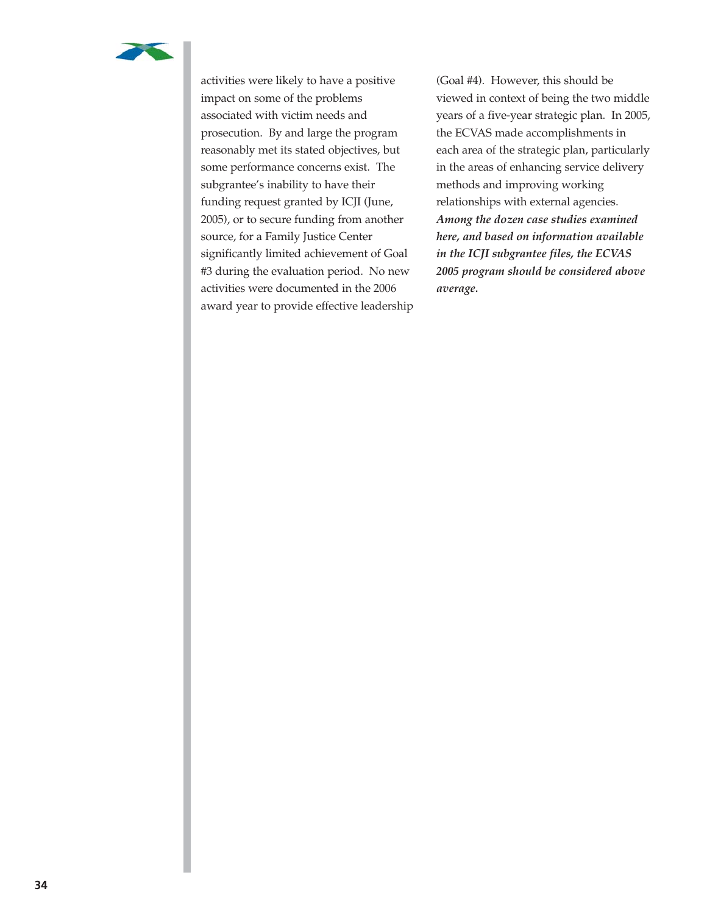activities were likely to have a positive impact on some of the problems associated with victim needs and prosecution. By and large the program reasonably met its stated objectives, but some performance concerns exist. The subgrantee's inability to have their funding request granted by ICJI (June, 2005), or to secure funding from another source, for a Family Justice Center significantly limited achievement of Goal #3 during the evaluation period. No new activities were documented in the 2006 award year to provide effective leadership (Goal #4). However, this should be viewed in context of being the two middle years of a five-year strategic plan. In 2005, the ECVAS made accomplishments in each area of the strategic plan, particularly in the areas of enhancing service delivery methods and improving working relationships with external agencies. ***Among the dozen case studies examined here, and based on information available in the ICJI subgrantee files, the ECVAS 2005 program should be considered above average.***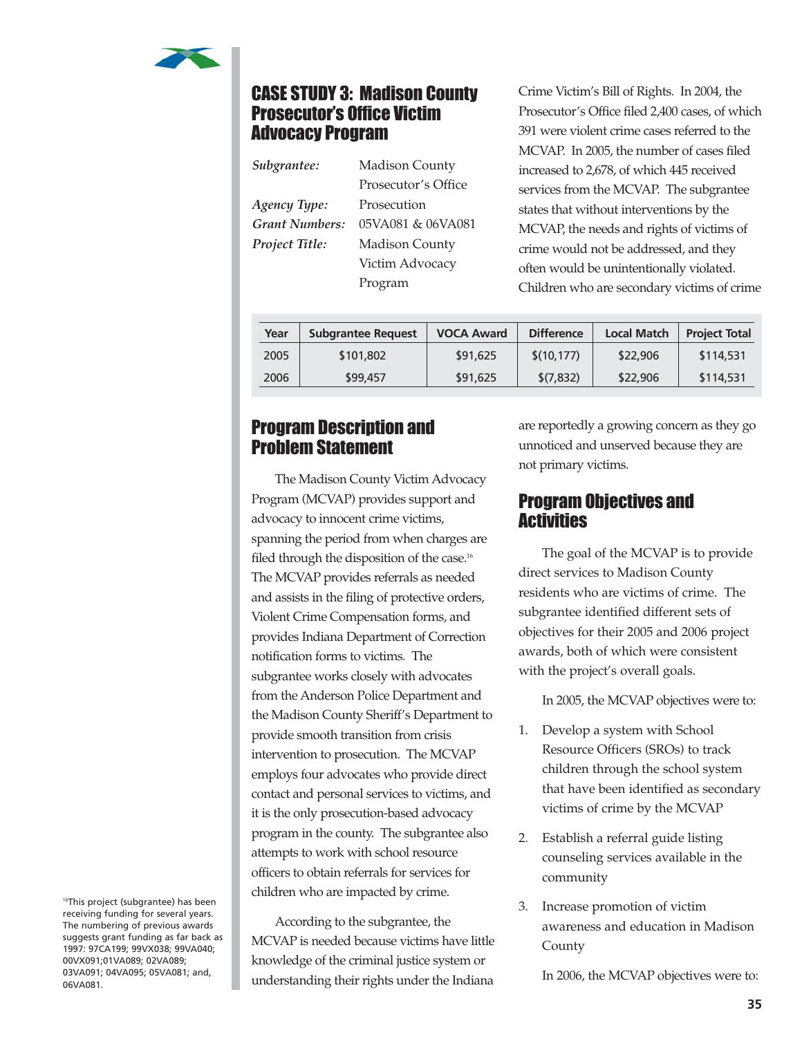## CASE STUDY 3: Madison County Prosecutor's Office Victim Advocacy Program

| | |
|---|---|
| *Subgrantee:* | Madison County Prosecutor's Office |
| *Agency Type:* | Prosecution |
| *Grant Numbers:* | 05VA081 & 06VA081 |
| *Project Title:* | Madison County Victim Advocacy Program |

| Year | Subgrantee Request | VOCA Award | Difference | Local Match | Project Total |
|---|---|---|---|---|---|
| 2005 | $101,802 | $91,625 | $(10,177) | $22,906 | $114,531 |
| 2006 | $99,457 | $91,625 | $(7,832) | $22,906 | $114,531 |

### Program Description and Problem Statement

The Madison County Victim Advocacy Program (MCVAP) provides support and advocacy to innocent crime victims, spanning the period from when charges are filed through the disposition of the case.[16] The MCVAP provides referrals as needed and assists in the filing of protective orders, Violent Crime Compensation forms, and provides Indiana Department of Correction notification forms to victims. The subgrantee works closely with advocates from the Anderson Police Department and the Madison County Sheriff's Department to provide smooth transition from crisis intervention to prosecution. The MCVAP employs four advocates who provide direct contact and personal services to victims, and it is the only prosecution-based advocacy program in the county. The subgrantee also attempts to work with school resource officers to obtain referrals for services for children who are impacted by crime.

According to the subgrantee, the MCVAP is needed because victims have little knowledge of the criminal justice system or understanding their rights under the Indiana Crime Victim's Bill of Rights. In 2004, the Prosecutor's Office filed 2,400 cases, of which 391 were violent crime cases referred to the MCVAP. In 2005, the number of cases filed increased to 2,678, of which 445 received services from the MCVAP. The subgrantee states that without interventions by the MCVAP, the needs and rights of victims of crime would not be addressed, and they often would be unintentionally violated. Children who are secondary victims of crime are reportedly a growing concern as they go unnoticed and unserved because they are not primary victims.

### Program Objectives and Activities

The goal of the MCVAP is to provide direct services to Madison County residents who are victims of crime. The subgrantee identified different sets of objectives for their 2005 and 2006 project awards, both of which were consistent with the project's overall goals.

In 2005, the MCVAP objectives were to:

1. Develop a system with School Resource Officers (SROs) to track children through the school system that have been identified as secondary victims of crime by the MCVAP
2. Establish a referral guide listing counseling services available in the community
3. Increase promotion of victim awareness and education in Madison County

In 2006, the MCVAP objectives were to:

[16] This project (subgrantee) has been receiving funding for several years. The numbering of previous awards suggests grant funding as far back as 1997: 97CA199; 99VX038; 99VA040; 00VX091;01VA089; 02VA089; 03VA091; 04VA095; 05VA081; and, 06VA081.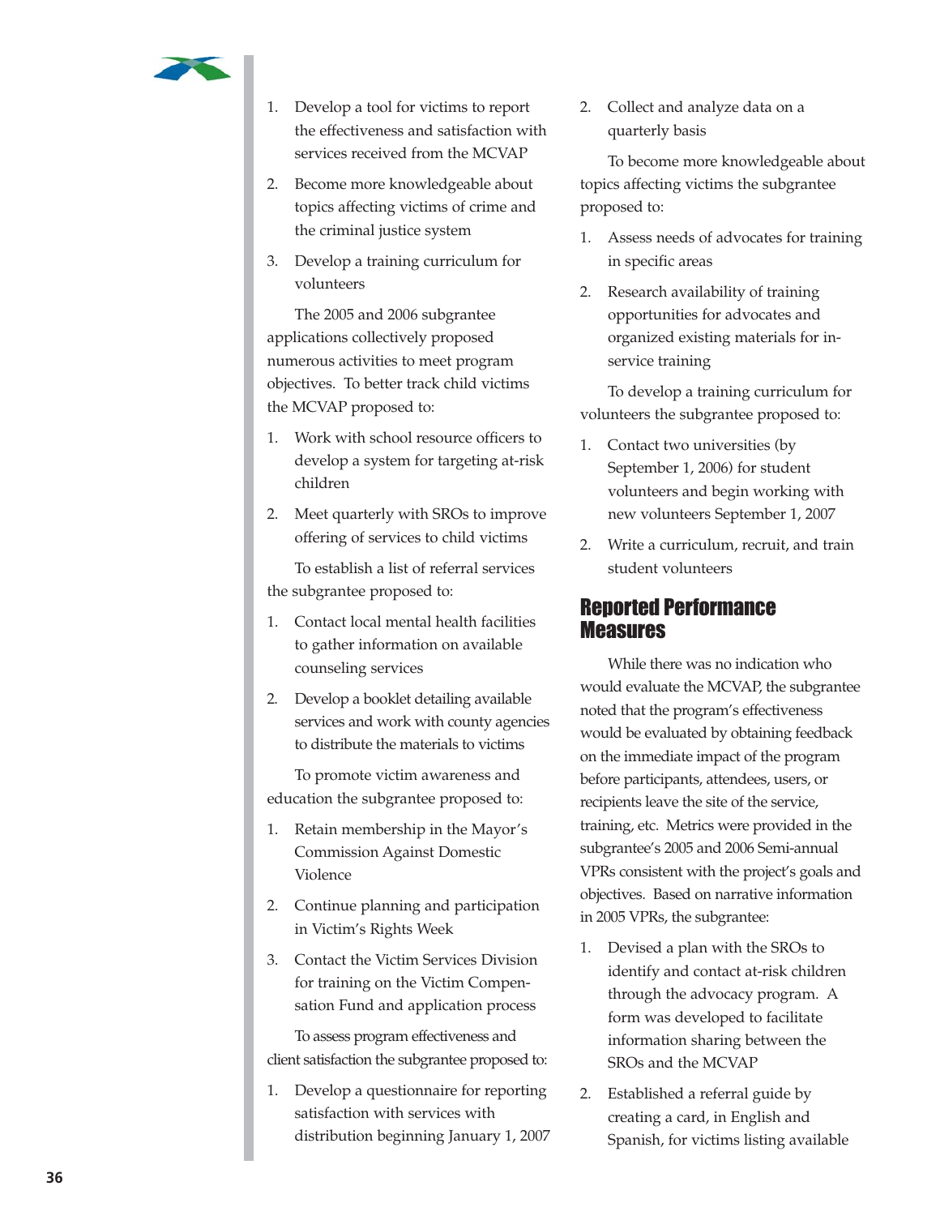1. Develop a tool for victims to report the effectiveness and satisfaction with services received from the MCVAP
2. Become more knowledgeable about topics affecting victims of crime and the criminal justice system
3. Develop a training curriculum for volunteers

The 2005 and 2006 subgrantee applications collectively proposed numerous activities to meet program objectives. To better track child victims the MCVAP proposed to:

1. Work with school resource officers to develop a system for targeting at-risk children
2. Meet quarterly with SROs to improve offering of services to child victims

To establish a list of referral services the subgrantee proposed to:

1. Contact local mental health facilities to gather information on available counseling services
2. Develop a booklet detailing available services and work with county agencies to distribute the materials to victims

To promote victim awareness and education the subgrantee proposed to:

1. Retain membership in the Mayor's Commission Against Domestic Violence
2. Continue planning and participation in Victim's Rights Week
3. Contact the Victim Services Division for training on the Victim Compensation Fund and application process

To assess program effectiveness and client satisfaction the subgrantee proposed to:

1. Develop a questionnaire for reporting satisfaction with services with distribution beginning January 1, 2007
2. Collect and analyze data on a quarterly basis

To become more knowledgeable about topics affecting victims the subgrantee proposed to:

1. Assess needs of advocates for training in specific areas
2. Research availability of training opportunities for advocates and organized existing materials for in-service training

To develop a training curriculum for volunteers the subgrantee proposed to:

1. Contact two universities (by September 1, 2006) for student volunteers and begin working with new volunteers September 1, 2007
2. Write a curriculum, recruit, and train student volunteers

## Reported Performance Measures

While there was no indication who would evaluate the MCVAP, the subgrantee noted that the program's effectiveness would be evaluated by obtaining feedback on the immediate impact of the program before participants, attendees, users, or recipients leave the site of the service, training, etc. Metrics were provided in the subgrantee's 2005 and 2006 Semi-annual VPRs consistent with the project's goals and objectives. Based on narrative information in 2005 VPRs, the subgrantee:

1. Devised a plan with the SROs to identify and contact at-risk children through the advocacy program. A form was developed to facilitate information sharing between the SROs and the MCVAP
2. Established a referral guide by creating a card, in English and Spanish, for victims listing available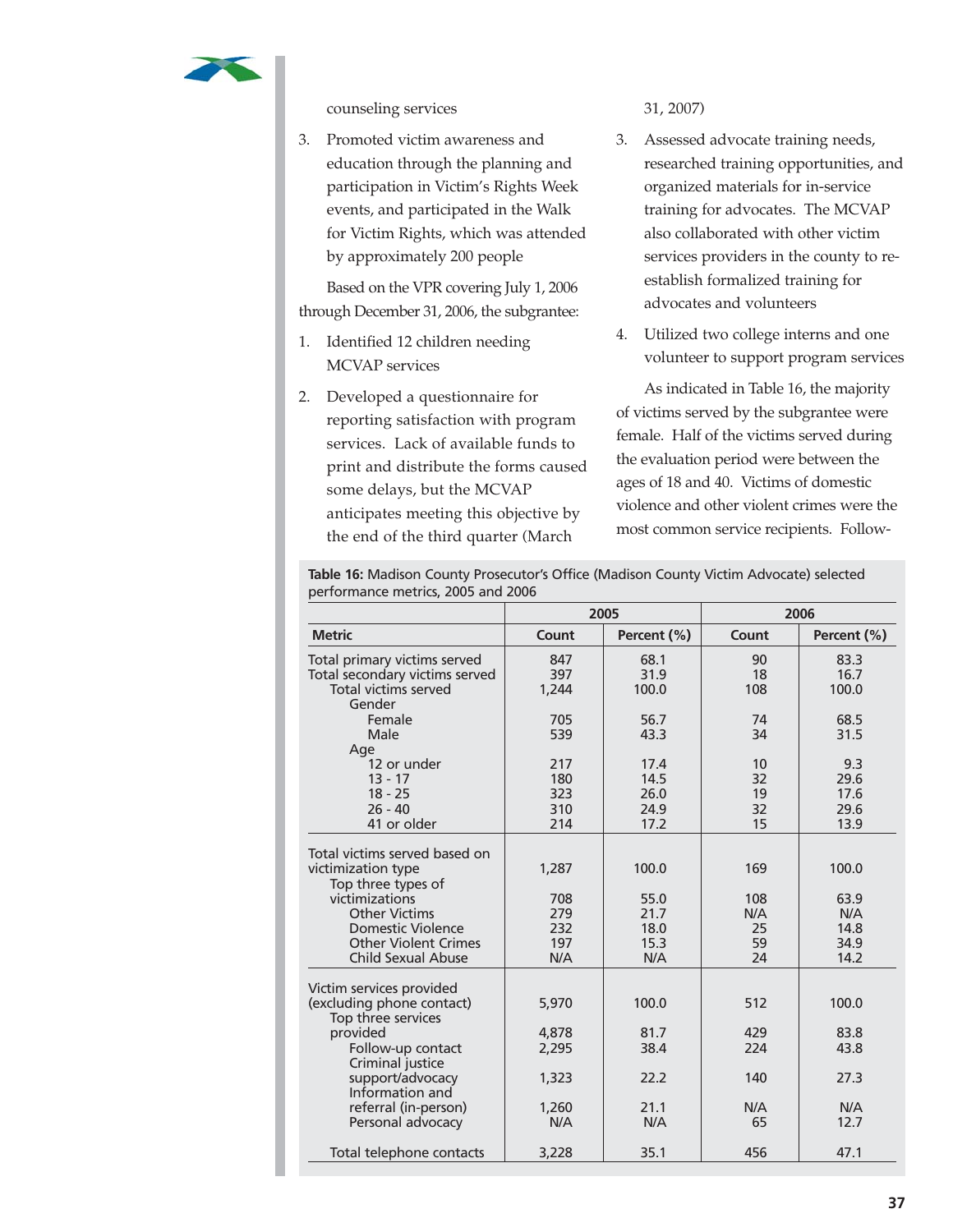counseling services

3. Promoted victim awareness and education through the planning and participation in Victim's Rights Week events, and participated in the Walk for Victim Rights, which was attended by approximately 200 people

Based on the VPR covering July 1, 2006 through December 31, 2006, the subgrantee:

1. Identified 12 children needing MCVAP services
2. Developed a questionnaire for reporting satisfaction with program services. Lack of available funds to print and distribute the forms caused some delays, but the MCVAP anticipates meeting this objective by the end of the third quarter (March 31, 2007)
3. Assessed advocate training needs, researched training opportunities, and organized materials for in-service training for advocates. The MCVAP also collaborated with other victim services providers in the county to re-establish formalized training for advocates and volunteers
4. Utilized two college interns and one volunteer to support program services

As indicated in Table 16, the majority of victims served by the subgrantee were female. Half of the victims served during the evaluation period were between the ages of 18 and 40. Victims of domestic violence and other violent crimes were the most common service recipients. Follow-

**Table 16:** Madison County Prosecutor's Office (Madison County Victim Advocate) selected performance metrics, 2005 and 2006

| | 2005 | | 2006 | |
|---|---|---|---|---|
| **Metric** | **Count** | **Percent (%)** | **Count** | **Percent (%)** |
| Total primary victims served | 847 | 68.1 | 90 | 83.3 |
| Total secondary victims served | 397 | 31.9 | 18 | 16.7 |
| Total victims served | 1,244 | 100.0 | 108 | 100.0 |
| Gender | | | | |
| Female | 705 | 56.7 | 74 | 68.5 |
| Male | 539 | 43.3 | 34 | 31.5 |
| Age | | | | |
| 12 or under | 217 | 17.4 | 10 | 9.3 |
| 13 - 17 | 180 | 14.5 | 32 | 29.6 |
| 18 - 25 | 323 | 26.0 | 19 | 17.6 |
| 26 - 40 | 310 | 24.9 | 32 | 29.6 |
| 41 or older | 214 | 17.2 | 15 | 13.9 |
| Total victims served based on victimization type | 1,287 | 100.0 | 169 | 100.0 |
| Top three types of victimizations | 708 | 55.0 | 108 | 63.9 |
| Other Victims | 279 | 21.7 | N/A | N/A |
| Domestic Violence | 232 | 18.0 | 25 | 14.8 |
| Other Violent Crimes | 197 | 15.3 | 59 | 34.9 |
| Child Sexual Abuse | N/A | N/A | 24 | 14.2 |
| Victim services provided (excluding phone contact) | 5,970 | 100.0 | 512 | 100.0 |
| Top three services provided | 4,878 | 81.7 | 429 | 83.8 |
| Follow-up contact | 2,295 | 38.4 | 224 | 43.8 |
| Criminal justice support/advocacy | 1,323 | 22.2 | 140 | 27.3 |
| Information and referral (in-person) | 1,260 | 21.1 | N/A | N/A |
| Personal advocacy | N/A | N/A | 65 | 12.7 |
| Total telephone contacts | 3,228 | 35.1 | 456 | 47.1 |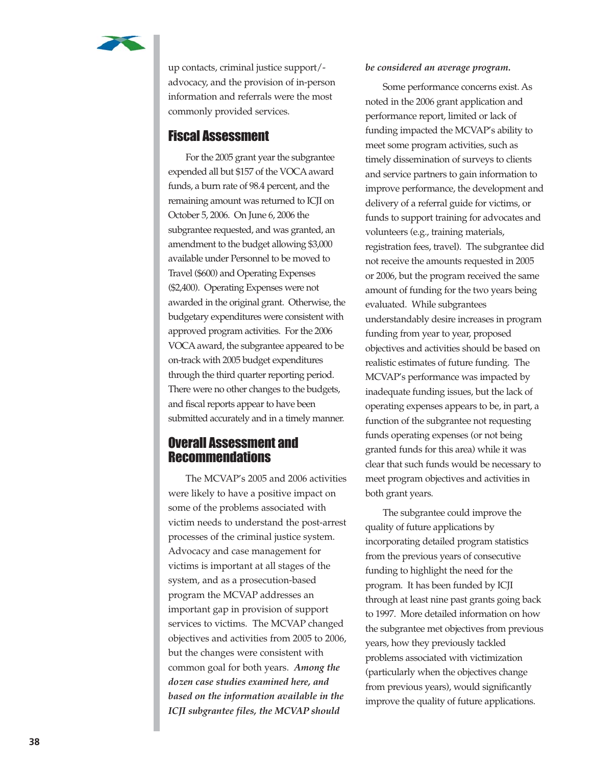up contacts, criminal justice support/-advocacy, and the provision of in-person information and referrals were the most commonly provided services.

## Fiscal Assessment

For the 2005 grant year the subgrantee expended all but $157 of the VOCA award funds, a burn rate of 98.4 percent, and the remaining amount was returned to ICJI on October 5, 2006. On June 6, 2006 the subgrantee requested, and was granted, an amendment to the budget allowing $3,000 available under Personnel to be moved to Travel ($600) and Operating Expenses ($2,400). Operating Expenses were not awarded in the original grant. Otherwise, the budgetary expenditures were consistent with approved program activities. For the 2006 VOCA award, the subgrantee appeared to be on-track with 2005 budget expenditures through the third quarter reporting period. There were no other changes to the budgets, and fiscal reports appear to have been submitted accurately and in a timely manner.

## Overall Assessment and Recommendations

The MCVAP's 2005 and 2006 activities were likely to have a positive impact on some of the problems associated with victim needs to understand the post-arrest processes of the criminal justice system. Advocacy and case management for victims is important at all stages of the system, and as a prosecution-based program the MCVAP addresses an important gap in provision of support services to victims. The MCVAP changed objectives and activities from 2005 to 2006, but the changes were consistent with common goal for both years. ***Among the dozen case studies examined here, and based on the information available in the ICJI subgrantee files, the MCVAP should be considered an average program.***

Some performance concerns exist. As noted in the 2006 grant application and performance report, limited or lack of funding impacted the MCVAP's ability to meet some program activities, such as timely dissemination of surveys to clients and service partners to gain information to improve performance, the development and delivery of a referral guide for victims, or funds to support training for advocates and volunteers (e.g., training materials, registration fees, travel). The subgrantee did not receive the amounts requested in 2005 or 2006, but the program received the same amount of funding for the two years being evaluated. While subgrantees understandably desire increases in program funding from year to year, proposed objectives and activities should be based on realistic estimates of future funding. The MCVAP's performance was impacted by inadequate funding issues, but the lack of operating expenses appears to be, in part, a function of the subgrantee not requesting funds operating expenses (or not being granted funds for this area) while it was clear that such funds would be necessary to meet program objectives and activities in both grant years.

The subgrantee could improve the quality of future applications by incorporating detailed program statistics from the previous years of consecutive funding to highlight the need for the program. It has been funded by ICJI through at least nine past grants going back to 1997. More detailed information on how the subgrantee met objectives from previous years, how they previously tackled problems associated with victimization (particularly when the objectives change from previous years), would significantly improve the quality of future applications.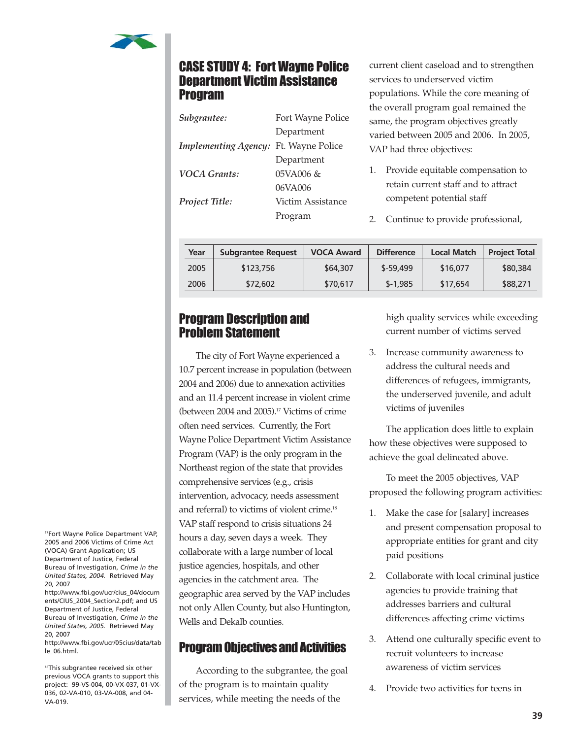## CASE STUDY 4: Fort Wayne Police Department Victim Assistance Program

*Subgrantee:* Fort Wayne Police Department

*Implementing Agency:* Ft. Wayne Police Department

*VOCA Grants:* 05VA006 & 06VA006

*Project Title:* Victim Assistance Program

| Year | Subgrantee Request | VOCA Award | Difference | Local Match | Project Total |
|---|---|---|---|---|---|
| 2005 | $123,756 | $64,307 | $-59,499 | $16,077 | $80,384 |
| 2006 | $72,602 | $70,617 | $-1,985 | $17,654 | $88,271 |

## Program Description and Problem Statement

The city of Fort Wayne experienced a 10.7 percent increase in population (between 2004 and 2006) due to annexation activities and an 11.4 percent increase in violent crime (between 2004 and 2005).[17] Victims of crime often need services. Currently, the Fort Wayne Police Department Victim Assistance Program (VAP) is the only program in the Northeast region of the state that provides comprehensive services (e.g., crisis intervention, advocacy, needs assessment and referral) to victims of violent crime.[18] VAP staff respond to crisis situations 24 hours a day, seven days a week. They collaborate with a large number of local justice agencies, hospitals, and other agencies in the catchment area. The geographic area served by the VAP includes not only Allen County, but also Huntington, Wells and Dekalb counties.

## Program Objectives and Activities

According to the subgrantee, the goal of the program is to maintain quality services, while meeting the needs of the current client caseload and to strengthen services to underserved victim populations. While the core meaning of the overall program goal remained the same, the program objectives greatly varied between 2005 and 2006. In 2005, VAP had three objectives:

1. Provide equitable compensation to retain current staff and to attract competent potential staff
2. Continue to provide professional, high quality services while exceeding current number of victims served
3. Increase community awareness to address the cultural needs and differences of refugees, immigrants, the underserved juvenile, and adult victims of juveniles

The application does little to explain how these objectives were supposed to achieve the goal delineated above.

To meet the 2005 objectives, VAP proposed the following program activities:

1. Make the case for [salary] increases and present compensation proposal to appropriate entities for grant and city paid positions
2. Collaborate with local criminal justice agencies to provide training that addresses barriers and cultural differences affecting crime victims
3. Attend one culturally specific event to recruit volunteers to increase awareness of victim services
4. Provide two activities for teens in

[17] Fort Wayne Police Department VAP, 2005 and 2006 Victims of Crime Act (VOCA) Grant Application; US Department of Justice, Federal Bureau of Investigation, *Crime in the United States, 2004.* Retrieved May 20, 2007 http://www.fbi.gov/ucr/cius_04/documents/CIUS_2004_Section2.pdf; and US Department of Justice, Federal Bureau of Investigation, *Crime in the United States, 2005.* Retrieved May 20, 2007 http://www.fbi.gov/ucr/05cius/data/table_06.html.

[18] This subgrantee received six other previous VOCA grants to support this project: 99-VS-004, 00-VX-037, 01-VX-036, 02-VA-010, 03-VA-008, and 04-VA-019.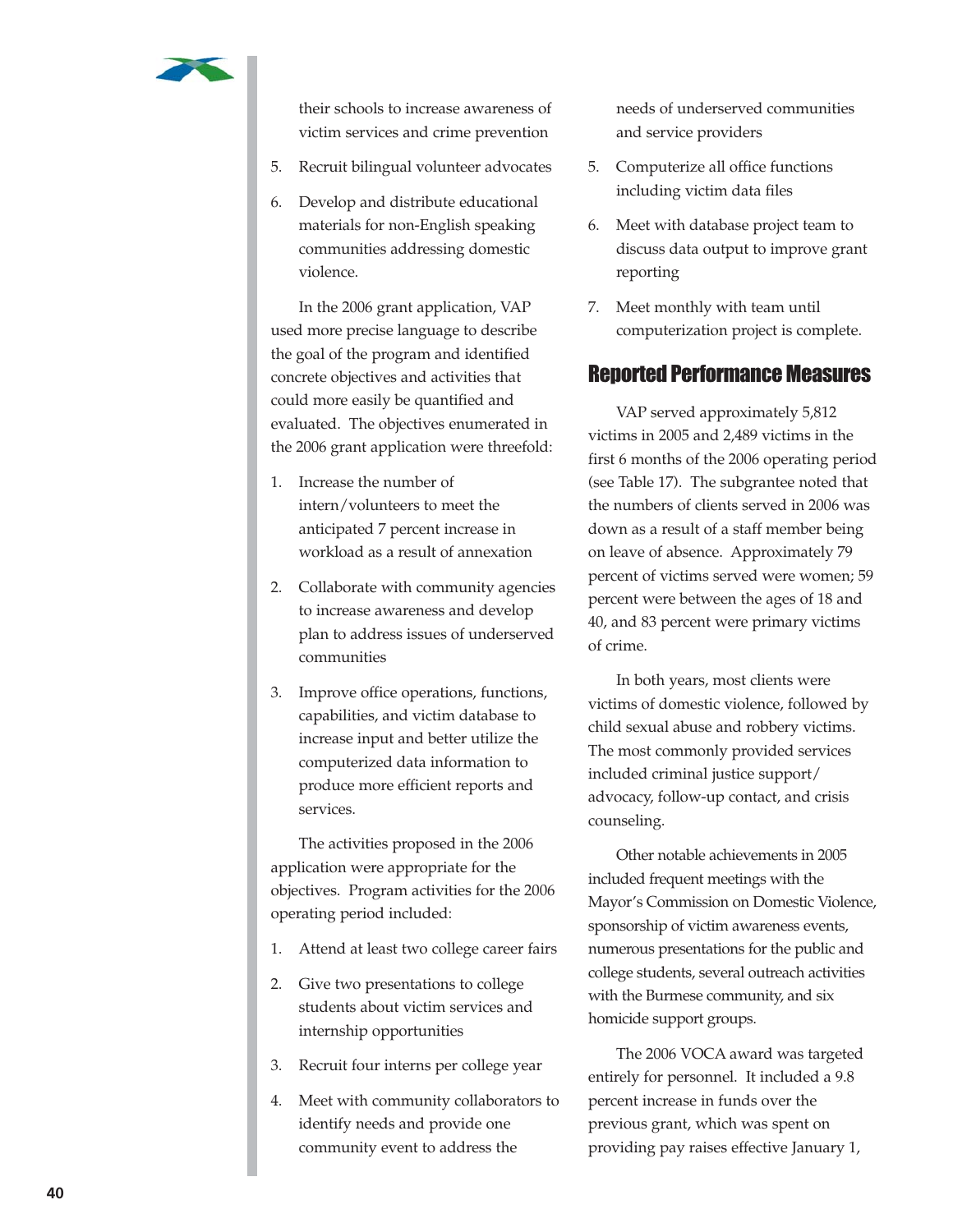their schools to increase awareness of victim services and crime prevention

5. Recruit bilingual volunteer advocates
6. Develop and distribute educational materials for non-English speaking communities addressing domestic violence.

In the 2006 grant application, VAP used more precise language to describe the goal of the program and identified concrete objectives and activities that could more easily be quantified and evaluated. The objectives enumerated in the 2006 grant application were threefold:

1. Increase the number of intern/volunteers to meet the anticipated 7 percent increase in workload as a result of annexation
2. Collaborate with community agencies to increase awareness and develop plan to address issues of underserved communities
3. Improve office operations, functions, capabilities, and victim database to increase input and better utilize the computerized data information to produce more efficient reports and services.

The activities proposed in the 2006 application were appropriate for the objectives. Program activities for the 2006 operating period included:

1. Attend at least two college career fairs
2. Give two presentations to college students about victim services and internship opportunities
3. Recruit four interns per college year
4. Meet with community collaborators to identify needs and provide one community event to address the needs of underserved communities and service providers
5. Computerize all office functions including victim data files
6. Meet with database project team to discuss data output to improve grant reporting
7. Meet monthly with team until computerization project is complete.

## Reported Performance Measures

VAP served approximately 5,812 victims in 2005 and 2,489 victims in the first 6 months of the 2006 operating period (see Table 17). The subgrantee noted that the numbers of clients served in 2006 was down as a result of a staff member being on leave of absence. Approximately 79 percent of victims served were women; 59 percent were between the ages of 18 and 40, and 83 percent were primary victims of crime.

In both years, most clients were victims of domestic violence, followed by child sexual abuse and robbery victims. The most commonly provided services included criminal justice support/advocacy, follow-up contact, and crisis counseling.

Other notable achievements in 2005 included frequent meetings with the Mayor's Commission on Domestic Violence, sponsorship of victim awareness events, numerous presentations for the public and college students, several outreach activities with the Burmese community, and six homicide support groups.

The 2006 VOCA award was targeted entirely for personnel. It included a 9.8 percent increase in funds over the previous grant, which was spent on providing pay raises effective January 1,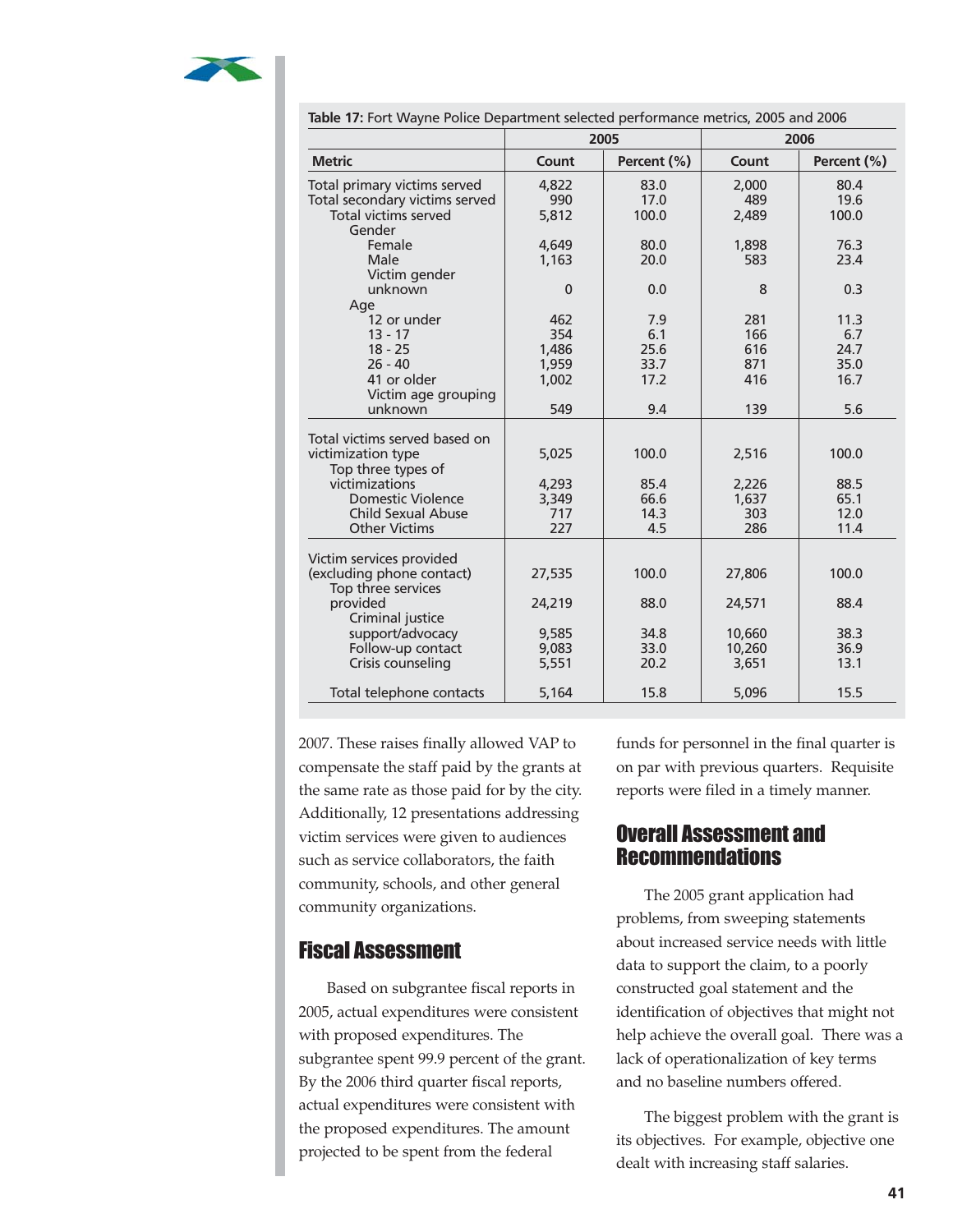**Table 17:** Fort Wayne Police Department selected performance metrics, 2005 and 2006

| | 2005 | | 2006 | |
|---|---|---|---|---|
| **Metric** | **Count** | **Percent (%)** | **Count** | **Percent (%)** |
| Total primary victims served | 4,822 | 83.0 | 2,000 | 80.4 |
| Total secondary victims served | 990 | 17.0 | 489 | 19.6 |
| Total victims served | 5,812 | 100.0 | 2,489 | 100.0 |
| Gender | | | | |
| Female | 4,649 | 80.0 | 1,898 | 76.3 |
| Male | 1,163 | 20.0 | 583 | 23.4 |
| Victim gender unknown | 0 | 0.0 | 8 | 0.3 |
| Age | | | | |
| 12 or under | 462 | 7.9 | 281 | 11.3 |
| 13 - 17 | 354 | 6.1 | 166 | 6.7 |
| 18 - 25 | 1,486 | 25.6 | 616 | 24.7 |
| 26 - 40 | 1,959 | 33.7 | 871 | 35.0 |
| 41 or older | 1,002 | 17.2 | 416 | 16.7 |
| Victim age grouping unknown | 549 | 9.4 | 139 | 5.6 |
| Total victims served based on victimization type | 5,025 | 100.0 | 2,516 | 100.0 |
| Top three types of victimizations | 4,293 | 85.4 | 2,226 | 88.5 |
| Domestic Violence | 3,349 | 66.6 | 1,637 | 65.1 |
| Child Sexual Abuse | 717 | 14.3 | 303 | 12.0 |
| Other Victims | 227 | 4.5 | 286 | 11.4 |
| Victim services provided (excluding phone contact) | 27,535 | 100.0 | 27,806 | 100.0 |
| Top three services provided | 24,219 | 88.0 | 24,571 | 88.4 |
| Criminal justice support/advocacy | 9,585 | 34.8 | 10,660 | 38.3 |
| Follow-up contact | 9,083 | 33.0 | 10,260 | 36.9 |
| Crisis counseling | 5,551 | 20.2 | 3,651 | 13.1 |
| Total telephone contacts | 5,164 | 15.8 | 5,096 | 15.5 |

2007. These raises finally allowed VAP to compensate the staff paid by the grants at the same rate as those paid for by the city. Additionally, 12 presentations addressing victim services were given to audiences such as service collaborators, the faith community, schools, and other general community organizations.

## Fiscal Assessment

Based on subgrantee fiscal reports in 2005, actual expenditures were consistent with proposed expenditures. The subgrantee spent 99.9 percent of the grant. By the 2006 third quarter fiscal reports, actual expenditures were consistent with the proposed expenditures. The amount projected to be spent from the federal funds for personnel in the final quarter is on par with previous quarters. Requisite reports were filed in a timely manner.

## Overall Assessment and Recommendations

The 2005 grant application had problems, from sweeping statements about increased service needs with little data to support the claim, to a poorly constructed goal statement and the identification of objectives that might not help achieve the overall goal. There was a lack of operationalization of key terms and no baseline numbers offered.

The biggest problem with the grant is its objectives. For example, objective one dealt with increasing staff salaries.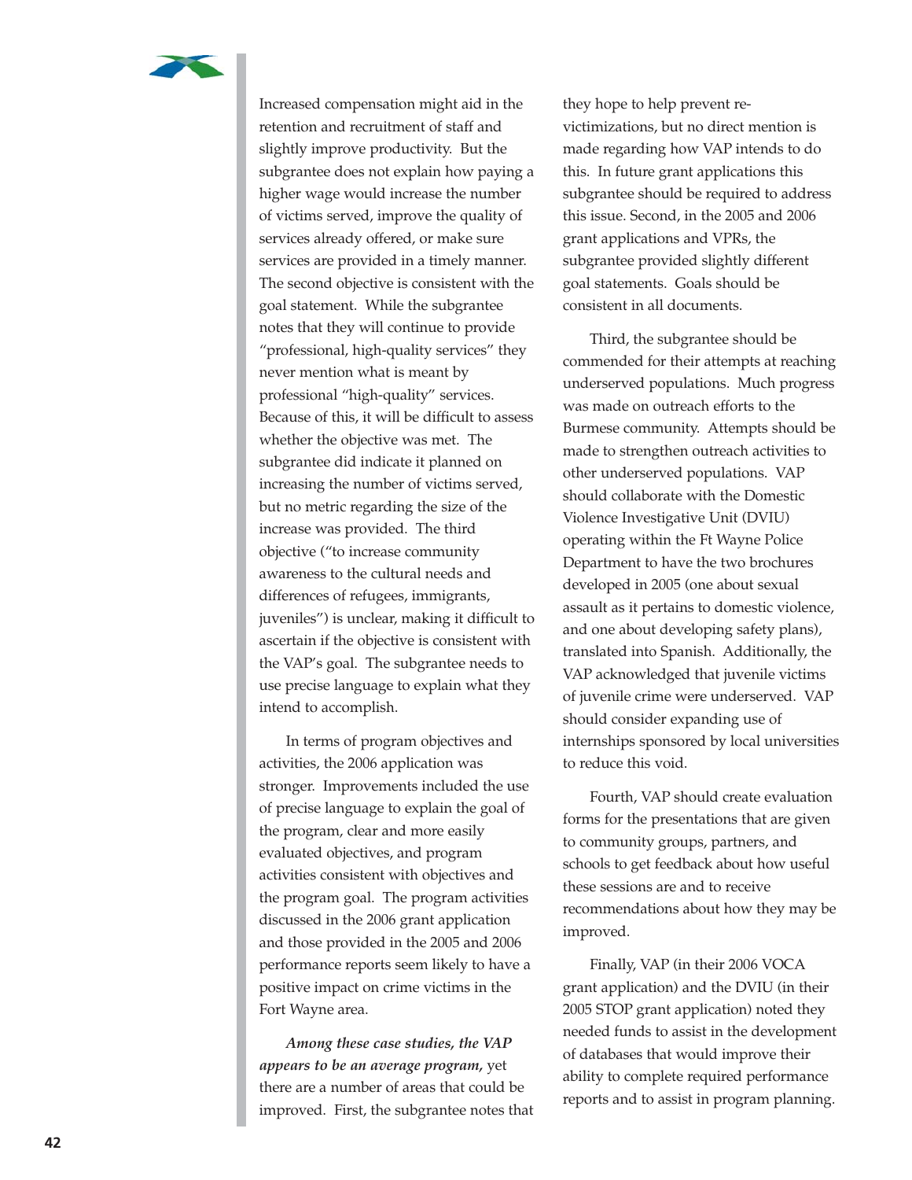Increased compensation might aid in the retention and recruitment of staff and slightly improve productivity. But the subgrantee does not explain how paying a higher wage would increase the number of victims served, improve the quality of services already offered, or make sure services are provided in a timely manner. The second objective is consistent with the goal statement. While the subgrantee notes that they will continue to provide "professional, high-quality services" they never mention what is meant by professional "high-quality" services. Because of this, it will be difficult to assess whether the objective was met. The subgrantee did indicate it planned on increasing the number of victims served, but no metric regarding the size of the increase was provided. The third objective ("to increase community awareness to the cultural needs and differences of refugees, immigrants, juveniles") is unclear, making it difficult to ascertain if the objective is consistent with the VAP's goal. The subgrantee needs to use precise language to explain what they intend to accomplish.

In terms of program objectives and activities, the 2006 application was stronger. Improvements included the use of precise language to explain the goal of the program, clear and more easily evaluated objectives, and program activities consistent with objectives and the program goal. The program activities discussed in the 2006 grant application and those provided in the 2005 and 2006 performance reports seem likely to have a positive impact on crime victims in the Fort Wayne area.

***Among these case studies, the VAP appears to be an average program,*** yet there are a number of areas that could be improved. First, the subgrantee notes that they hope to help prevent re-victimizations, but no direct mention is made regarding how VAP intends to do this. In future grant applications this subgrantee should be required to address this issue. Second, in the 2005 and 2006 grant applications and VPRs, the subgrantee provided slightly different goal statements. Goals should be consistent in all documents.

Third, the subgrantee should be commended for their attempts at reaching underserved populations. Much progress was made on outreach efforts to the Burmese community. Attempts should be made to strengthen outreach activities to other underserved populations. VAP should collaborate with the Domestic Violence Investigative Unit (DVIU) operating within the Ft Wayne Police Department to have the two brochures developed in 2005 (one about sexual assault as it pertains to domestic violence, and one about developing safety plans), translated into Spanish. Additionally, the VAP acknowledged that juvenile victims of juvenile crime were underserved. VAP should consider expanding use of internships sponsored by local universities to reduce this void.

Fourth, VAP should create evaluation forms for the presentations that are given to community groups, partners, and schools to get feedback about how useful these sessions are and to receive recommendations about how they may be improved.

Finally, VAP (in their 2006 VOCA grant application) and the DVIU (in their 2005 STOP grant application) noted they needed funds to assist in the development of databases that would improve their ability to complete required performance reports and to assist in program planning.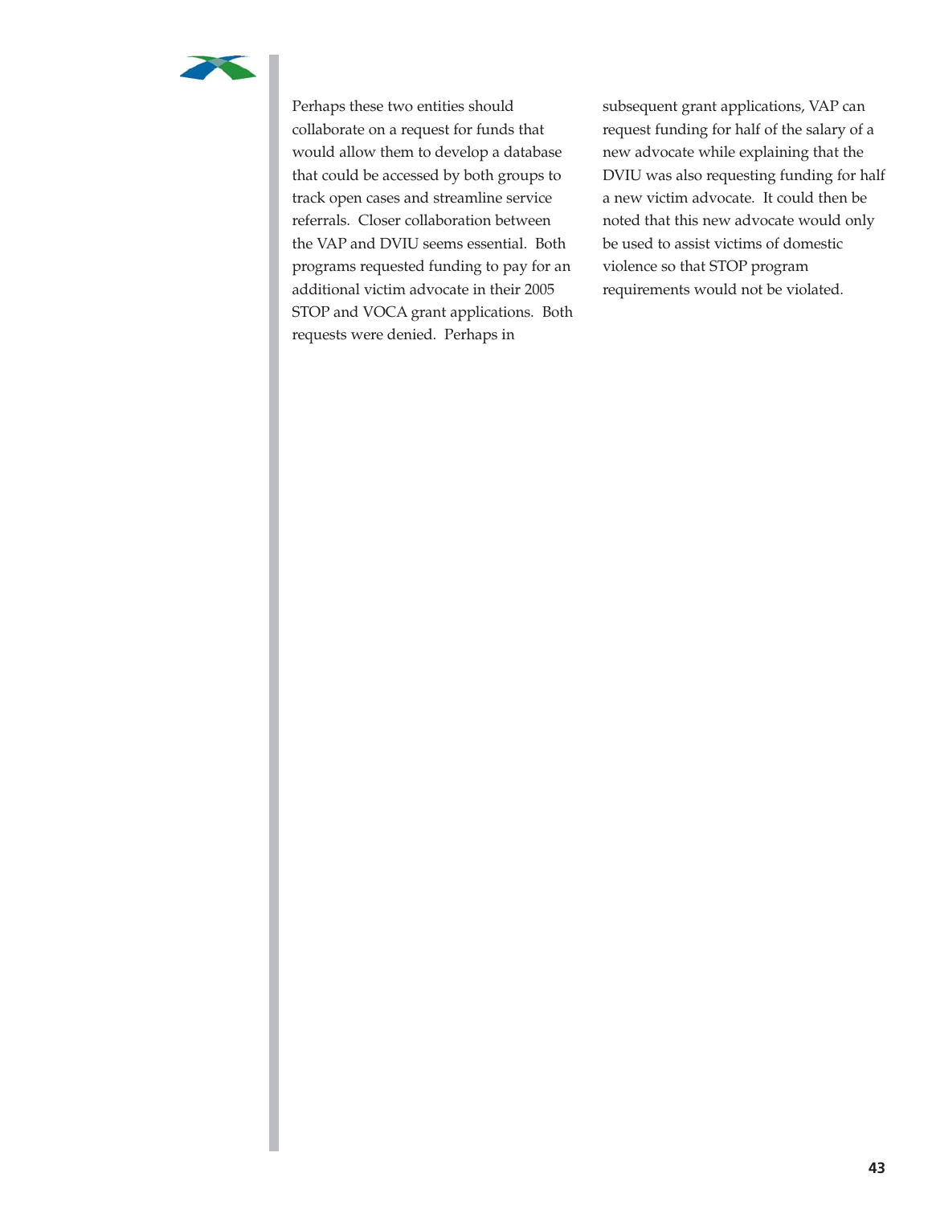Perhaps these two entities should collaborate on a request for funds that would allow them to develop a database that could be accessed by both groups to track open cases and streamline service referrals. Closer collaboration between the VAP and DVIU seems essential. Both programs requested funding to pay for an additional victim advocate in their 2005 STOP and VOCA grant applications. Both requests were denied. Perhaps in subsequent grant applications, VAP can request funding for half of the salary of a new advocate while explaining that the DVIU was also requesting funding for half a new victim advocate. It could then be noted that this new advocate would only be used to assist victims of domestic violence so that STOP program requirements would not be violated.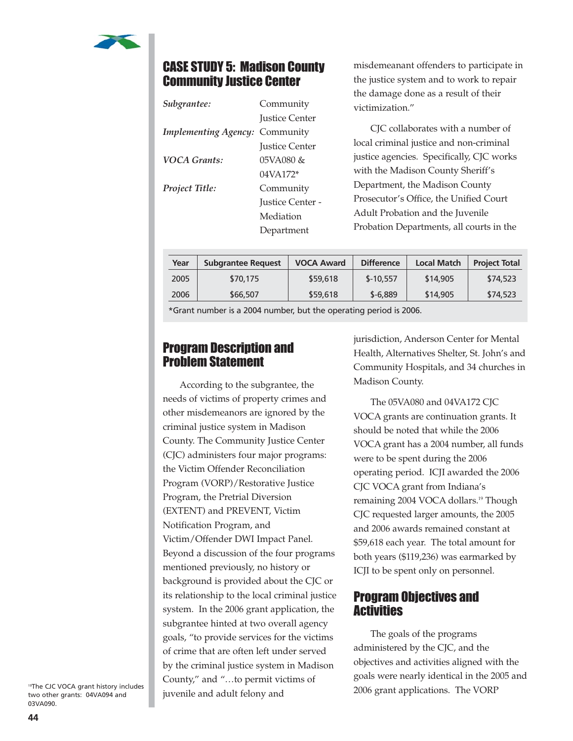## CASE STUDY 5: Madison County Community Justice Center

*Subgrantee:* Community Justice Center

*Implementing Agency:* Community Justice Center

*VOCA Grants:* 05VA080 & 04VA172*

*Project Title:* Community Justice Center - Mediation Department

| Year | Subgrantee Request | VOCA Award | Difference | Local Match | Project Total |
|---|---|---|---|---|---|
| 2005 | $70,175 | $59,618 | $-10,557 | $14,905 | $74,523 |
| 2006 | $66,507 | $59,618 | $-6,889 | $14,905 | $74,523 |

*Grant number is a 2004 number, but the operating period is 2006.

## Program Description and Problem Statement

According to the subgrantee, the needs of victims of property crimes and other misdemeanors are ignored by the criminal justice system in Madison County. The Community Justice Center (CJC) administers four major programs: the Victim Offender Reconciliation Program (VORP)/Restorative Justice Program, the Pretrial Diversion (EXTENT) and PREVENT, Victim Notification Program, and Victim/Offender DWI Impact Panel. Beyond a discussion of the four programs mentioned previously, no history or background is provided about the CJC or its relationship to the local criminal justice system. In the 2006 grant application, the subgrantee hinted at two overall agency goals, "to provide services for the victims of crime that are often left under served by the criminal justice system in Madison County," and "…to permit victims of juvenile and adult felony and misdemeanant offenders to participate in the justice system and to work to repair the damage done as a result of their victimization."

CJC collaborates with a number of local criminal justice and non-criminal justice agencies. Specifically, CJC works with the Madison County Sheriff's Department, the Madison County Prosecutor's Office, the Unified Court Adult Probation and the Juvenile Probation Departments, all courts in the jurisdiction, Anderson Center for Mental Health, Alternatives Shelter, St. John's and Community Hospitals, and 34 churches in Madison County.

The 05VA080 and 04VA172 CJC VOCA grants are continuation grants. It should be noted that while the 2006 VOCA grant has a 2004 number, all funds were to be spent during the 2006 operating period. ICJI awarded the 2006 CJC VOCA grant from Indiana's remaining 2004 VOCA dollars.[19] Though CJC requested larger amounts, the 2005 and 2006 awards remained constant at $59,618 each year. The total amount for both years ($119,236) was earmarked by ICJI to be spent only on personnel.

## Program Objectives and Activities

The goals of the programs administered by the CJC, and the objectives and activities aligned with the goals were nearly identical in the 2005 and 2006 grant applications. The VORP

[19] The CJC VOCA grant history includes two other grants: 04VA094 and 03VA090.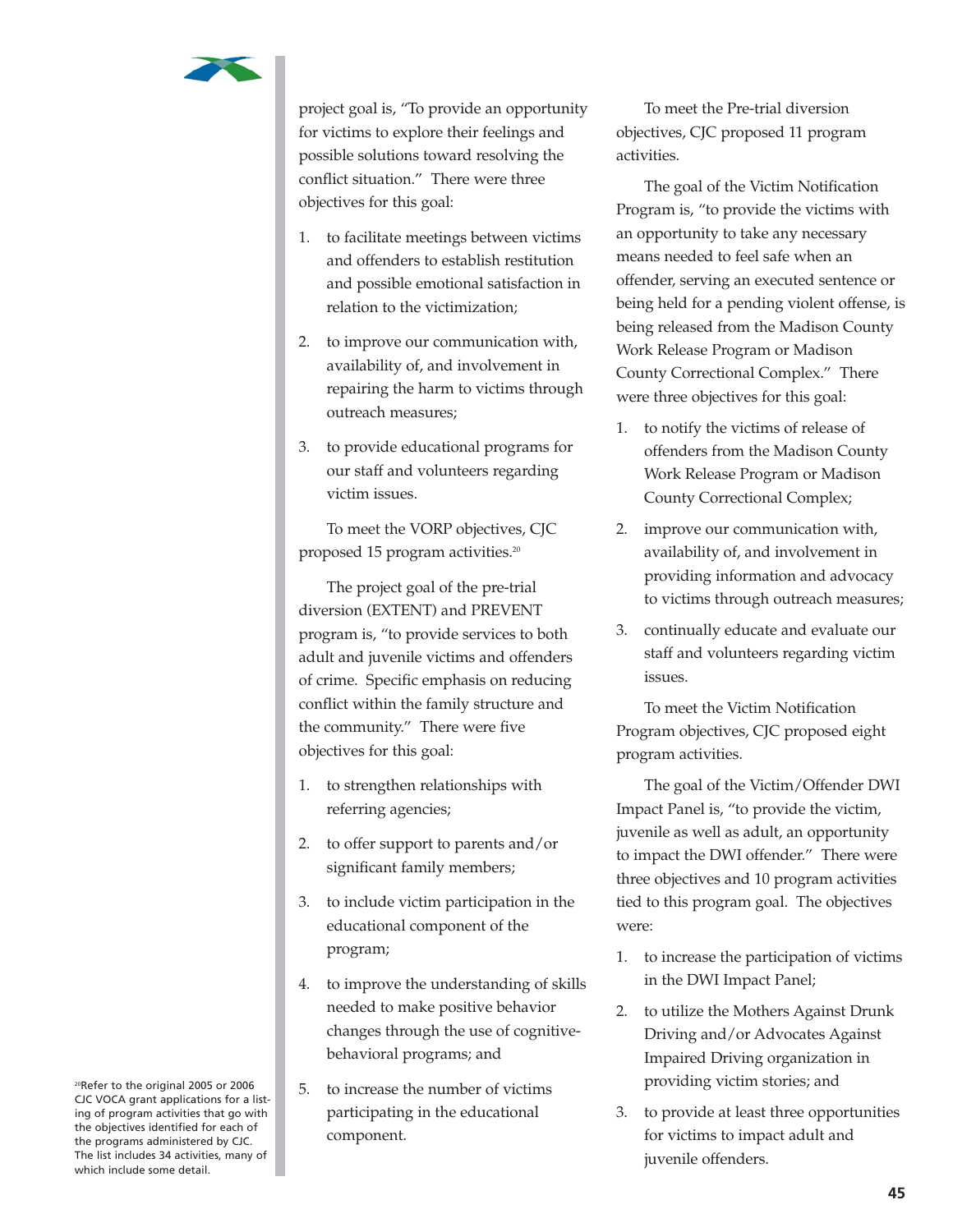project goal is, "To provide an opportunity for victims to explore their feelings and possible solutions toward resolving the conflict situation." There were three objectives for this goal:

1. to facilitate meetings between victims and offenders to establish restitution and possible emotional satisfaction in relation to the victimization;
2. to improve our communication with, availability of, and involvement in repairing the harm to victims through outreach measures;
3. to provide educational programs for our staff and volunteers regarding victim issues.

To meet the VORP objectives, CJC proposed 15 program activities.[20]

The project goal of the pre-trial diversion (EXTENT) and PREVENT program is, "to provide services to both adult and juvenile victims and offenders of crime. Specific emphasis on reducing conflict within the family structure and the community." There were five objectives for this goal:

1. to strengthen relationships with referring agencies;
2. to offer support to parents and/or significant family members;
3. to include victim participation in the educational component of the program;
4. to improve the understanding of skills needed to make positive behavior changes through the use of cognitive-behavioral programs; and
5. to increase the number of victims participating in the educational component.

To meet the Pre-trial diversion objectives, CJC proposed 11 program activities.

The goal of the Victim Notification Program is, "to provide the victims with an opportunity to take any necessary means needed to feel safe when an offender, serving an executed sentence or being held for a pending violent offense, is being released from the Madison County Work Release Program or Madison County Correctional Complex." There were three objectives for this goal:

1. to notify the victims of release of offenders from the Madison County Work Release Program or Madison County Correctional Complex;
2. improve our communication with, availability of, and involvement in providing information and advocacy to victims through outreach measures;
3. continually educate and evaluate our staff and volunteers regarding victim issues.

To meet the Victim Notification Program objectives, CJC proposed eight program activities.

The goal of the Victim/Offender DWI Impact Panel is, "to provide the victim, juvenile as well as adult, an opportunity to impact the DWI offender." There were three objectives and 10 program activities tied to this program goal. The objectives were:

1. to increase the participation of victims in the DWI Impact Panel;
2. to utilize the Mothers Against Drunk Driving and/or Advocates Against Impaired Driving organization in providing victim stories; and
3. to provide at least three opportunities for victims to impact adult and juvenile offenders.

[20] Refer to the original 2005 or 2006 CJC VOCA grant applications for a listing of program activities that go with the objectives identified for each of the programs administered by CJC. The list includes 34 activities, many of which include some detail.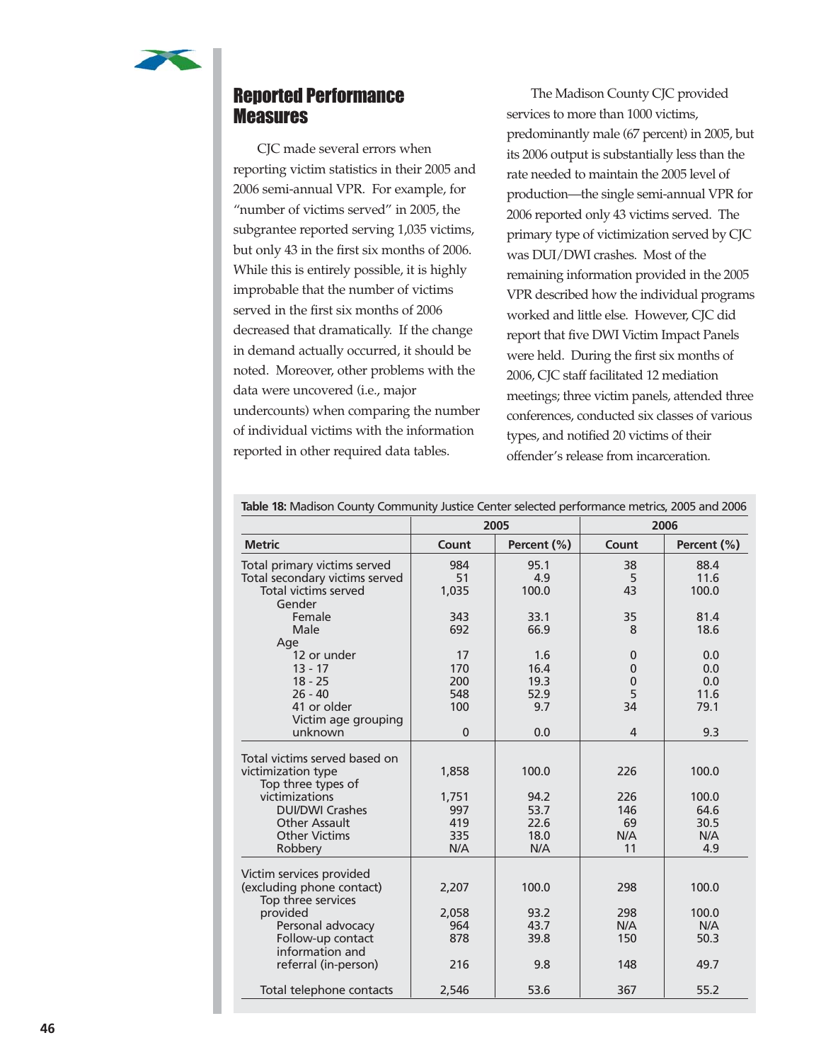## Reported Performance Measures

CJC made several errors when reporting victim statistics in their 2005 and 2006 semi-annual VPR. For example, for "number of victims served" in 2005, the subgrantee reported serving 1,035 victims, but only 43 in the first six months of 2006. While this is entirely possible, it is highly improbable that the number of victims served in the first six months of 2006 decreased that dramatically. If the change in demand actually occurred, it should be noted. Moreover, other problems with the data were uncovered (i.e., major undercounts) when comparing the number of individual victims with the information reported in other required data tables.

The Madison County CJC provided services to more than 1000 victims, predominantly male (67 percent) in 2005, but its 2006 output is substantially less than the rate needed to maintain the 2005 level of production—the single semi-annual VPR for 2006 reported only 43 victims served. The primary type of victimization served by CJC was DUI/DWI crashes. Most of the remaining information provided in the 2005 VPR described how the individual programs worked and little else. However, CJC did report that five DWI Victim Impact Panels were held. During the first six months of 2006, CJC staff facilitated 12 mediation meetings; three victim panels, attended three conferences, conducted six classes of various types, and notified 20 victims of their offender's release from incarceration.

**Table 18:** Madison County Community Justice Center selected performance metrics, 2005 and 2006

| | 2005 | | 2006 | |
|---|---|---|---|---|
| **Metric** | **Count** | **Percent (%)** | **Count** | **Percent (%)** |
| Total primary victims served | 984 | 95.1 | 38 | 88.4 |
| Total secondary victims served | 51 | 4.9 | 5 | 11.6 |
| Total victims served | 1,035 | 100.0 | 43 | 100.0 |
| Gender | | | | |
| Female | 343 | 33.1 | 35 | 81.4 |
| Male | 692 | 66.9 | 8 | 18.6 |
| Age | | | | |
| 12 or under | 17 | 1.6 | 0 | 0.0 |
| 13 - 17 | 170 | 16.4 | 0 | 0.0 |
| 18 - 25 | 200 | 19.3 | 0 | 0.0 |
| 26 - 40 | 548 | 52.9 | 5 | 11.6 |
| 41 or older | 100 | 9.7 | 34 | 79.1 |
| Victim age grouping unknown | 0 | 0.0 | 4 | 9.3 |
| Total victims served based on victimization type | 1,858 | 100.0 | 226 | 100.0 |
| Top three types of victimizations | 1,751 | 94.2 | 226 | 100.0 |
| DUI/DWI Crashes | 997 | 53.7 | 146 | 64.6 |
| Other Assault | 419 | 22.6 | 69 | 30.5 |
| Other Victims | 335 | 18.0 | N/A | N/A |
| Robbery | N/A | N/A | 11 | 4.9 |
| Victim services provided (excluding phone contact) | 2,207 | 100.0 | 298 | 100.0 |
| Top three services provided | 2,058 | 93.2 | 298 | 100.0 |
| Personal advocacy | 964 | 43.7 | N/A | N/A |
| Follow-up contact | 878 | 39.8 | 150 | 50.3 |
| information and referral (in-person) | 216 | 9.8 | 148 | 49.7 |
| Total telephone contacts | 2,546 | 53.6 | 367 | 55.2 |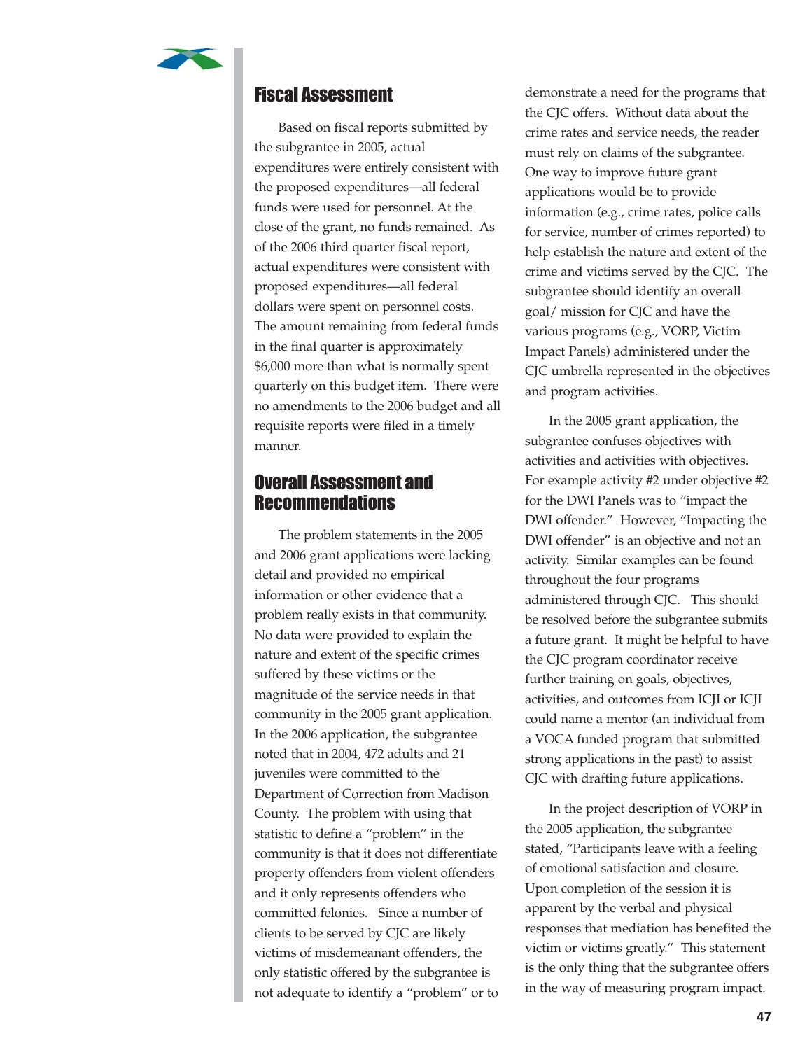## Fiscal Assessment

Based on fiscal reports submitted by the subgrantee in 2005, actual expenditures were entirely consistent with the proposed expenditures—all federal funds were used for personnel. At the close of the grant, no funds remained. As of the 2006 third quarter fiscal report, actual expenditures were consistent with proposed expenditures—all federal dollars were spent on personnel costs. The amount remaining from federal funds in the final quarter is approximately $6,000 more than what is normally spent quarterly on this budget item. There were no amendments to the 2006 budget and all requisite reports were filed in a timely manner.

## Overall Assessment and Recommendations

The problem statements in the 2005 and 2006 grant applications were lacking detail and provided no empirical information or other evidence that a problem really exists in that community. No data were provided to explain the nature and extent of the specific crimes suffered by these victims or the magnitude of the service needs in that community in the 2005 grant application. In the 2006 application, the subgrantee noted that in 2004, 472 adults and 21 juveniles were committed to the Department of Correction from Madison County. The problem with using that statistic to define a "problem" in the community is that it does not differentiate property offenders from violent offenders and it only represents offenders who committed felonies. Since a number of clients to be served by CJC are likely victims of misdemeanant offenders, the only statistic offered by the subgrantee is not adequate to identify a "problem" or to demonstrate a need for the programs that the CJC offers. Without data about the crime rates and service needs, the reader must rely on claims of the subgrantee. One way to improve future grant applications would be to provide information (e.g., crime rates, police calls for service, number of crimes reported) to help establish the nature and extent of the crime and victims served by the CJC. The subgrantee should identify an overall goal/ mission for CJC and have the various programs (e.g., VORP, Victim Impact Panels) administered under the CJC umbrella represented in the objectives and program activities.

In the 2005 grant application, the subgrantee confuses objectives with activities and activities with objectives. For example activity #2 under objective #2 for the DWI Panels was to "impact the DWI offender." However, "Impacting the DWI offender" is an objective and not an activity. Similar examples can be found throughout the four programs administered through CJC. This should be resolved before the subgrantee submits a future grant. It might be helpful to have the CJC program coordinator receive further training on goals, objectives, activities, and outcomes from ICJI or ICJI could name a mentor (an individual from a VOCA funded program that submitted strong applications in the past) to assist CJC with drafting future applications.

In the project description of VORP in the 2005 application, the subgrantee stated, "Participants leave with a feeling of emotional satisfaction and closure. Upon completion of the session it is apparent by the verbal and physical responses that mediation has benefited the victim or victims greatly." This statement is the only thing that the subgrantee offers in the way of measuring program impact.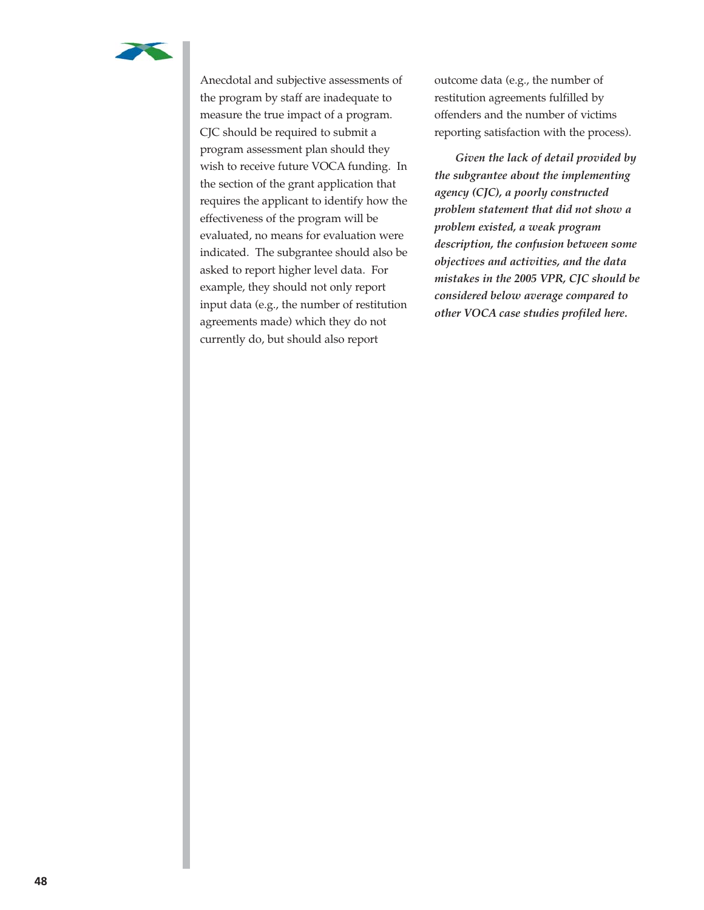Anecdotal and subjective assessments of the program by staff are inadequate to measure the true impact of a program. CJC should be required to submit a program assessment plan should they wish to receive future VOCA funding. In the section of the grant application that requires the applicant to identify how the effectiveness of the program will be evaluated, no means for evaluation were indicated. The subgrantee should also be asked to report higher level data. For example, they should not only report input data (e.g., the number of restitution agreements made) which they do not currently do, but should also report outcome data (e.g., the number of restitution agreements fulfilled by offenders and the number of victims reporting satisfaction with the process).

***Given the lack of detail provided by the subgrantee about the implementing agency (CJC), a poorly constructed problem statement that did not show a problem existed, a weak program description, the confusion between some objectives and activities, and the data mistakes in the 2005 VPR, CJC should be considered below average compared to other VOCA case studies profiled here.***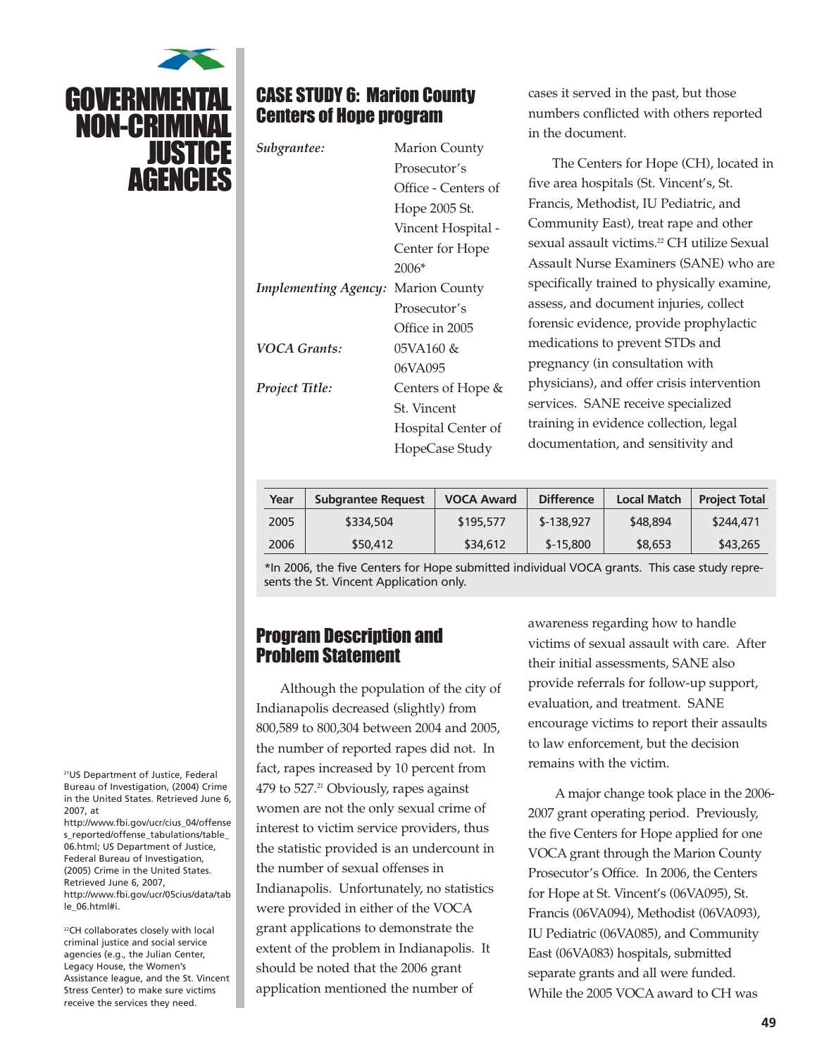# GOVERNMENTAL NON-CRIMINAL JUSTICE AGENCIES

## CASE STUDY 6: Marion County Centers of Hope program

*Subgrantee:* Marion County Prosecutor's Office - Centers of Hope 2005 St. Vincent Hospital - Center for Hope 2006*

*Implementing Agency:* Marion County Prosecutor's Office in 2005

*VOCA Grants:* 05VA160 & 06VA095

*Project Title:* Centers of Hope & St. Vincent Hospital Center of HopeCase Study

| Year | Subgrantee Request | VOCA Award | Difference | Local Match | Project Total |
|---|---|---|---|---|---|
| 2005 | $334,504 | $195,577 | $-138,927 | $48,894 | $244,471 |
| 2006 | $50,412 | $34,612 | $-15,800 | $8,653 | $43,265 |

*In 2006, the five Centers for Hope submitted individual VOCA grants. This case study represents the St. Vincent Application only.

## Program Description and Problem Statement

Although the population of the city of Indianapolis decreased (slightly) from 800,589 to 800,304 between 2004 and 2005, the number of reported rapes did not. In fact, rapes increased by 10 percent from 479 to 527.[21] Obviously, rapes against women are not the only sexual crime of interest to victim service providers, thus the statistic provided is an undercount in the number of sexual offenses in Indianapolis. Unfortunately, no statistics were provided in either of the VOCA grant applications to demonstrate the extent of the problem in Indianapolis. It should be noted that the 2006 grant application mentioned the number of cases it served in the past, but those numbers conflicted with others reported in the document.

The Centers for Hope (CH), located in five area hospitals (St. Vincent's, St. Francis, Methodist, IU Pediatric, and Community East), treat rape and other sexual assault victims.[22] CH utilize Sexual Assault Nurse Examiners (SANE) who are specifically trained to physically examine, assess, and document injuries, collect forensic evidence, provide prophylactic medications to prevent STDs and pregnancy (in consultation with physicians), and offer crisis intervention services. SANE receive specialized training in evidence collection, legal documentation, and sensitivity and awareness regarding how to handle victims of sexual assault with care. After their initial assessments, SANE also provide referrals for follow-up support, evaluation, and treatment. SANE encourage victims to report their assaults to law enforcement, but the decision remains with the victim.

A major change took place in the 2006-2007 grant operating period. Previously, the five Centers for Hope applied for one VOCA grant through the Marion County Prosecutor's Office. In 2006, the Centers for Hope at St. Vincent's (06VA095), St. Francis (06VA094), Methodist (06VA093), IU Pediatric (06VA085), and Community East (06VA083) hospitals, submitted separate grants and all were funded. While the 2005 VOCA award to CH was

[21] US Department of Justice, Federal Bureau of Investigation, (2004) Crime in the United States. Retrieved June 6, 2007, at http://www.fbi.gov/ucr/cius_04/offenses_reported/offense_tabulations/table_06.html; US Department of Justice, Federal Bureau of Investigation, (2005) Crime in the United States. Retrieved June 6, 2007, http://www.fbi.gov/ucr/05cius/data/table_06.html#i.

[22] CH collaborates closely with local criminal justice and social service agencies (e.g., the Julian Center, Legacy House, the Women's Assistance league, and the St. Vincent Stress Center) to make sure victims receive the services they need.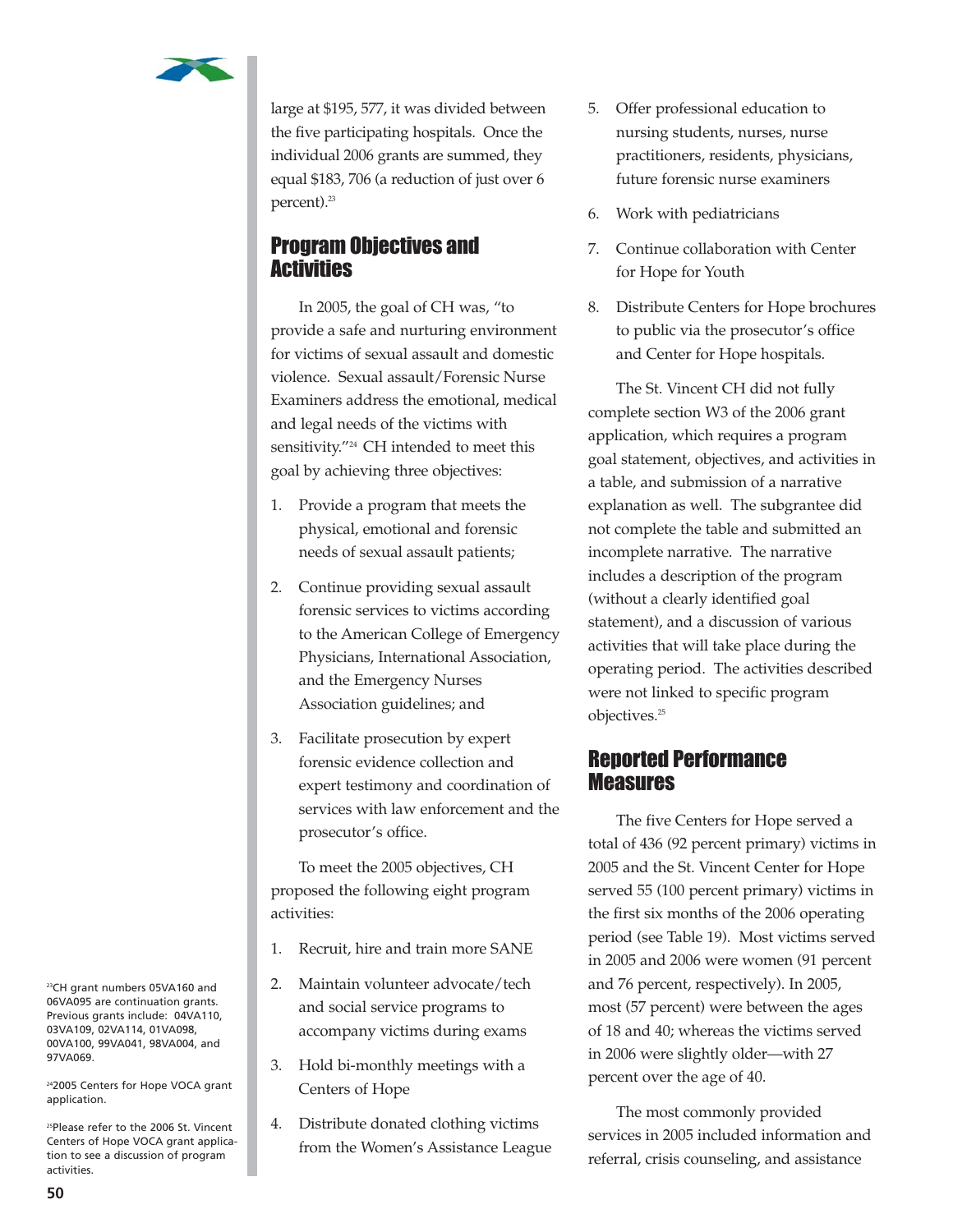large at $195, 577, it was divided between the five participating hospitals. Once the individual 2006 grants are summed, they equal $183, 706 (a reduction of just over 6 percent).[23]

## Program Objectives and Activities

In 2005, the goal of CH was, "to provide a safe and nurturing environment for victims of sexual assault and domestic violence. Sexual assault/Forensic Nurse Examiners address the emotional, medical and legal needs of the victims with sensitivity."[24] CH intended to meet this goal by achieving three objectives:

1. Provide a program that meets the physical, emotional and forensic needs of sexual assault patients;
2. Continue providing sexual assault forensic services to victims according to the American College of Emergency Physicians, International Association, and the Emergency Nurses Association guidelines; and
3. Facilitate prosecution by expert forensic evidence collection and expert testimony and coordination of services with law enforcement and the prosecutor's office.

To meet the 2005 objectives, CH proposed the following eight program activities:

1. Recruit, hire and train more SANE
2. Maintain volunteer advocate/tech and social service programs to accompany victims during exams
3. Hold bi-monthly meetings with a Centers of Hope
4. Distribute donated clothing victims from the Women's Assistance League
5. Offer professional education to nursing students, nurses, nurse practitioners, residents, physicians, future forensic nurse examiners
6. Work with pediatricians
7. Continue collaboration with Center for Hope for Youth
8. Distribute Centers for Hope brochures to public via the prosecutor's office and Center for Hope hospitals.

The St. Vincent CH did not fully complete section W3 of the 2006 grant application, which requires a program goal statement, objectives, and activities in a table, and submission of a narrative explanation as well. The subgrantee did not complete the table and submitted an incomplete narrative. The narrative includes a description of the program (without a clearly identified goal statement), and a discussion of various activities that will take place during the operating period. The activities described were not linked to specific program objectives.[25]

## Reported Performance Measures

The five Centers for Hope served a total of 436 (92 percent primary) victims in 2005 and the St. Vincent Center for Hope served 55 (100 percent primary) victims in the first six months of the 2006 operating period (see Table 19). Most victims served in 2005 and 2006 were women (91 percent and 76 percent, respectively). In 2005, most (57 percent) were between the ages of 18 and 40; whereas the victims served in 2006 were slightly older—with 27 percent over the age of 40.

The most commonly provided services in 2005 included information and referral, crisis counseling, and assistance

[23] CH grant numbers 05VA160 and 06VA095 are continuation grants. Previous grants include: 04VA110, 03VA109, 02VA114, 01VA098, 00VA100, 99VA041, 98VA004, and 97VA069.

[24] 2005 Centers for Hope VOCA grant application.

[25] Please refer to the 2006 St. Vincent Centers of Hope VOCA grant application to see a discussion of program activities.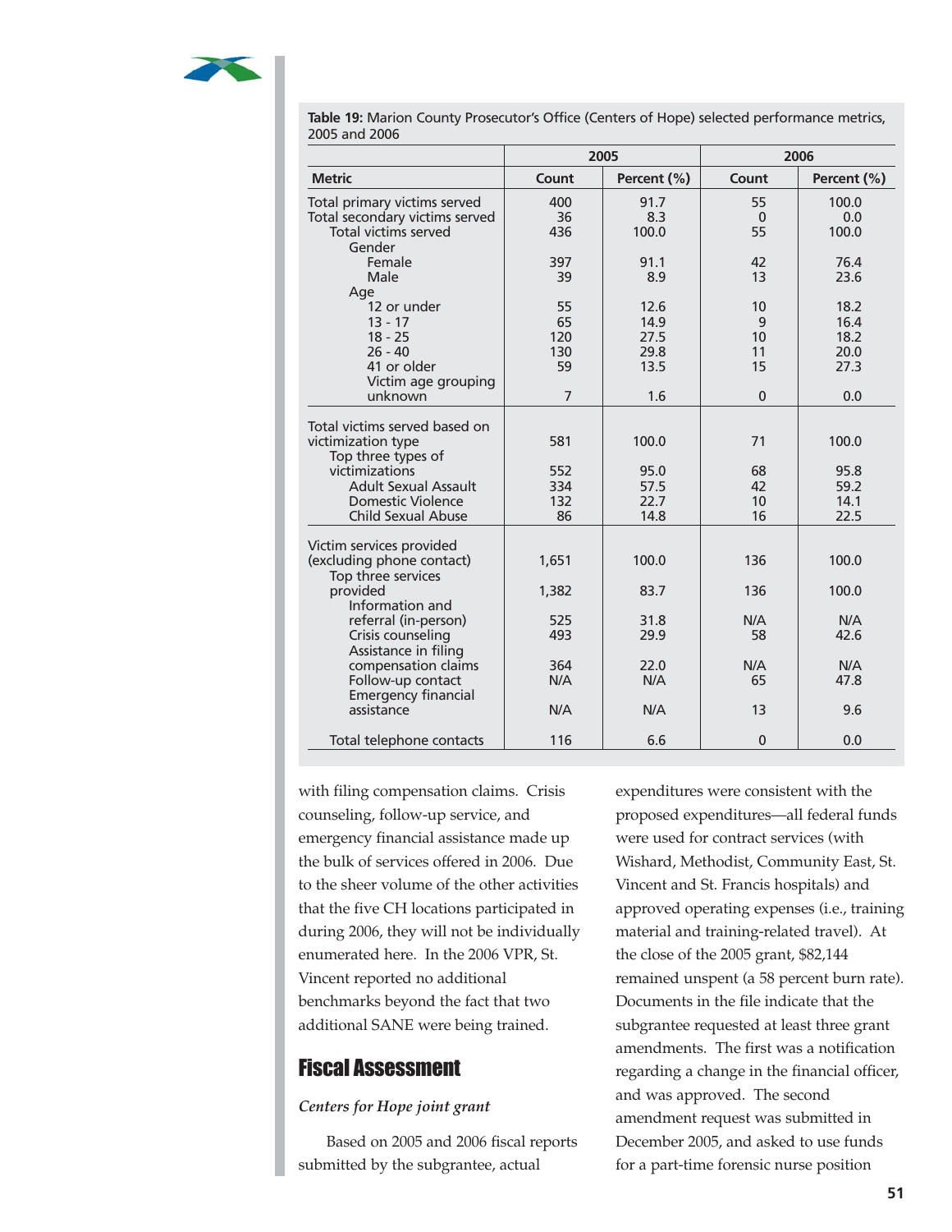**Table 19:** Marion County Prosecutor's Office (Centers of Hope) selected performance metrics, 2005 and 2006

| | 2005 | | 2006 | |
|---|---|---|---|---|
| **Metric** | **Count** | **Percent (%)** | **Count** | **Percent (%)** |
| Total primary victims served | 400 | 91.7 | 55 | 100.0 |
| Total secondary victims served | 36 | 8.3 | 0 | 0.0 |
| Total victims served | 436 | 100.0 | 55 | 100.0 |
| Gender | | | | |
| Female | 397 | 91.1 | 42 | 76.4 |
| Male | 39 | 8.9 | 13 | 23.6 |
| Age | | | | |
| 12 or under | 55 | 12.6 | 10 | 18.2 |
| 13 - 17 | 65 | 14.9 | 9 | 16.4 |
| 18 - 25 | 120 | 27.5 | 10 | 18.2 |
| 26 - 40 | 130 | 29.8 | 11 | 20.0 |
| 41 or older | 59 | 13.5 | 15 | 27.3 |
| Victim age grouping unknown | 7 | 1.6 | 0 | 0.0 |
| Total victims served based on victimization type | 581 | 100.0 | 71 | 100.0 |
| Top three types of victimizations | 552 | 95.0 | 68 | 95.8 |
| Adult Sexual Assault | 334 | 57.5 | 42 | 59.2 |
| Domestic Violence | 132 | 22.7 | 10 | 14.1 |
| Child Sexual Abuse | 86 | 14.8 | 16 | 22.5 |
| Victim services provided (excluding phone contact) | 1,651 | 100.0 | 136 | 100.0 |
| Top three services provided | 1,382 | 83.7 | 136 | 100.0 |
| Information and referral (in-person) | 525 | 31.8 | N/A | N/A |
| Crisis counseling | 493 | 29.9 | 58 | 42.6 |
| Assistance in filing compensation claims | 364 | 22.0 | N/A | N/A |
| Follow-up contact | N/A | N/A | 65 | 47.8 |
| Emergency financial assistance | N/A | N/A | 13 | 9.6 |
| Total telephone contacts | 116 | 6.6 | 0 | 0.0 |

with filing compensation claims. Crisis counseling, follow-up service, and emergency financial assistance made up the bulk of services offered in 2006. Due to the sheer volume of the other activities that the five CH locations participated in during 2006, they will not be individually enumerated here. In the 2006 VPR, St. Vincent reported no additional benchmarks beyond the fact that two additional SANE were being trained.

## Fiscal Assessment

*Centers for Hope joint grant*

Based on 2005 and 2006 fiscal reports submitted by the subgrantee, actual expenditures were consistent with the proposed expenditures—all federal funds were used for contract services (with Wishard, Methodist, Community East, St. Vincent and St. Francis hospitals) and approved operating expenses (i.e., training material and training-related travel). At the close of the 2005 grant, $82,144 remained unspent (a 58 percent burn rate). Documents in the file indicate that the subgrantee requested at least three grant amendments. The first was a notification regarding a change in the financial officer, and was approved. The second amendment request was submitted in December 2005, and asked to use funds for a part-time forensic nurse position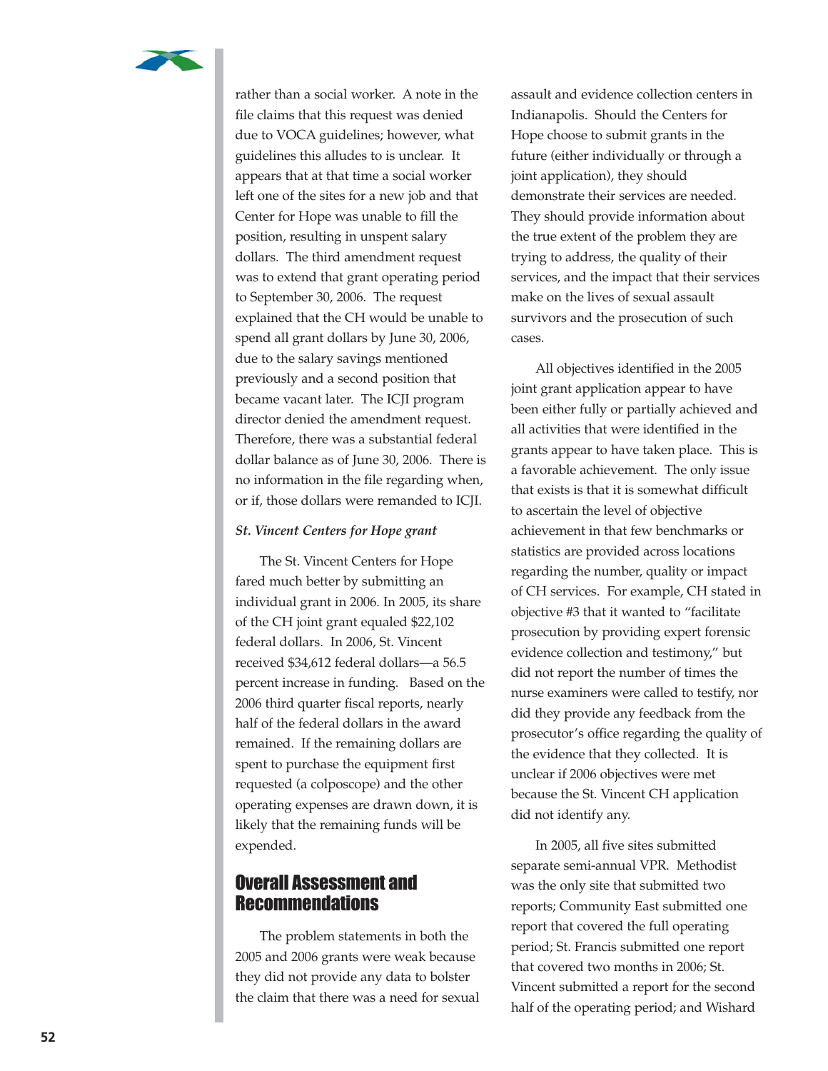rather than a social worker. A note in the file claims that this request was denied due to VOCA guidelines; however, what guidelines this alludes to is unclear. It appears that at that time a social worker left one of the sites for a new job and that Center for Hope was unable to fill the position, resulting in unspent salary dollars. The third amendment request was to extend that grant operating period to September 30, 2006. The request explained that the CH would be unable to spend all grant dollars by June 30, 2006, due to the salary savings mentioned previously and a second position that became vacant later. The ICJI program director denied the amendment request. Therefore, there was a substantial federal dollar balance as of June 30, 2006. There is no information in the file regarding when, or if, those dollars were remanded to ICJI.

***St. Vincent Centers for Hope grant***

The St. Vincent Centers for Hope fared much better by submitting an individual grant in 2006. In 2005, its share of the CH joint grant equaled $22,102 federal dollars. In 2006, St. Vincent received $34,612 federal dollars—a 56.5 percent increase in funding. Based on the 2006 third quarter fiscal reports, nearly half of the federal dollars in the award remained. If the remaining dollars are spent to purchase the equipment first requested (a colposcope) and the other operating expenses are drawn down, it is likely that the remaining funds will be expended.

## Overall Assessment and Recommendations

The problem statements in both the 2005 and 2006 grants were weak because they did not provide any data to bolster the claim that there was a need for sexual assault and evidence collection centers in Indianapolis. Should the Centers for Hope choose to submit grants in the future (either individually or through a joint application), they should demonstrate their services are needed. They should provide information about the true extent of the problem they are trying to address, the quality of their services, and the impact that their services make on the lives of sexual assault survivors and the prosecution of such cases.

All objectives identified in the 2005 joint grant application appear to have been either fully or partially achieved and all activities that were identified in the grants appear to have taken place. This is a favorable achievement. The only issue that exists is that it is somewhat difficult to ascertain the level of objective achievement in that few benchmarks or statistics are provided across locations regarding the number, quality or impact of CH services. For example, CH stated in objective #3 that it wanted to "facilitate prosecution by providing expert forensic evidence collection and testimony," but did not report the number of times the nurse examiners were called to testify, nor did they provide any feedback from the prosecutor's office regarding the quality of the evidence that they collected. It is unclear if 2006 objectives were met because the St. Vincent CH application did not identify any.

In 2005, all five sites submitted separate semi-annual VPR. Methodist was the only site that submitted two reports; Community East submitted one report that covered the full operating period; St. Francis submitted one report that covered two months in 2006; St. Vincent submitted a report for the second half of the operating period; and Wishard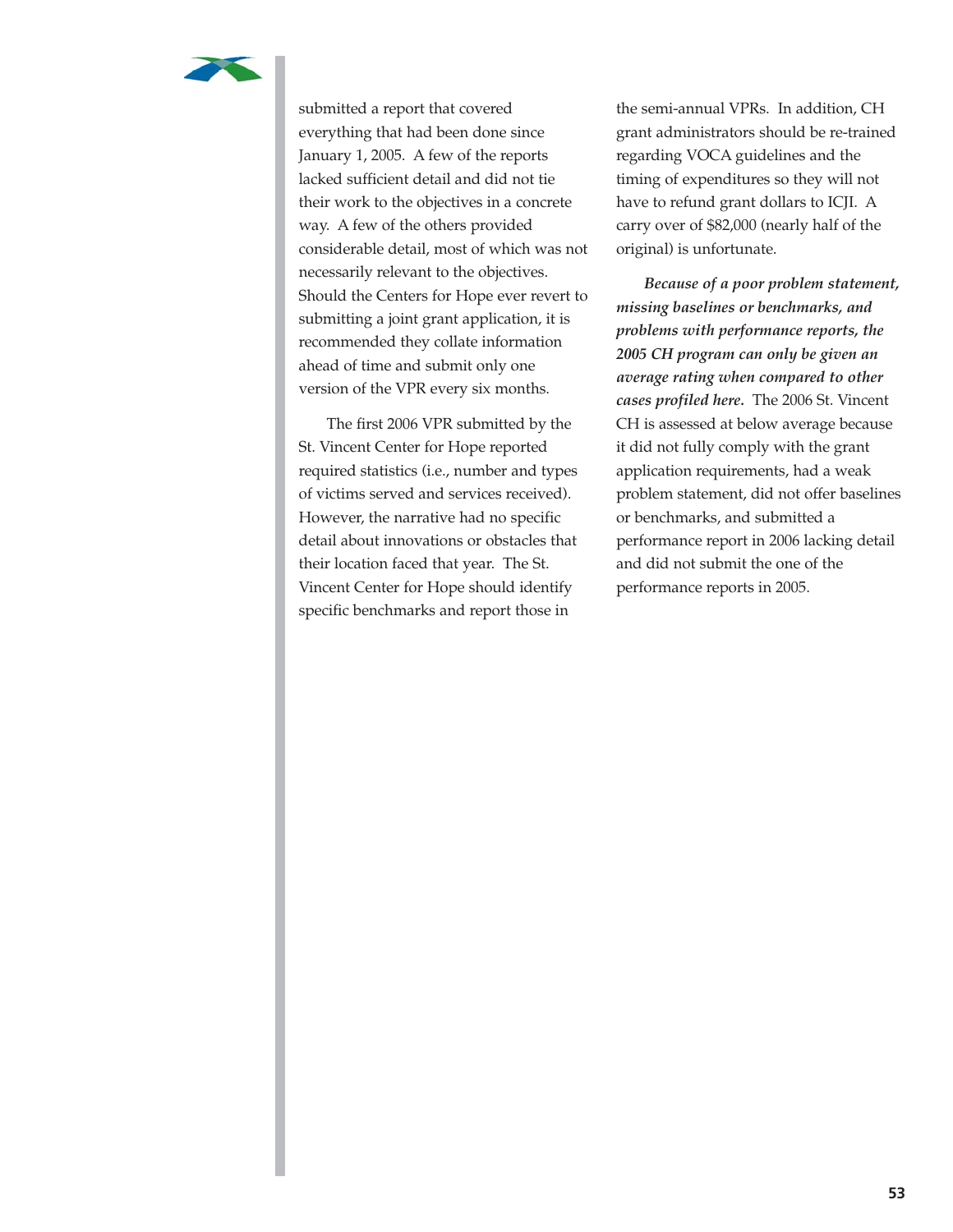submitted a report that covered everything that had been done since January 1, 2005. A few of the reports lacked sufficient detail and did not tie their work to the objectives in a concrete way. A few of the others provided considerable detail, most of which was not necessarily relevant to the objectives. Should the Centers for Hope ever revert to submitting a joint grant application, it is recommended they collate information ahead of time and submit only one version of the VPR every six months.

The first 2006 VPR submitted by the St. Vincent Center for Hope reported required statistics (i.e., number and types of victims served and services received). However, the narrative had no specific detail about innovations or obstacles that their location faced that year. The St. Vincent Center for Hope should identify specific benchmarks and report those in the semi-annual VPRs. In addition, CH grant administrators should be re-trained regarding VOCA guidelines and the timing of expenditures so they will not have to refund grant dollars to ICJI. A carry over of $82,000 (nearly half of the original) is unfortunate.

***Because of a poor problem statement, missing baselines or benchmarks, and problems with performance reports, the 2005 CH program can only be given an average rating when compared to other cases profiled here.*** The 2006 St. Vincent CH is assessed at below average because it did not fully comply with the grant application requirements, had a weak problem statement, did not offer baselines or benchmarks, and submitted a performance report in 2006 lacking detail and did not submit the one of the performance reports in 2005.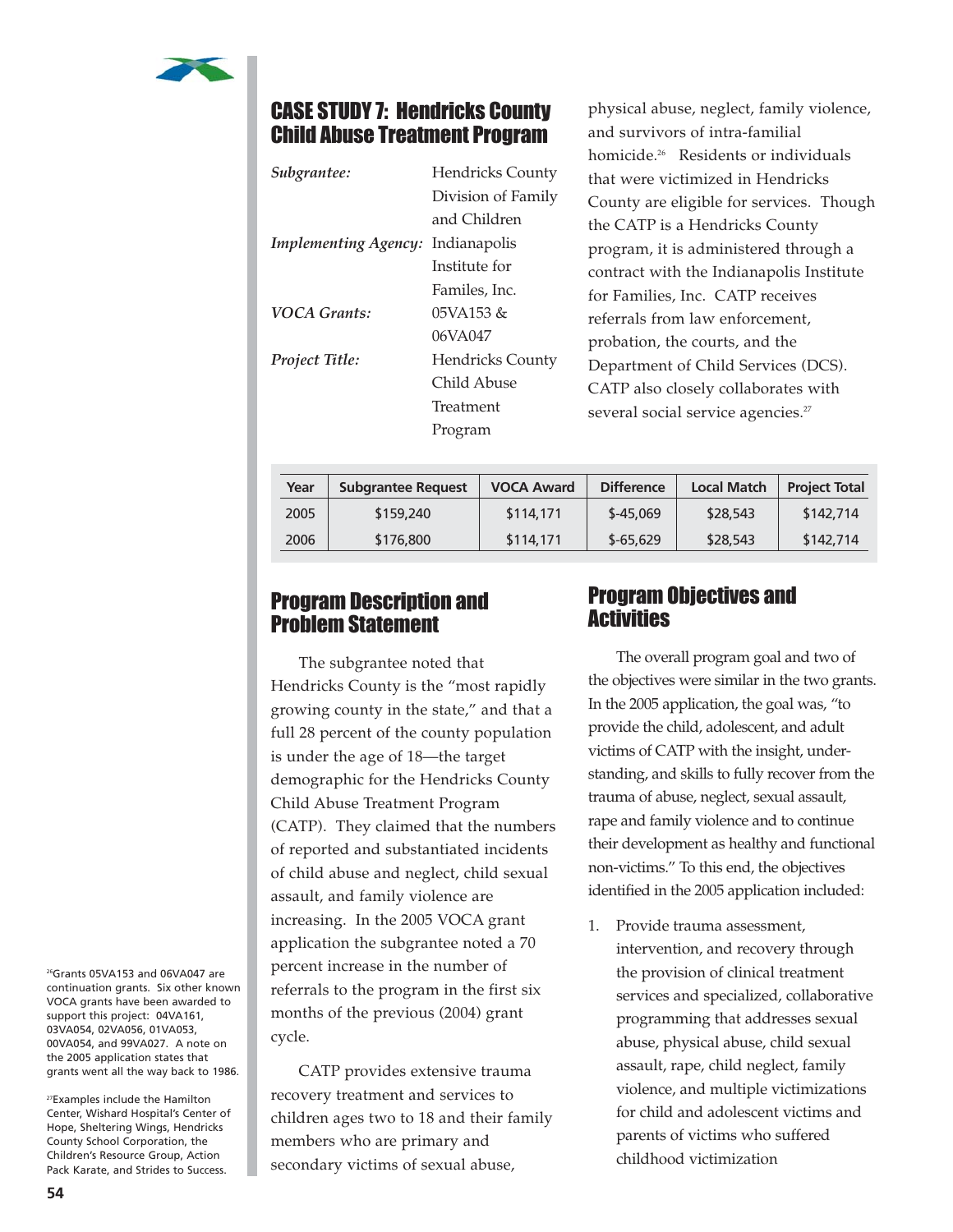## CASE STUDY 7: Hendricks County Child Abuse Treatment Program

*Subgrantee:* Hendricks County Division of Family and Children

*Implementing Agency:* Indianapolis Institute for Familes, Inc.

*VOCA Grants:* 05VA153 & 06VA047

*Project Title:* Hendricks County Child Abuse Treatment Program

| Year | Subgrantee Request | VOCA Award | Difference | Local Match | Project Total |
|---|---|---|---|---|---|
| 2005 | $159,240 | $114,171 | $-45,069 | $28,543 | $142,714 |
| 2006 | $176,800 | $114,171 | $-65,629 | $28,543 | $142,714 |

### Program Description and Problem Statement

The subgrantee noted that Hendricks County is the "most rapidly growing county in the state," and that a full 28 percent of the county population is under the age of 18—the target demographic for the Hendricks County Child Abuse Treatment Program (CATP). They claimed that the numbers of reported and substantiated incidents of child abuse and neglect, child sexual assault, and family violence are increasing. In the 2005 VOCA grant application the subgrantee noted a 70 percent increase in the number of referrals to the program in the first six months of the previous (2004) grant cycle.

CATP provides extensive trauma recovery treatment and services to children ages two to 18 and their family members who are primary and secondary victims of sexual abuse, physical abuse, neglect, family violence, and survivors of intra-familial homicide.[26] Residents or individuals that were victimized in Hendricks County are eligible for services. Though the CATP is a Hendricks County program, it is administered through a contract with the Indianapolis Institute for Families, Inc. CATP receives referrals from law enforcement, probation, the courts, and the Department of Child Services (DCS). CATP also closely collaborates with several social service agencies.[27]

### Program Objectives and Activities

The overall program goal and two of the objectives were similar in the two grants. In the 2005 application, the goal was, "to provide the child, adolescent, and adult victims of CATP with the insight, understanding, and skills to fully recover from the trauma of abuse, neglect, sexual assault, rape and family violence and to continue their development as healthy and functional non-victims." To this end, the objectives identified in the 2005 application included:

1. Provide trauma assessment, intervention, and recovery through the provision of clinical treatment services and specialized, collaborative programming that addresses sexual abuse, physical abuse, child sexual assault, rape, child neglect, family violence, and multiple victimizations for child and adolescent victims and parents of victims who suffered childhood victimization

[26] Grants 05VA153 and 06VA047 are continuation grants. Six other known VOCA grants have been awarded to support this project: 04VA161, 03VA054, 02VA056, 01VA053, 00VA054, and 99VA027. A note on the 2005 application states that grants went all the way back to 1986.

[27] Examples include the Hamilton Center, Wishard Hospital's Center of Hope, Sheltering Wings, Hendricks County School Corporation, the Children's Resource Group, Action Pack Karate, and Strides to Success.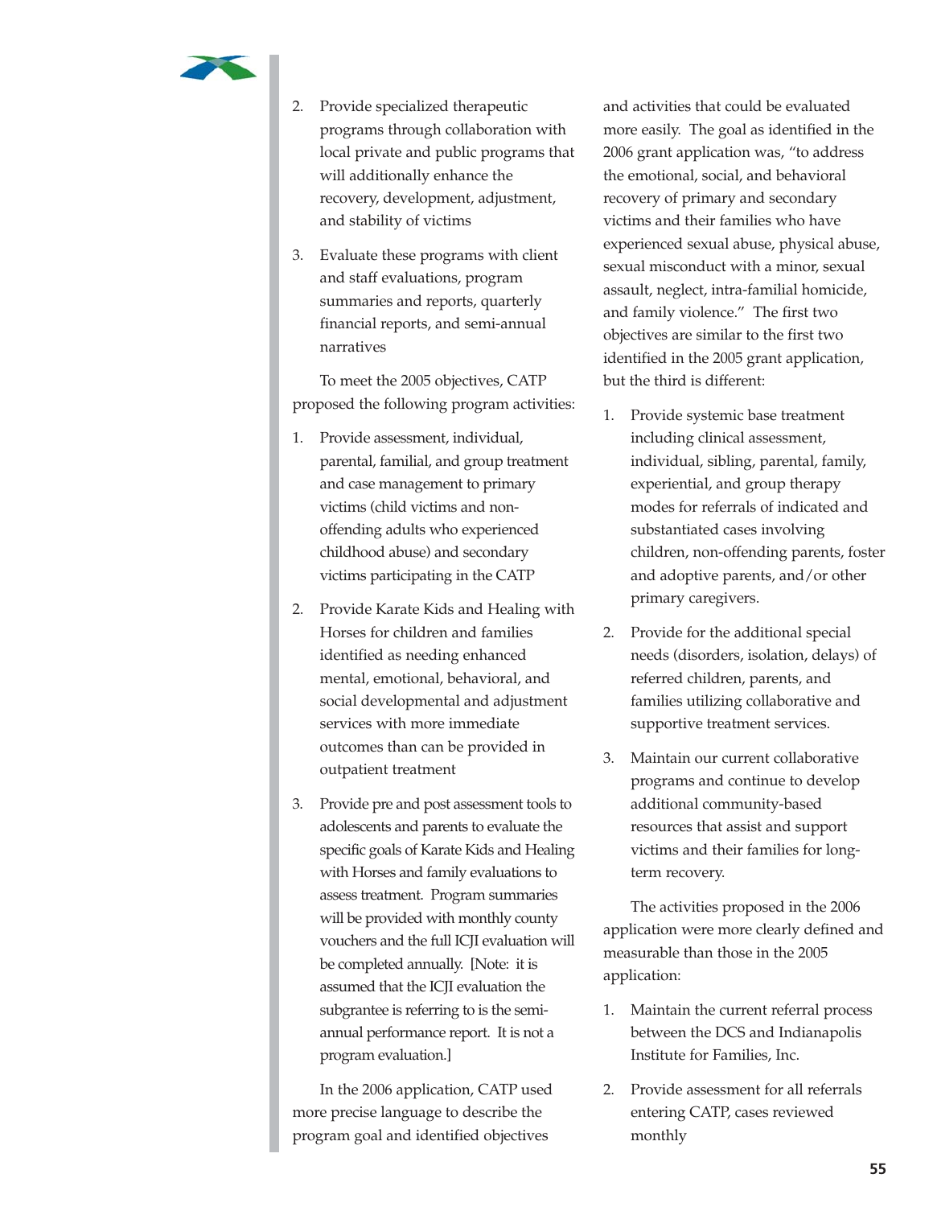2. Provide specialized therapeutic programs through collaboration with local private and public programs that will additionally enhance the recovery, development, adjustment, and stability of victims

3. Evaluate these programs with client and staff evaluations, program summaries and reports, quarterly financial reports, and semi-annual narratives

To meet the 2005 objectives, CATP proposed the following program activities:

1. Provide assessment, individual, parental, familial, and group treatment and case management to primary victims (child victims and non-offending adults who experienced childhood abuse) and secondary victims participating in the CATP

2. Provide Karate Kids and Healing with Horses for children and families identified as needing enhanced mental, emotional, behavioral, and social developmental and adjustment services with more immediate outcomes than can be provided in outpatient treatment

3. Provide pre and post assessment tools to adolescents and parents to evaluate the specific goals of Karate Kids and Healing with Horses and family evaluations to assess treatment. Program summaries will be provided with monthly county vouchers and the full ICJI evaluation will be completed annually. [Note: it is assumed that the ICJI evaluation the subgrantee is referring to is the semi-annual performance report. It is not a program evaluation.]

In the 2006 application, CATP used more precise language to describe the program goal and identified objectives and activities that could be evaluated more easily. The goal as identified in the 2006 grant application was, "to address the emotional, social, and behavioral recovery of primary and secondary victims and their families who have experienced sexual abuse, physical abuse, sexual misconduct with a minor, sexual assault, neglect, intra-familial homicide, and family violence." The first two objectives are similar to the first two identified in the 2005 grant application, but the third is different:

1. Provide systemic base treatment including clinical assessment, individual, sibling, parental, family, experiential, and group therapy modes for referrals of indicated and substantiated cases involving children, non-offending parents, foster and adoptive parents, and/or other primary caregivers.

2. Provide for the additional special needs (disorders, isolation, delays) of referred children, parents, and families utilizing collaborative and supportive treatment services.

3. Maintain our current collaborative programs and continue to develop additional community-based resources that assist and support victims and their families for long-term recovery.

The activities proposed in the 2006 application were more clearly defined and measurable than those in the 2005 application:

1. Maintain the current referral process between the DCS and Indianapolis Institute for Families, Inc.

2. Provide assessment for all referrals entering CATP, cases reviewed monthly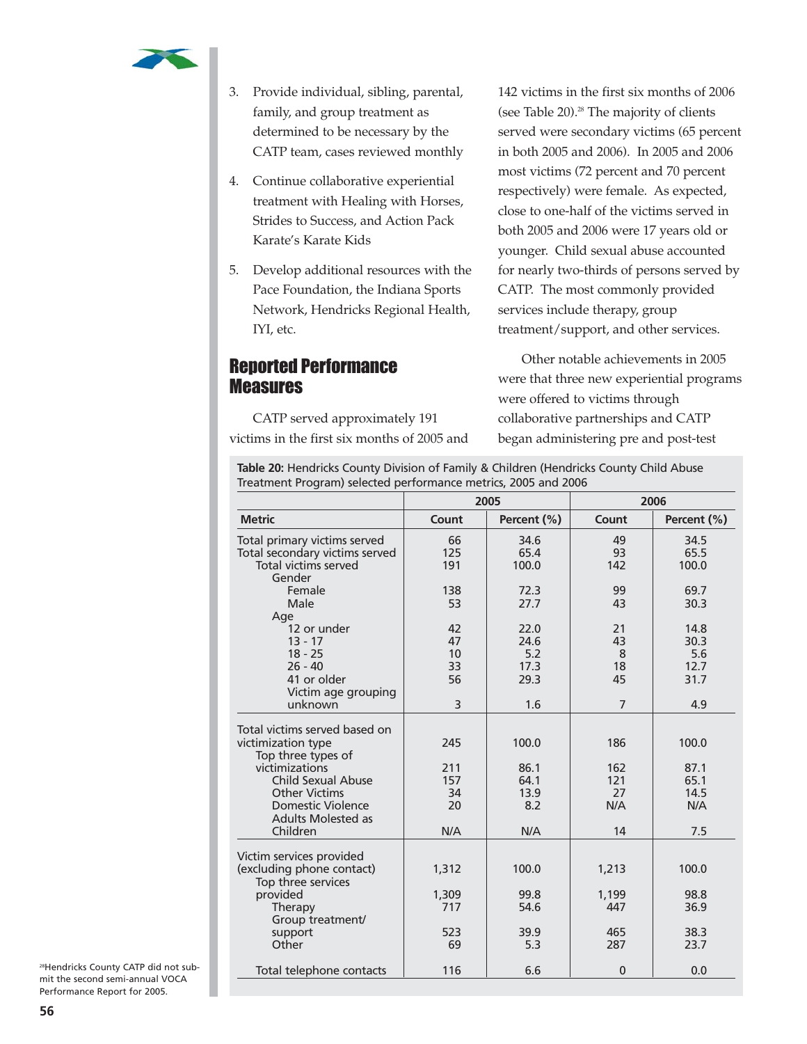3. Provide individual, sibling, parental, family, and group treatment as determined to be necessary by the CATP team, cases reviewed monthly

4. Continue collaborative experiential treatment with Healing with Horses, Strides to Success, and Action Pack Karate's Karate Kids

5. Develop additional resources with the Pace Foundation, the Indiana Sports Network, Hendricks Regional Health, IYI, etc.

## Reported Performance Measures

CATP served approximately 191 victims in the first six months of 2005 and 142 victims in the first six months of 2006 (see Table 20).[28] The majority of clients served were secondary victims (65 percent in both 2005 and 2006). In 2005 and 2006 most victims (72 percent and 70 percent respectively) were female. As expected, close to one-half of the victims served in both 2005 and 2006 were 17 years old or younger. Child sexual abuse accounted for nearly two-thirds of persons served by CATP. The most commonly provided services include therapy, group treatment/support, and other services.

Other notable achievements in 2005 were that three new experiential programs were offered to victims through collaborative partnerships and CATP began administering pre and post-test

**Table 20:** Hendricks County Division of Family & Children (Hendricks County Child Abuse Treatment Program) selected performance metrics, 2005 and 2006

| | 2005 | | 2006 | |
|---|---|---|---|---|
| **Metric** | **Count** | **Percent (%)** | **Count** | **Percent (%)** |
| Total primary victims served | 66 | 34.6 | 49 | 34.5 |
| Total secondary victims served | 125 | 65.4 | 93 | 65.5 |
| Total victims served | 191 | 100.0 | 142 | 100.0 |
| Gender | | | | |
| Female | 138 | 72.3 | 99 | 69.7 |
| Male | 53 | 27.7 | 43 | 30.3 |
| Age | | | | |
| 12 or under | 42 | 22.0 | 21 | 14.8 |
| 13 - 17 | 47 | 24.6 | 43 | 30.3 |
| 18 - 25 | 10 | 5.2 | 8 | 5.6 |
| 26 - 40 | 33 | 17.3 | 18 | 12.7 |
| 41 or older | 56 | 29.3 | 45 | 31.7 |
| Victim age grouping unknown | 3 | 1.6 | 7 | 4.9 |
| Total victims served based on victimization type | 245 | 100.0 | 186 | 100.0 |
| Top three types of victimizations | 211 | 86.1 | 162 | 87.1 |
| Child Sexual Abuse | 157 | 64.1 | 121 | 65.1 |
| Other Victims | 34 | 13.9 | 27 | 14.5 |
| Domestic Violence | 20 | 8.2 | N/A | N/A |
| Adults Molested as Children | N/A | N/A | 14 | 7.5 |
| Victim services provided (excluding phone contact) | 1,312 | 100.0 | 1,213 | 100.0 |
| Top three services provided | 1,309 | 99.8 | 1,199 | 98.8 |
| Therapy | 717 | 54.6 | 447 | 36.9 |
| Group treatment/ support | 523 | 39.9 | 465 | 38.3 |
| Other | 69 | 5.3 | 287 | 23.7 |
| Total telephone contacts | 116 | 6.6 | 0 | 0.0 |

[28] Hendricks County CATP did not submit the second semi-annual VOCA Performance Report for 2005.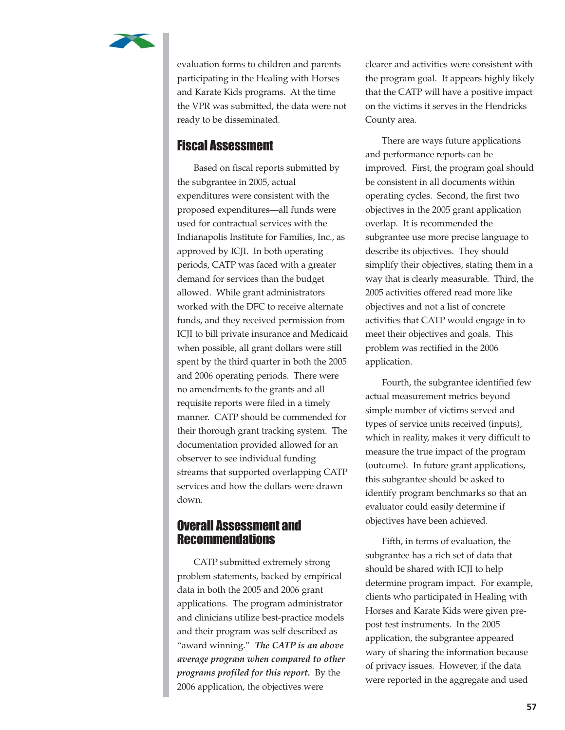evaluation forms to children and parents participating in the Healing with Horses and Karate Kids programs. At the time the VPR was submitted, the data were not ready to be disseminated.

## Fiscal Assessment

Based on fiscal reports submitted by the subgrantee in 2005, actual expenditures were consistent with the proposed expenditures—all funds were used for contractual services with the Indianapolis Institute for Families, Inc., as approved by ICJI. In both operating periods, CATP was faced with a greater demand for services than the budget allowed. While grant administrators worked with the DFC to receive alternate funds, and they received permission from ICJI to bill private insurance and Medicaid when possible, all grant dollars were still spent by the third quarter in both the 2005 and 2006 operating periods. There were no amendments to the grants and all requisite reports were filed in a timely manner. CATP should be commended for their thorough grant tracking system. The documentation provided allowed for an observer to see individual funding streams that supported overlapping CATP services and how the dollars were drawn down.

## Overall Assessment and Recommendations

CATP submitted extremely strong problem statements, backed by empirical data in both the 2005 and 2006 grant applications. The program administrator and clinicians utilize best-practice models and their program was self described as "award winning." ***The CATP is an above average program when compared to other programs profiled for this report.*** By the 2006 application, the objectives were clearer and activities were consistent with the program goal. It appears highly likely that the CATP will have a positive impact on the victims it serves in the Hendricks County area.

There are ways future applications and performance reports can be improved. First, the program goal should be consistent in all documents within operating cycles. Second, the first two objectives in the 2005 grant application overlap. It is recommended the subgrantee use more precise language to describe its objectives. They should simplify their objectives, stating them in a way that is clearly measurable. Third, the 2005 activities offered read more like objectives and not a list of concrete activities that CATP would engage in to meet their objectives and goals. This problem was rectified in the 2006 application.

Fourth, the subgrantee identified few actual measurement metrics beyond simple number of victims served and types of service units received (inputs), which in reality, makes it very difficult to measure the true impact of the program (outcome). In future grant applications, this subgrantee should be asked to identify program benchmarks so that an evaluator could easily determine if objectives have been achieved.

Fifth, in terms of evaluation, the subgrantee has a rich set of data that should be shared with ICJI to help determine program impact. For example, clients who participated in Healing with Horses and Karate Kids were given pre-post test instruments. In the 2005 application, the subgrantee appeared wary of sharing the information because of privacy issues. However, if the data were reported in the aggregate and used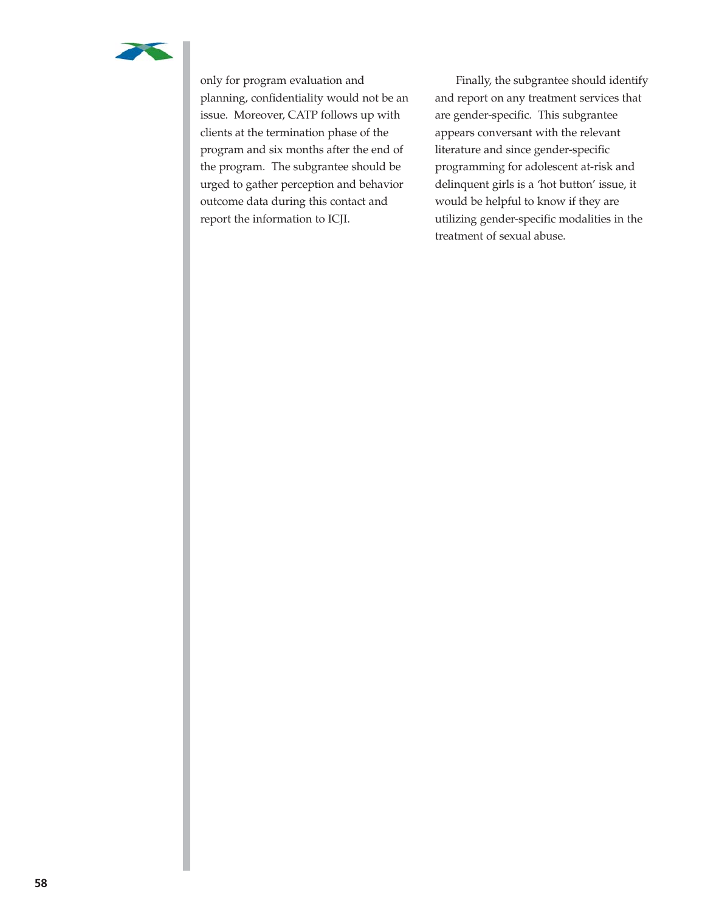only for program evaluation and planning, confidentiality would not be an issue. Moreover, CATP follows up with clients at the termination phase of the program and six months after the end of the program. The subgrantee should be urged to gather perception and behavior outcome data during this contact and report the information to ICJI.

Finally, the subgrantee should identify and report on any treatment services that are gender-specific. This subgrantee appears conversant with the relevant literature and since gender-specific programming for adolescent at-risk and delinquent girls is a 'hot button' issue, it would be helpful to know if they are utilizing gender-specific modalities in the treatment of sexual abuse.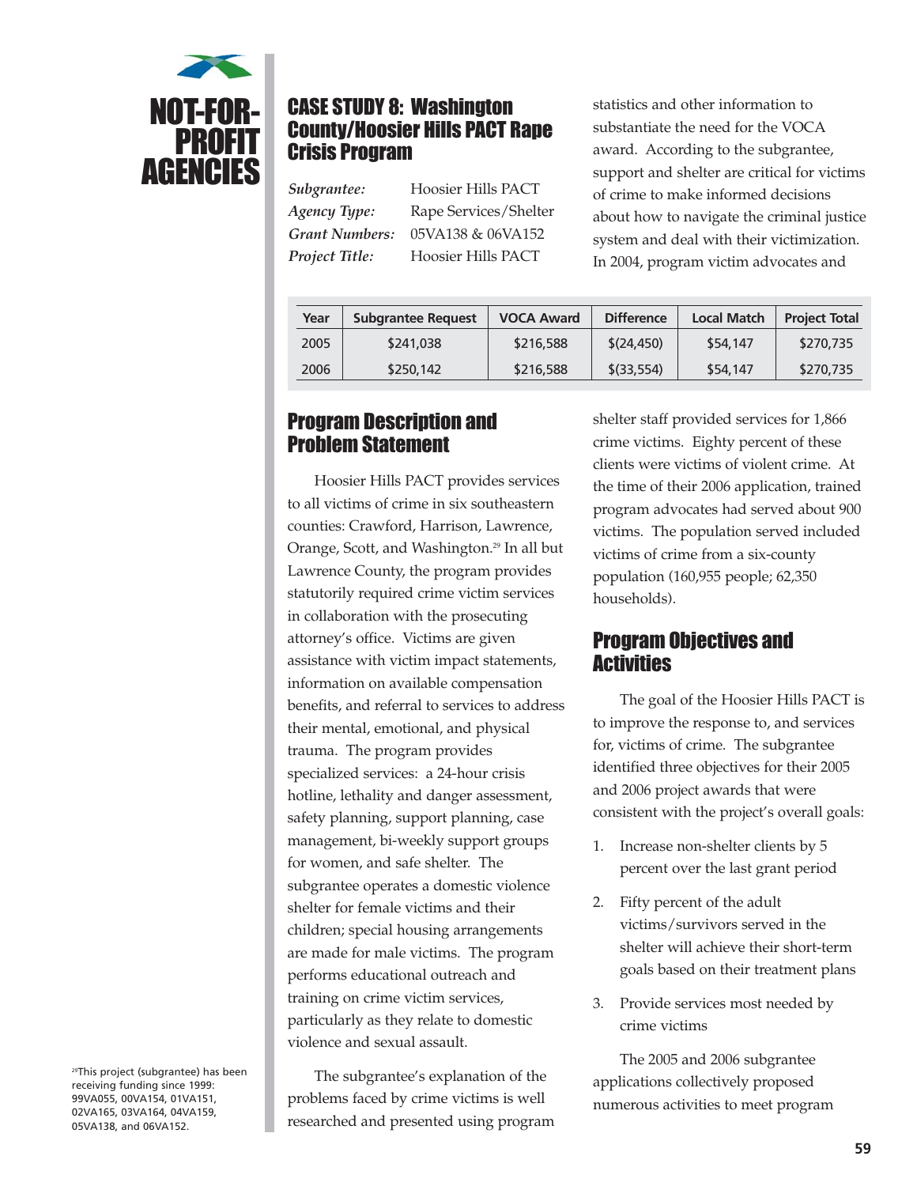# NOT-FOR-PROFIT AGENCIES

## CASE STUDY 8: Washington County/Hoosier Hills PACT Rape Crisis Program

| | |
|---|---|
| *Subgrantee:* | Hoosier Hills PACT |
| *Agency Type:* | Rape Services/Shelter |
| *Grant Numbers:* | 05VA138 & 06VA152 |
| *Project Title:* | Hoosier Hills PACT |

| Year | Subgrantee Request | VOCA Award | Difference | Local Match | Project Total |
|---|---|---|---|---|---|
| 2005 | $241,038 | $216,588 | $(24,450) | $54,147 | $270,735 |
| 2006 | $250,142 | $216,588 | $(33,554) | $54,147 | $270,735 |

### Program Description and Problem Statement

Hoosier Hills PACT provides services to all victims of crime in six southeastern counties: Crawford, Harrison, Lawrence, Orange, Scott, and Washington.[29] In all but Lawrence County, the program provides statutorily required crime victim services in collaboration with the prosecuting attorney's office. Victims are given assistance with victim impact statements, information on available compensation benefits, and referral to services to address their mental, emotional, and physical trauma. The program provides specialized services: a 24-hour crisis hotline, lethality and danger assessment, safety planning, support planning, case management, bi-weekly support groups for women, and safe shelter. The subgrantee operates a domestic violence shelter for female victims and their children; special housing arrangements are made for male victims. The program performs educational outreach and training on crime victim services, particularly as they relate to domestic violence and sexual assault.

The subgrantee's explanation of the problems faced by crime victims is well researched and presented using program statistics and other information to substantiate the need for the VOCA award. According to the subgrantee, support and shelter are critical for victims of crime to make informed decisions about how to navigate the criminal justice system and deal with their victimization. In 2004, program victim advocates and shelter staff provided services for 1,866 crime victims. Eighty percent of these clients were victims of violent crime. At the time of their 2006 application, trained program advocates had served about 900 victims. The population served included victims of crime from a six-county population (160,955 people; 62,350 households).

### Program Objectives and Activities

The goal of the Hoosier Hills PACT is to improve the response to, and services for, victims of crime. The subgrantee identified three objectives for their 2005 and 2006 project awards that were consistent with the project's overall goals:

1. Increase non-shelter clients by 5 percent over the last grant period
2. Fifty percent of the adult victims/survivors served in the shelter will achieve their short-term goals based on their treatment plans
3. Provide services most needed by crime victims

The 2005 and 2006 subgrantee applications collectively proposed numerous activities to meet program

[29] This project (subgrantee) has been receiving funding since 1999: 99VA055, 00VA154, 01VA151, 02VA165, 03VA164, 04VA159, 05VA138, and 06VA152.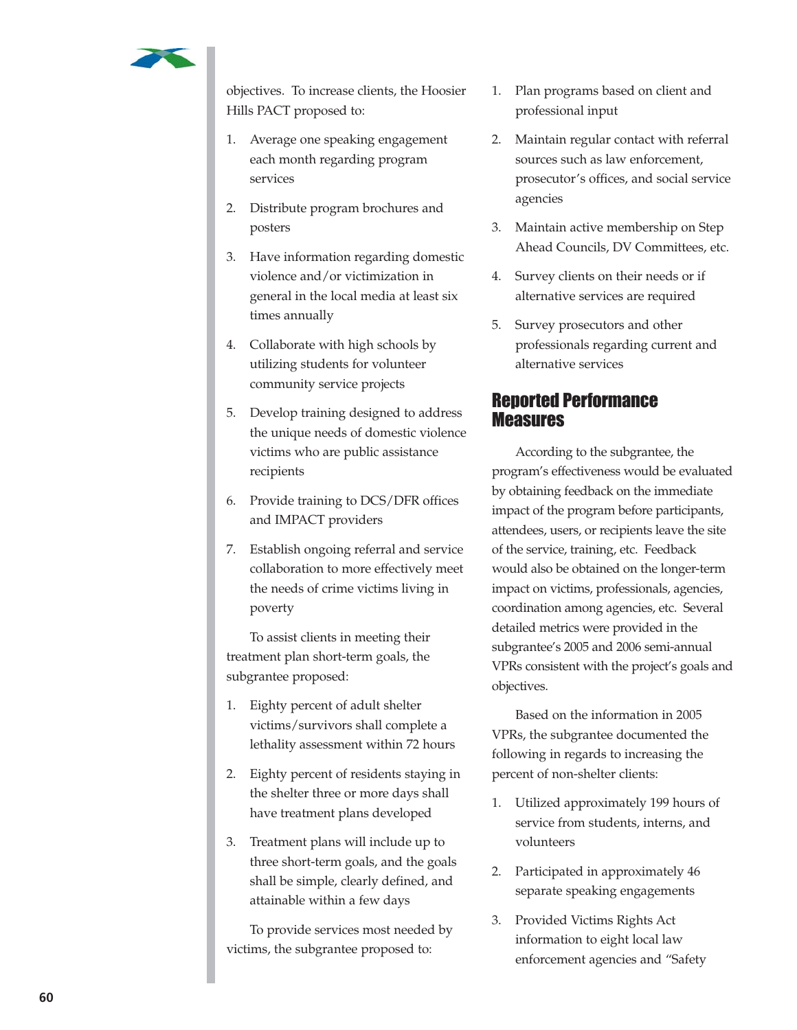objectives. To increase clients, the Hoosier Hills PACT proposed to:

1. Average one speaking engagement each month regarding program services
2. Distribute program brochures and posters
3. Have information regarding domestic violence and/or victimization in general in the local media at least six times annually
4. Collaborate with high schools by utilizing students for volunteer community service projects
5. Develop training designed to address the unique needs of domestic violence victims who are public assistance recipients
6. Provide training to DCS/DFR offices and IMPACT providers
7. Establish ongoing referral and service collaboration to more effectively meet the needs of crime victims living in poverty

To assist clients in meeting their treatment plan short-term goals, the subgrantee proposed:

1. Eighty percent of adult shelter victims/survivors shall complete a lethality assessment within 72 hours
2. Eighty percent of residents staying in the shelter three or more days shall have treatment plans developed
3. Treatment plans will include up to three short-term goals, and the goals shall be simple, clearly defined, and attainable within a few days

To provide services most needed by victims, the subgrantee proposed to:

1. Plan programs based on client and professional input
2. Maintain regular contact with referral sources such as law enforcement, prosecutor's offices, and social service agencies
3. Maintain active membership on Step Ahead Councils, DV Committees, etc.
4. Survey clients on their needs or if alternative services are required
5. Survey prosecutors and other professionals regarding current and alternative services

## Reported Performance Measures

According to the subgrantee, the program's effectiveness would be evaluated by obtaining feedback on the immediate impact of the program before participants, attendees, users, or recipients leave the site of the service, training, etc. Feedback would also be obtained on the longer-term impact on victims, professionals, agencies, coordination among agencies, etc. Several detailed metrics were provided in the subgrantee's 2005 and 2006 semi-annual VPRs consistent with the project's goals and objectives.

Based on the information in 2005 VPRs, the subgrantee documented the following in regards to increasing the percent of non-shelter clients:

1. Utilized approximately 199 hours of service from students, interns, and volunteers
2. Participated in approximately 46 separate speaking engagements
3. Provided Victims Rights Act information to eight local law enforcement agencies and "Safety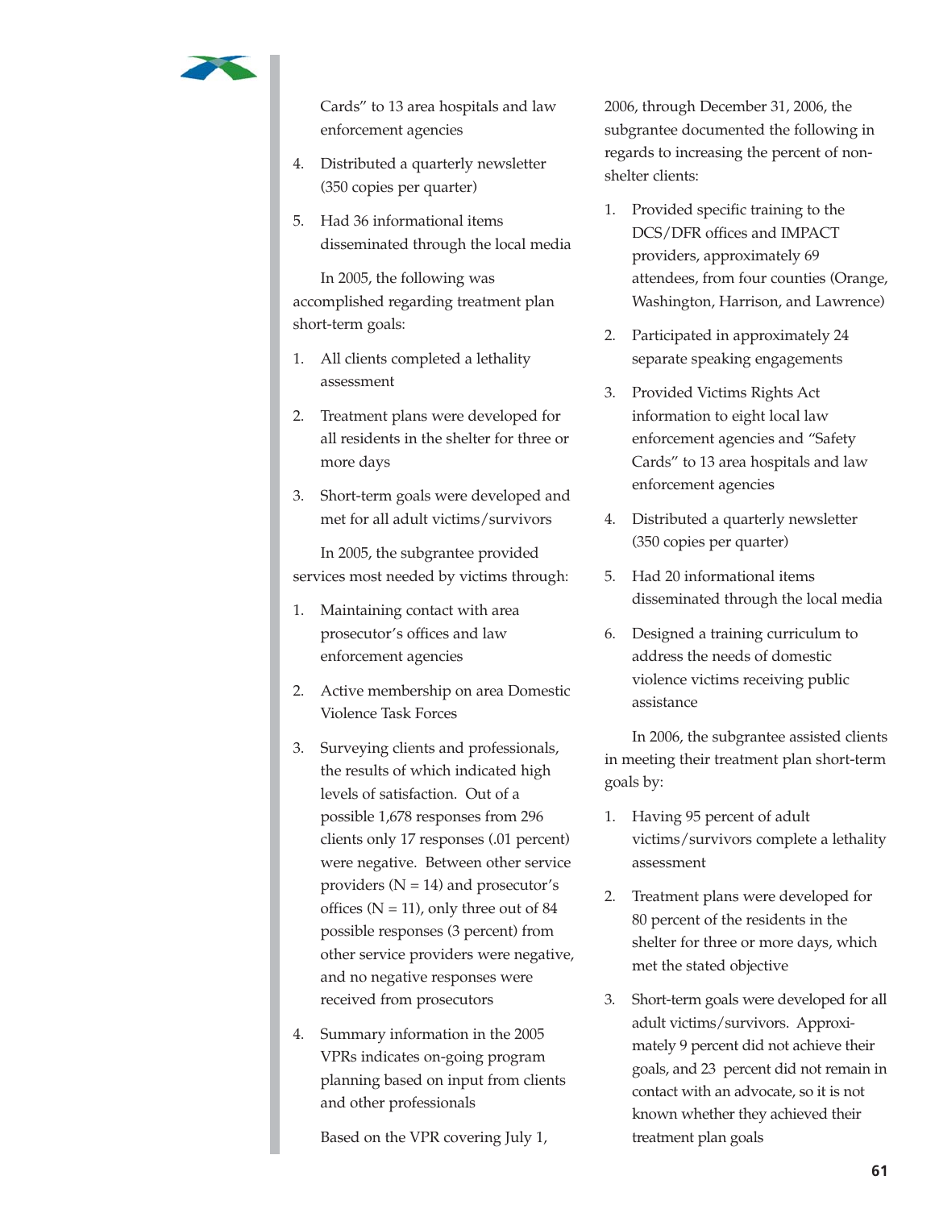Cards" to 13 area hospitals and law enforcement agencies

4. Distributed a quarterly newsletter (350 copies per quarter)

5. Had 36 informational items disseminated through the local media

In 2005, the following was accomplished regarding treatment plan short-term goals:

1. All clients completed a lethality assessment

2. Treatment plans were developed for all residents in the shelter for three or more days

3. Short-term goals were developed and met for all adult victims/survivors

In 2005, the subgrantee provided services most needed by victims through:

1. Maintaining contact with area prosecutor's offices and law enforcement agencies

2. Active membership on area Domestic Violence Task Forces

3. Surveying clients and professionals, the results of which indicated high levels of satisfaction. Out of a possible 1,678 responses from 296 clients only 17 responses (.01 percent) were negative. Between other service providers (N = 14) and prosecutor's offices (N = 11), only three out of 84 possible responses (3 percent) from other service providers were negative, and no negative responses were received from prosecutors

4. Summary information in the 2005 VPRs indicates on-going program planning based on input from clients and other professionals

Based on the VPR covering July 1, 2006, through December 31, 2006, the subgrantee documented the following in regards to increasing the percent of non-shelter clients:

1. Provided specific training to the DCS/DFR offices and IMPACT providers, approximately 69 attendees, from four counties (Orange, Washington, Harrison, and Lawrence)

2. Participated in approximately 24 separate speaking engagements

3. Provided Victims Rights Act information to eight local law enforcement agencies and "Safety Cards" to 13 area hospitals and law enforcement agencies

4. Distributed a quarterly newsletter (350 copies per quarter)

5. Had 20 informational items disseminated through the local media

6. Designed a training curriculum to address the needs of domestic violence victims receiving public assistance

In 2006, the subgrantee assisted clients in meeting their treatment plan short-term goals by:

1. Having 95 percent of adult victims/survivors complete a lethality assessment

2. Treatment plans were developed for 80 percent of the residents in the shelter for three or more days, which met the stated objective

3. Short-term goals were developed for all adult victims/survivors. Approximately 9 percent did not achieve their goals, and 23 percent did not remain in contact with an advocate, so it is not known whether they achieved their treatment plan goals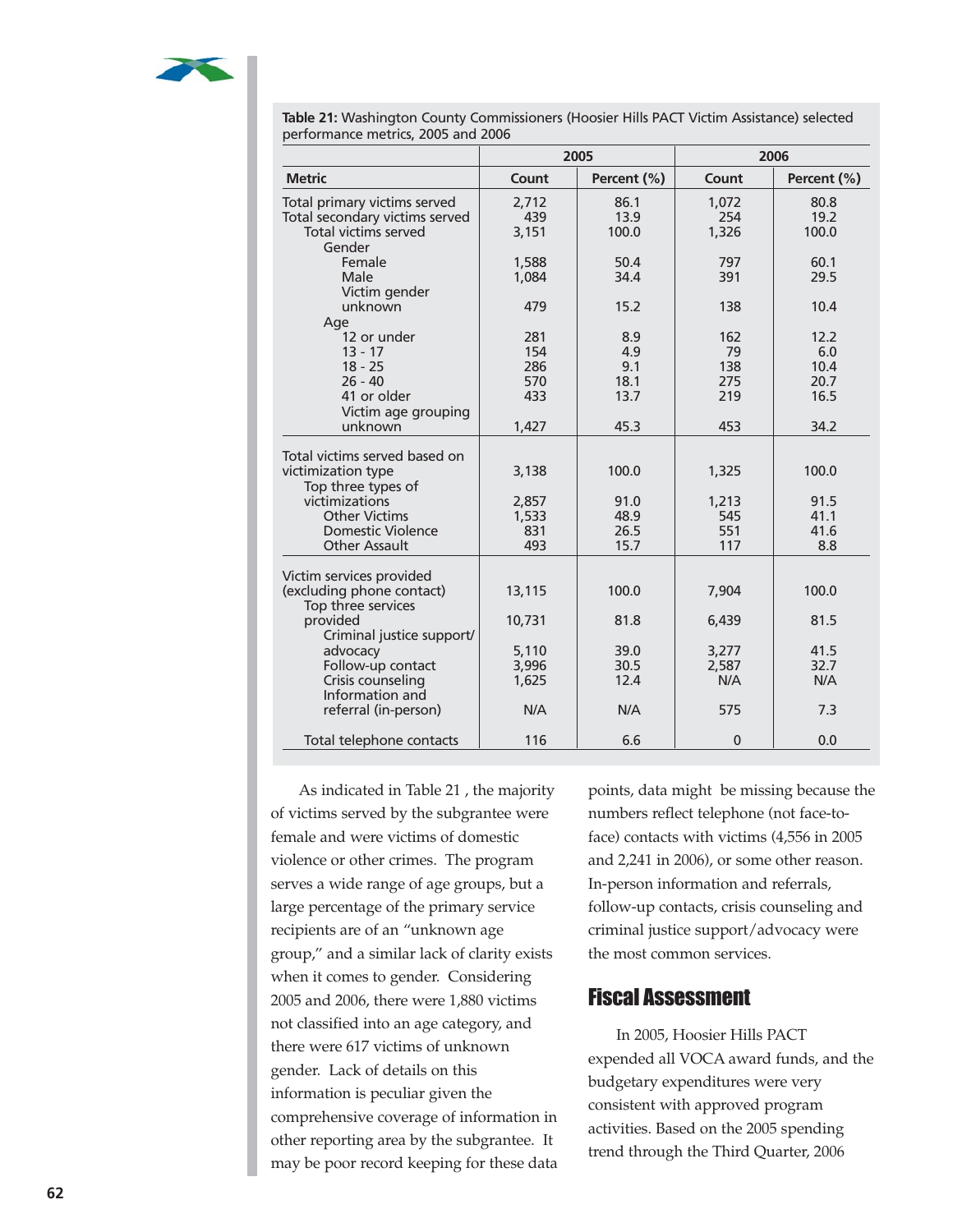**Table 21:** Washington County Commissioners (Hoosier Hills PACT Victim Assistance) selected performance metrics, 2005 and 2006

| Metric | 2005 | | 2006 | |
|---|---|---|---|---|
| | Count | Percent (%) | Count | Percent (%) |
| Total primary victims served | 2,712 | 86.1 | 1,072 | 80.8 |
| Total secondary victims served | 439 | 13.9 | 254 | 19.2 |
| Total victims served | 3,151 | 100.0 | 1,326 | 100.0 |
| Gender | | | | |
| Female | 1,588 | 50.4 | 797 | 60.1 |
| Male | 1,084 | 34.4 | 391 | 29.5 |
| Victim gender unknown | 479 | 15.2 | 138 | 10.4 |
| Age | | | | |
| 12 or under | 281 | 8.9 | 162 | 12.2 |
| 13 - 17 | 154 | 4.9 | 79 | 6.0 |
| 18 - 25 | 286 | 9.1 | 138 | 10.4 |
| 26 - 40 | 570 | 18.1 | 275 | 20.7 |
| 41 or older | 433 | 13.7 | 219 | 16.5 |
| Victim age grouping unknown | 1,427 | 45.3 | 453 | 34.2 |
| Total victims served based on victimization type | 3,138 | 100.0 | 1,325 | 100.0 |
| Top three types of victimizations | 2,857 | 91.0 | 1,213 | 91.5 |
| Other Victims | 1,533 | 48.9 | 545 | 41.1 |
| Domestic Violence | 831 | 26.5 | 551 | 41.6 |
| Other Assault | 493 | 15.7 | 117 | 8.8 |
| Victim services provided (excluding phone contact) | 13,115 | 100.0 | 7,904 | 100.0 |
| Top three services provided | 10,731 | 81.8 | 6,439 | 81.5 |
| Criminal justice support/ advocacy | 5,110 | 39.0 | 3,277 | 41.5 |
| Follow-up contact | 3,996 | 30.5 | 2,587 | 32.7 |
| Crisis counseling | 1,625 | 12.4 | N/A | N/A |
| Information and referral (in-person) | N/A | N/A | 575 | 7.3 |
| Total telephone contacts | 116 | 6.6 | 0 | 0.0 |

As indicated in Table 21 , the majority of victims served by the subgrantee were female and were victims of domestic violence or other crimes. The program serves a wide range of age groups, but a large percentage of the primary service recipients are of an "unknown age group," and a similar lack of clarity exists when it comes to gender. Considering 2005 and 2006, there were 1,880 victims not classified into an age category, and there were 617 victims of unknown gender. Lack of details on this information is peculiar given the comprehensive coverage of information in other reporting area by the subgrantee. It may be poor record keeping for these data points, data might be missing because the numbers reflect telephone (not face-to-face) contacts with victims (4,556 in 2005 and 2,241 in 2006), or some other reason. In-person information and referrals, follow-up contacts, crisis counseling and criminal justice support/advocacy were the most common services.

## Fiscal Assessment

In 2005, Hoosier Hills PACT expended all VOCA award funds, and the budgetary expenditures were very consistent with approved program activities. Based on the 2005 spending trend through the Third Quarter, 2006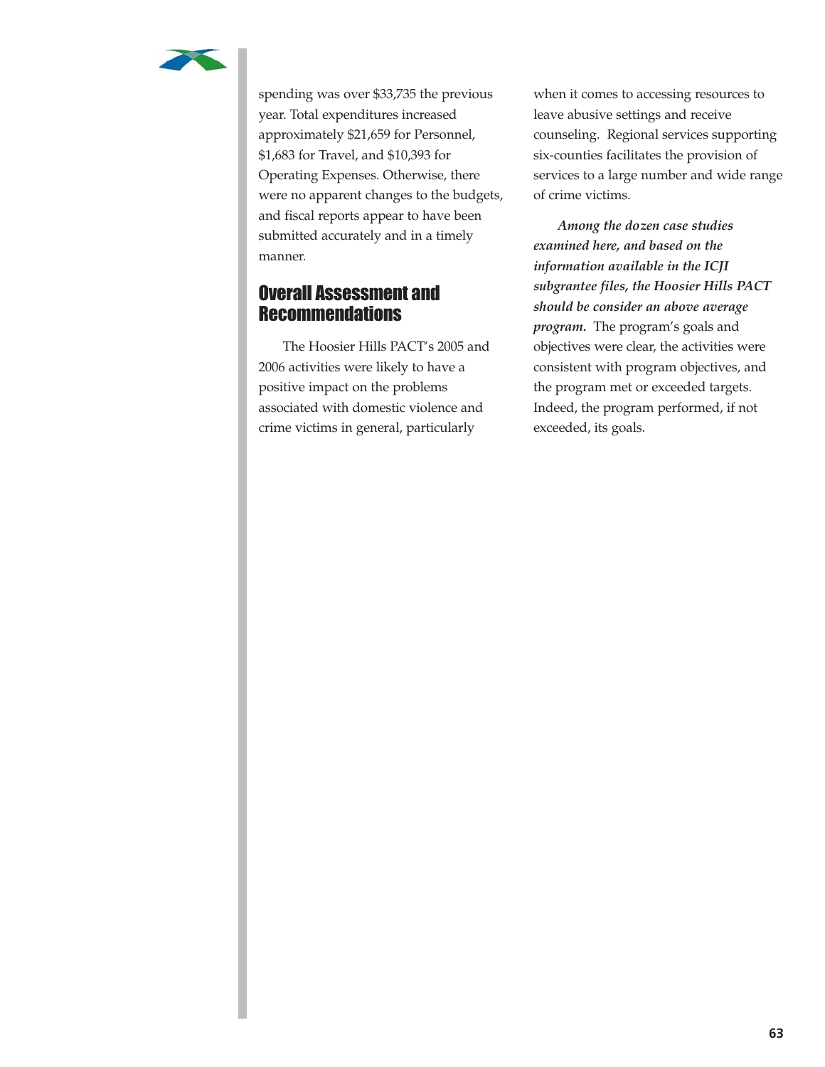spending was over $33,735 the previous year. Total expenditures increased approximately $21,659 for Personnel, $1,683 for Travel, and $10,393 for Operating Expenses. Otherwise, there were no apparent changes to the budgets, and fiscal reports appear to have been submitted accurately and in a timely manner.

## Overall Assessment and Recommendations

The Hoosier Hills PACT's 2005 and 2006 activities were likely to have a positive impact on the problems associated with domestic violence and crime victims in general, particularly when it comes to accessing resources to leave abusive settings and receive counseling. Regional services supporting six-counties facilitates the provision of services to a large number and wide range of crime victims.

***Among the dozen case studies examined here, and based on the information available in the ICJI subgrantee files, the Hoosier Hills PACT should be consider an above average program.*** The program's goals and objectives were clear, the activities were consistent with program objectives, and the program met or exceeded targets. Indeed, the program performed, if not exceeded, its goals.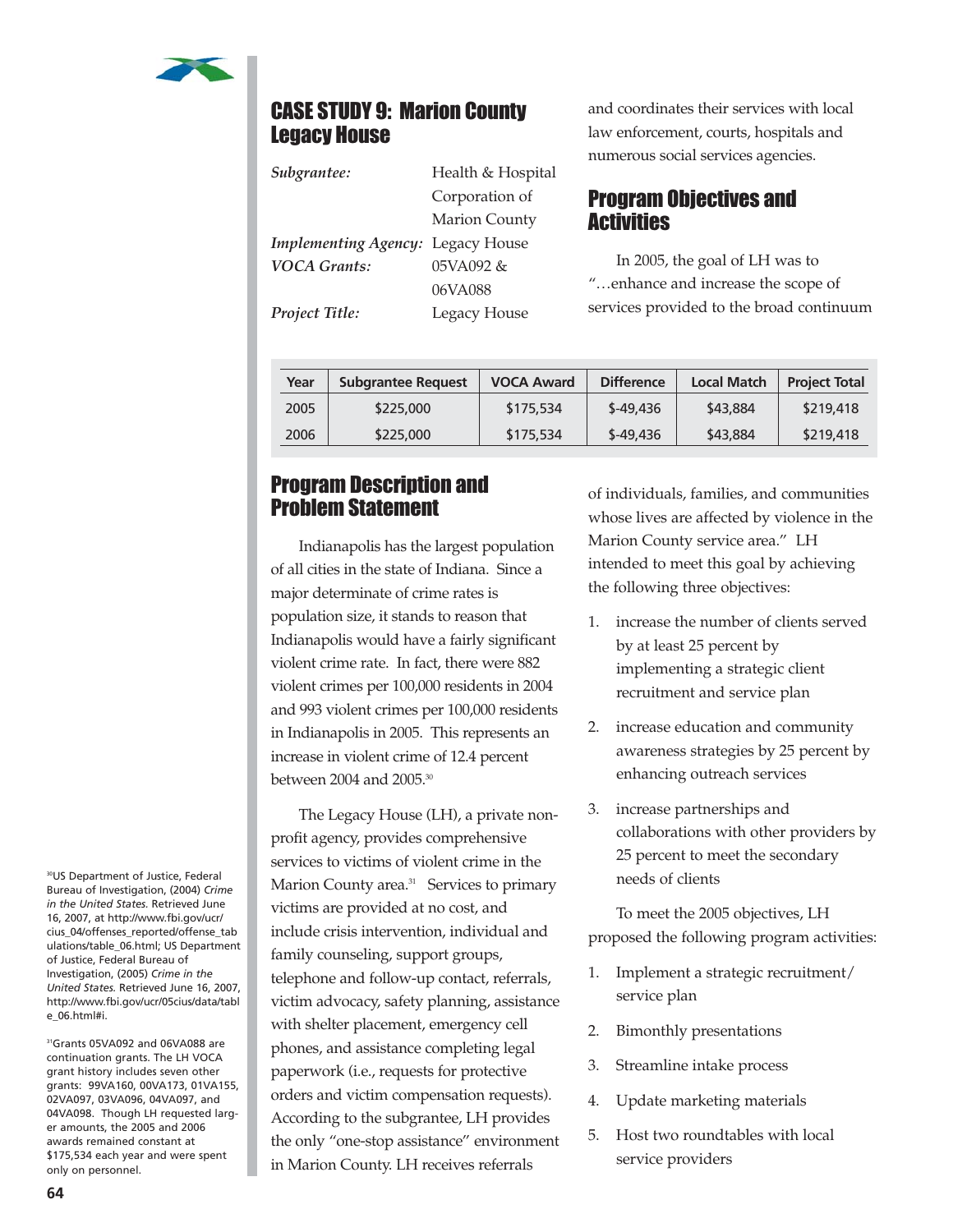## CASE STUDY 9: Marion County Legacy House

*Subgrantee:* Health & Hospital Corporation of Marion County
*Implementing Agency:* Legacy House
*VOCA Grants:* 05VA092 & 06VA088
*Project Title:* Legacy House

| Year | Subgrantee Request | VOCA Award | Difference | Local Match | Project Total |
|---|---|---|---|---|---|
| 2005 | $225,000 | $175,534 | $-49,436 | $43,884 | $219,418 |
| 2006 | $225,000 | $175,534 | $-49,436 | $43,884 | $219,418 |

## Program Description and Problem Statement

Indianapolis has the largest population of all cities in the state of Indiana. Since a major determinate of crime rates is population size, it stands to reason that Indianapolis would have a fairly significant violent crime rate. In fact, there were 882 violent crimes per 100,000 residents in 2004 and 993 violent crimes per 100,000 residents in Indianapolis in 2005. This represents an increase in violent crime of 12.4 percent between 2004 and 2005.[30]

The Legacy House (LH), a private non-profit agency, provides comprehensive services to victims of violent crime in the Marion County area.[31] Services to primary victims are provided at no cost, and include crisis intervention, individual and family counseling, support groups, telephone and follow-up contact, referrals, victim advocacy, safety planning, assistance with shelter placement, emergency cell phones, and assistance completing legal paperwork (i.e., requests for protective orders and victim compensation requests). According to the subgrantee, LH provides the only "one-stop assistance" environment in Marion County. LH receives referrals and coordinates their services with local law enforcement, courts, hospitals and numerous social services agencies.

## Program Objectives and Activities

In 2005, the goal of LH was to "…enhance and increase the scope of services provided to the broad continuum of individuals, families, and communities whose lives are affected by violence in the Marion County service area." LH intended to meet this goal by achieving the following three objectives:

1. increase the number of clients served by at least 25 percent by implementing a strategic client recruitment and service plan
2. increase education and community awareness strategies by 25 percent by enhancing outreach services
3. increase partnerships and collaborations with other providers by 25 percent to meet the secondary needs of clients

To meet the 2005 objectives, LH proposed the following program activities:

1. Implement a strategic recruitment/ service plan
2. Bimonthly presentations
3. Streamline intake process
4. Update marketing materials
5. Host two roundtables with local service providers

[30] US Department of Justice, Federal Bureau of Investigation, (2004) *Crime in the United States.* Retrieved June 16, 2007, at http://www.fbi.gov/ucr/cius_04/offenses_reported/offense_tabulations/table_06.html; US Department of Justice, Federal Bureau of Investigation, (2005) *Crime in the United States.* Retrieved June 16, 2007, http://www.fbi.gov/ucr/05cius/data/table_06.html#i.

[31] Grants 05VA092 and 06VA088 are continuation grants. The LH VOCA grant history includes seven other grants: 99VA160, 00VA173, 01VA155, 02VA097, 03VA096, 04VA097, and 04VA098. Though LH requested larger amounts, the 2005 and 2006 awards remained constant at $175,534 each year and were spent only on personnel.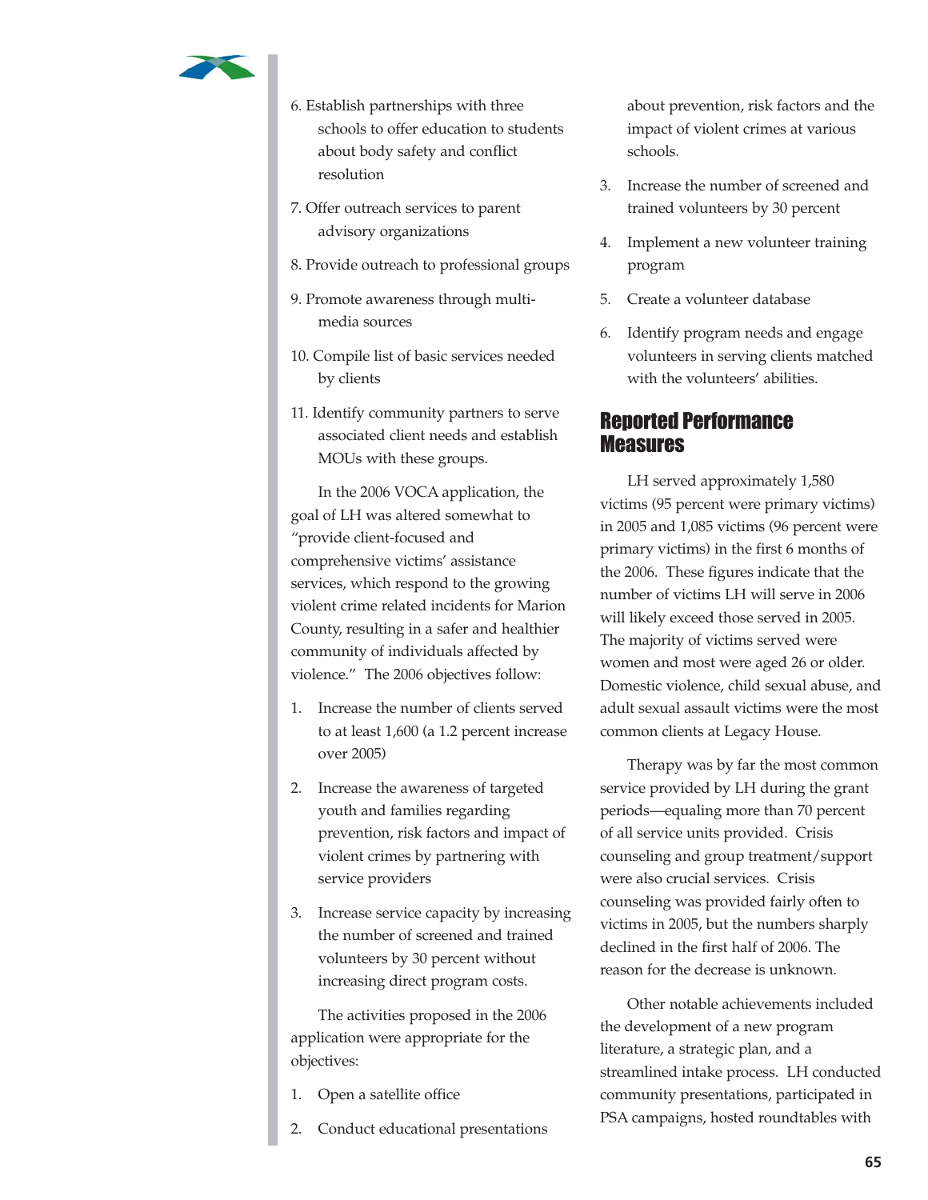6. Establish partnerships with three schools to offer education to students about body safety and conflict resolution

7. Offer outreach services to parent advisory organizations

8. Provide outreach to professional groups

9. Promote awareness through multi-media sources

10. Compile list of basic services needed by clients

11. Identify community partners to serve associated client needs and establish MOUs with these groups.

In the 2006 VOCA application, the goal of LH was altered somewhat to "provide client-focused and comprehensive victims' assistance services, which respond to the growing violent crime related incidents for Marion County, resulting in a safer and healthier community of individuals affected by violence." The 2006 objectives follow:

1. Increase the number of clients served to at least 1,600 (a 1.2 percent increase over 2005)
2. Increase the awareness of targeted youth and families regarding prevention, risk factors and impact of violent crimes by partnering with service providers
3. Increase service capacity by increasing the number of screened and trained volunteers by 30 percent without increasing direct program costs.

The activities proposed in the 2006 application were appropriate for the objectives:

1. Open a satellite office
2. Conduct educational presentations about prevention, risk factors and the impact of violent crimes at various schools.
3. Increase the number of screened and trained volunteers by 30 percent
4. Implement a new volunteer training program
5. Create a volunteer database
6. Identify program needs and engage volunteers in serving clients matched with the volunteers' abilities.

## Reported Performance Measures

LH served approximately 1,580 victims (95 percent were primary victims) in 2005 and 1,085 victims (96 percent were primary victims) in the first 6 months of the 2006. These figures indicate that the number of victims LH will serve in 2006 will likely exceed those served in 2005. The majority of victims served were women and most were aged 26 or older. Domestic violence, child sexual abuse, and adult sexual assault victims were the most common clients at Legacy House.

Therapy was by far the most common service provided by LH during the grant periods—equaling more than 70 percent of all service units provided. Crisis counseling and group treatment/support were also crucial services. Crisis counseling was provided fairly often to victims in 2005, but the numbers sharply declined in the first half of 2006. The reason for the decrease is unknown.

Other notable achievements included the development of a new program literature, a strategic plan, and a streamlined intake process. LH conducted community presentations, participated in PSA campaigns, hosted roundtables with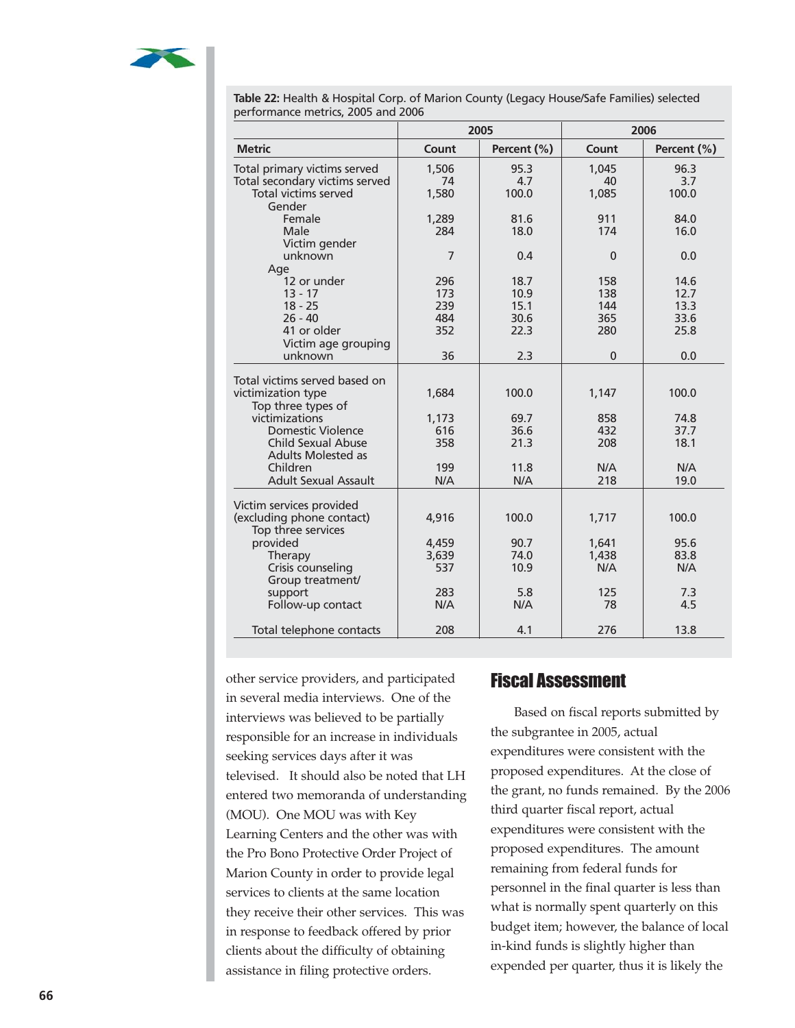**Table 22:** Health & Hospital Corp. of Marion County (Legacy House/Safe Families) selected performance metrics, 2005 and 2006

| | 2005 | | 2006 | |
|---|---|---|---|---|
| **Metric** | **Count** | **Percent (%)** | **Count** | **Percent (%)** |
| Total primary victims served | 1,506 | 95.3 | 1,045 | 96.3 |
| Total secondary victims served | 74 | 4.7 | 40 | 3.7 |
| Total victims served | 1,580 | 100.0 | 1,085 | 100.0 |
| Gender | | | | |
| Female | 1,289 | 81.6 | 911 | 84.0 |
| Male | 284 | 18.0 | 174 | 16.0 |
| Victim gender unknown | 7 | 0.4 | 0 | 0.0 |
| Age | | | | |
| 12 or under | 296 | 18.7 | 158 | 14.6 |
| 13 - 17 | 173 | 10.9 | 138 | 12.7 |
| 18 - 25 | 239 | 15.1 | 144 | 13.3 |
| 26 - 40 | 484 | 30.6 | 365 | 33.6 |
| 41 or older | 352 | 22.3 | 280 | 25.8 |
| Victim age grouping unknown | 36 | 2.3 | 0 | 0.0 |
| Total victims served based on victimization type | 1,684 | 100.0 | 1,147 | 100.0 |
| Top three types of victimizations | 1,173 | 69.7 | 858 | 74.8 |
| Domestic Violence | 616 | 36.6 | 432 | 37.7 |
| Child Sexual Abuse | 358 | 21.3 | 208 | 18.1 |
| Adults Molested as Children | 199 | 11.8 | N/A | N/A |
| Adult Sexual Assault | N/A | N/A | 218 | 19.0 |
| Victim services provided (excluding phone contact) | 4,916 | 100.0 | 1,717 | 100.0 |
| Top three services provided | 4,459 | 90.7 | 1,641 | 95.6 |
| Therapy | 3,639 | 74.0 | 1,438 | 83.8 |
| Crisis counseling | 537 | 10.9 | N/A | N/A |
| Group treatment/ support | 283 | 5.8 | 125 | 7.3 |
| Follow-up contact | N/A | N/A | 78 | 4.5 |
| Total telephone contacts | 208 | 4.1 | 276 | 13.8 |

other service providers, and participated in several media interviews. One of the interviews was believed to be partially responsible for an increase in individuals seeking services days after it was televised. It should also be noted that LH entered two memoranda of understanding (MOU). One MOU was with Key Learning Centers and the other was with the Pro Bono Protective Order Project of Marion County in order to provide legal services to clients at the same location they receive their other services. This was in response to feedback offered by prior clients about the difficulty of obtaining assistance in filing protective orders.

## Fiscal Assessment

Based on fiscal reports submitted by the subgrantee in 2005, actual expenditures were consistent with the proposed expenditures. At the close of the grant, no funds remained. By the 2006 third quarter fiscal report, actual expenditures were consistent with the proposed expenditures. The amount remaining from federal funds for personnel in the final quarter is less than what is normally spent quarterly on this budget item; however, the balance of local in-kind funds is slightly higher than expended per quarter, thus it is likely the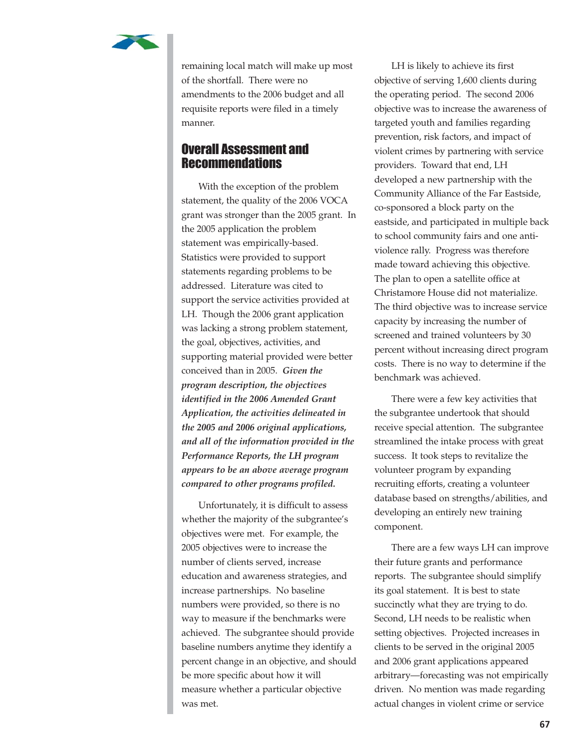remaining local match will make up most of the shortfall. There were no amendments to the 2006 budget and all requisite reports were filed in a timely manner.

## Overall Assessment and Recommendations

With the exception of the problem statement, the quality of the 2006 VOCA grant was stronger than the 2005 grant. In the 2005 application the problem statement was empirically-based. Statistics were provided to support statements regarding problems to be addressed. Literature was cited to support the service activities provided at LH. Though the 2006 grant application was lacking a strong problem statement, the goal, objectives, activities, and supporting material provided were better conceived than in 2005. ***Given the program description, the objectives identified in the 2006 Amended Grant Application, the activities delineated in the 2005 and 2006 original applications, and all of the information provided in the Performance Reports, the LH program appears to be an above average program compared to other programs profiled.***

Unfortunately, it is difficult to assess whether the majority of the subgrantee's objectives were met. For example, the 2005 objectives were to increase the number of clients served, increase education and awareness strategies, and increase partnerships. No baseline numbers were provided, so there is no way to measure if the benchmarks were achieved. The subgrantee should provide baseline numbers anytime they identify a percent change in an objective, and should be more specific about how it will measure whether a particular objective was met.

LH is likely to achieve its first objective of serving 1,600 clients during the operating period. The second 2006 objective was to increase the awareness of targeted youth and families regarding prevention, risk factors, and impact of violent crimes by partnering with service providers. Toward that end, LH developed a new partnership with the Community Alliance of the Far Eastside, co-sponsored a block party on the eastside, and participated in multiple back to school community fairs and one anti-violence rally. Progress was therefore made toward achieving this objective. The plan to open a satellite office at Christamore House did not materialize. The third objective was to increase service capacity by increasing the number of screened and trained volunteers by 30 percent without increasing direct program costs. There is no way to determine if the benchmark was achieved.

There were a few key activities that the subgrantee undertook that should receive special attention. The subgrantee streamlined the intake process with great success. It took steps to revitalize the volunteer program by expanding recruiting efforts, creating a volunteer database based on strengths/abilities, and developing an entirely new training component.

There are a few ways LH can improve their future grants and performance reports. The subgrantee should simplify its goal statement. It is best to state succinctly what they are trying to do. Second, LH needs to be realistic when setting objectives. Projected increases in clients to be served in the original 2005 and 2006 grant applications appeared arbitrary—forecasting was not empirically driven. No mention was made regarding actual changes in violent crime or service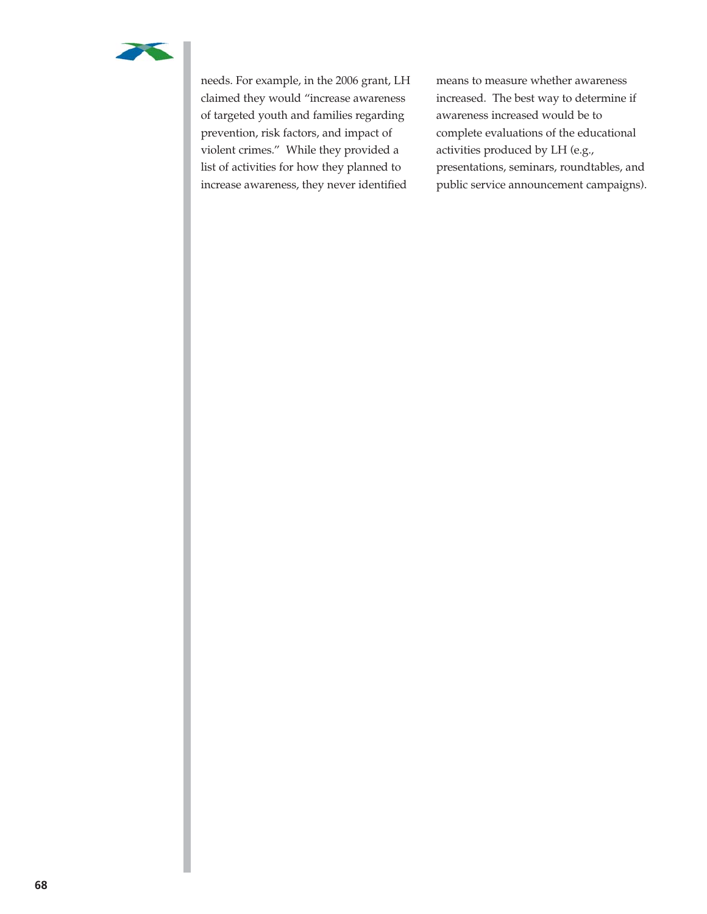needs. For example, in the 2006 grant, LH claimed they would "increase awareness of targeted youth and families regarding prevention, risk factors, and impact of violent crimes." While they provided a list of activities for how they planned to increase awareness, they never identified means to measure whether awareness increased. The best way to determine if awareness increased would be to complete evaluations of the educational activities produced by LH (e.g., presentations, seminars, roundtables, and public service announcement campaigns).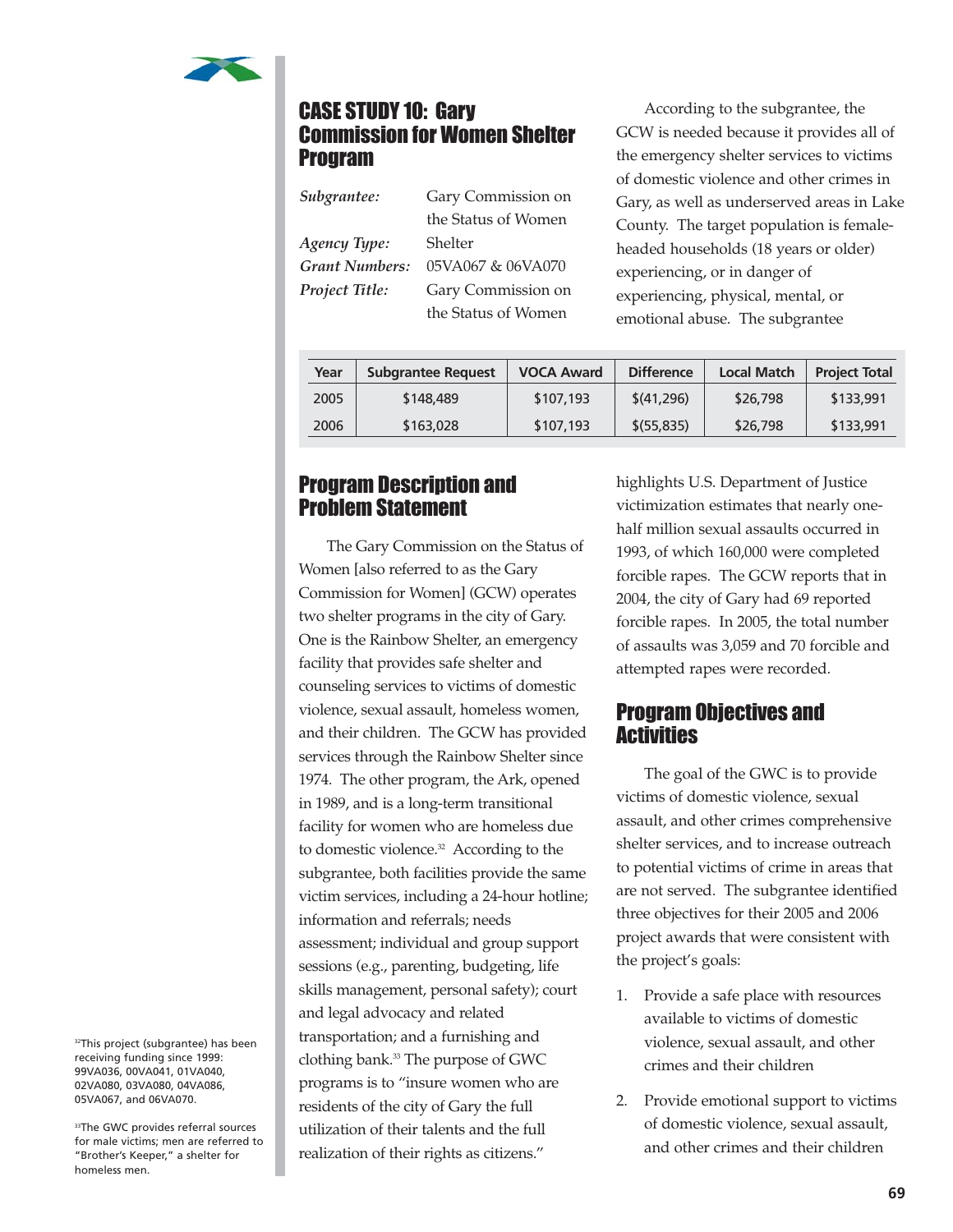## CASE STUDY 10: Gary Commission for Women Shelter Program

| | |
|---|---|
| *Subgrantee:* | Gary Commission on the Status of Women |
| *Agency Type:* | Shelter |
| *Grant Numbers:* | 05VA067 & 06VA070 |
| *Project Title:* | Gary Commission on the Status of Women |

According to the subgrantee, the GCW is needed because it provides all of the emergency shelter services to victims of domestic violence and other crimes in Gary, as well as underserved areas in Lake County. The target population is female-headed households (18 years or older) experiencing, or in danger of experiencing, physical, mental, or emotional abuse. The subgrantee highlights U.S. Department of Justice victimization estimates that nearly one-half million sexual assaults occurred in 1993, of which 160,000 were completed forcible rapes. The GCW reports that in 2004, the city of Gary had 69 reported forcible rapes. In 2005, the total number of assaults was 3,059 and 70 forcible and attempted rapes were recorded.

| Year | Subgrantee Request | VOCA Award | Difference | Local Match | Project Total |
|---|---|---|---|---|---|
| 2005 | $148,489 | $107,193 | $(41,296) | $26,798 | $133,991 |
| 2006 | $163,028 | $107,193 | $(55,835) | $26,798 | $133,991 |

## Program Description and Problem Statement

The Gary Commission on the Status of Women [also referred to as the Gary Commission for Women] (GCW) operates two shelter programs in the city of Gary. One is the Rainbow Shelter, an emergency facility that provides safe shelter and counseling services to victims of domestic violence, sexual assault, homeless women, and their children. The GCW has provided services through the Rainbow Shelter since 1974. The other program, the Ark, opened in 1989, and is a long-term transitional facility for women who are homeless due to domestic violence.[32] According to the subgrantee, both facilities provide the same victim services, including a 24-hour hotline; information and referrals; needs assessment; individual and group support sessions (e.g., parenting, budgeting, life skills management, personal safety); court and legal advocacy and related transportation; and a furnishing and clothing bank.[33] The purpose of GWC programs is to "insure women who are residents of the city of Gary the full utilization of their talents and the full realization of their rights as citizens."

## Program Objectives and Activities

The goal of the GWC is to provide victims of domestic violence, sexual assault, and other crimes comprehensive shelter services, and to increase outreach to potential victims of crime in areas that are not served. The subgrantee identified three objectives for their 2005 and 2006 project awards that were consistent with the project's goals:

1. Provide a safe place with resources available to victims of domestic violence, sexual assault, and other crimes and their children
2. Provide emotional support to victims of domestic violence, sexual assault, and other crimes and their children

[32] This project (subgrantee) has been receiving funding since 1999: 99VA036, 00VA041, 01VA040, 02VA080, 03VA080, 04VA086, 05VA067, and 06VA070.

[33] The GWC provides referral sources for male victims; men are referred to "Brother's Keeper," a shelter for homeless men.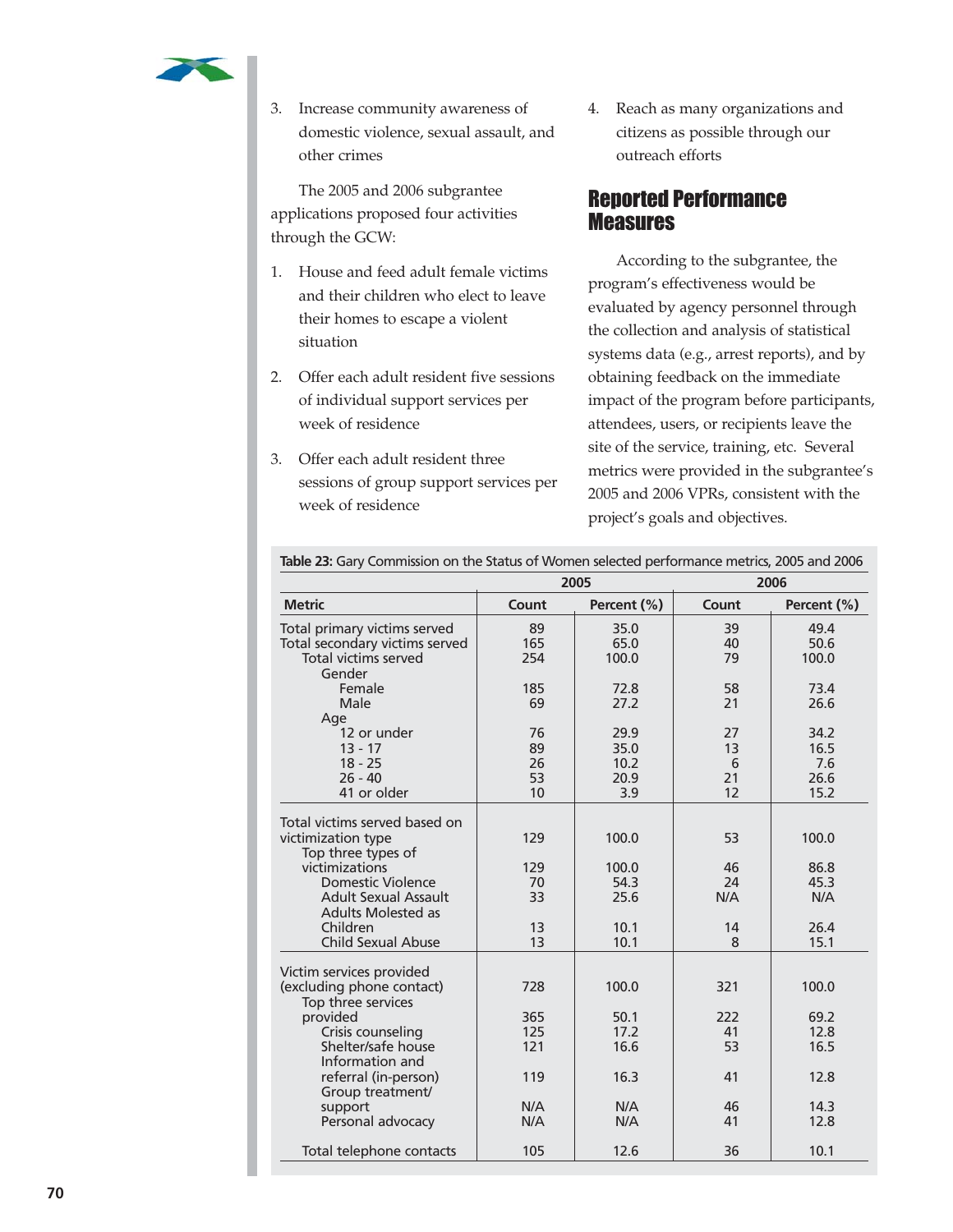3. Increase community awareness of domestic violence, sexual assault, and other crimes

The 2005 and 2006 subgrantee applications proposed four activities through the GCW:

1. House and feed adult female victims and their children who elect to leave their homes to escape a violent situation
2. Offer each adult resident five sessions of individual support services per week of residence
3. Offer each adult resident three sessions of group support services per week of residence
4. Reach as many organizations and citizens as possible through our outreach efforts

## Reported Performance Measures

According to the subgrantee, the program's effectiveness would be evaluated by agency personnel through the collection and analysis of statistical systems data (e.g., arrest reports), and by obtaining feedback on the immediate impact of the program before participants, attendees, users, or recipients leave the site of the service, training, etc. Several metrics were provided in the subgrantee's 2005 and 2006 VPRs, consistent with the project's goals and objectives.

**Table 23:** Gary Commission on the Status of Women selected performance metrics, 2005 and 2006

| | 2005 | | 2006 | |
|---|---|---|---|---|
| **Metric** | **Count** | **Percent (%)** | **Count** | **Percent (%)** |
| Total primary victims served | 89 | 35.0 | 39 | 49.4 |
| Total secondary victims served | 165 | 65.0 | 40 | 50.6 |
| Total victims served | 254 | 100.0 | 79 | 100.0 |
| Gender | | | | |
| Female | 185 | 72.8 | 58 | 73.4 |
| Male | 69 | 27.2 | 21 | 26.6 |
| Age | | | | |
| 12 or under | 76 | 29.9 | 27 | 34.2 |
| 13 - 17 | 89 | 35.0 | 13 | 16.5 |
| 18 - 25 | 26 | 10.2 | 6 | 7.6 |
| 26 - 40 | 53 | 20.9 | 21 | 26.6 |
| 41 or older | 10 | 3.9 | 12 | 15.2 |
| Total victims served based on victimization type | 129 | 100.0 | 53 | 100.0 |
| Top three types of victimizations | 129 | 100.0 | 46 | 86.8 |
| Domestic Violence | 70 | 54.3 | 24 | 45.3 |
| Adult Sexual Assault | 33 | 25.6 | N/A | N/A |
| Adults Molested as Children | 13 | 10.1 | 14 | 26.4 |
| Child Sexual Abuse | 13 | 10.1 | 8 | 15.1 |
| Victim services provided (excluding phone contact) | 728 | 100.0 | 321 | 100.0 |
| Top three services provided | 365 | 50.1 | 222 | 69.2 |
| Crisis counseling | 125 | 17.2 | 41 | 12.8 |
| Shelter/safe house | 121 | 16.6 | 53 | 16.5 |
| Information and referral (in-person) | 119 | 16.3 | 41 | 12.8 |
| Group treatment/ support | N/A | N/A | 46 | 14.3 |
| Personal advocacy | N/A | N/A | 41 | 12.8 |
| Total telephone contacts | 105 | 12.6 | 36 | 10.1 |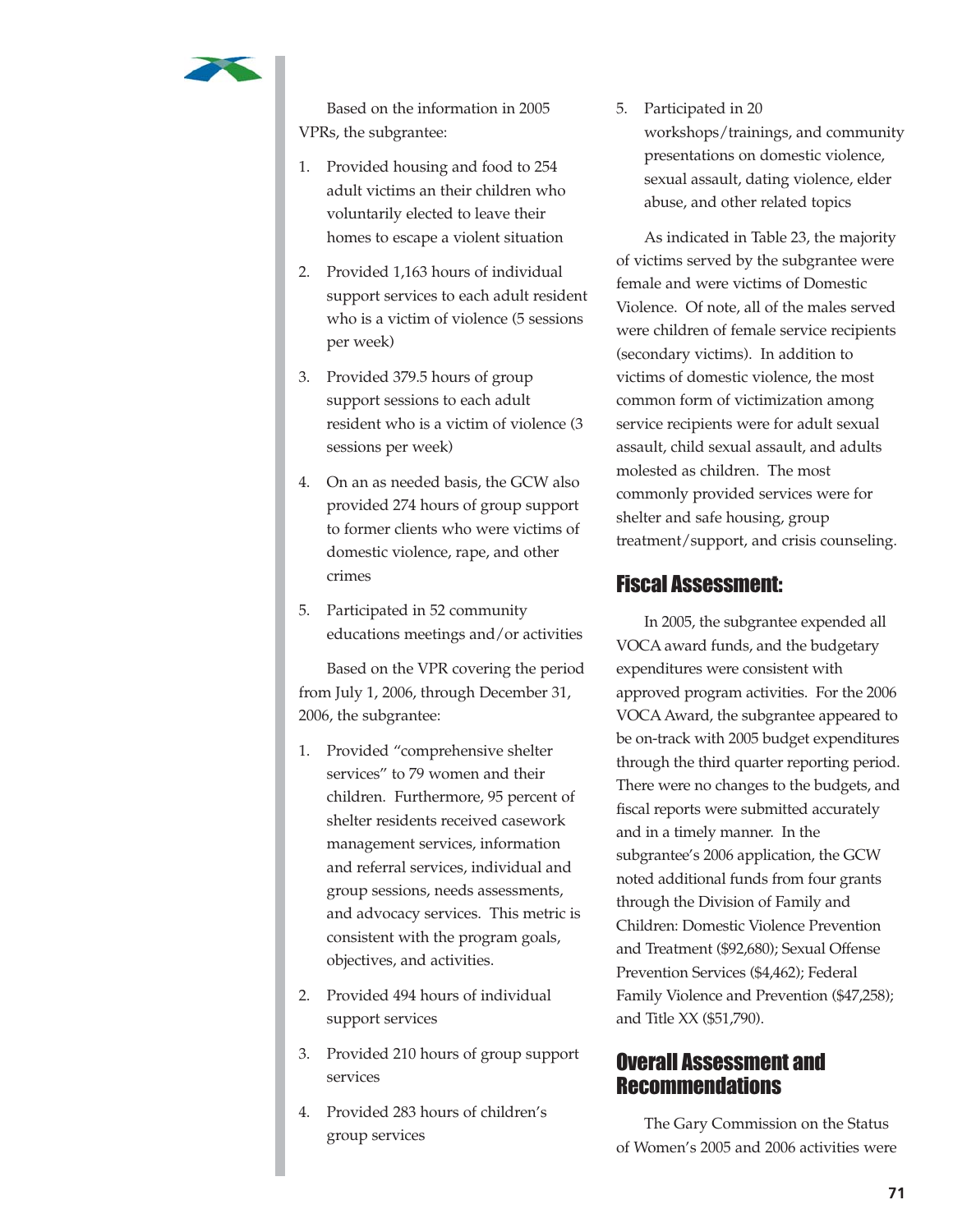Based on the information in 2005 VPRs, the subgrantee:

1. Provided housing and food to 254 adult victims an their children who voluntarily elected to leave their homes to escape a violent situation
2. Provided 1,163 hours of individual support services to each adult resident who is a victim of violence (5 sessions per week)
3. Provided 379.5 hours of group support sessions to each adult resident who is a victim of violence (3 sessions per week)
4. On an as needed basis, the GCW also provided 274 hours of group support to former clients who were victims of domestic violence, rape, and other crimes
5. Participated in 52 community educations meetings and/or activities

Based on the VPR covering the period from July 1, 2006, through December 31, 2006, the subgrantee:

1. Provided "comprehensive shelter services" to 79 women and their children. Furthermore, 95 percent of shelter residents received casework management services, information and referral services, individual and group sessions, needs assessments, and advocacy services. This metric is consistent with the program goals, objectives, and activities.
2. Provided 494 hours of individual support services
3. Provided 210 hours of group support services
4. Provided 283 hours of children's group services
5. Participated in 20 workshops/trainings, and community presentations on domestic violence, sexual assault, dating violence, elder abuse, and other related topics

As indicated in Table 23, the majority of victims served by the subgrantee were female and were victims of Domestic Violence. Of note, all of the males served were children of female service recipients (secondary victims). In addition to victims of domestic violence, the most common form of victimization among service recipients were for adult sexual assault, child sexual assault, and adults molested as children. The most commonly provided services were for shelter and safe housing, group treatment/support, and crisis counseling.

## Fiscal Assessment:

In 2005, the subgrantee expended all VOCA award funds, and the budgetary expenditures were consistent with approved program activities. For the 2006 VOCA Award, the subgrantee appeared to be on-track with 2005 budget expenditures through the third quarter reporting period. There were no changes to the budgets, and fiscal reports were submitted accurately and in a timely manner. In the subgrantee's 2006 application, the GCW noted additional funds from four grants through the Division of Family and Children: Domestic Violence Prevention and Treatment ($92,680); Sexual Offense Prevention Services ($4,462); Federal Family Violence and Prevention ($47,258); and Title XX ($51,790).

## Overall Assessment and Recommendations

The Gary Commission on the Status of Women's 2005 and 2006 activities were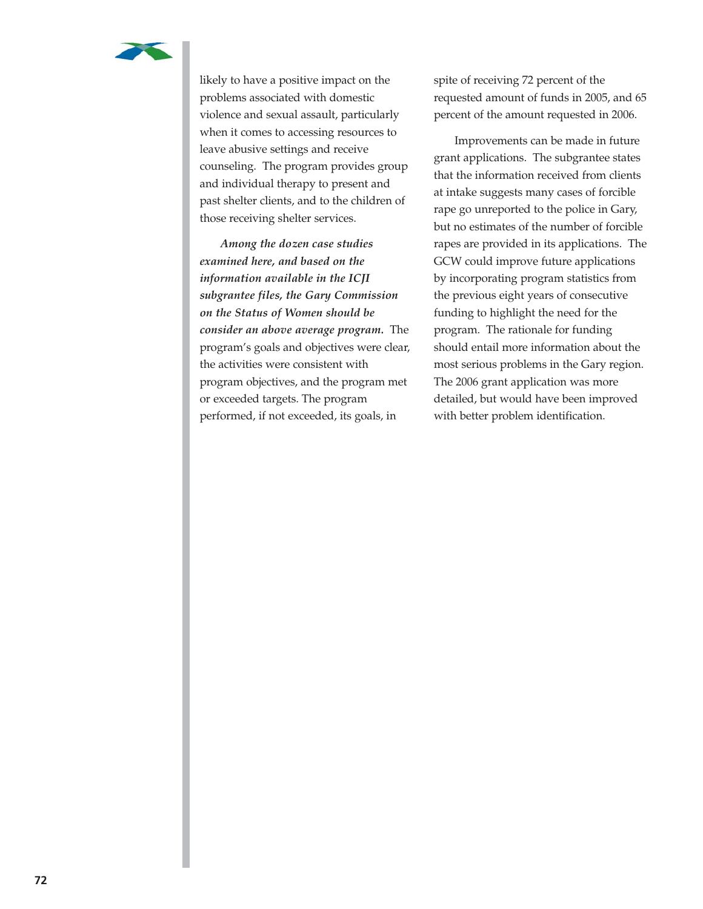likely to have a positive impact on the problems associated with domestic violence and sexual assault, particularly when it comes to accessing resources to leave abusive settings and receive counseling. The program provides group and individual therapy to present and past shelter clients, and to the children of those receiving shelter services.

***Among the dozen case studies examined here, and based on the information available in the ICJI subgrantee files, the Gary Commission on the Status of Women should be consider an above average program.*** The program's goals and objectives were clear, the activities were consistent with program objectives, and the program met or exceeded targets. The program performed, if not exceeded, its goals, in spite of receiving 72 percent of the requested amount of funds in 2005, and 65 percent of the amount requested in 2006.

Improvements can be made in future grant applications. The subgrantee states that the information received from clients at intake suggests many cases of forcible rape go unreported to the police in Gary, but no estimates of the number of forcible rapes are provided in its applications. The GCW could improve future applications by incorporating program statistics from the previous eight years of consecutive funding to highlight the need for the program. The rationale for funding should entail more information about the most serious problems in the Gary region. The 2006 grant application was more detailed, but would have been improved with better problem identification.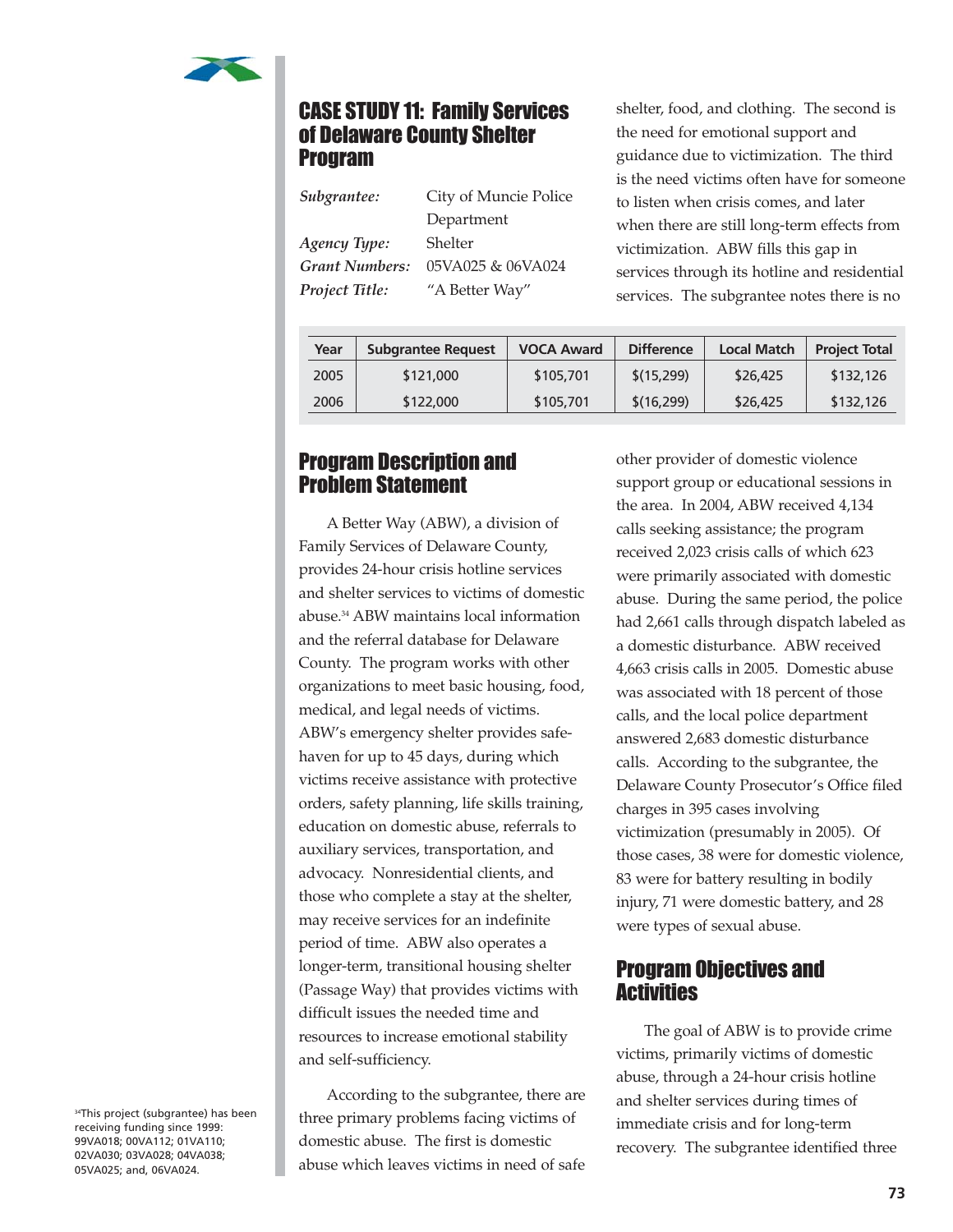## CASE STUDY 11: Family Services of Delaware County Shelter Program

*Subgrantee:* City of Muncie Police Department
*Agency Type:* Shelter
*Grant Numbers:* 05VA025 & 06VA024
*Project Title:* "A Better Way"

| Year | Subgrantee Request | VOCA Award | Difference | Local Match | Project Total |
|---|---|---|---|---|---|
| 2005 | $121,000 | $105,701 | $(15,299) | $26,425 | $132,126 |
| 2006 | $122,000 | $105,701 | $(16,299) | $26,425 | $132,126 |

### Program Description and Problem Statement

A Better Way (ABW), a division of Family Services of Delaware County, provides 24-hour crisis hotline services and shelter services to victims of domestic abuse.[34] ABW maintains local information and the referral database for Delaware County. The program works with other organizations to meet basic housing, food, medical, and legal needs of victims. ABW's emergency shelter provides safe-haven for up to 45 days, during which victims receive assistance with protective orders, safety planning, life skills training, education on domestic abuse, referrals to auxiliary services, transportation, and advocacy. Nonresidential clients, and those who complete a stay at the shelter, may receive services for an indefinite period of time. ABW also operates a longer-term, transitional housing shelter (Passage Way) that provides victims with difficult issues the needed time and resources to increase emotional stability and self-sufficiency.

According to the subgrantee, there are three primary problems facing victims of domestic abuse. The first is domestic abuse which leaves victims in need of safe shelter, food, and clothing. The second is the need for emotional support and guidance due to victimization. The third is the need victims often have for someone to listen when crisis comes, and later when there are still long-term effects from victimization. ABW fills this gap in services through its hotline and residential services. The subgrantee notes there is no other provider of domestic violence support group or educational sessions in the area. In 2004, ABW received 4,134 calls seeking assistance; the program received 2,023 crisis calls of which 623 were primarily associated with domestic abuse. During the same period, the police had 2,661 calls through dispatch labeled as a domestic disturbance. ABW received 4,663 crisis calls in 2005. Domestic abuse was associated with 18 percent of those calls, and the local police department answered 2,683 domestic disturbance calls. According to the subgrantee, the Delaware County Prosecutor's Office filed charges in 395 cases involving victimization (presumably in 2005). Of those cases, 38 were for domestic violence, 83 were for battery resulting in bodily injury, 71 were domestic battery, and 28 were types of sexual abuse.

### Program Objectives and Activities

The goal of ABW is to provide crime victims, primarily victims of domestic abuse, through a 24-hour crisis hotline and shelter services during times of immediate crisis and for long-term recovery. The subgrantee identified three

[34] This project (subgrantee) has been receiving funding since 1999: 99VA018; 00VA112; 01VA110; 02VA030; 03VA028; 04VA038; 05VA025; and, 06VA024.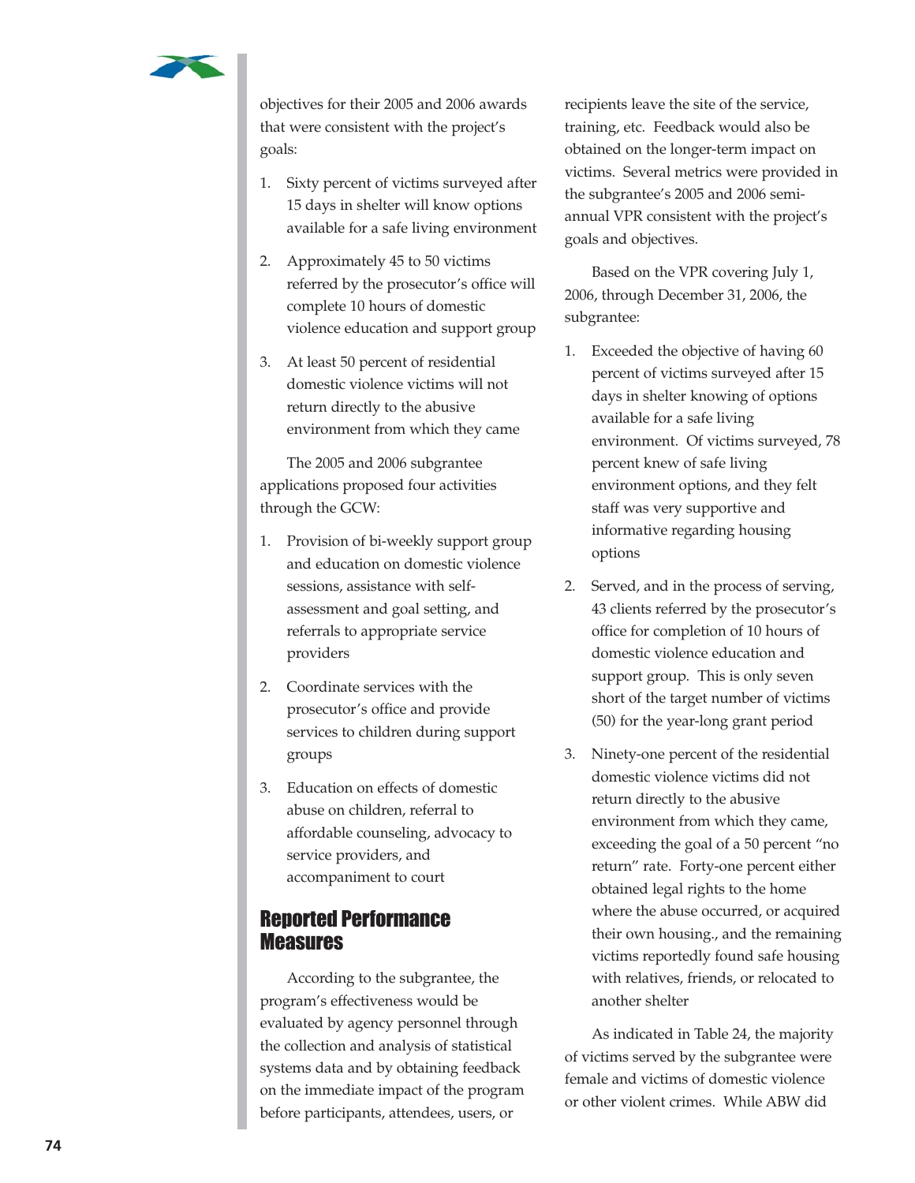objectives for their 2005 and 2006 awards that were consistent with the project's goals:

1. Sixty percent of victims surveyed after 15 days in shelter will know options available for a safe living environment
2. Approximately 45 to 50 victims referred by the prosecutor's office will complete 10 hours of domestic violence education and support group
3. At least 50 percent of residential domestic violence victims will not return directly to the abusive environment from which they came

The 2005 and 2006 subgrantee applications proposed four activities through the GCW:

1. Provision of bi-weekly support group and education on domestic violence sessions, assistance with self-assessment and goal setting, and referrals to appropriate service providers
2. Coordinate services with the prosecutor's office and provide services to children during support groups
3. Education on effects of domestic abuse on children, referral to affordable counseling, advocacy to service providers, and accompaniment to court

## Reported Performance Measures

According to the subgrantee, the program's effectiveness would be evaluated by agency personnel through the collection and analysis of statistical systems data and by obtaining feedback on the immediate impact of the program before participants, attendees, users, or recipients leave the site of the service, training, etc. Feedback would also be obtained on the longer-term impact on victims. Several metrics were provided in the subgrantee's 2005 and 2006 semi-annual VPR consistent with the project's goals and objectives.

Based on the VPR covering July 1, 2006, through December 31, 2006, the subgrantee:

1. Exceeded the objective of having 60 percent of victims surveyed after 15 days in shelter knowing of options available for a safe living environment. Of victims surveyed, 78 percent knew of safe living environment options, and they felt staff was very supportive and informative regarding housing options
2. Served, and in the process of serving, 43 clients referred by the prosecutor's office for completion of 10 hours of domestic violence education and support group. This is only seven short of the target number of victims (50) for the year-long grant period
3. Ninety-one percent of the residential domestic violence victims did not return directly to the abusive environment from which they came, exceeding the goal of a 50 percent "no return" rate. Forty-one percent either obtained legal rights to the home where the abuse occurred, or acquired their own housing., and the remaining victims reportedly found safe housing with relatives, friends, or relocated to another shelter

As indicated in Table 24, the majority of victims served by the subgrantee were female and victims of domestic violence or other violent crimes. While ABW did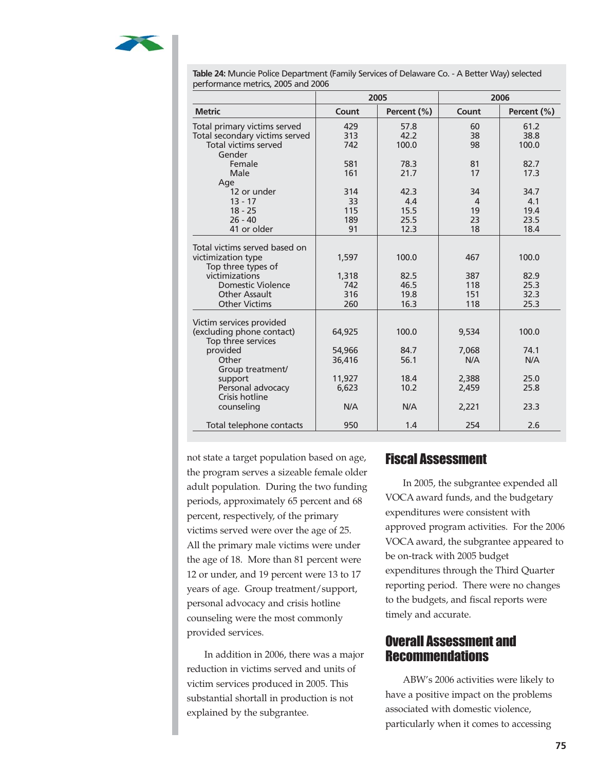**Table 24:** Muncie Police Department (Family Services of Delaware Co. - A Better Way) selected performance metrics, 2005 and 2006

| | 2005 | | 2006 | |
|---|---|---|---|---|
| **Metric** | **Count** | **Percent (%)** | **Count** | **Percent (%)** |
| Total primary victims served | 429 | 57.8 | 60 | 61.2 |
| Total secondary victims served | 313 | 42.2 | 38 | 38.8 |
| Total victims served | 742 | 100.0 | 98 | 100.0 |
| Gender | | | | |
| Female | 581 | 78.3 | 81 | 82.7 |
| Male | 161 | 21.7 | 17 | 17.3 |
| Age | | | | |
| 12 or under | 314 | 42.3 | 34 | 34.7 |
| 13 - 17 | 33 | 4.4 | 4 | 4.1 |
| 18 - 25 | 115 | 15.5 | 19 | 19.4 |
| 26 - 40 | 189 | 25.5 | 23 | 23.5 |
| 41 or older | 91 | 12.3 | 18 | 18.4 |
| Total victims served based on victimization type | 1,597 | 100.0 | 467 | 100.0 |
| Top three types of victimizations | 1,318 | 82.5 | 387 | 82.9 |
| Domestic Violence | 742 | 46.5 | 118 | 25.3 |
| Other Assault | 316 | 19.8 | 151 | 32.3 |
| Other Victims | 260 | 16.3 | 118 | 25.3 |
| Victim services provided (excluding phone contact) | 64,925 | 100.0 | 9,534 | 100.0 |
| Top three services provided | 54,966 | 84.7 | 7,068 | 74.1 |
| Other | 36,416 | 56.1 | N/A | N/A |
| Group treatment/ support | 11,927 | 18.4 | 2,388 | 25.0 |
| Personal advocacy | 6,623 | 10.2 | 2,459 | 25.8 |
| Crisis hotline counseling | N/A | N/A | 2,221 | 23.3 |
| Total telephone contacts | 950 | 1.4 | 254 | 2.6 |

not state a target population based on age, the program serves a sizeable female older adult population. During the two funding periods, approximately 65 percent and 68 percent, respectively, of the primary victims served were over the age of 25. All the primary male victims were under the age of 18. More than 81 percent were 12 or under, and 19 percent were 13 to 17 years of age. Group treatment/support, personal advocacy and crisis hotline counseling were the most commonly provided services.

In addition in 2006, there was a major reduction in victims served and units of victim services produced in 2005. This substantial shortall in production is not explained by the subgrantee.

## Fiscal Assessment

In 2005, the subgrantee expended all VOCA award funds, and the budgetary expenditures were consistent with approved program activities. For the 2006 VOCA award, the subgrantee appeared to be on-track with 2005 budget expenditures through the Third Quarter reporting period. There were no changes to the budgets, and fiscal reports were timely and accurate.

## Overall Assessment and Recommendations

ABW's 2006 activities were likely to have a positive impact on the problems associated with domestic violence, particularly when it comes to accessing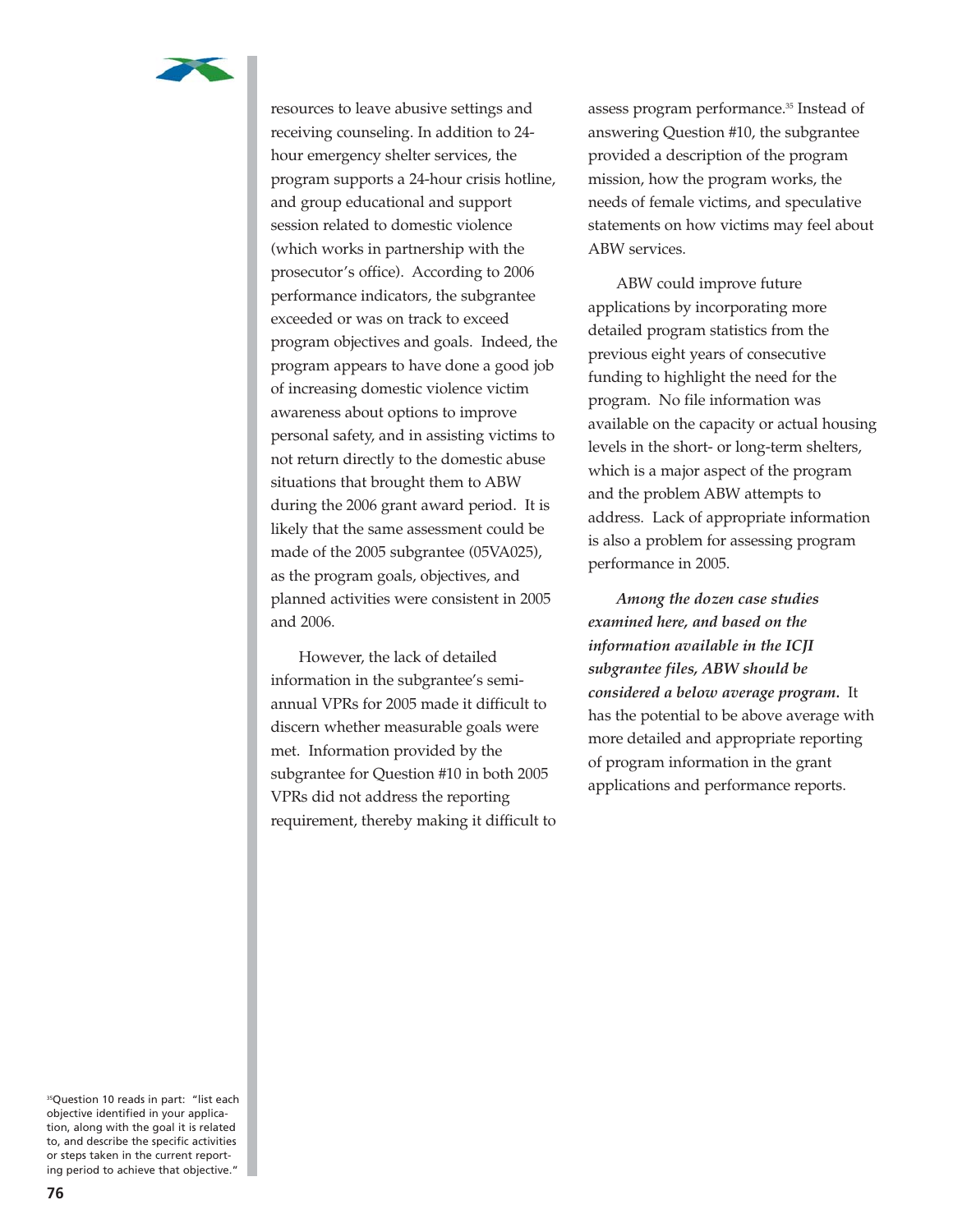resources to leave abusive settings and receiving counseling. In addition to 24-hour emergency shelter services, the program supports a 24-hour crisis hotline, and group educational and support session related to domestic violence (which works in partnership with the prosecutor's office). According to 2006 performance indicators, the subgrantee exceeded or was on track to exceed program objectives and goals. Indeed, the program appears to have done a good job of increasing domestic violence victim awareness about options to improve personal safety, and in assisting victims to not return directly to the domestic abuse situations that brought them to ABW during the 2006 grant award period. It is likely that the same assessment could be made of the 2005 subgrantee (05VA025), as the program goals, objectives, and planned activities were consistent in 2005 and 2006.

However, the lack of detailed information in the subgrantee's semi-annual VPRs for 2005 made it difficult to discern whether measurable goals were met. Information provided by the subgrantee for Question #10 in both 2005 VPRs did not address the reporting requirement, thereby making it difficult to assess program performance.[35] Instead of answering Question #10, the subgrantee provided a description of the program mission, how the program works, the needs of female victims, and speculative statements on how victims may feel about ABW services.

ABW could improve future applications by incorporating more detailed program statistics from the previous eight years of consecutive funding to highlight the need for the program. No file information was available on the capacity or actual housing levels in the short- or long-term shelters, which is a major aspect of the program and the problem ABW attempts to address. Lack of appropriate information is also a problem for assessing program performance in 2005.

***Among the dozen case studies examined here, and based on the information available in the ICJI subgrantee files, ABW should be considered a below average program.*** It has the potential to be above average with more detailed and appropriate reporting of program information in the grant applications and performance reports.

[35] Question 10 reads in part: "list each objective identified in your application, along with the goal it is related to, and describe the specific activities or steps taken in the current reporting period to achieve that objective."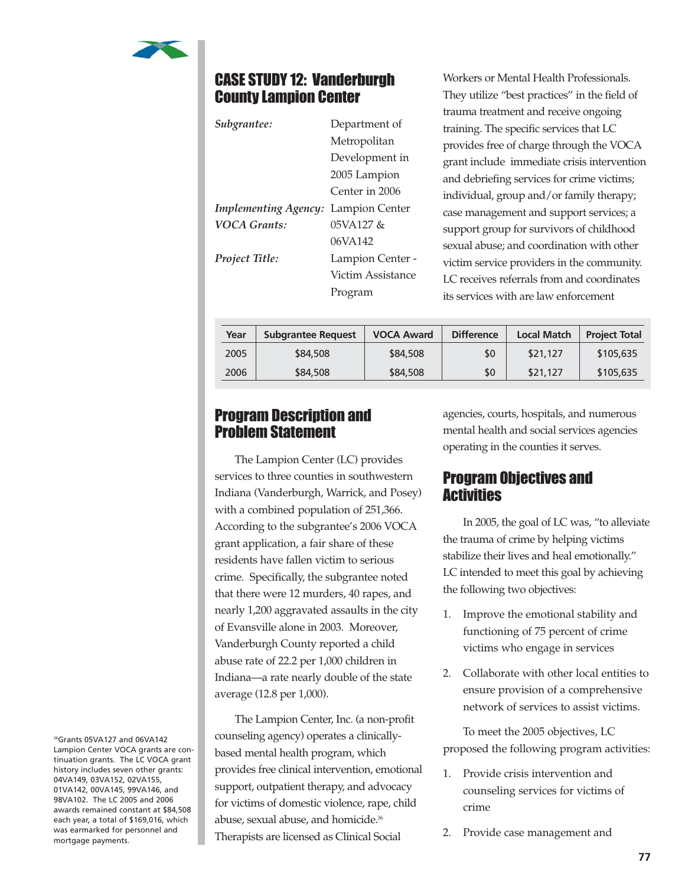## CASE STUDY 12: Vanderburgh County Lampion Center

*Subgrantee:* Department of Metropolitan Development in 2005 Lampion Center in 2006

*Implementing Agency:* Lampion Center

*VOCA Grants:* 05VA127 & 06VA142

*Project Title:* Lampion Center - Victim Assistance Program

| Year | Subgrantee Request | VOCA Award | Difference | Local Match | Project Total |
|---|---|---|---|---|---|
| 2005 | $84,508 | $84,508 | $0 | $21,127 | $105,635 |
| 2006 | $84,508 | $84,508 | $0 | $21,127 | $105,635 |

## Program Description and Problem Statement

The Lampion Center (LC) provides services to three counties in southwestern Indiana (Vanderburgh, Warrick, and Posey) with a combined population of 251,366. According to the subgrantee's 2006 VOCA grant application, a fair share of these residents have fallen victim to serious crime. Specifically, the subgrantee noted that there were 12 murders, 40 rapes, and nearly 1,200 aggravated assaults in the city of Evansville alone in 2003. Moreover, Vanderburgh County reported a child abuse rate of 22.2 per 1,000 children in Indiana—a rate nearly double of the state average (12.8 per 1,000).

The Lampion Center, Inc. (a non-profit counseling agency) operates a clinically-based mental health program, which provides free clinical intervention, emotional support, outpatient therapy, and advocacy for victims of domestic violence, rape, child abuse, sexual abuse, and homicide.[36] Therapists are licensed as Clinical Social Workers or Mental Health Professionals. They utilize "best practices" in the field of trauma treatment and receive ongoing training. The specific services that LC provides free of charge through the VOCA grant include immediate crisis intervention and debriefing services for crime victims; individual, group and/or family therapy; case management and support services; a support group for survivors of childhood sexual abuse; and coordination with other victim service providers in the community. LC receives referrals from and coordinates its services with are law enforcement agencies, courts, hospitals, and numerous mental health and social services agencies operating in the counties it serves.

## Program Objectives and Activities

In 2005, the goal of LC was, "to alleviate the trauma of crime by helping victims stabilize their lives and heal emotionally." LC intended to meet this goal by achieving the following two objectives:

1. Improve the emotional stability and functioning of 75 percent of crime victims who engage in services
2. Collaborate with other local entities to ensure provision of a comprehensive network of services to assist victims.

To meet the 2005 objectives, LC proposed the following program activities:

1. Provide crisis intervention and counseling services for victims of crime
2. Provide case management and

[36] Grants 05VA127 and 06VA142 Lampion Center VOCA grants are continuation grants. The LC VOCA grant history includes seven other grants: 04VA149, 03VA152, 02VA155, 01VA142, 00VA145, 99VA146, and 98VA102. The LC 2005 and 2006 awards remained constant at $84,508 each year, a total of $169,016, which was earmarked for personnel and mortgage payments.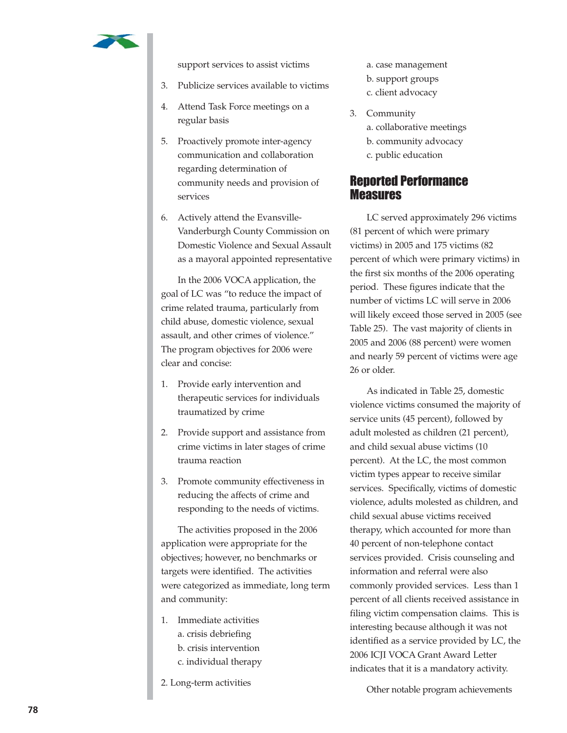support services to assist victims

3. Publicize services available to victims

4. Attend Task Force meetings on a regular basis

5. Proactively promote inter-agency communication and collaboration regarding determination of community needs and provision of services

6. Actively attend the Evansville-Vanderburgh County Commission on Domestic Violence and Sexual Assault as a mayoral appointed representative

In the 2006 VOCA application, the goal of LC was "to reduce the impact of crime related trauma, particularly from child abuse, domestic violence, sexual assault, and other crimes of violence." The program objectives for 2006 were clear and concise:

1. Provide early intervention and therapeutic services for individuals traumatized by crime

2. Provide support and assistance from crime victims in later stages of crime trauma reaction

3. Promote community effectiveness in reducing the affects of crime and responding to the needs of victims.

The activities proposed in the 2006 application were appropriate for the objectives; however, no benchmarks or targets were identified. The activities were categorized as immediate, long term and community:

1. Immediate activities
   a. crisis debriefing
   b. crisis intervention
   c. individual therapy

2. Long-term activities
   a. case management
   b. support groups
   c. client advocacy

3. Community
   a. collaborative meetings
   b. community advocacy
   c. public education

## Reported Performance Measures

LC served approximately 296 victims (81 percent of which were primary victims) in 2005 and 175 victims (82 percent of which were primary victims) in the first six months of the 2006 operating period. These figures indicate that the number of victims LC will serve in 2006 will likely exceed those served in 2005 (see Table 25). The vast majority of clients in 2005 and 2006 (88 percent) were women and nearly 59 percent of victims were age 26 or older.

As indicated in Table 25, domestic violence victims consumed the majority of service units (45 percent), followed by adult molested as children (21 percent), and child sexual abuse victims (10 percent). At the LC, the most common victim types appear to receive similar services. Specifically, victims of domestic violence, adults molested as children, and child sexual abuse victims received therapy, which accounted for more than 40 percent of non-telephone contact services provided. Crisis counseling and information and referral were also commonly provided services. Less than 1 percent of all clients received assistance in filing victim compensation claims. This is interesting because although it was not identified as a service provided by LC, the 2006 ICJI VOCA Grant Award Letter indicates that it is a mandatory activity.

Other notable program achievements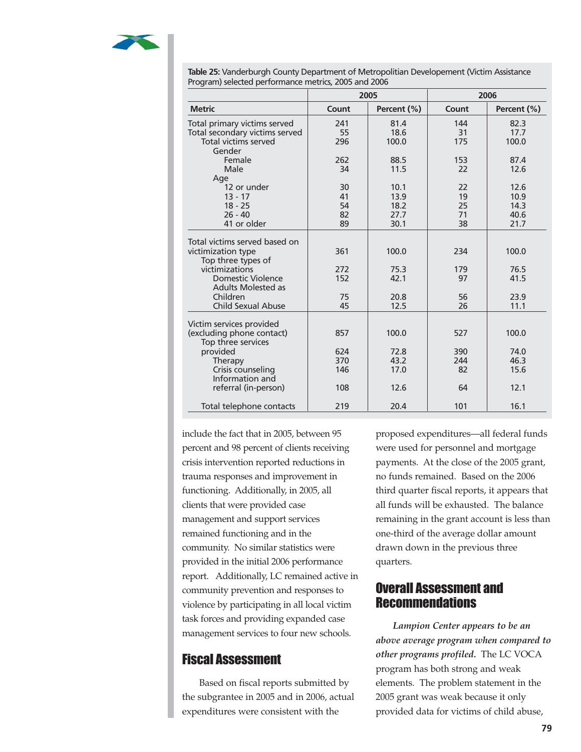**Table 25:** Vanderburgh County Department of Metropolitian Developement (Victim Assistance Program) selected performance metrics, 2005 and 2006

| | 2005 | | 2006 | |
|---|---|---|---|---|
| Metric | Count | Percent (%) | Count | Percent (%) |
| Total primary victims served | 241 | 81.4 | 144 | 82.3 |
| Total secondary victims served | 55 | 18.6 | 31 | 17.7 |
| Total victims served | 296 | 100.0 | 175 | 100.0 |
| Gender | | | | |
| Female | 262 | 88.5 | 153 | 87.4 |
| Male | 34 | 11.5 | 22 | 12.6 |
| Age | | | | |
| 12 or under | 30 | 10.1 | 22 | 12.6 |
| 13 - 17 | 41 | 13.9 | 19 | 10.9 |
| 18 - 25 | 54 | 18.2 | 25 | 14.3 |
| 26 - 40 | 82 | 27.7 | 71 | 40.6 |
| 41 or older | 89 | 30.1 | 38 | 21.7 |
| Total victims served based on victimization type | 361 | 100.0 | 234 | 100.0 |
| Top three types of victimizations | 272 | 75.3 | 179 | 76.5 |
| Domestic Violence | 152 | 42.1 | 97 | 41.5 |
| Adults Molested as Children | 75 | 20.8 | 56 | 23.9 |
| Child Sexual Abuse | 45 | 12.5 | 26 | 11.1 |
| Victim services provided (excluding phone contact) | 857 | 100.0 | 527 | 100.0 |
| Top three services provided | 624 | 72.8 | 390 | 74.0 |
| Therapy | 370 | 43.2 | 244 | 46.3 |
| Crisis counseling | 146 | 17.0 | 82 | 15.6 |
| Information and referral (in-person) | 108 | 12.6 | 64 | 12.1 |
| Total telephone contacts | 219 | 20.4 | 101 | 16.1 |

include the fact that in 2005, between 95 percent and 98 percent of clients receiving crisis intervention reported reductions in trauma responses and improvement in functioning. Additionally, in 2005, all clients that were provided case management and support services remained functioning and in the community. No similar statistics were provided in the initial 2006 performance report. Additionally, LC remained active in community prevention and responses to violence by participating in all local victim task forces and providing expanded case management services to four new schools.

## Fiscal Assessment

Based on fiscal reports submitted by the subgrantee in 2005 and in 2006, actual expenditures were consistent with the proposed expenditures—all federal funds were used for personnel and mortgage payments. At the close of the 2005 grant, no funds remained. Based on the 2006 third quarter fiscal reports, it appears that all funds will be exhausted. The balance remaining in the grant account is less than one-third of the average dollar amount drawn down in the previous three quarters.

## Overall Assessment and Recommendations

*Lampion Center appears to be an above average program when compared to other programs profiled.* The LC VOCA program has both strong and weak elements. The problem statement in the 2005 grant was weak because it only provided data for victims of child abuse,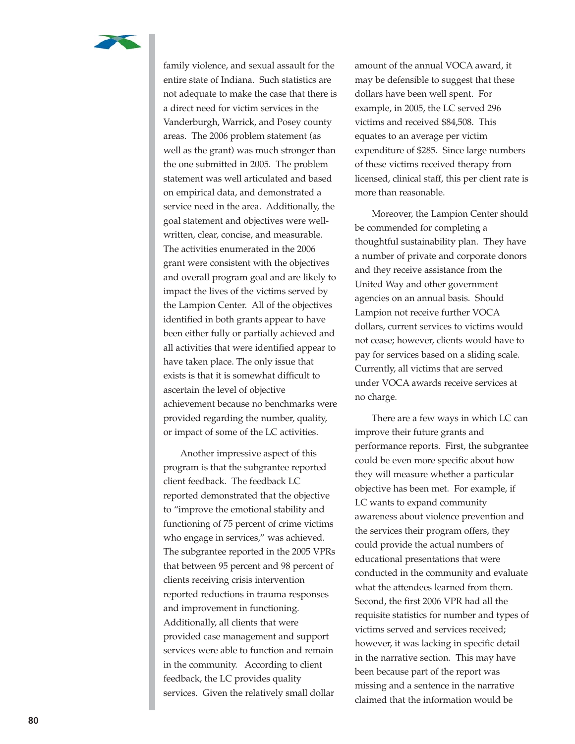family violence, and sexual assault for the entire state of Indiana. Such statistics are not adequate to make the case that there is a direct need for victim services in the Vanderburgh, Warrick, and Posey county areas. The 2006 problem statement (as well as the grant) was much stronger than the one submitted in 2005. The problem statement was well articulated and based on empirical data, and demonstrated a service need in the area. Additionally, the goal statement and objectives were well-written, clear, concise, and measurable. The activities enumerated in the 2006 grant were consistent with the objectives and overall program goal and are likely to impact the lives of the victims served by the Lampion Center. All of the objectives identified in both grants appear to have been either fully or partially achieved and all activities that were identified appear to have taken place. The only issue that exists is that it is somewhat difficult to ascertain the level of objective achievement because no benchmarks were provided regarding the number, quality, or impact of some of the LC activities.

Another impressive aspect of this program is that the subgrantee reported client feedback. The feedback LC reported demonstrated that the objective to "improve the emotional stability and functioning of 75 percent of crime victims who engage in services," was achieved. The subgrantee reported in the 2005 VPRs that between 95 percent and 98 percent of clients receiving crisis intervention reported reductions in trauma responses and improvement in functioning. Additionally, all clients that were provided case management and support services were able to function and remain in the community. According to client feedback, the LC provides quality services. Given the relatively small dollar amount of the annual VOCA award, it may be defensible to suggest that these dollars have been well spent. For example, in 2005, the LC served 296 victims and received $84,508. This equates to an average per victim expenditure of $285. Since large numbers of these victims received therapy from licensed, clinical staff, this per client rate is more than reasonable.

Moreover, the Lampion Center should be commended for completing a thoughtful sustainability plan. They have a number of private and corporate donors and they receive assistance from the United Way and other government agencies on an annual basis. Should Lampion not receive further VOCA dollars, current services to victims would not cease; however, clients would have to pay for services based on a sliding scale. Currently, all victims that are served under VOCA awards receive services at no charge.

There are a few ways in which LC can improve their future grants and performance reports. First, the subgrantee could be even more specific about how they will measure whether a particular objective has been met. For example, if LC wants to expand community awareness about violence prevention and the services their program offers, they could provide the actual numbers of educational presentations that were conducted in the community and evaluate what the attendees learned from them. Second, the first 2006 VPR had all the requisite statistics for number and types of victims served and services received; however, it was lacking in specific detail in the narrative section. This may have been because part of the report was missing and a sentence in the narrative claimed that the information would be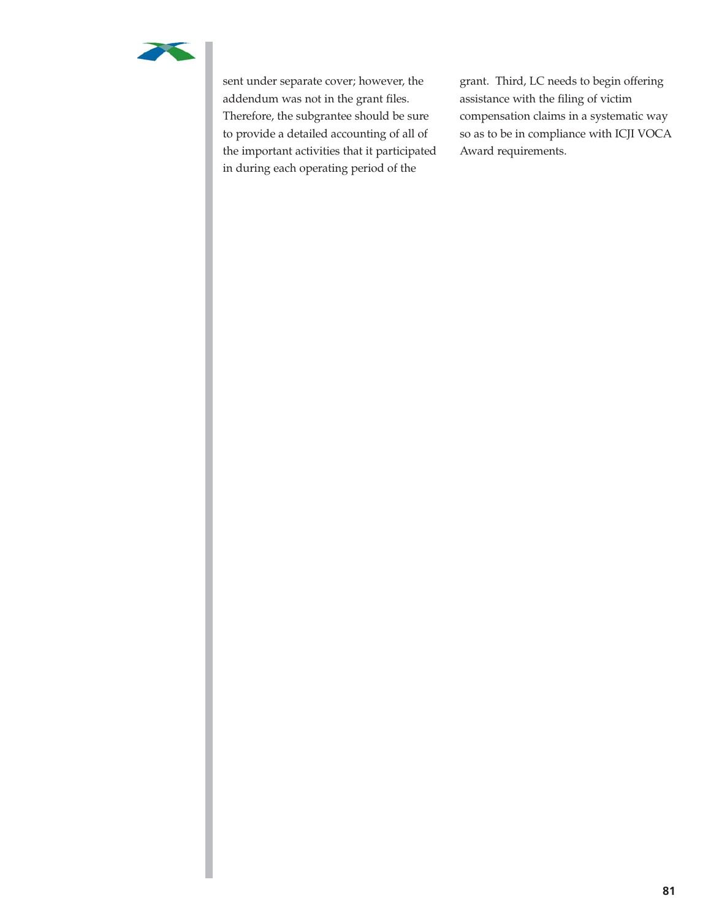sent under separate cover; however, the addendum was not in the grant files. Therefore, the subgrantee should be sure to provide a detailed accounting of all of the important activities that it participated in during each operating period of the grant. Third, LC needs to begin offering assistance with the filing of victim compensation claims in a systematic way so as to be in compliance with ICJI VOCA Award requirements.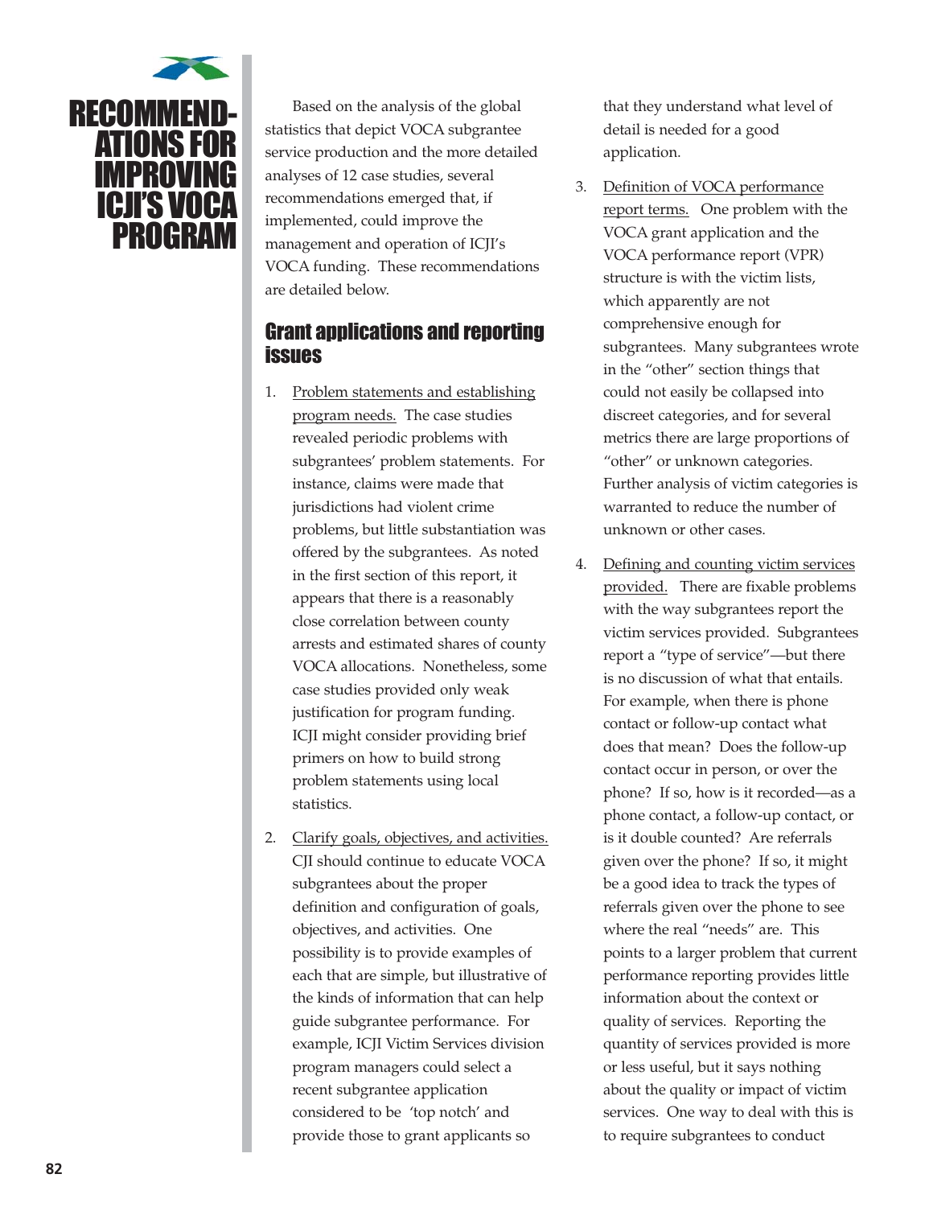# RECOMMENDATIONS FOR IMPROVING ICJI'S VOCA PROGRAM

Based on the analysis of the global statistics that depict VOCA subgrantee service production and the more detailed analyses of 12 case studies, several recommendations emerged that, if implemented, could improve the management and operation of ICJI's VOCA funding. These recommendations are detailed below.

## Grant applications and reporting issues

1. Problem statements and establishing program needs. The case studies revealed periodic problems with subgrantees' problem statements. For instance, claims were made that jurisdictions had violent crime problems, but little substantiation was offered by the subgrantees. As noted in the first section of this report, it appears that there is a reasonably close correlation between county arrests and estimated shares of county VOCA allocations. Nonetheless, some case studies provided only weak justification for program funding. ICJI might consider providing brief primers on how to build strong problem statements using local statistics.

2. Clarify goals, objectives, and activities. CJI should continue to educate VOCA subgrantees about the proper definition and configuration of goals, objectives, and activities. One possibility is to provide examples of each that are simple, but illustrative of the kinds of information that can help guide subgrantee performance. For example, ICJI Victim Services division program managers could select a recent subgrantee application considered to be 'top notch' and provide those to grant applicants so that they understand what level of detail is needed for a good application.

3. Definition of VOCA performance report terms. One problem with the VOCA grant application and the VOCA performance report (VPR) structure is with the victim lists, which apparently are not comprehensive enough for subgrantees. Many subgrantees wrote in the "other" section things that could not easily be collapsed into discreet categories, and for several metrics there are large proportions of "other" or unknown categories. Further analysis of victim categories is warranted to reduce the number of unknown or other cases.

4. Defining and counting victim services provided. There are fixable problems with the way subgrantees report the victim services provided. Subgrantees report a "type of service"—but there is no discussion of what that entails. For example, when there is phone contact or follow-up contact what does that mean? Does the follow-up contact occur in person, or over the phone? If so, how is it recorded—as a phone contact, a follow-up contact, or is it double counted? Are referrals given over the phone? If so, it might be a good idea to track the types of referrals given over the phone to see where the real "needs" are. This points to a larger problem that current performance reporting provides little information about the context or quality of services. Reporting the quantity of services provided is more or less useful, but it says nothing about the quality or impact of victim services. One way to deal with this is to require subgrantees to conduct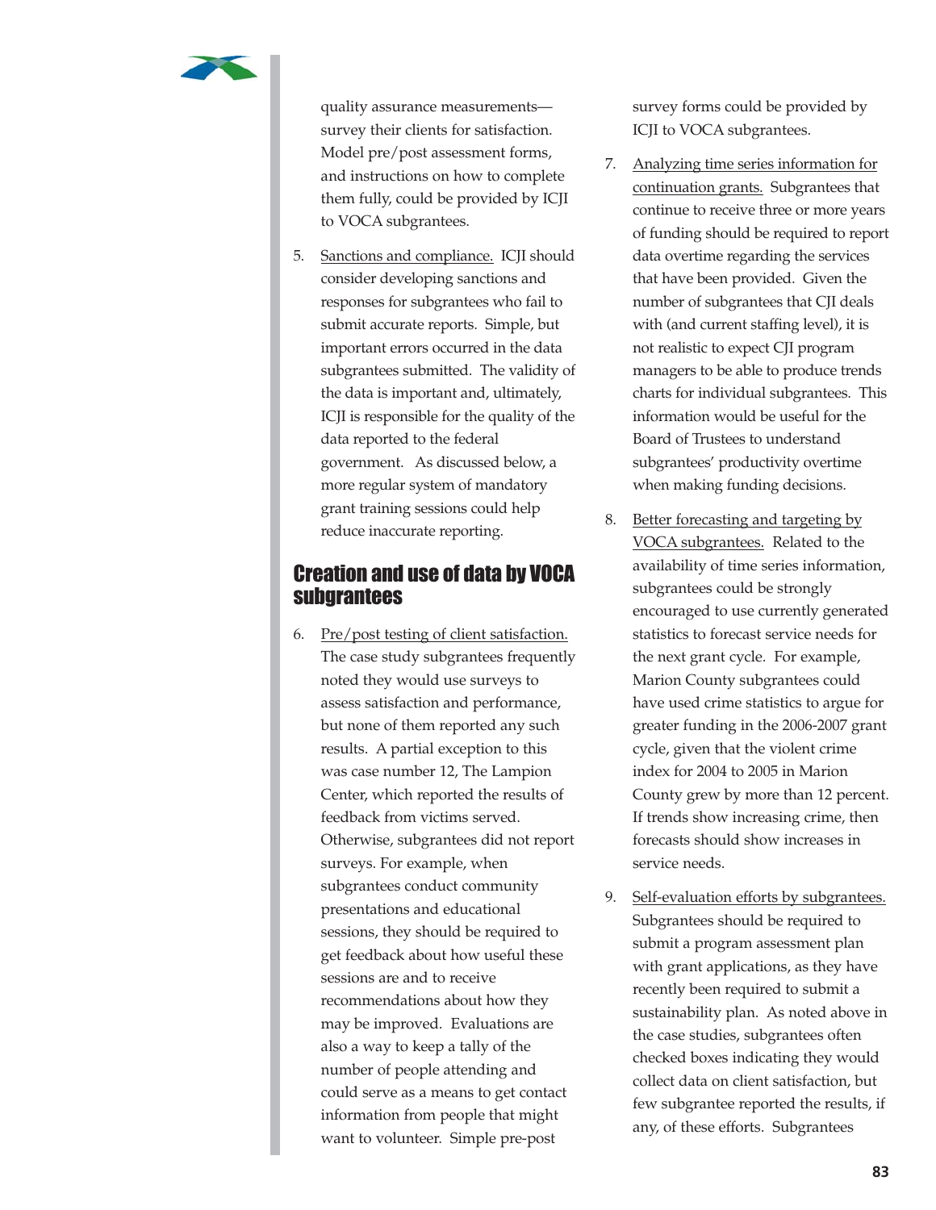quality assurance measurements—survey their clients for satisfaction. Model pre/post assessment forms, and instructions on how to complete them fully, could be provided by ICJI to VOCA subgrantees.

5. Sanctions and compliance. ICJI should consider developing sanctions and responses for subgrantees who fail to submit accurate reports. Simple, but important errors occurred in the data subgrantees submitted. The validity of the data is important and, ultimately, ICJI is responsible for the quality of the data reported to the federal government. As discussed below, a more regular system of mandatory grant training sessions could help reduce inaccurate reporting.

## Creation and use of data by VOCA subgrantees

6. Pre/post testing of client satisfaction. The case study subgrantees frequently noted they would use surveys to assess satisfaction and performance, but none of them reported any such results. A partial exception to this was case number 12, The Lampion Center, which reported the results of feedback from victims served. Otherwise, subgrantees did not report surveys. For example, when subgrantees conduct community presentations and educational sessions, they should be required to get feedback about how useful these sessions are and to receive recommendations about how they may be improved. Evaluations are also a way to keep a tally of the number of people attending and could serve as a means to get contact information from people that might want to volunteer. Simple pre-post survey forms could be provided by ICJI to VOCA subgrantees.

7. Analyzing time series information for continuation grants. Subgrantees that continue to receive three or more years of funding should be required to report data overtime regarding the services that have been provided. Given the number of subgrantees that CJI deals with (and current staffing level), it is not realistic to expect CJI program managers to be able to produce trends charts for individual subgrantees. This information would be useful for the Board of Trustees to understand subgrantees' productivity overtime when making funding decisions.

8. Better forecasting and targeting by VOCA subgrantees. Related to the availability of time series information, subgrantees could be strongly encouraged to use currently generated statistics to forecast service needs for the next grant cycle. For example, Marion County subgrantees could have used crime statistics to argue for greater funding in the 2006-2007 grant cycle, given that the violent crime index for 2004 to 2005 in Marion County grew by more than 12 percent. If trends show increasing crime, then forecasts should show increases in service needs.

9. Self-evaluation efforts by subgrantees. Subgrantees should be required to submit a program assessment plan with grant applications, as they have recently been required to submit a sustainability plan. As noted above in the case studies, subgrantees often checked boxes indicating they would collect data on client satisfaction, but few subgrantee reported the results, if any, of these efforts. Subgrantees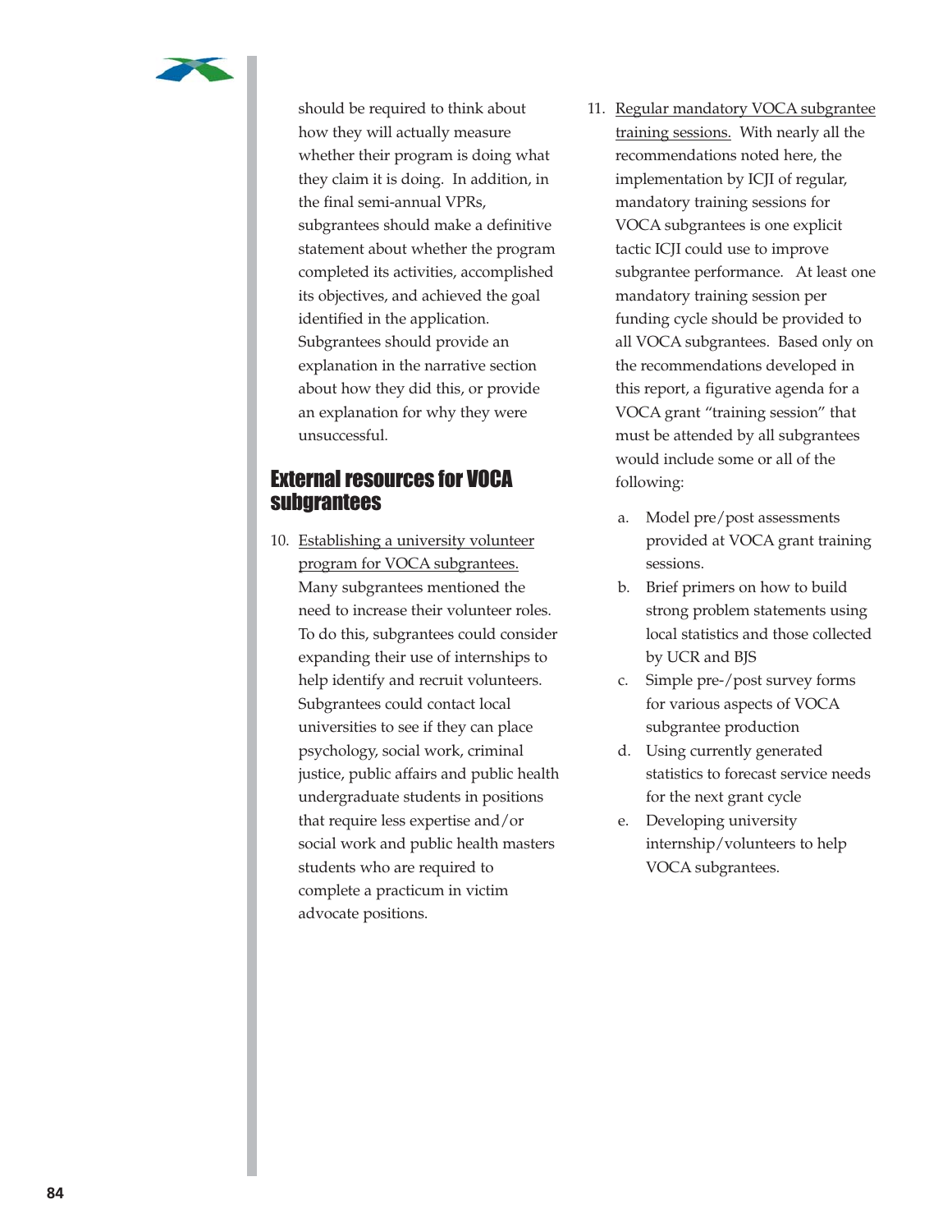should be required to think about how they will actually measure whether their program is doing what they claim it is doing. In addition, in the final semi-annual VPRs, subgrantees should make a definitive statement about whether the program completed its activities, accomplished its objectives, and achieved the goal identified in the application. Subgrantees should provide an explanation in the narrative section about how they did this, or provide an explanation for why they were unsuccessful.

## External resources for VOCA subgrantees

10. Establishing a university volunteer program for VOCA subgrantees. Many subgrantees mentioned the need to increase their volunteer roles. To do this, subgrantees could consider expanding their use of internships to help identify and recruit volunteers. Subgrantees could contact local universities to see if they can place psychology, social work, criminal justice, public affairs and public health undergraduate students in positions that require less expertise and/or social work and public health masters students who are required to complete a practicum in victim advocate positions.

11. Regular mandatory VOCA subgrantee training sessions. With nearly all the recommendations noted here, the implementation by ICJI of regular, mandatory training sessions for VOCA subgrantees is one explicit tactic ICJI could use to improve subgrantee performance. At least one mandatory training session per funding cycle should be provided to all VOCA subgrantees. Based only on the recommendations developed in this report, a figurative agenda for a VOCA grant "training session" that must be attended by all subgrantees would include some or all of the following:

    a. Model pre/post assessments provided at VOCA grant training sessions.
    b. Brief primers on how to build strong problem statements using local statistics and those collected by UCR and BJS
    c. Simple pre-/post survey forms for various aspects of VOCA subgrantee production
    d. Using currently generated statistics to forecast service needs for the next grant cycle
    e. Developing university internship/volunteers to help VOCA subgrantees.